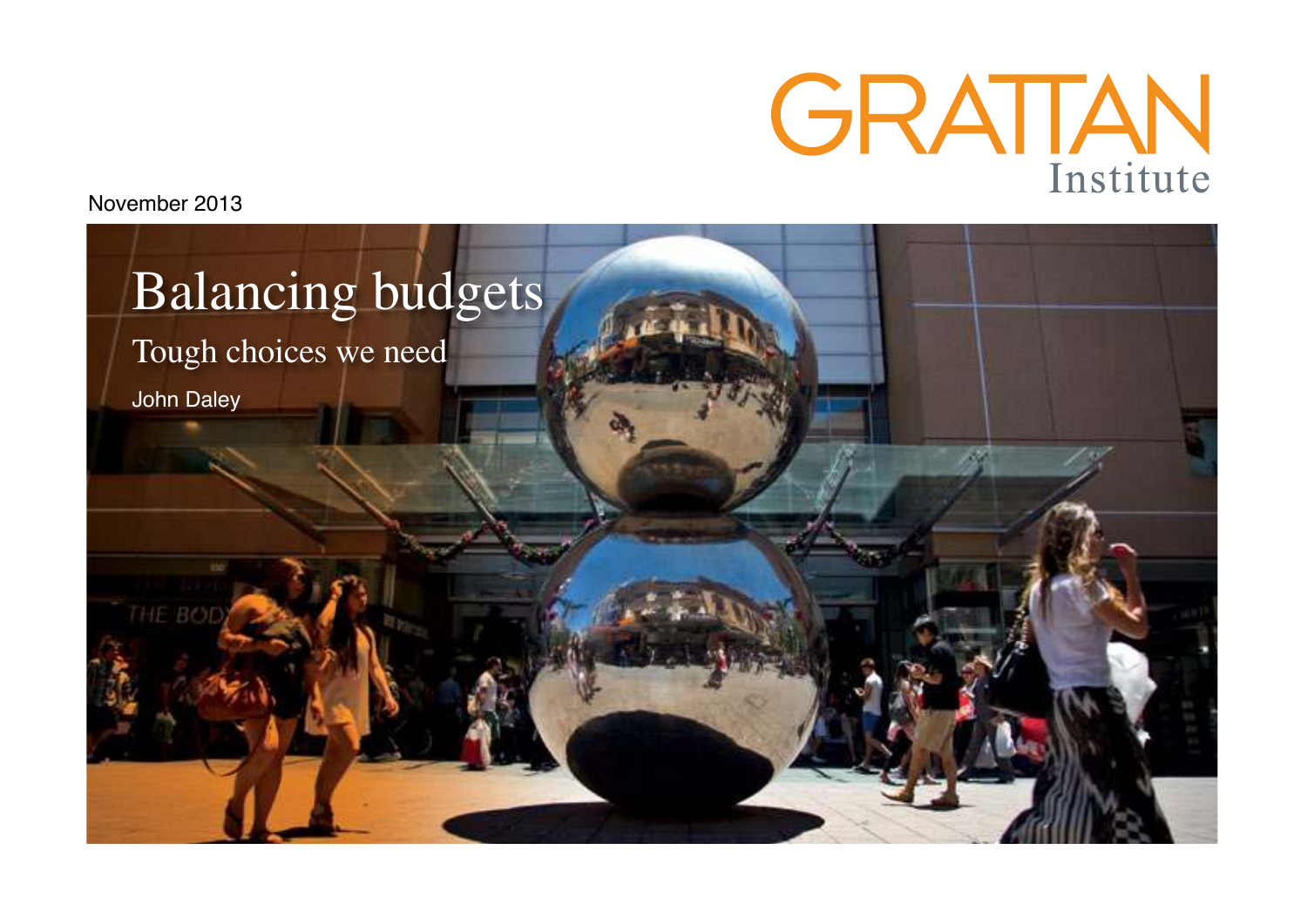GRATTAN Institute

November 2013

# Balancing budgets

## Tough choices we need

John Daley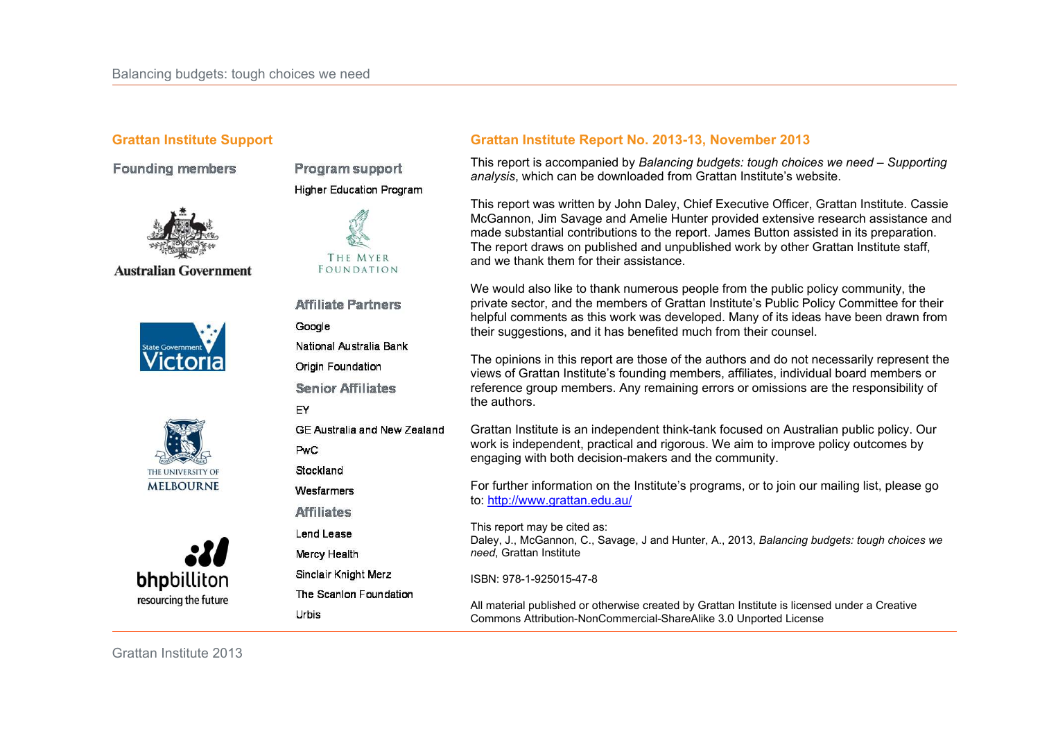## Grattan Institute Support

### Founding members

Australian Government

State Government Victoria

The University of Melbourne

bhpbilliton resourcing the future

### Program support

Higher Education Program

The Myer Foundation

### Affiliate Partners

Google

National Australia Bank

Origin Foundation

### Senior Affiliates

EY

GE Australia and New Zealand

PwC

Stockland

Wesfarmers

### Affiliates

Lend Lease

Mercy Health

Sinclair Knight Merz

The Scanlon Foundation

Urbis

## Grattan Institute Report No. 2013-13, November 2013

This report is accompanied by *Balancing budgets: tough choices we need – Supporting analysis*, which can be downloaded from Grattan Institute's website.

This report was written by John Daley, Chief Executive Officer, Grattan Institute. Cassie McGannon, Jim Savage and Amelie Hunter provided extensive research assistance and made substantial contributions to the report. James Button assisted in its preparation. The report draws on published and unpublished work by other Grattan Institute staff, and we thank them for their assistance.

We would also like to thank numerous people from the public policy community, the private sector, and the members of Grattan Institute's Public Policy Committee for their helpful comments as this work was developed. Many of its ideas have been drawn from their suggestions, and it has benefited much from their counsel.

The opinions in this report are those of the authors and do not necessarily represent the views of Grattan Institute's founding members, affiliates, individual board members or reference group members. Any remaining errors or omissions are the responsibility of the authors.

Grattan Institute is an independent think-tank focused on Australian public policy. Our work is independent, practical and rigorous. We aim to improve policy outcomes by engaging with both decision-makers and the community.

For further information on the Institute's programs, or to join our mailing list, please go to: http://www.grattan.edu.au/

This report may be cited as:
Daley, J., McGannon, C., Savage, J and Hunter, A., 2013, *Balancing budgets: tough choices we need*, Grattan Institute

ISBN: 978-1-925015-47-8

All material published or otherwise created by Grattan Institute is licensed under a Creative Commons Attribution-NonCommercial-ShareAlike 3.0 Unported License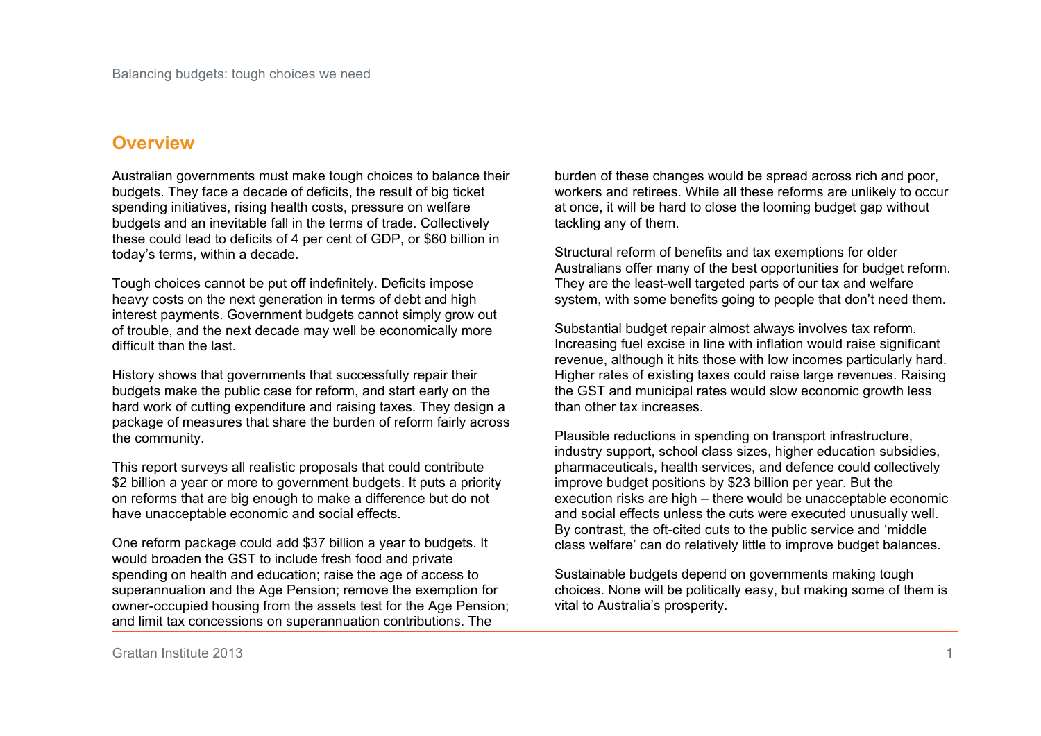## Overview

Australian governments must make tough choices to balance their budgets. They face a decade of deficits, the result of big ticket spending initiatives, rising health costs, pressure on welfare budgets and an inevitable fall in the terms of trade. Collectively these could lead to deficits of 4 per cent of GDP, or $60 billion in today's terms, within a decade.

Tough choices cannot be put off indefinitely. Deficits impose heavy costs on the next generation in terms of debt and high interest payments. Government budgets cannot simply grow out of trouble, and the next decade may well be economically more difficult than the last.

History shows that governments that successfully repair their budgets make the public case for reform, and start early on the hard work of cutting expenditure and raising taxes. They design a package of measures that share the burden of reform fairly across the community.

This report surveys all realistic proposals that could contribute $2 billion a year or more to government budgets. It puts a priority on reforms that are big enough to make a difference but do not have unacceptable economic and social effects.

One reform package could add $37 billion a year to budgets. It would broaden the GST to include fresh food and private spending on health and education; raise the age of access to superannuation and the Age Pension; remove the exemption for owner-occupied housing from the assets test for the Age Pension; and limit tax concessions on superannuation contributions. The burden of these changes would be spread across rich and poor, workers and retirees. While all these reforms are unlikely to occur at once, it will be hard to close the looming budget gap without tackling any of them.

Structural reform of benefits and tax exemptions for older Australians offer many of the best opportunities for budget reform. They are the least-well targeted parts of our tax and welfare system, with some benefits going to people that don't need them.

Substantial budget repair almost always involves tax reform. Increasing fuel excise in line with inflation would raise significant revenue, although it hits those with low incomes particularly hard. Higher rates of existing taxes could raise large revenues. Raising the GST and municipal rates would slow economic growth less than other tax increases.

Plausible reductions in spending on transport infrastructure, industry support, school class sizes, higher education subsidies, pharmaceuticals, health services, and defence could collectively improve budget positions by $23 billion per year. But the execution risks are high – there would be unacceptable economic and social effects unless the cuts were executed unusually well. By contrast, the oft-cited cuts to the public service and 'middle class welfare' can do relatively little to improve budget balances.

Sustainable budgets depend on governments making tough choices. None will be politically easy, but making some of them is vital to Australia's prosperity.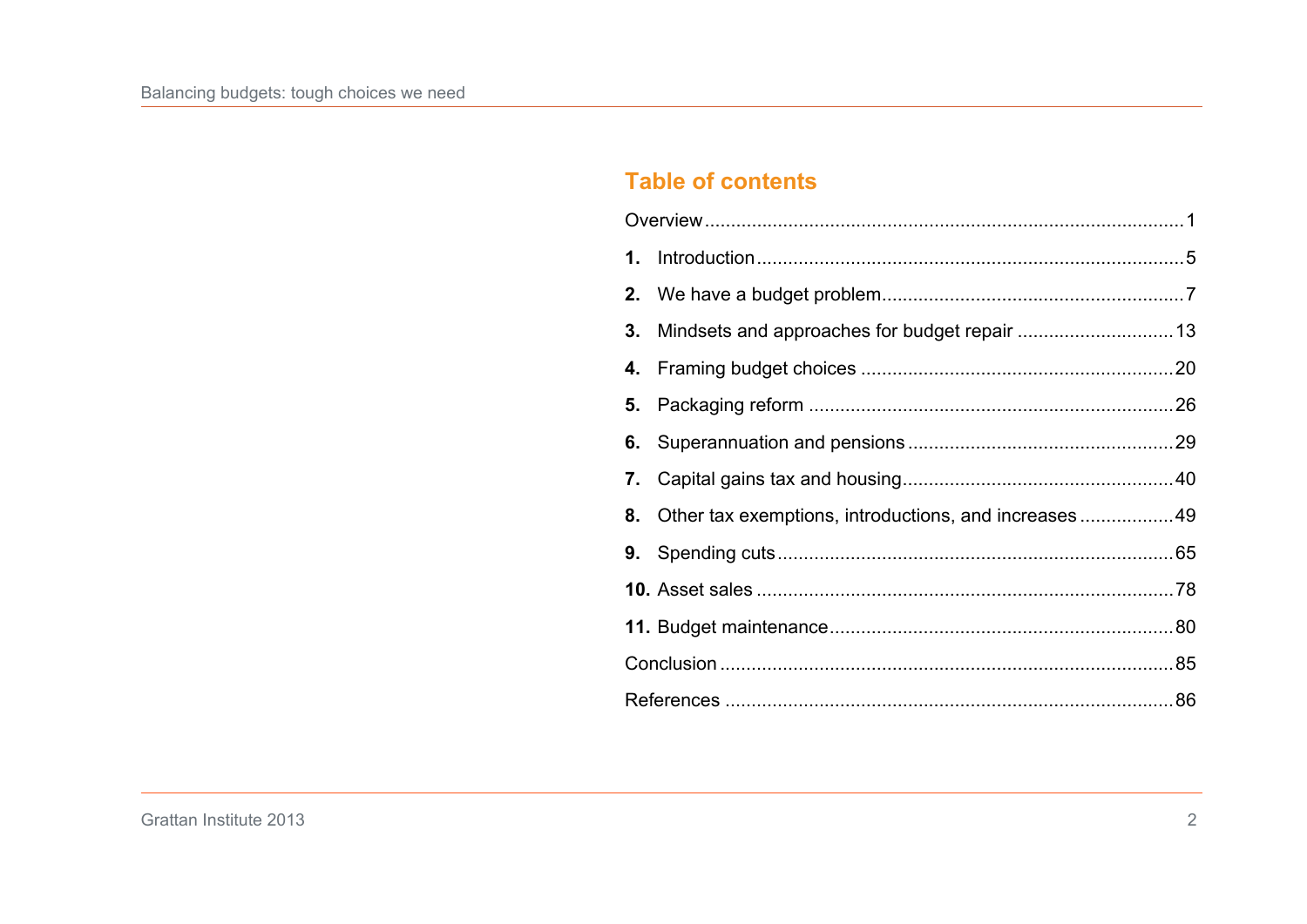## Table of contents

Overview ........................................................................................ 1

**1.** Introduction ............................................................................. 5

**2.** We have a budget problem ..................................................... 7

**3.** Mindsets and approaches for budget repair ............................ 13

**4.** Framing budget choices ......................................................... 20

**5.** Packaging reform ................................................................... 26

**6.** Superannuation and pensions ................................................ 29

**7.** Capital gains tax and housing ................................................. 40

**8.** Other tax exemptions, introductions, and increases ................ 49

**9.** Spending cuts ......................................................................... 65

**10.** Asset sales ............................................................................ 78

**11.** Budget maintenance .............................................................. 80

Conclusion ..................................................................................... 85

References ..................................................................................... 86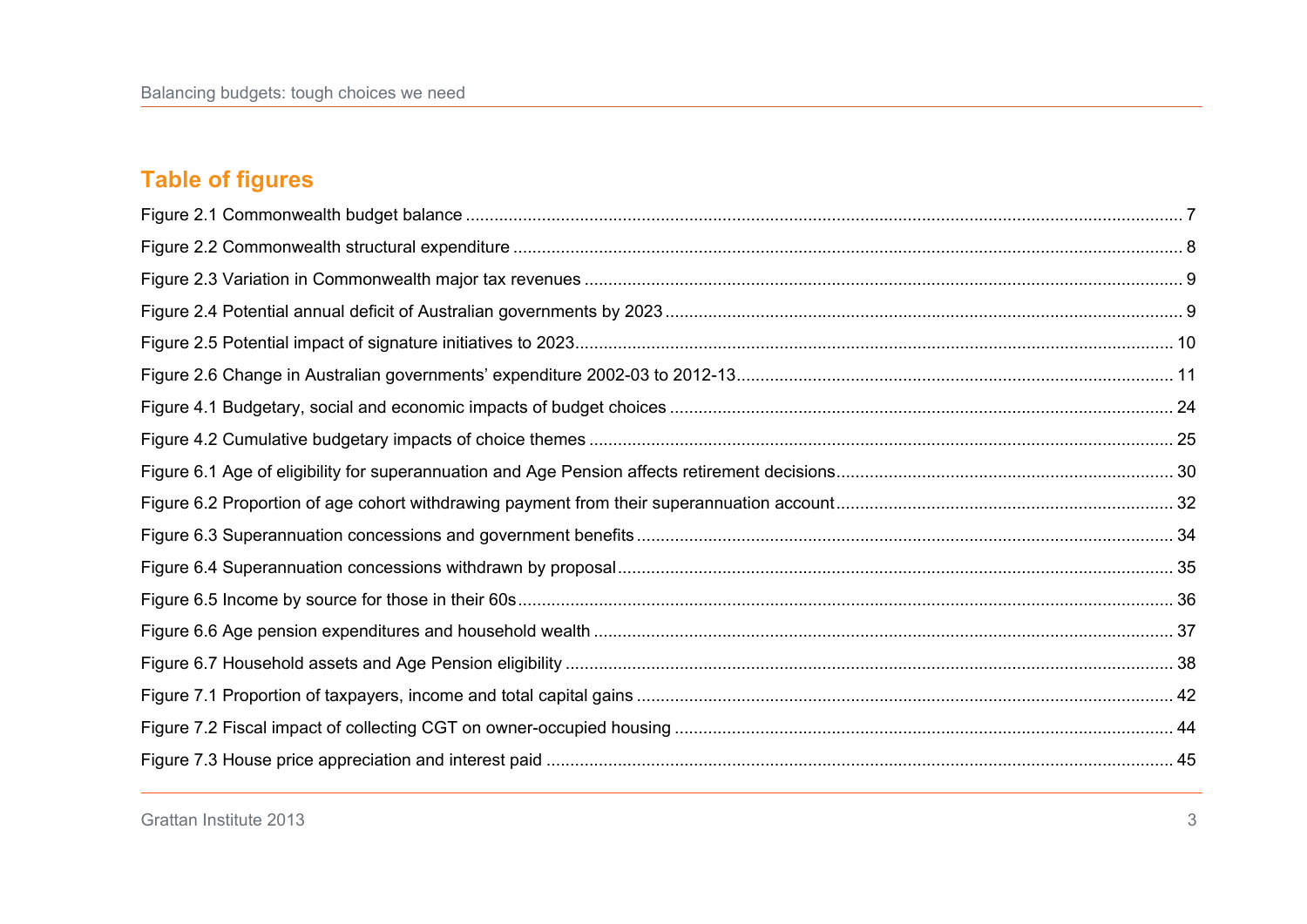## Table of figures

Figure 2.1 Commonwealth budget balance ........ 7

Figure 2.2 Commonwealth structural expenditure ........ 8

Figure 2.3 Variation in Commonwealth major tax revenues ........ 9

Figure 2.4 Potential annual deficit of Australian governments by 2023 ........ 9

Figure 2.5 Potential impact of signature initiatives to 2023........ 10

Figure 2.6 Change in Australian governments' expenditure 2002-03 to 2012-13........ 11

Figure 4.1 Budgetary, social and economic impacts of budget choices ........ 24

Figure 4.2 Cumulative budgetary impacts of choice themes ........ 25

Figure 6.1 Age of eligibility for superannuation and Age Pension affects retirement decisions........ 30

Figure 6.2 Proportion of age cohort withdrawing payment from their superannuation account........ 32

Figure 6.3 Superannuation concessions and government benefits ........ 34

Figure 6.4 Superannuation concessions withdrawn by proposal........ 35

Figure 6.5 Income by source for those in their 60s........ 36

Figure 6.6 Age pension expenditures and household wealth ........ 37

Figure 6.7 Household assets and Age Pension eligibility ........ 38

Figure 7.1 Proportion of taxpayers, income and total capital gains ........ 42

Figure 7.2 Fiscal impact of collecting CGT on owner-occupied housing ........ 44

Figure 7.3 House price appreciation and interest paid ........ 45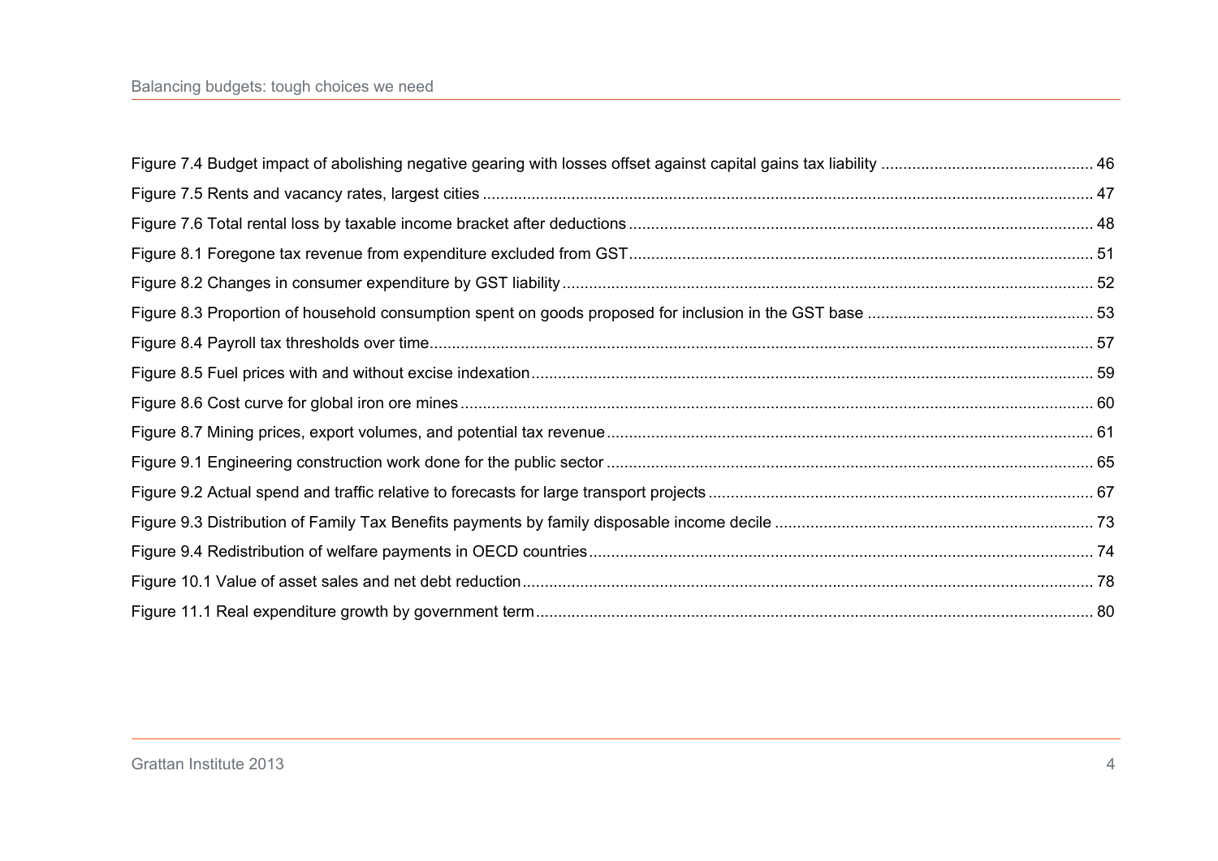Figure 7.4 Budget impact of abolishing negative gearing with losses offset against capital gains tax liability ... 46

Figure 7.5 Rents and vacancy rates, largest cities ... 47

Figure 7.6 Total rental loss by taxable income bracket after deductions ... 48

Figure 8.1 Foregone tax revenue from expenditure excluded from GST ... 51

Figure 8.2 Changes in consumer expenditure by GST liability ... 52

Figure 8.3 Proportion of household consumption spent on goods proposed for inclusion in the GST base ... 53

Figure 8.4 Payroll tax thresholds over time ... 57

Figure 8.5 Fuel prices with and without excise indexation ... 59

Figure 8.6 Cost curve for global iron ore mines ... 60

Figure 8.7 Mining prices, export volumes, and potential tax revenue ... 61

Figure 9.1 Engineering construction work done for the public sector ... 65

Figure 9.2 Actual spend and traffic relative to forecasts for large transport projects ... 67

Figure 9.3 Distribution of Family Tax Benefits payments by family disposable income decile ... 73

Figure 9.4 Redistribution of welfare payments in OECD countries ... 74

Figure 10.1 Value of asset sales and net debt reduction ... 78

Figure 11.1 Real expenditure growth by government term ... 80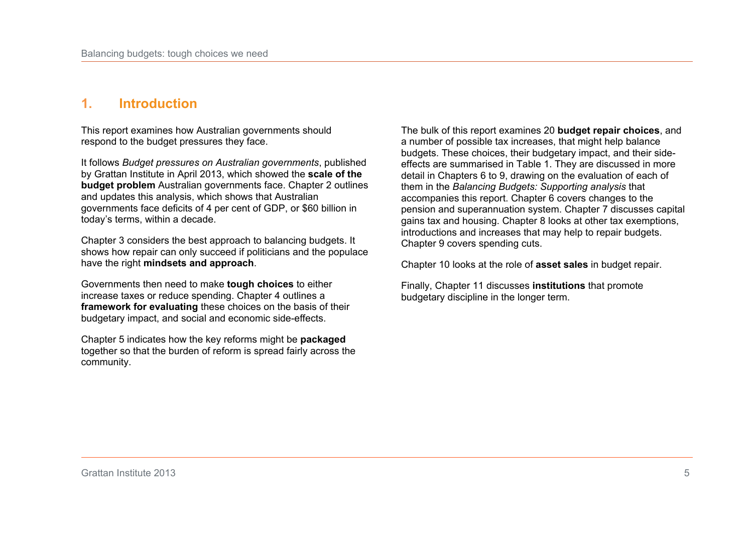# 1. Introduction

This report examines how Australian governments should respond to the budget pressures they face.

It follows *Budget pressures on Australian governments*, published by Grattan Institute in April 2013, which showed the **scale of the budget problem** Australian governments face. Chapter 2 outlines and updates this analysis, which shows that Australian governments face deficits of 4 per cent of GDP, or $60 billion in today's terms, within a decade.

Chapter 3 considers the best approach to balancing budgets. It shows how repair can only succeed if politicians and the populace have the right **mindsets and approach**.

Governments then need to make **tough choices** to either increase taxes or reduce spending. Chapter 4 outlines a **framework for evaluating** these choices on the basis of their budgetary impact, and social and economic side-effects.

Chapter 5 indicates how the key reforms might be **packaged** together so that the burden of reform is spread fairly across the community.

The bulk of this report examines 20 **budget repair choices**, and a number of possible tax increases, that might help balance budgets. These choices, their budgetary impact, and their side-effects are summarised in Table 1. They are discussed in more detail in Chapters 6 to 9, drawing on the evaluation of each of them in the *Balancing Budgets: Supporting analysis* that accompanies this report. Chapter 6 covers changes to the pension and superannuation system. Chapter 7 discusses capital gains tax and housing. Chapter 8 looks at other tax exemptions, introductions and increases that may help to repair budgets. Chapter 9 covers spending cuts.

Chapter 10 looks at the role of **asset sales** in budget repair.

Finally, Chapter 11 discusses **institutions** that promote budgetary discipline in the longer term.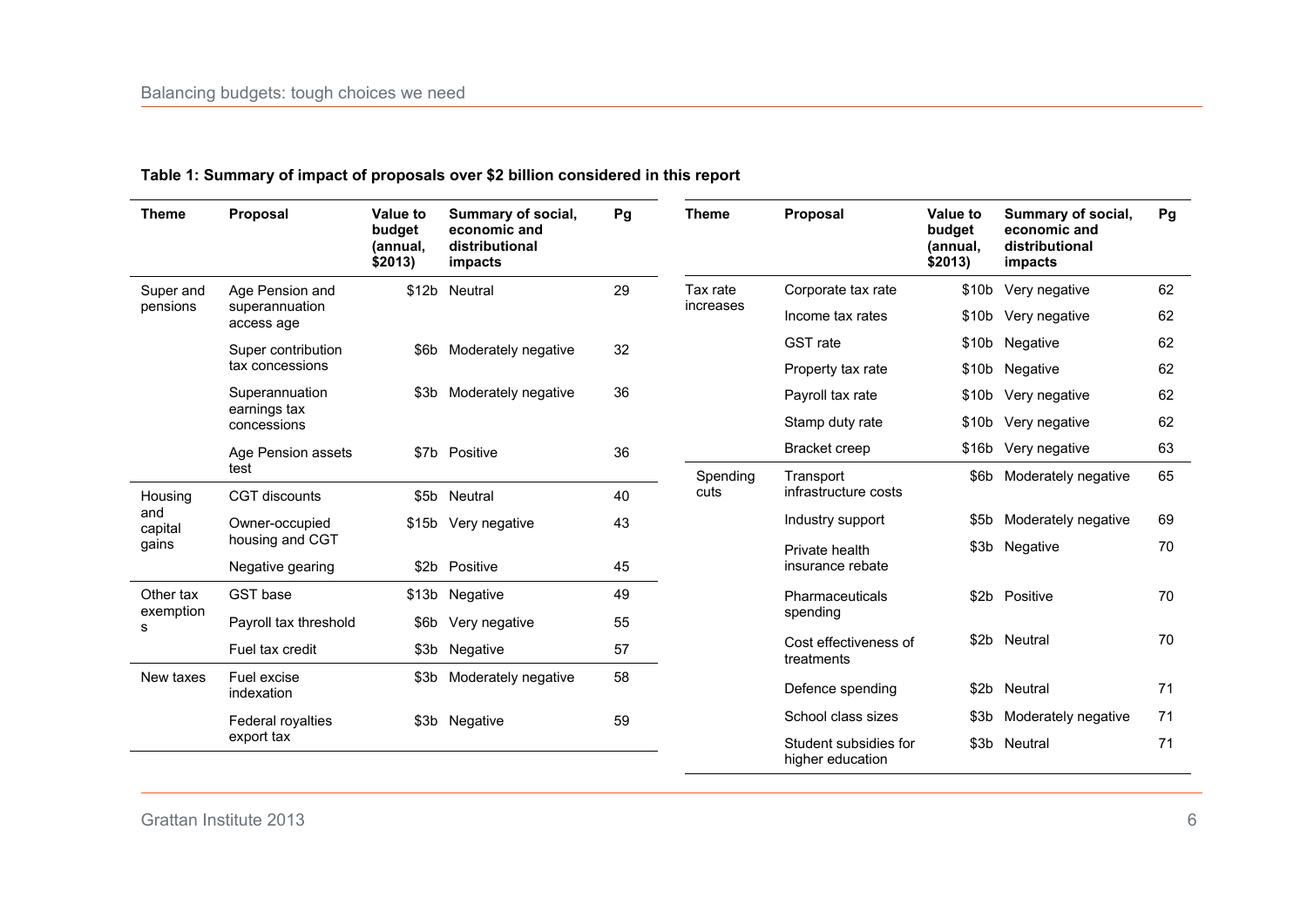**Table 1: Summary of impact of proposals over $2 billion considered in this report**

| Theme | Proposal | Value to budget (annual, $2013) | Summary of social, economic and distributional impacts | Pg |
|---|---|---|---|---|
| Super and pensions | Age Pension and superannuation access age | $12b | Neutral | 29 |
| | Super contribution tax concessions | $6b | Moderately negative | 32 |
| | Superannuation earnings tax concessions | $3b | Moderately negative | 36 |
| | Age Pension assets test | $7b | Positive | 36 |
| Housing and capital gains | CGT discounts | $5b | Neutral | 40 |
| | Owner-occupied housing and CGT | $15b | Very negative | 43 |
| | Negative gearing | $2b | Positive | 45 |
| Other tax exemptions | GST base | $13b | Negative | 49 |
| | Payroll tax threshold | $6b | Very negative | 55 |
| | Fuel tax credit | $3b | Negative | 57 |
| New taxes | Fuel excise indexation | $3b | Moderately negative | 58 |
| | Federal royalties export tax | $3b | Negative | 59 |
| Tax rate increases | Corporate tax rate | $10b | Very negative | 62 |
| | Income tax rates | $10b | Very negative | 62 |
| | GST rate | $10b | Negative | 62 |
| | Property tax rate | $10b | Negative | 62 |
| | Payroll tax rate | $10b | Very negative | 62 |
| | Stamp duty rate | $10b | Very negative | 62 |
| | Bracket creep | $16b | Very negative | 63 |
| Spending cuts | Transport infrastructure costs | $6b | Moderately negative | 65 |
| | Industry support | $5b | Moderately negative | 69 |
| | Private health insurance rebate | $3b | Negative | 70 |
| | Pharmaceuticals spending | $2b | Positive | 70 |
| | Cost effectiveness of treatments | $2b | Neutral | 70 |
| | Defence spending | $2b | Neutral | 71 |
| | School class sizes | $3b | Moderately negative | 71 |
| | Student subsidies for higher education | $3b | Neutral | 71 |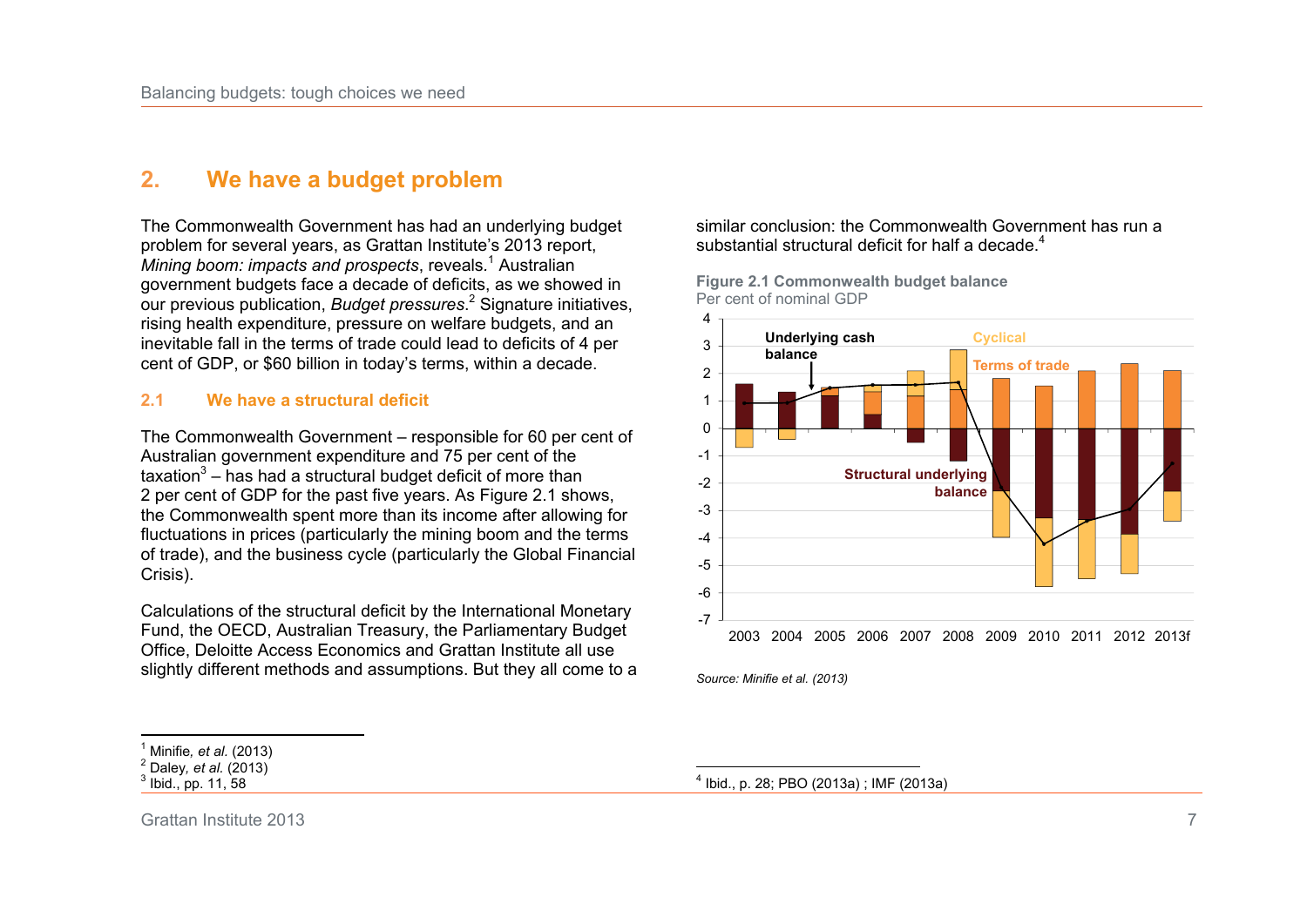## 2. We have a budget problem

The Commonwealth Government has had an underlying budget problem for several years, as Grattan Institute's 2013 report, *Mining boom: impacts and prospects*, reveals.[1] Australian government budgets face a decade of deficits, as we showed in our previous publication, *Budget pressures*.[2] Signature initiatives, rising health expenditure, pressure on welfare budgets, and an inevitable fall in the terms of trade could lead to deficits of 4 per cent of GDP, or $60 billion in today's terms, within a decade.

### 2.1 We have a structural deficit

The Commonwealth Government – responsible for 60 per cent of Australian government expenditure and 75 per cent of the taxation[3] – has had a structural budget deficit of more than 2 per cent of GDP for the past five years. As Figure 2.1 shows, the Commonwealth spent more than its income after allowing for fluctuations in prices (particularly the mining boom and the terms of trade), and the business cycle (particularly the Global Financial Crisis).

Calculations of the structural deficit by the International Monetary Fund, the OECD, Australian Treasury, the Parliamentary Budget Office, Deloitte Access Economics and Grattan Institute all use slightly different methods and assumptions. But they all come to a similar conclusion: the Commonwealth Government has run a substantial structural deficit for half a decade.[4]

**Figure 2.1 Commonwealth budget balance**
Per cent of nominal GDP

Source: *Minifie et al. (2013)*

[1] Minifie, *et al.* (2013)
[2] Daley, *et al.* (2013)
[3] Ibid., pp. 11, 58
[4] Ibid., p. 28; PBO (2013a) ; IMF (2013a)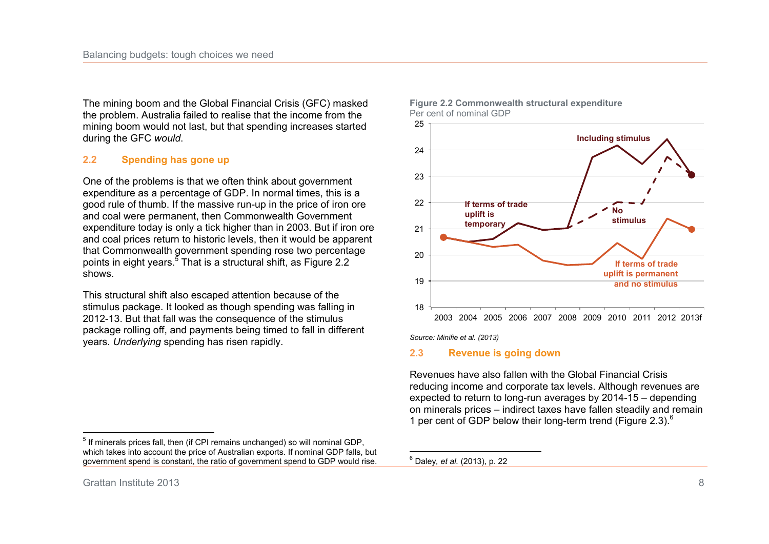The mining boom and the Global Financial Crisis (GFC) masked the problem. Australia failed to realise that the income from the mining boom would not last, but that spending increases started during the GFC *would*.

## 2.2 Spending has gone up

One of the problems is that we often think about government expenditure as a percentage of GDP. In normal times, this is a good rule of thumb. If the massive run-up in the price of iron ore and coal were permanent, then Commonwealth Government expenditure today is only a tick higher than in 2003. But if iron ore and coal prices return to historic levels, then it would be apparent that Commonwealth government spending rose two percentage points in eight years.[5] That is a structural shift, as Figure 2.2 shows.

This structural shift also escaped attention because of the stimulus package. It looked as though spending was falling in 2012-13. But that fall was the consequence of the stimulus package rolling off, and payments being timed to fall in different years. *Underlying* spending has risen rapidly.

**Figure 2.2 Commonwealth structural expenditure**
Per cent of nominal GDP

*Source: Minifie et al. (2013)*

## 2.3 Revenue is going down

Revenues have also fallen with the Global Financial Crisis reducing income and corporate tax levels. Although revenues are expected to return to long-run averages by 2014-15 – depending on minerals prices – indirect taxes have fallen steadily and remain 1 per cent of GDP below their long-term trend (Figure 2.3).[6]

---

[5] If minerals prices fall, then (if CPI remains unchanged) so will nominal GDP, which takes into account the price of Australian exports. If nominal GDP falls, but government spend is constant, the ratio of government spend to GDP would rise.

[6] Daley, *et al.* (2013), p. 22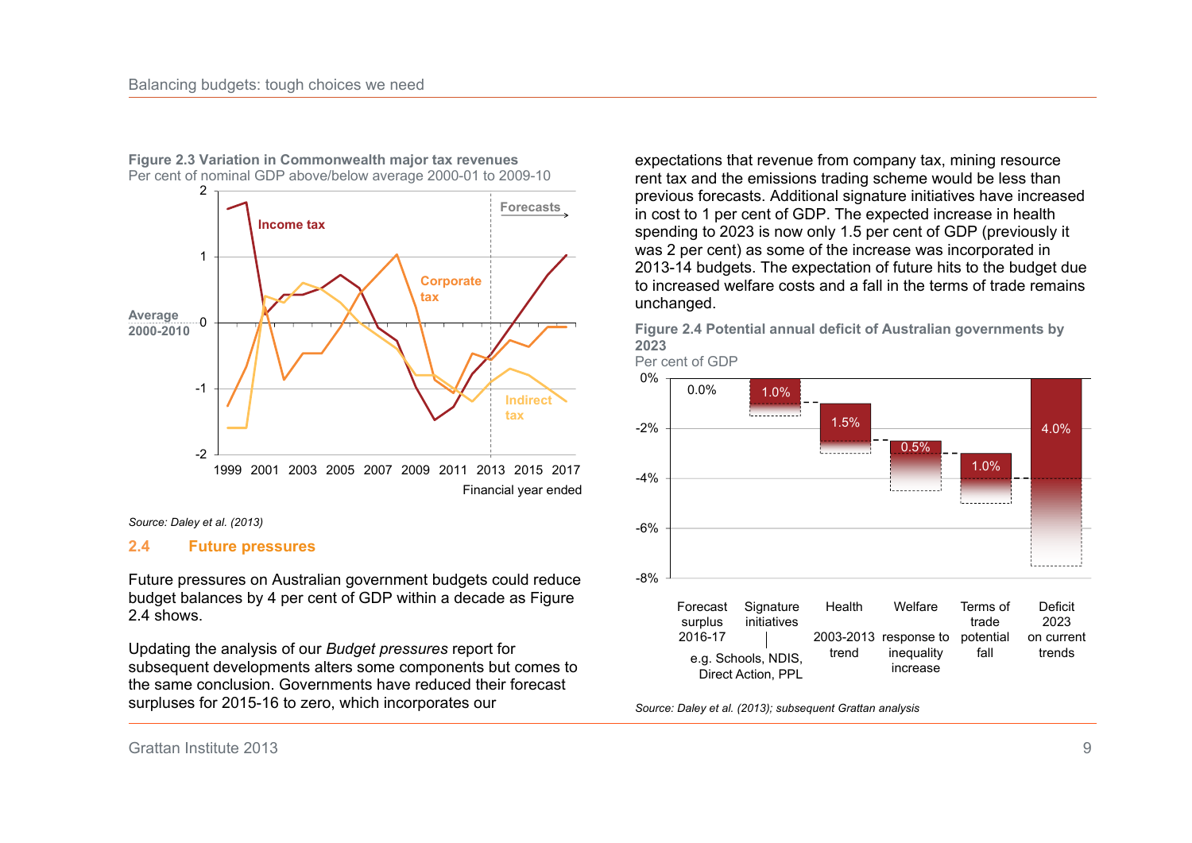**Figure 2.3 Variation in Commonwealth major tax revenues**
Per cent of nominal GDP above/below average 2000-01 to 2009-10

Source: Daley et al. (2013)

## 2.4 Future pressures

Future pressures on Australian government budgets could reduce budget balances by 4 per cent of GDP within a decade as Figure 2.4 shows.

Updating the analysis of our *Budget pressures* report for subsequent developments alters some components but comes to the same conclusion. Governments have reduced their forecast surpluses for 2015-16 to zero, which incorporates our expectations that revenue from company tax, mining resource rent tax and the emissions trading scheme would be less than previous forecasts. Additional signature initiatives have increased in cost to 1 per cent of GDP. The expected increase in health spending to 2023 is now only 1.5 per cent of GDP (previously it was 2 per cent) as some of the increase was incorporated in 2013-14 budgets. The expectation of future hits to the budget due to increased welfare costs and a fall in the terms of trade remains unchanged.

**Figure 2.4 Potential annual deficit of Australian governments by 2023**
Per cent of GDP

Source: Daley et al. (2013); subsequent Grattan analysis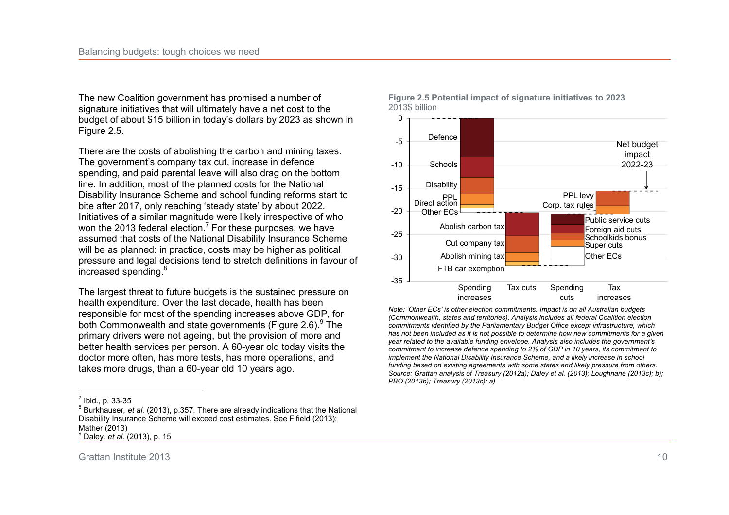The new Coalition government has promised a number of signature initiatives that will ultimately have a net cost to the budget of about $15 billion in today's dollars by 2023 as shown in Figure 2.5.

There are the costs of abolishing the carbon and mining taxes. The government's company tax cut, increase in defence spending, and paid parental leave will also drag on the bottom line. In addition, most of the planned costs for the National Disability Insurance Scheme and school funding reforms start to bite after 2017, only reaching 'steady state' by about 2022. Initiatives of a similar magnitude were likely irrespective of who won the 2013 federal election.[7] For these purposes, we have assumed that costs of the National Disability Insurance Scheme will be as planned: in practice, costs may be higher as political pressure and legal decisions tend to stretch definitions in favour of increased spending.[8]

The largest threat to future budgets is the sustained pressure on health expenditure. Over the last decade, health has been responsible for most of the spending increases above GDP, for both Commonwealth and state governments (Figure 2.6).[9] The primary drivers were not ageing, but the provision of more and better health services per person. A 60-year old today visits the doctor more often, has more tests, has more operations, and takes more drugs, than a 60-year old 10 years ago.

**Figure 2.5 Potential impact of signature initiatives to 2023**
2013$ billion

*Note: 'Other ECs' is other election commitments. Impact is on all Australian budgets (Commonwealth, states and territories). Analysis includes all federal Coalition election commitments identified by the Parliamentary Budget Office except infrastructure, which has not been included as it is not possible to determine how new commitments for a given year related to the available funding envelope. Analysis also includes the government's commitment to increase defence spending to 2% of GDP in 10 years, its commitment to implement the National Disability Insurance Scheme, and a likely increase in school funding based on existing agreements with some states and likely pressure from others.*
*Source: Grattan analysis of Treasury (2012a); Daley et al. (2013); Loughnane (2013c); b); PBO (2013b); Treasury (2013c); a)*

---

[7] Ibid., p. 33-35

[8] Burkhauser, *et al.* (2013), p.357. There are already indications that the National Disability Insurance Scheme will exceed cost estimates. See Fifield (2013); Mather (2013)

[9] Daley, *et al.* (2013), p. 15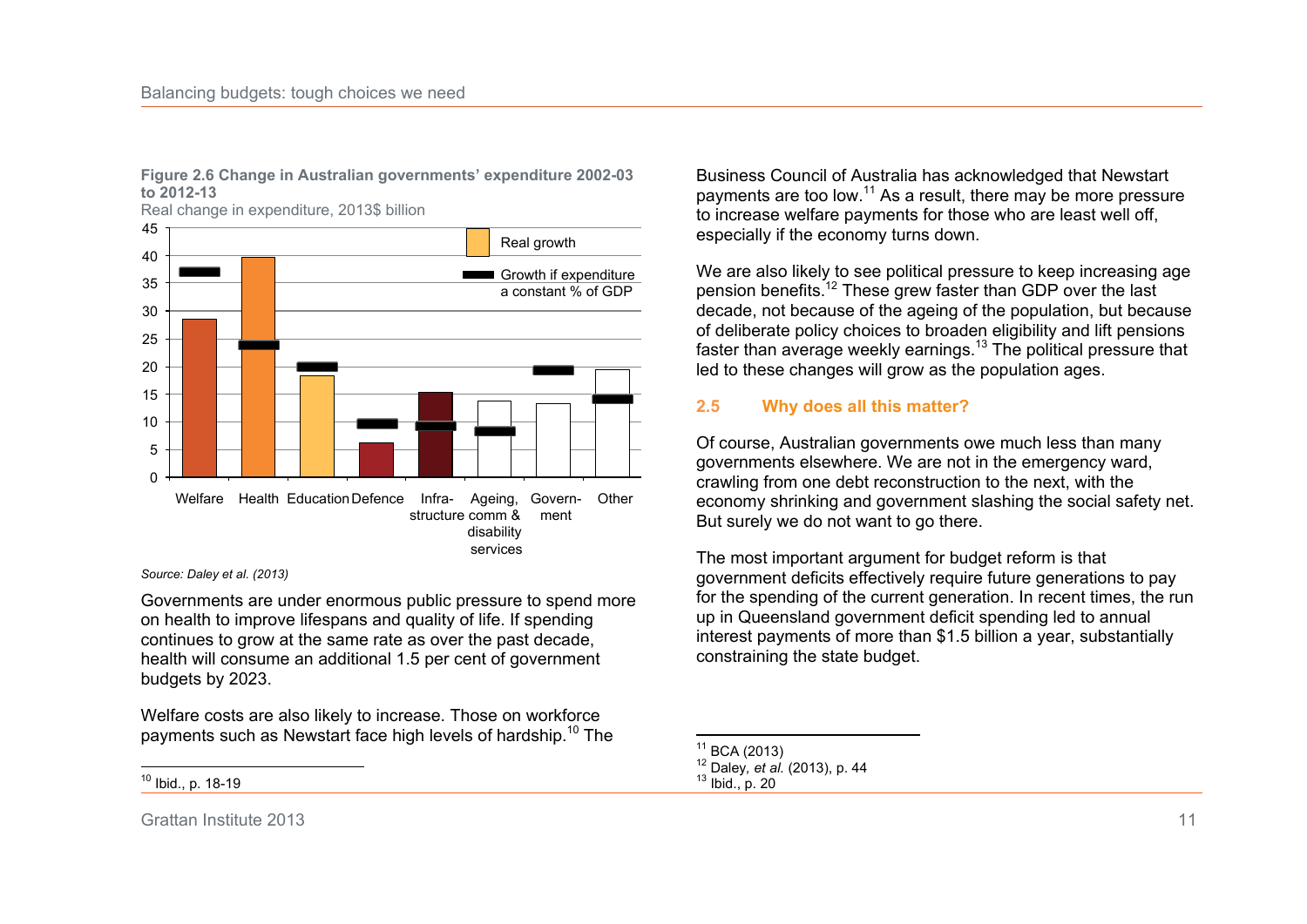**Figure 2.6 Change in Australian governments' expenditure 2002-03 to 2012-13**

Real change in expenditure, 2013$ billion

Source: Daley et al. (2013)

Governments are under enormous public pressure to spend more on health to improve lifespans and quality of life. If spending continues to grow at the same rate as over the past decade, health will consume an additional 1.5 per cent of government budgets by 2023.

Welfare costs are also likely to increase. Those on workforce payments such as Newstart face high levels of hardship.[10] The Business Council of Australia has acknowledged that Newstart payments are too low.[11] As a result, there may be more pressure to increase welfare payments for those who are least well off, especially if the economy turns down.

We are also likely to see political pressure to keep increasing age pension benefits.[12] These grew faster than GDP over the last decade, not because of the ageing of the population, but because of deliberate policy choices to broaden eligibility and lift pensions faster than average weekly earnings.[13] The political pressure that led to these changes will grow as the population ages.

## 2.5 Why does all this matter?

Of course, Australian governments owe much less than many governments elsewhere. We are not in the emergency ward, crawling from one debt reconstruction to the next, with the economy shrinking and government slashing the social safety net. But surely we do not want to go there.

The most important argument for budget reform is that government deficits effectively require future generations to pay for the spending of the current generation. In recent times, the run up in Queensland government deficit spending led to annual interest payments of more than $1.5 billion a year, substantially constraining the state budget.

---

[10] Ibid., p. 18-19

[11] BCA (2013)

[12] Daley, *et al.* (2013), p. 44

[13] Ibid., p. 20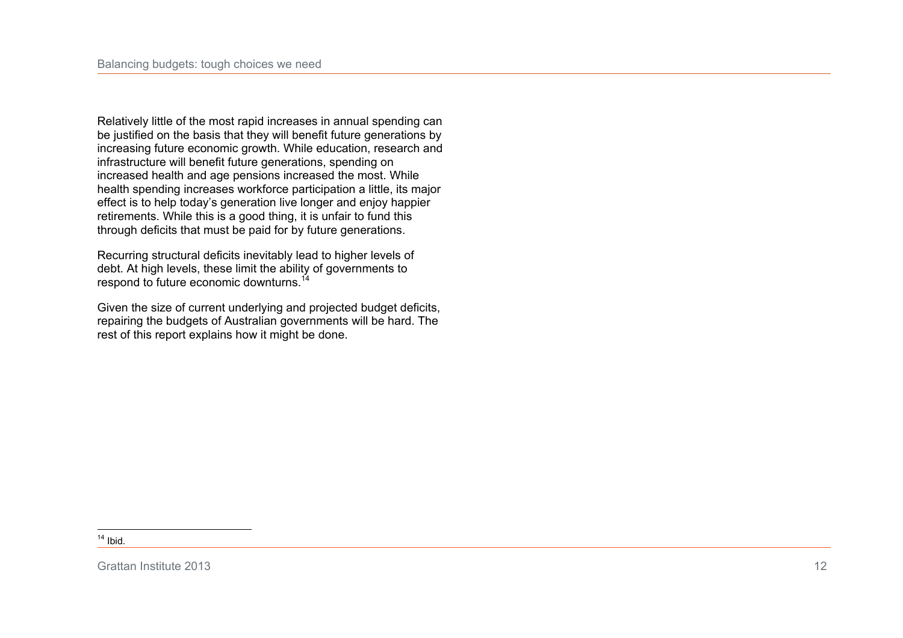Relatively little of the most rapid increases in annual spending can be justified on the basis that they will benefit future generations by increasing future economic growth. While education, research and infrastructure will benefit future generations, spending on increased health and age pensions increased the most. While health spending increases workforce participation a little, its major effect is to help today's generation live longer and enjoy happier retirements. While this is a good thing, it is unfair to fund this through deficits that must be paid for by future generations.

Recurring structural deficits inevitably lead to higher levels of debt. At high levels, these limit the ability of governments to respond to future economic downturns.[14]

Given the size of current underlying and projected budget deficits, repairing the budgets of Australian governments will be hard. The rest of this report explains how it might be done.

[14] Ibid.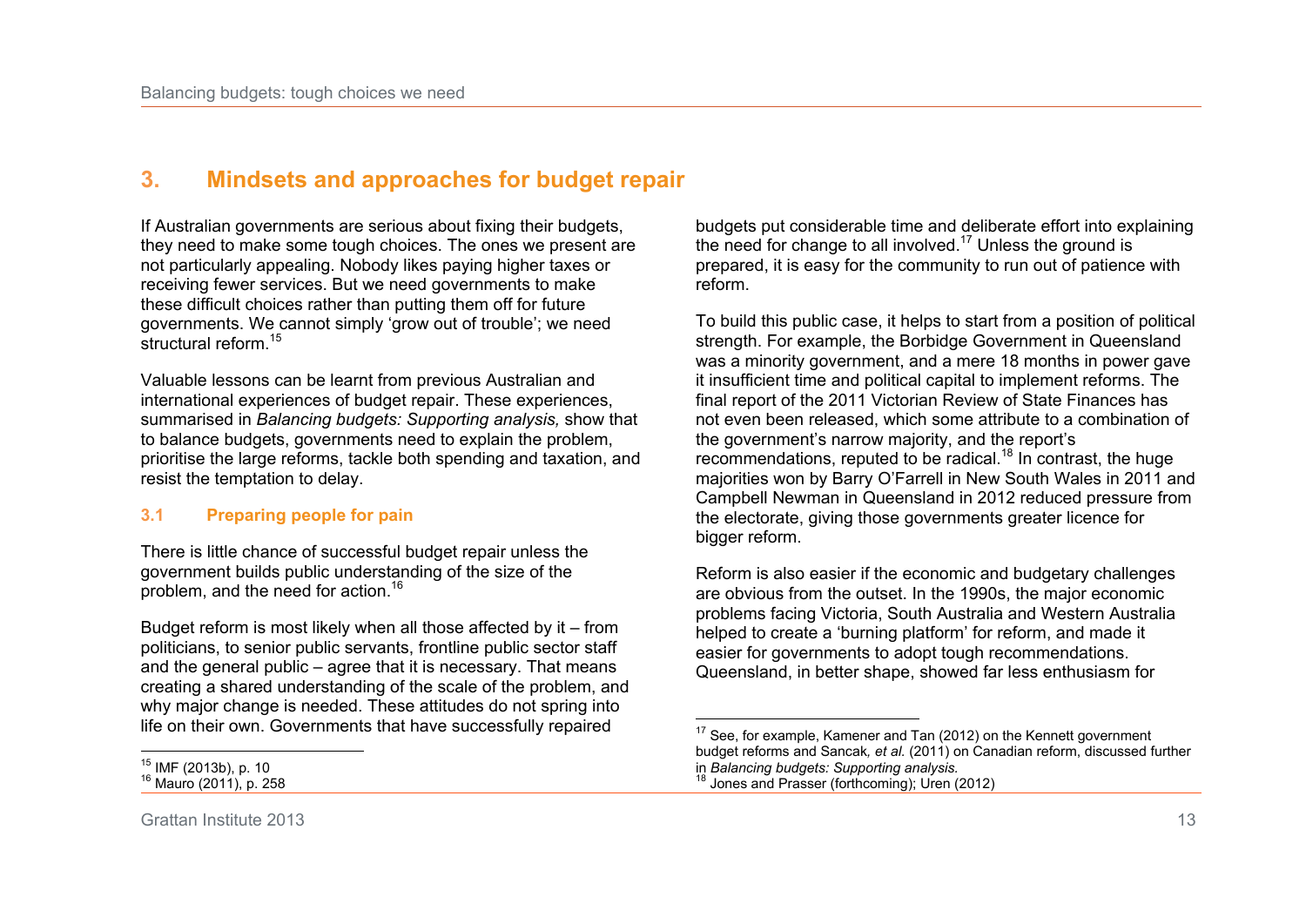# 3. Mindsets and approaches for budget repair

If Australian governments are serious about fixing their budgets, they need to make some tough choices. The ones we present are not particularly appealing. Nobody likes paying higher taxes or receiving fewer services. But we need governments to make these difficult choices rather than putting them off for future governments. We cannot simply 'grow out of trouble'; we need structural reform.[15]

Valuable lessons can be learnt from previous Australian and international experiences of budget repair. These experiences, summarised in *Balancing budgets: Supporting analysis,* show that to balance budgets, governments need to explain the problem, prioritise the large reforms, tackle both spending and taxation, and resist the temptation to delay.

## 3.1 Preparing people for pain

There is little chance of successful budget repair unless the government builds public understanding of the size of the problem, and the need for action.[16]

Budget reform is most likely when all those affected by it – from politicians, to senior public servants, frontline public sector staff and the general public – agree that it is necessary. That means creating a shared understanding of the scale of the problem, and why major change is needed. These attitudes do not spring into life on their own. Governments that have successfully repaired budgets put considerable time and deliberate effort into explaining the need for change to all involved.[17] Unless the ground is prepared, it is easy for the community to run out of patience with reform.

To build this public case, it helps to start from a position of political strength. For example, the Borbidge Government in Queensland was a minority government, and a mere 18 months in power gave it insufficient time and political capital to implement reforms. The final report of the 2011 Victorian Review of State Finances has not even been released, which some attribute to a combination of the government's narrow majority, and the report's recommendations, reputed to be radical.[18] In contrast, the huge majorities won by Barry O'Farrell in New South Wales in 2011 and Campbell Newman in Queensland in 2012 reduced pressure from the electorate, giving those governments greater licence for bigger reform.

Reform is also easier if the economic and budgetary challenges are obvious from the outset. In the 1990s, the major economic problems facing Victoria, South Australia and Western Australia helped to create a 'burning platform' for reform, and made it easier for governments to adopt tough recommendations. Queensland, in better shape, showed far less enthusiasm for

---

[15] IMF (2013b), p. 10

[16] Mauro (2011), p. 258

[17] See, for example, Kamener and Tan (2012) on the Kennett government budget reforms and Sancak*, et al.* (2011) on Canadian reform, discussed further in *Balancing budgets: Supporting analysis.*

[18] Jones and Prasser (forthcoming); Uren (2012)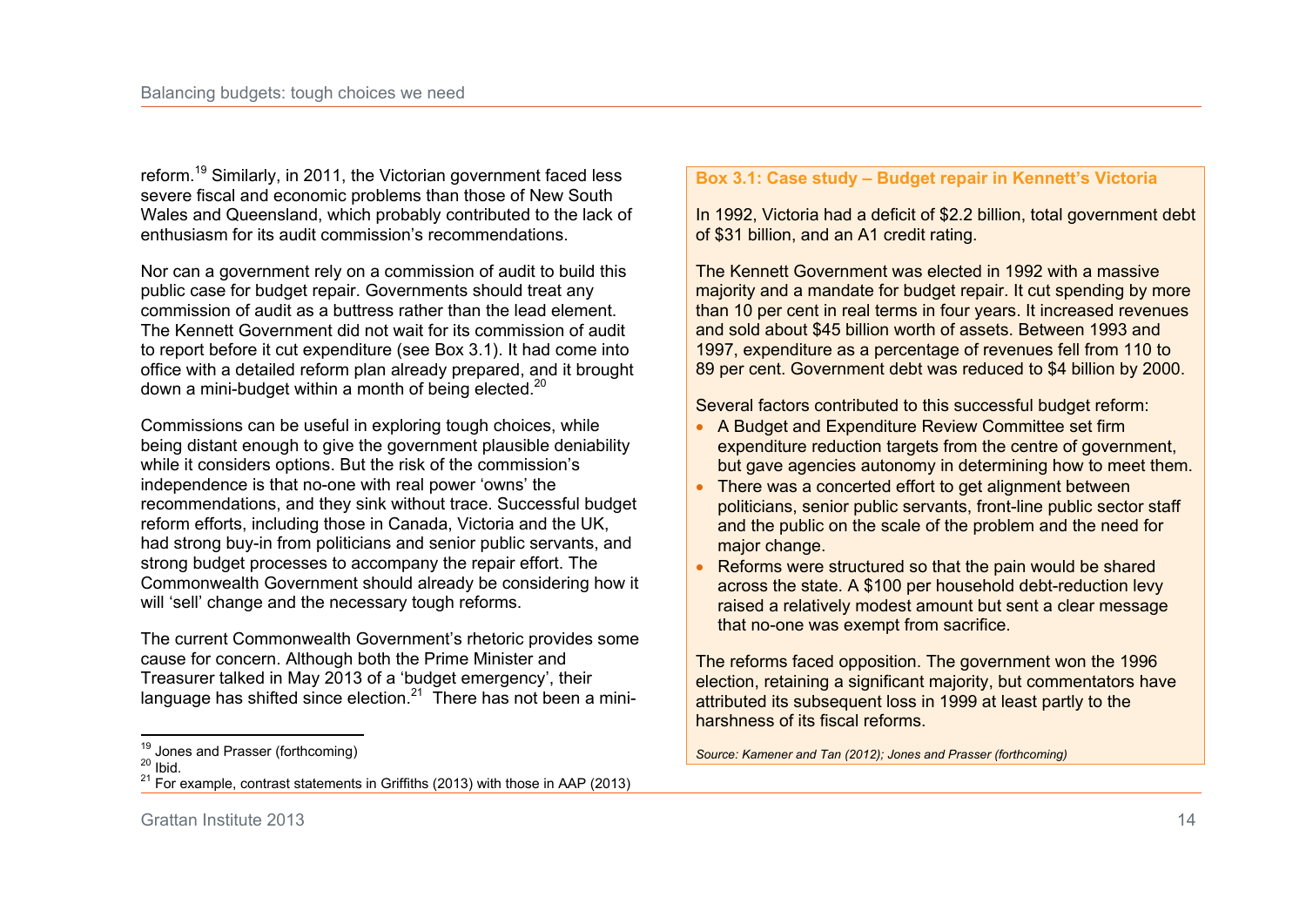reform.[19] Similarly, in 2011, the Victorian government faced less severe fiscal and economic problems than those of New South Wales and Queensland, which probably contributed to the lack of enthusiasm for its audit commission's recommendations.

Nor can a government rely on a commission of audit to build this public case for budget repair. Governments should treat any commission of audit as a buttress rather than the lead element. The Kennett Government did not wait for its commission of audit to report before it cut expenditure (see Box 3.1). It had come into office with a detailed reform plan already prepared, and it brought down a mini-budget within a month of being elected.[20]

Commissions can be useful in exploring tough choices, while being distant enough to give the government plausible deniability while it considers options. But the risk of the commission's independence is that no-one with real power 'owns' the recommendations, and they sink without trace. Successful budget reform efforts, including those in Canada, Victoria and the UK, had strong buy-in from politicians and senior public servants, and strong budget processes to accompany the repair effort. The Commonwealth Government should already be considering how it will 'sell' change and the necessary tough reforms.

The current Commonwealth Government's rhetoric provides some cause for concern. Although both the Prime Minister and Treasurer talked in May 2013 of a 'budget emergency', their language has shifted since election.[21] There has not been a mini-

**Box 3.1: Case study – Budget repair in Kennett's Victoria**

In 1992, Victoria had a deficit of $2.2 billion, total government debt of $31 billion, and an A1 credit rating.

The Kennett Government was elected in 1992 with a massive majority and a mandate for budget repair. It cut spending by more than 10 per cent in real terms in four years. It increased revenues and sold about $45 billion worth of assets. Between 1993 and 1997, expenditure as a percentage of revenues fell from 110 to 89 per cent. Government debt was reduced to $4 billion by 2000.

Several factors contributed to this successful budget reform:

- A Budget and Expenditure Review Committee set firm expenditure reduction targets from the centre of government, but gave agencies autonomy in determining how to meet them.
- There was a concerted effort to get alignment between politicians, senior public servants, front-line public sector staff and the public on the scale of the problem and the need for major change.
- Reforms were structured so that the pain would be shared across the state. A $100 per household debt-reduction levy raised a relatively modest amount but sent a clear message that no-one was exempt from sacrifice.

The reforms faced opposition. The government won the 1996 election, retaining a significant majority, but commentators have attributed its subsequent loss in 1999 at least partly to the harshness of its fiscal reforms.

*Source: Kamener and Tan (2012); Jones and Prasser (forthcoming)*

---

[19] Jones and Prasser (forthcoming)
[20] Ibid.
[21] For example, contrast statements in Griffiths (2013) with those in AAP (2013)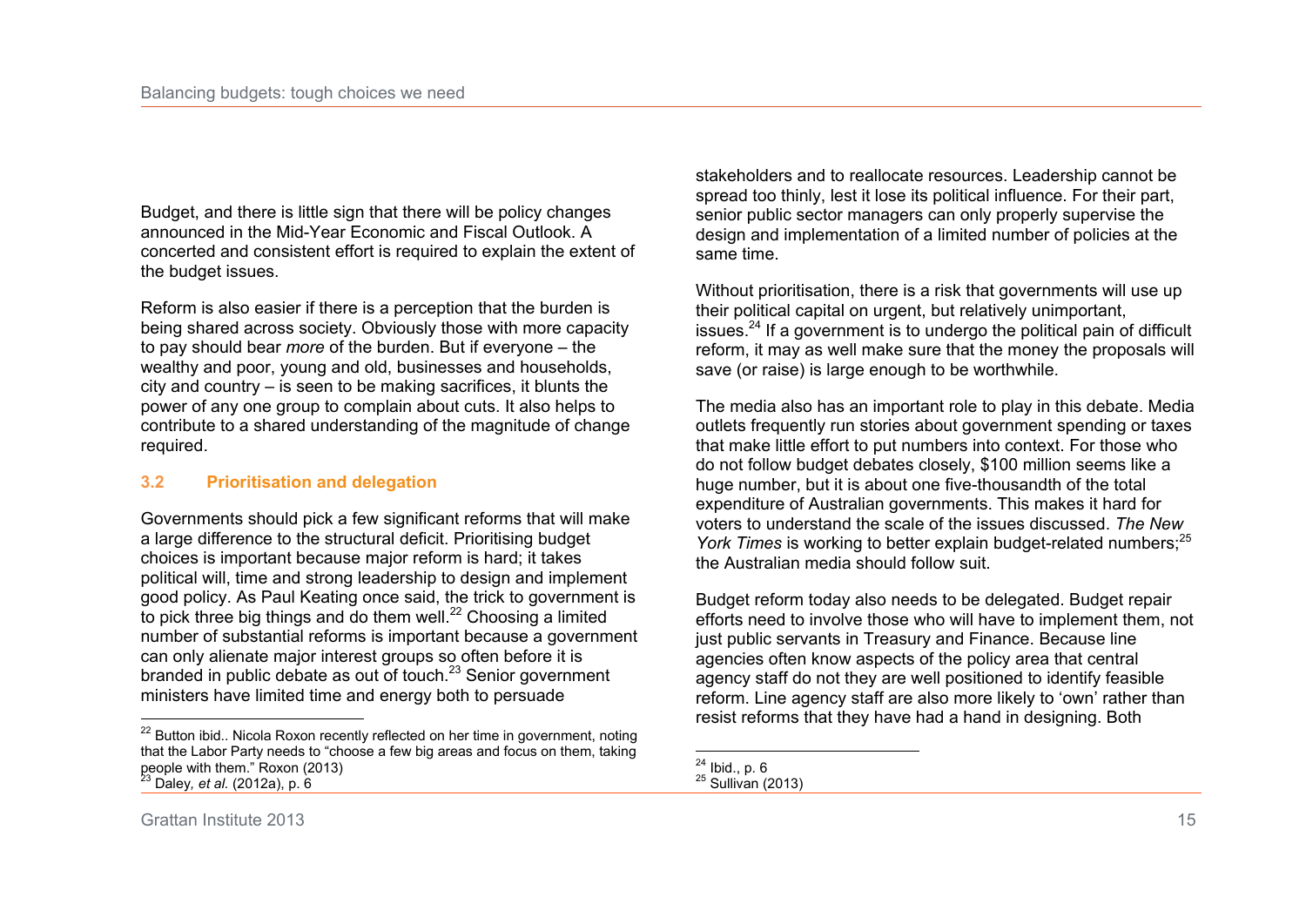Budget, and there is little sign that there will be policy changes announced in the Mid-Year Economic and Fiscal Outlook. A concerted and consistent effort is required to explain the extent of the budget issues.

Reform is also easier if there is a perception that the burden is being shared across society. Obviously those with more capacity to pay should bear *more* of the burden. But if everyone – the wealthy and poor, young and old, businesses and households, city and country – is seen to be making sacrifices, it blunts the power of any one group to complain about cuts. It also helps to contribute to a shared understanding of the magnitude of change required.

### 3.2 Prioritisation and delegation

Governments should pick a few significant reforms that will make a large difference to the structural deficit. Prioritising budget choices is important because major reform is hard; it takes political will, time and strong leadership to design and implement good policy. As Paul Keating once said, the trick to government is to pick three big things and do them well.[22] Choosing a limited number of substantial reforms is important because a government can only alienate major interest groups so often before it is branded in public debate as out of touch.[23] Senior government ministers have limited time and energy both to persuade stakeholders and to reallocate resources. Leadership cannot be spread too thinly, lest it lose its political influence. For their part, senior public sector managers can only properly supervise the design and implementation of a limited number of policies at the same time.

Without prioritisation, there is a risk that governments will use up their political capital on urgent, but relatively unimportant, issues.[24] If a government is to undergo the political pain of difficult reform, it may as well make sure that the money the proposals will save (or raise) is large enough to be worthwhile.

The media also has an important role to play in this debate. Media outlets frequently run stories about government spending or taxes that make little effort to put numbers into context. For those who do not follow budget debates closely, \$100 million seems like a huge number, but it is about one five-thousandth of the total expenditure of Australian governments. This makes it hard for voters to understand the scale of the issues discussed. *The New York Times* is working to better explain budget-related numbers;[25] the Australian media should follow suit.

Budget reform today also needs to be delegated. Budget repair efforts need to involve those who will have to implement them, not just public servants in Treasury and Finance. Because line agencies often know aspects of the policy area that central agency staff do not they are well positioned to identify feasible reform. Line agency staff are also more likely to 'own' rather than resist reforms that they have had a hand in designing. Both

---

[22] Button ibid.. Nicola Roxon recently reflected on her time in government, noting that the Labor Party needs to "choose a few big areas and focus on them, taking people with them." Roxon (2013)

[23] Daley, *et al.* (2012a), p. 6

[24] Ibid., p. 6

[25] Sullivan (2013)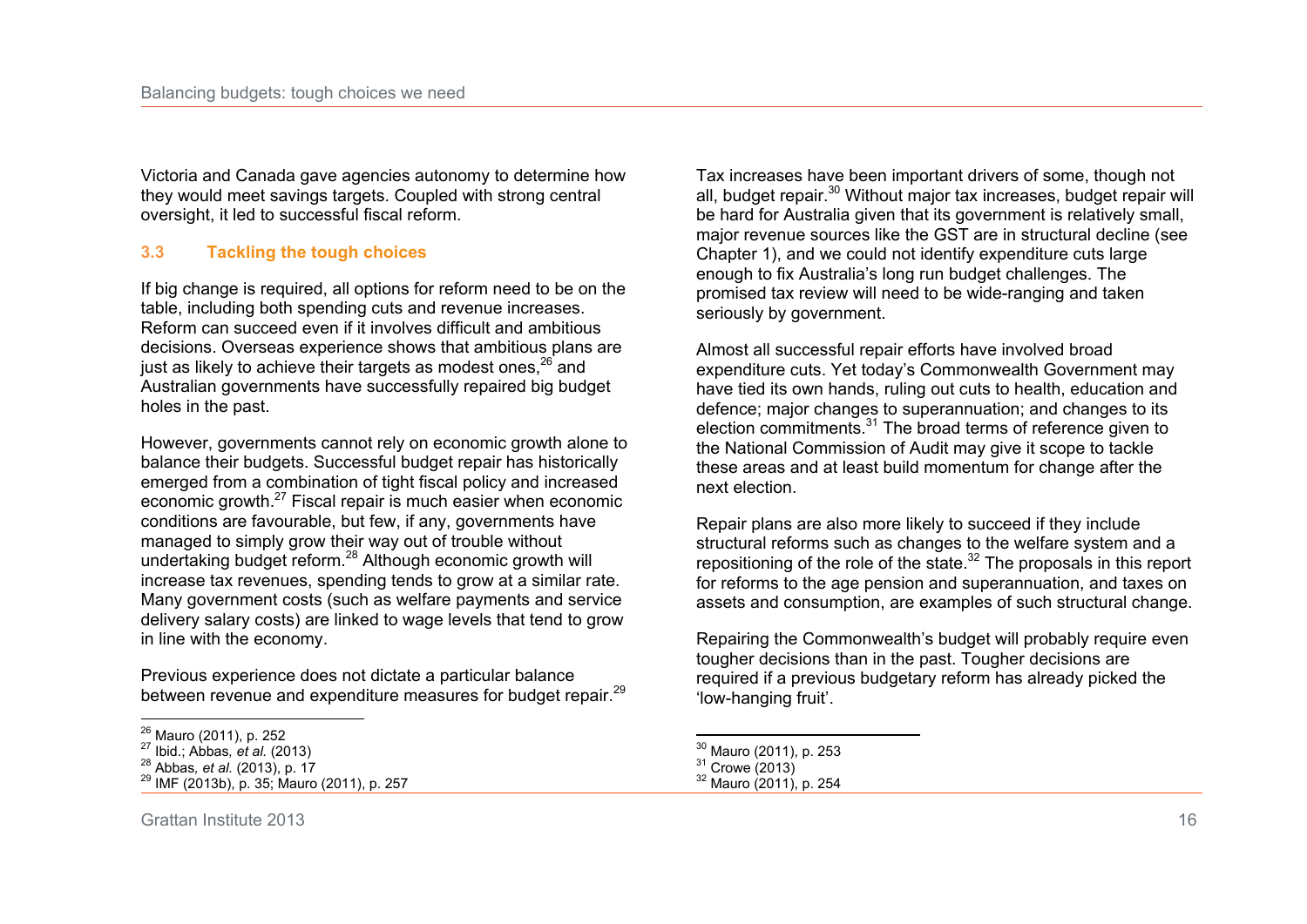Victoria and Canada gave agencies autonomy to determine how they would meet savings targets. Coupled with strong central oversight, it led to successful fiscal reform.

### 3.3 Tackling the tough choices

If big change is required, all options for reform need to be on the table, including both spending cuts and revenue increases. Reform can succeed even if it involves difficult and ambitious decisions. Overseas experience shows that ambitious plans are just as likely to achieve their targets as modest ones,[26] and Australian governments have successfully repaired big budget holes in the past.

However, governments cannot rely on economic growth alone to balance their budgets. Successful budget repair has historically emerged from a combination of tight fiscal policy and increased economic growth.[27] Fiscal repair is much easier when economic conditions are favourable, but few, if any, governments have managed to simply grow their way out of trouble without undertaking budget reform.[28] Although economic growth will increase tax revenues, spending tends to grow at a similar rate. Many government costs (such as welfare payments and service delivery salary costs) are linked to wage levels that tend to grow in line with the economy.

Previous experience does not dictate a particular balance between revenue and expenditure measures for budget repair.[29]

[26] Mauro (2011), p. 252
[27] Ibid.; Abbas, *et al.* (2013)
[28] Abbas, *et al.* (2013), p. 17
[29] IMF (2013b), p. 35; Mauro (2011), p. 257

Tax increases have been important drivers of some, though not all, budget repair.[30] Without major tax increases, budget repair will be hard for Australia given that its government is relatively small, major revenue sources like the GST are in structural decline (see Chapter 1), and we could not identify expenditure cuts large enough to fix Australia's long run budget challenges. The promised tax review will need to be wide-ranging and taken seriously by government.

Almost all successful repair efforts have involved broad expenditure cuts. Yet today's Commonwealth Government may have tied its own hands, ruling out cuts to health, education and defence; major changes to superannuation; and changes to its election commitments.[31] The broad terms of reference given to the National Commission of Audit may give it scope to tackle these areas and at least build momentum for change after the next election.

Repair plans are also more likely to succeed if they include structural reforms such as changes to the welfare system and a repositioning of the role of the state.[32] The proposals in this report for reforms to the age pension and superannuation, and taxes on assets and consumption, are examples of such structural change.

Repairing the Commonwealth's budget will probably require even tougher decisions than in the past. Tougher decisions are required if a previous budgetary reform has already picked the 'low-hanging fruit'.

[30] Mauro (2011), p. 253
[31] Crowe (2013)
[32] Mauro (2011), p. 254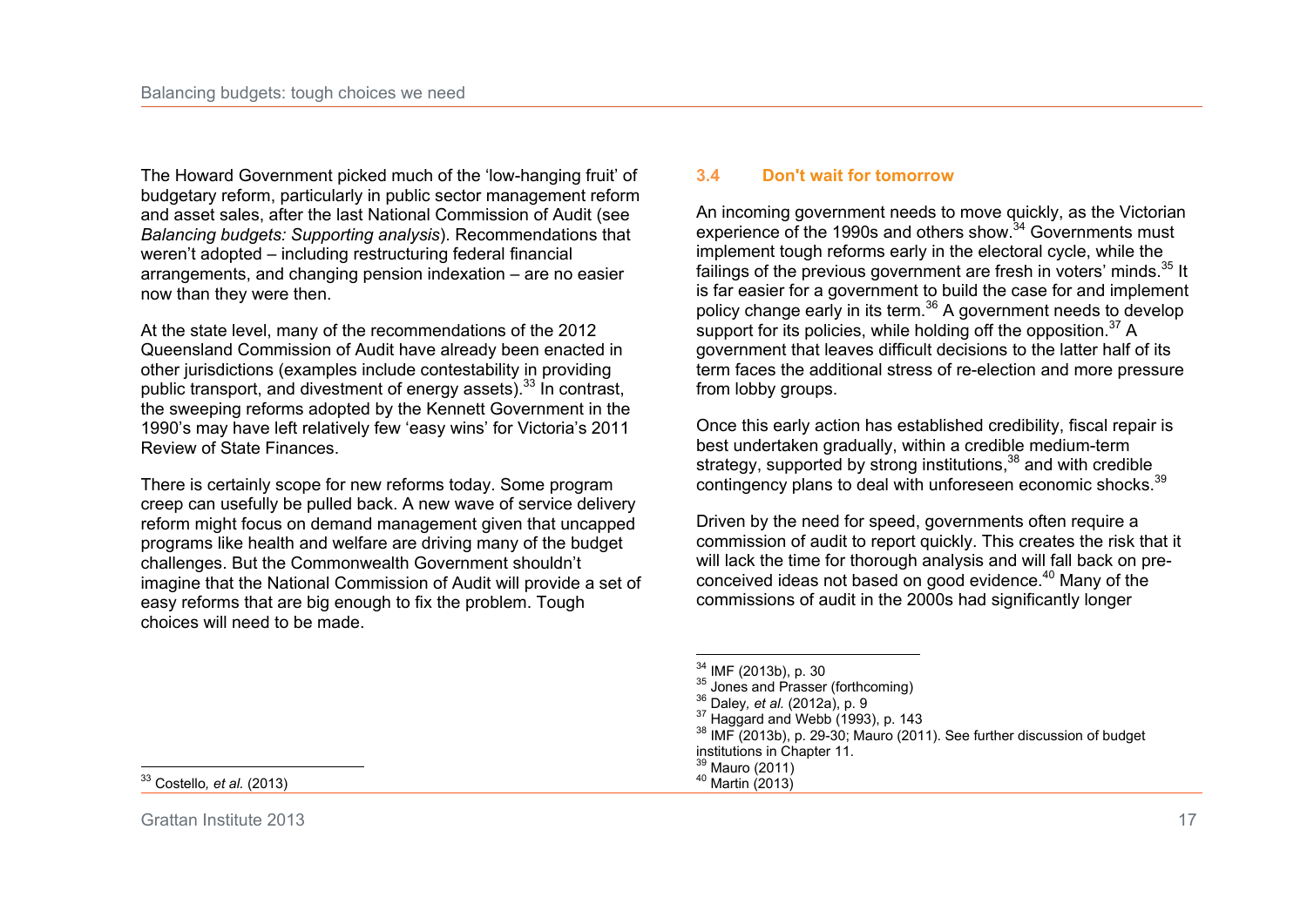The Howard Government picked much of the 'low-hanging fruit' of budgetary reform, particularly in public sector management reform and asset sales, after the last National Commission of Audit (see *Balancing budgets: Supporting analysis*). Recommendations that weren't adopted – including restructuring federal financial arrangements, and changing pension indexation – are no easier now than they were then.

At the state level, many of the recommendations of the 2012 Queensland Commission of Audit have already been enacted in other jurisdictions (examples include contestability in providing public transport, and divestment of energy assets).[33] In contrast, the sweeping reforms adopted by the Kennett Government in the 1990's may have left relatively few 'easy wins' for Victoria's 2011 Review of State Finances.

There is certainly scope for new reforms today. Some program creep can usefully be pulled back. A new wave of service delivery reform might focus on demand management given that uncapped programs like health and welfare are driving many of the budget challenges. But the Commonwealth Government shouldn't imagine that the National Commission of Audit will provide a set of easy reforms that are big enough to fix the problem. Tough choices will need to be made.

[33] Costello*, et al.* (2013)

### 3.4 Don't wait for tomorrow

An incoming government needs to move quickly, as the Victorian experience of the 1990s and others show.[34] Governments must implement tough reforms early in the electoral cycle, while the failings of the previous government are fresh in voters' minds.[35] It is far easier for a government to build the case for and implement policy change early in its term.[36] A government needs to develop support for its policies, while holding off the opposition.[37] A government that leaves difficult decisions to the latter half of its term faces the additional stress of re-election and more pressure from lobby groups.

Once this early action has established credibility, fiscal repair is best undertaken gradually, within a credible medium-term strategy, supported by strong institutions,[38] and with credible contingency plans to deal with unforeseen economic shocks.[39]

Driven by the need for speed, governments often require a commission of audit to report quickly. This creates the risk that it will lack the time for thorough analysis and will fall back on pre-conceived ideas not based on good evidence.[40] Many of the commissions of audit in the 2000s had significantly longer

[34] IMF (2013b), p. 30
[35] Jones and Prasser (forthcoming)
[36] Daley*, et al.* (2012a), p. 9
[37] Haggard and Webb (1993), p. 143
[38] IMF (2013b), p. 29-30; Mauro (2011). See further discussion of budget institutions in Chapter 11.
[39] Mauro (2011)
[40] Martin (2013)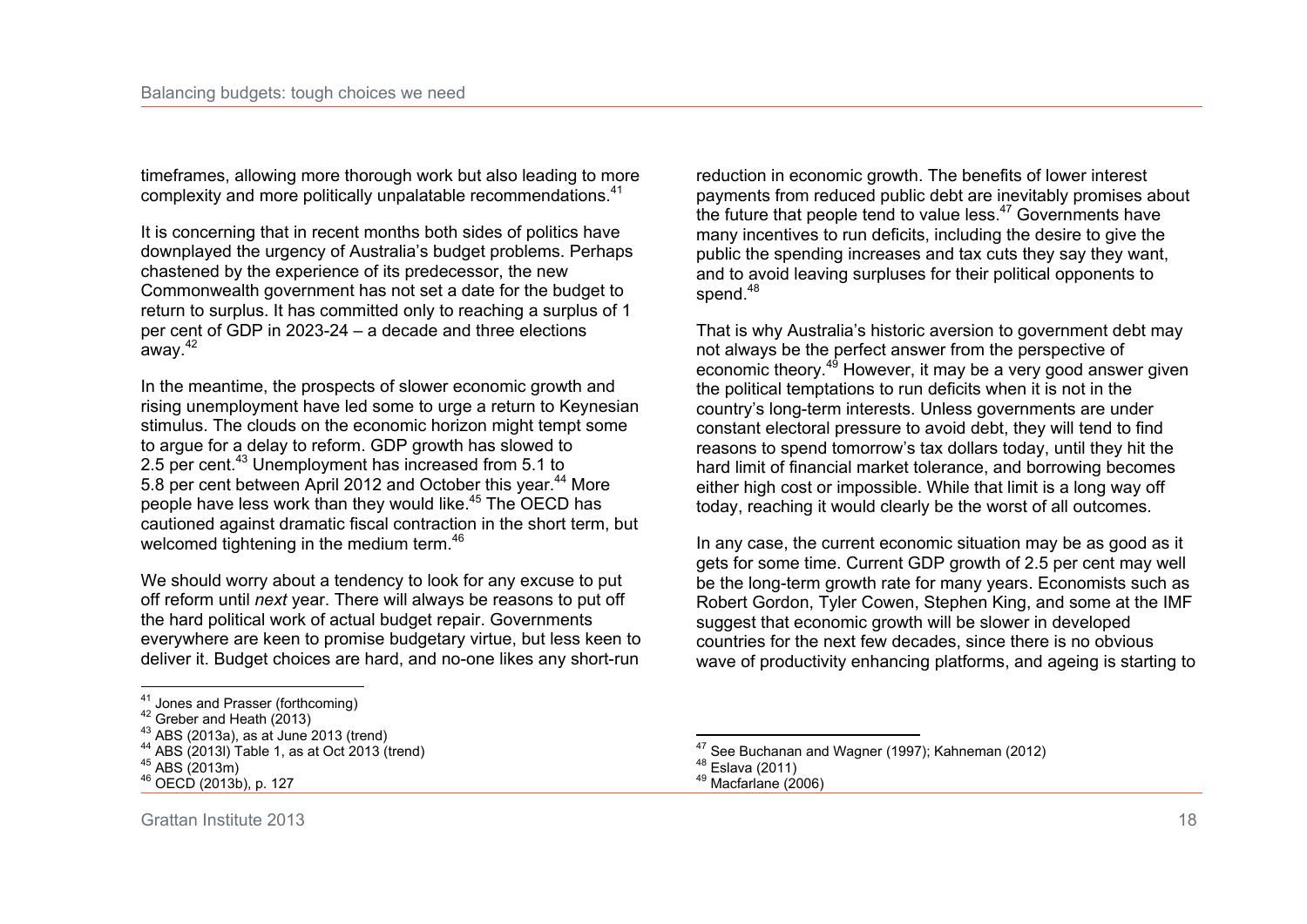timeframes, allowing more thorough work but also leading to more complexity and more politically unpalatable recommendations.[41]

It is concerning that in recent months both sides of politics have downplayed the urgency of Australia's budget problems. Perhaps chastened by the experience of its predecessor, the new Commonwealth government has not set a date for the budget to return to surplus. It has committed only to reaching a surplus of 1 per cent of GDP in 2023-24 – a decade and three elections away.[42]

In the meantime, the prospects of slower economic growth and rising unemployment have led some to urge a return to Keynesian stimulus. The clouds on the economic horizon might tempt some to argue for a delay to reform. GDP growth has slowed to 2.5 per cent.[43] Unemployment has increased from 5.1 to 5.8 per cent between April 2012 and October this year.[44] More people have less work than they would like.[45] The OECD has cautioned against dramatic fiscal contraction in the short term, but welcomed tightening in the medium term.[46]

We should worry about a tendency to look for any excuse to put off reform until *next* year. There will always be reasons to put off the hard political work of actual budget repair. Governments everywhere are keen to promise budgetary virtue, but less keen to deliver it. Budget choices are hard, and no-one likes any short-run reduction in economic growth. The benefits of lower interest payments from reduced public debt are inevitably promises about the future that people tend to value less.[47] Governments have many incentives to run deficits, including the desire to give the public the spending increases and tax cuts they say they want, and to avoid leaving surpluses for their political opponents to spend.[48]

That is why Australia's historic aversion to government debt may not always be the perfect answer from the perspective of economic theory.[49] However, it may be a very good answer given the political temptations to run deficits when it is not in the country's long-term interests. Unless governments are under constant electoral pressure to avoid debt, they will tend to find reasons to spend tomorrow's tax dollars today, until they hit the hard limit of financial market tolerance, and borrowing becomes either high cost or impossible. While that limit is a long way off today, reaching it would clearly be the worst of all outcomes.

In any case, the current economic situation may be as good as it gets for some time. Current GDP growth of 2.5 per cent may well be the long-term growth rate for many years. Economists such as Robert Gordon, Tyler Cowen, Stephen King, and some at the IMF suggest that economic growth will be slower in developed countries for the next few decades, since there is no obvious wave of productivity enhancing platforms, and ageing is starting to

[41] Jones and Prasser (forthcoming)
[42] Greber and Heath (2013)
[43] ABS (2013a), as at June 2013 (trend)
[44] ABS (2013l) Table 1, as at Oct 2013 (trend)
[45] ABS (2013m)
[46] OECD (2013b), p. 127
[47] See Buchanan and Wagner (1997); Kahneman (2012)
[48] Eslava (2011)
[49] Macfarlane (2006)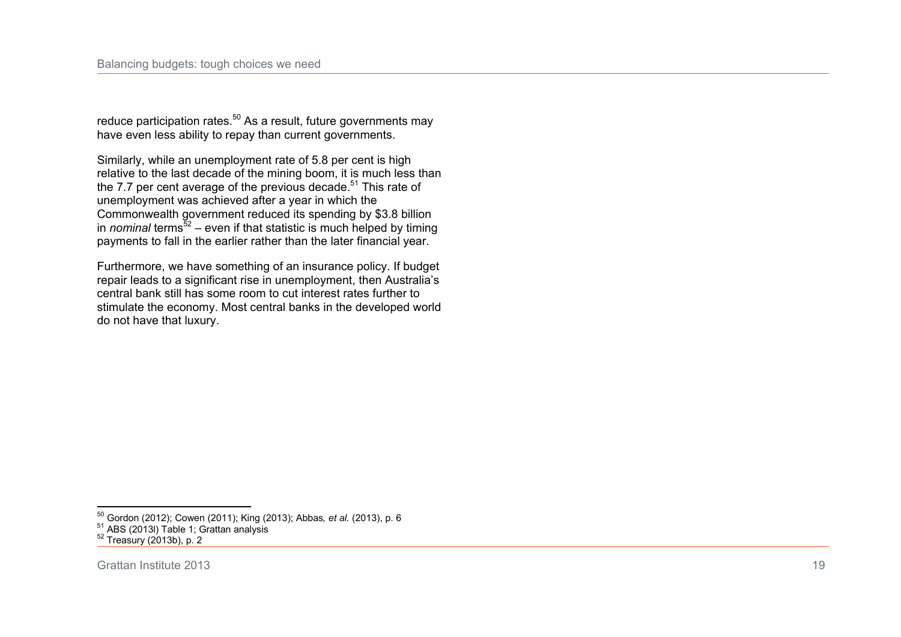reduce participation rates.[50] As a result, future governments may have even less ability to repay than current governments.

Similarly, while an unemployment rate of 5.8 per cent is high relative to the last decade of the mining boom, it is much less than the 7.7 per cent average of the previous decade.[51] This rate of unemployment was achieved after a year in which the Commonwealth government reduced its spending by $3.8 billion in *nominal* terms[52] – even if that statistic is much helped by timing payments to fall in the earlier rather than the later financial year.

Furthermore, we have something of an insurance policy. If budget repair leads to a significant rise in unemployment, then Australia's central bank still has some room to cut interest rates further to stimulate the economy. Most central banks in the developed world do not have that luxury.

---

[50] Gordon (2012); Cowen (2011); King (2013); Abbas*, et al.* (2013), p. 6

[51] ABS (2013l) Table 1; Grattan analysis

[52] Treasury (2013b), p. 2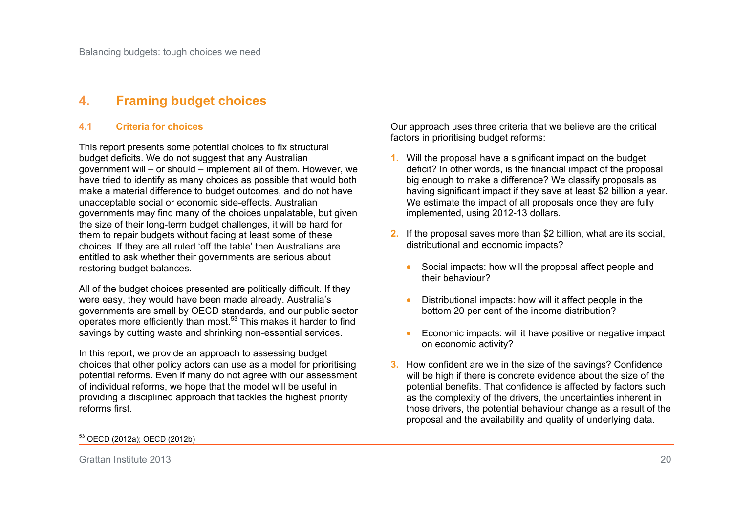# 4. Framing budget choices

## 4.1 Criteria for choices

This report presents some potential choices to fix structural budget deficits. We do not suggest that any Australian government will – or should – implement all of them. However, we have tried to identify as many choices as possible that would both make a material difference to budget outcomes, and do not have unacceptable social or economic side-effects. Australian governments may find many of the choices unpalatable, but given the size of their long-term budget challenges, it will be hard for them to repair budgets without facing at least some of these choices. If they are all ruled 'off the table' then Australians are entitled to ask whether their governments are serious about restoring budget balances.

All of the budget choices presented are politically difficult. If they were easy, they would have been made already. Australia's governments are small by OECD standards, and our public sector operates more efficiently than most.[53] This makes it harder to find savings by cutting waste and shrinking non-essential services.

In this report, we provide an approach to assessing budget choices that other policy actors can use as a model for prioritising potential reforms. Even if many do not agree with our assessment of individual reforms, we hope that the model will be useful in providing a disciplined approach that tackles the highest priority reforms first.

Our approach uses three criteria that we believe are the critical factors in prioritising budget reforms:

1. Will the proposal have a significant impact on the budget deficit? In other words, is the financial impact of the proposal big enough to make a difference? We classify proposals as having significant impact if they save at least $2 billion a year. We estimate the impact of all proposals once they are fully implemented, using 2012-13 dollars.

2. If the proposal saves more than $2 billion, what are its social, distributional and economic impacts?

   - Social impacts: how will the proposal affect people and their behaviour?
   - Distributional impacts: how will it affect people in the bottom 20 per cent of the income distribution?
   - Economic impacts: will it have positive or negative impact on economic activity?

3. How confident are we in the size of the savings? Confidence will be high if there is concrete evidence about the size of the potential benefits. That confidence is affected by factors such as the complexity of the drivers, the uncertainties inherent in those drivers, the potential behaviour change as a result of the proposal and the availability and quality of underlying data.

[53] OECD (2012a); OECD (2012b)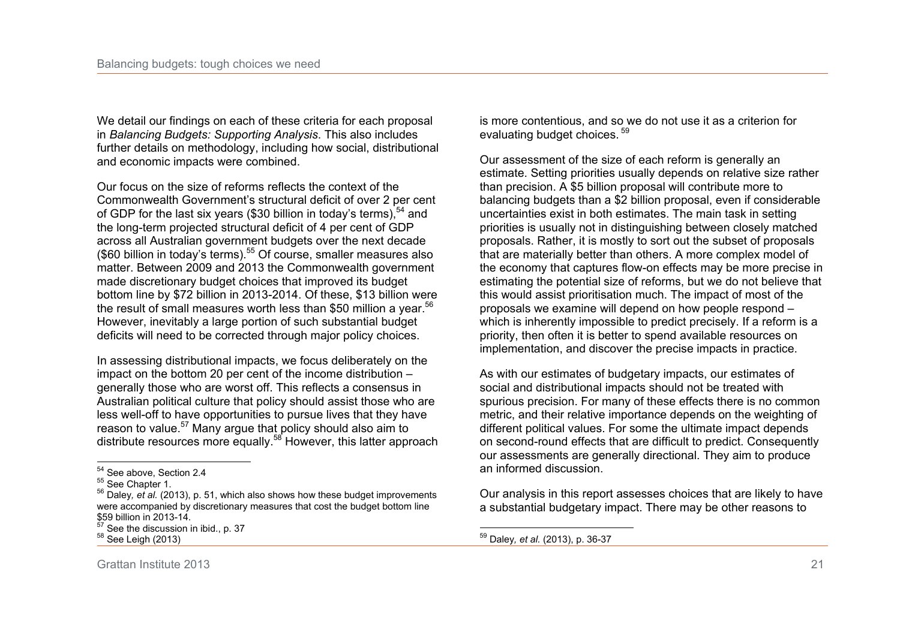We detail our findings on each of these criteria for each proposal in *Balancing Budgets: Supporting Analysis*. This also includes further details on methodology, including how social, distributional and economic impacts were combined.

Our focus on the size of reforms reflects the context of the Commonwealth Government's structural deficit of over 2 per cent of GDP for the last six years ($30 billion in today's terms),[54] and the long-term projected structural deficit of 4 per cent of GDP across all Australian government budgets over the next decade ($60 billion in today's terms).[55] Of course, smaller measures also matter. Between 2009 and 2013 the Commonwealth government made discretionary budget choices that improved its budget bottom line by $72 billion in 2013-2014. Of these, $13 billion were the result of small measures worth less than $50 million a year.[56] However, inevitably a large portion of such substantial budget deficits will need to be corrected through major policy choices.

In assessing distributional impacts, we focus deliberately on the impact on the bottom 20 per cent of the income distribution – generally those who are worst off. This reflects a consensus in Australian political culture that policy should assist those who are less well-off to have opportunities to pursue lives that they have reason to value.[57] Many argue that policy should also aim to distribute resources more equally.[58] However, this latter approach is more contentious, and so we do not use it as a criterion for evaluating budget choices.[59]

Our assessment of the size of each reform is generally an estimate. Setting priorities usually depends on relative size rather than precision. A $5 billion proposal will contribute more to balancing budgets than a $2 billion proposal, even if considerable uncertainties exist in both estimates. The main task in setting priorities is usually not in distinguishing between closely matched proposals. Rather, it is mostly to sort out the subset of proposals that are materially better than others. A more complex model of the economy that captures flow-on effects may be more precise in estimating the potential size of reforms, but we do not believe that this would assist prioritisation much. The impact of most of the proposals we examine will depend on how people respond – which is inherently impossible to predict precisely. If a reform is a priority, then often it is better to spend available resources on implementation, and discover the precise impacts in practice.

As with our estimates of budgetary impacts, our estimates of social and distributional impacts should not be treated with spurious precision. For many of these effects there is no common metric, and their relative importance depends on the weighting of different political values. For some the ultimate impact depends on second-round effects that are difficult to predict. Consequently our assessments are generally directional. They aim to produce an informed discussion.

Our analysis in this report assesses choices that are likely to have a substantial budgetary impact. There may be other reasons to

---

[54] See above, Section 2.4

[55] See Chapter 1.

[56] Daley, *et al.* (2013), p. 51, which also shows how these budget improvements were accompanied by discretionary measures that cost the budget bottom line $59 billion in 2013-14.

[57] See the discussion in ibid., p. 37

[58] See Leigh (2013)

[59] Daley, *et al.* (2013), p. 36-37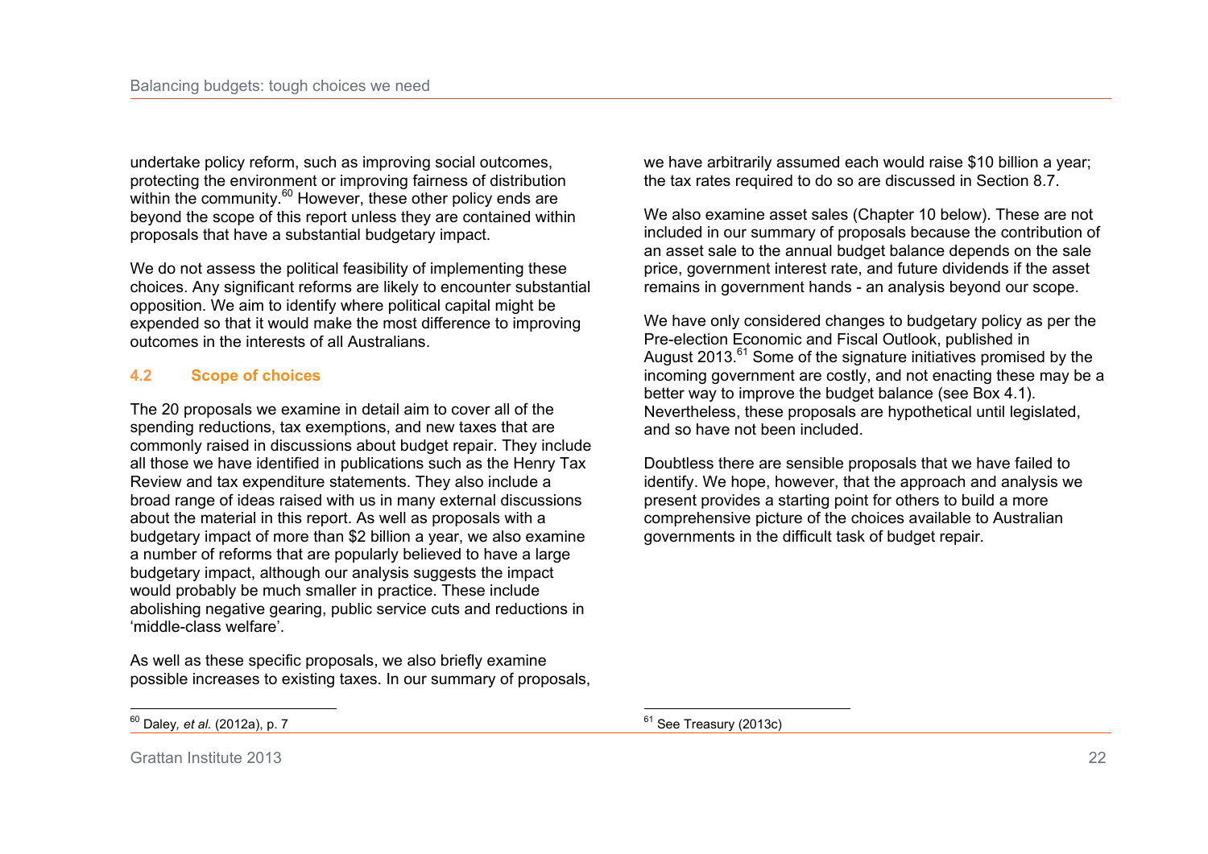undertake policy reform, such as improving social outcomes, protecting the environment or improving fairness of distribution within the community.[60] However, these other policy ends are beyond the scope of this report unless they are contained within proposals that have a substantial budgetary impact.

We do not assess the political feasibility of implementing these choices. Any significant reforms are likely to encounter substantial opposition. We aim to identify where political capital might be expended so that it would make the most difference to improving outcomes in the interests of all Australians.

### 4.2 Scope of choices

The 20 proposals we examine in detail aim to cover all of the spending reductions, tax exemptions, and new taxes that are commonly raised in discussions about budget repair. They include all those we have identified in publications such as the Henry Tax Review and tax expenditure statements. They also include a broad range of ideas raised with us in many external discussions about the material in this report. As well as proposals with a budgetary impact of more than $2 billion a year, we also examine a number of reforms that are popularly believed to have a large budgetary impact, although our analysis suggests the impact would probably be much smaller in practice. These include abolishing negative gearing, public service cuts and reductions in 'middle-class welfare'.

As well as these specific proposals, we also briefly examine possible increases to existing taxes. In our summary of proposals, we have arbitrarily assumed each would raise $10 billion a year; the tax rates required to do so are discussed in Section 8.7.

We also examine asset sales (Chapter 10 below). These are not included in our summary of proposals because the contribution of an asset sale to the annual budget balance depends on the sale price, government interest rate, and future dividends if the asset remains in government hands - an analysis beyond our scope.

We have only considered changes to budgetary policy as per the Pre-election Economic and Fiscal Outlook, published in August 2013.[61] Some of the signature initiatives promised by the incoming government are costly, and not enacting these may be a better way to improve the budget balance (see Box 4.1). Nevertheless, these proposals are hypothetical until legislated, and so have not been included.

Doubtless there are sensible proposals that we have failed to identify. We hope, however, that the approach and analysis we present provides a starting point for others to build a more comprehensive picture of the choices available to Australian governments in the difficult task of budget repair.

---

[60] Daley, *et al.* (2012a), p. 7

[61] See Treasury (2013c)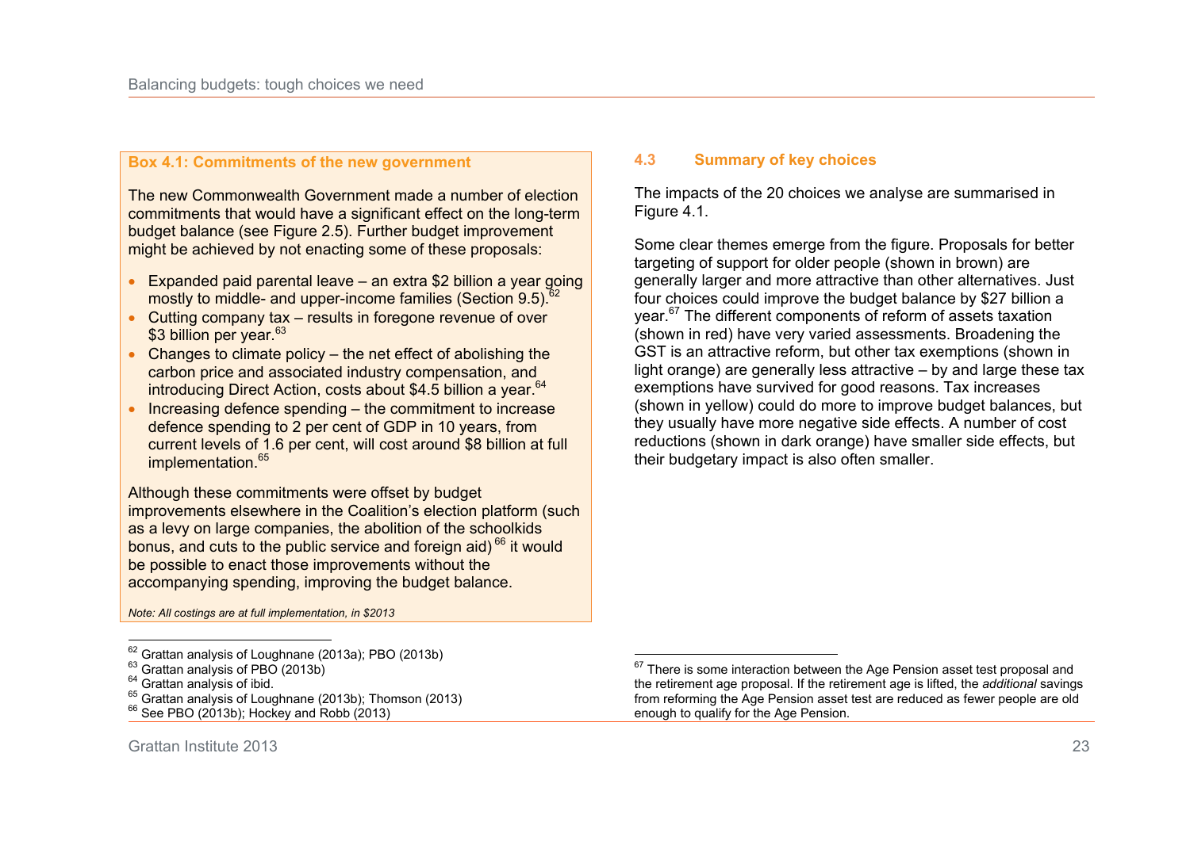**Box 4.1: Commitments of the new government**

The new Commonwealth Government made a number of election commitments that would have a significant effect on the long-term budget balance (see Figure 2.5). Further budget improvement might be achieved by not enacting some of these proposals:

- Expanded paid parental leave – an extra $2 billion a year going mostly to middle- and upper-income families (Section 9.5).[62]
- Cutting company tax – results in foregone revenue of over $3 billion per year.[63]
- Changes to climate policy – the net effect of abolishing the carbon price and associated industry compensation, and introducing Direct Action, costs about $4.5 billion a year.[64]
- Increasing defence spending – the commitment to increase defence spending to 2 per cent of GDP in 10 years, from current levels of 1.6 per cent, will cost around $8 billion at full implementation.[65]

Although these commitments were offset by budget improvements elsewhere in the Coalition's election platform (such as a levy on large companies, the abolition of the schoolkids bonus, and cuts to the public service and foreign aid)[66] it would be possible to enact those improvements without the accompanying spending, improving the budget balance.

*Note: All costings are at full implementation, in $2013*

[62] Grattan analysis of Loughnane (2013a); PBO (2013b)
[63] Grattan analysis of PBO (2013b)
[64] Grattan analysis of ibid.
[65] Grattan analysis of Loughnane (2013b); Thomson (2013)
[66] See PBO (2013b); Hockey and Robb (2013)

## 4.3 Summary of key choices

The impacts of the 20 choices we analyse are summarised in Figure 4.1.

Some clear themes emerge from the figure. Proposals for better targeting of support for older people (shown in brown) are generally larger and more attractive than other alternatives. Just four choices could improve the budget balance by $27 billion a year.[67] The different components of reform of assets taxation (shown in red) have very varied assessments. Broadening the GST is an attractive reform, but other tax exemptions (shown in light orange) are generally less attractive – by and large these tax exemptions have survived for good reasons. Tax increases (shown in yellow) could do more to improve budget balances, but they usually have more negative side effects. A number of cost reductions (shown in dark orange) have smaller side effects, but their budgetary impact is also often smaller.

[67] There is some interaction between the Age Pension asset test proposal and the retirement age proposal. If the retirement age is lifted, the *additional* savings from reforming the Age Pension asset test are reduced as fewer people are old enough to qualify for the Age Pension.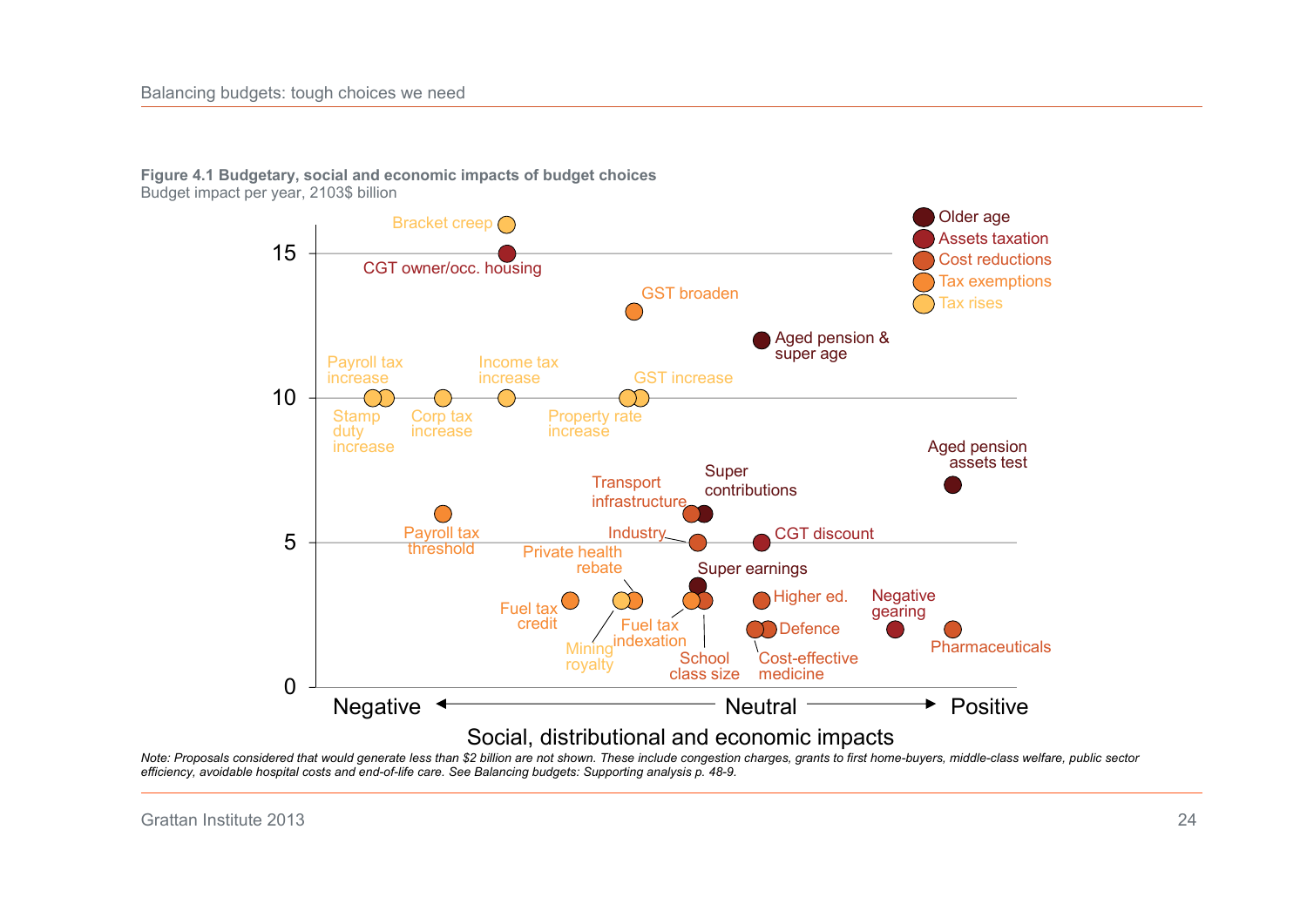**Figure 4.1 Budgetary, social and economic impacts of budget choices**
Budget impact per year, 2103$ billion

Older age
Assets taxation
Cost reductions
Tax exemptions
Tax rises

Bracket creep
CGT owner/occ. housing
GST broaden
Aged pension & super age
Payroll tax increase
Income tax increase
GST increase
Stamp duty increase
Corp tax increase
Property rate increase
Aged pension assets test
Transport infrastructure
Super contributions
Payroll tax threshold
Industry
CGT discount
Private health rebate
Super earnings
Fuel tax credit
Higher ed.
Negative gearing
Fuel tax indexation
Defence
Mining royalty
Pharmaceuticals
School class size
Cost-effective medicine

Negative ← Neutral → Positive

Social, distributional and economic impacts

*Note: Proposals considered that would generate less than $2 billion are not shown. These include congestion charges, grants to first home-buyers, middle-class welfare, public sector efficiency, avoidable hospital costs and end-of-life care. See Balancing budgets: Supporting analysis p. 48-9.*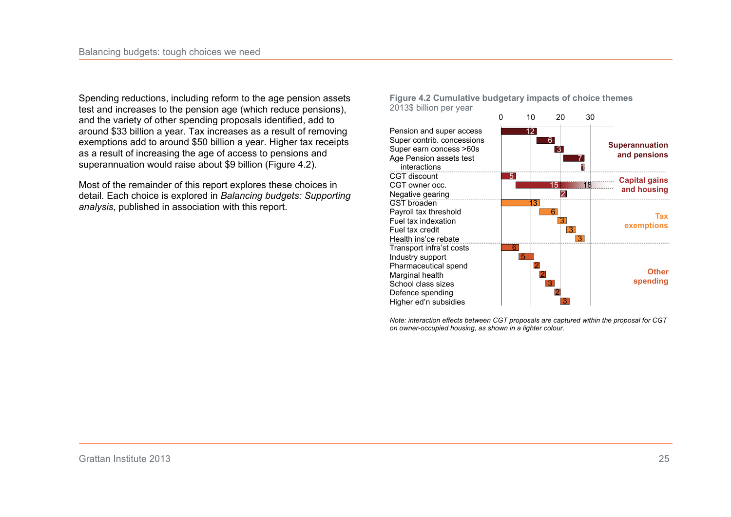Spending reductions, including reform to the age pension assets test and increases to the pension age (which reduce pensions), and the variety of other spending proposals identified, add to around $33 billion a year. Tax increases as a result of removing exemptions add to around $50 billion a year. Higher tax receipts as a result of increasing the age of access to pensions and superannuation would raise about $9 billion (Figure 4.2).

Most of the remainder of this report explores these choices in detail. Each choice is explored in *Balancing budgets: Supporting analysis*, published in association with this report.

**Figure 4.2 Cumulative budgetary impacts of choice themes**
2013$ billion per year

| Theme | Choice | Impact ($b per year) |
|---|---|---|
| Superannuation and pensions | Pension and super access | 12 |
| | Super contrib. concessions | 6 |
| | Super earn concess >60s | 3 |
| | Age Pension assets test | 7 |
| | interactions | 1 |
| Capital gains and housing | CGT discount | 5 |
| | CGT owner occ. | 15 (18) |
| | Negative gearing | 2 |
| Tax exemptions | GST broaden | 13 |
| | Payroll tax threshold | 6 |
| | Fuel tax indexation | 3 |
| | Fuel tax credit | 3 |
| | Health ins'ce rebate | 3 |
| Other spending | Transport infra'st costs | 6 |
| | Industry support | 5 |
| | Pharmaceutical spend | 2 |
| | Marginal health | 2 |
| | School class sizes | 3 |
| | Defence spending | 2 |
| | Higher ed'n subsidies | 3 |

*Note: interaction effects between CGT proposals are captured within the proposal for CGT on owner-occupied housing, as shown in a lighter colour.*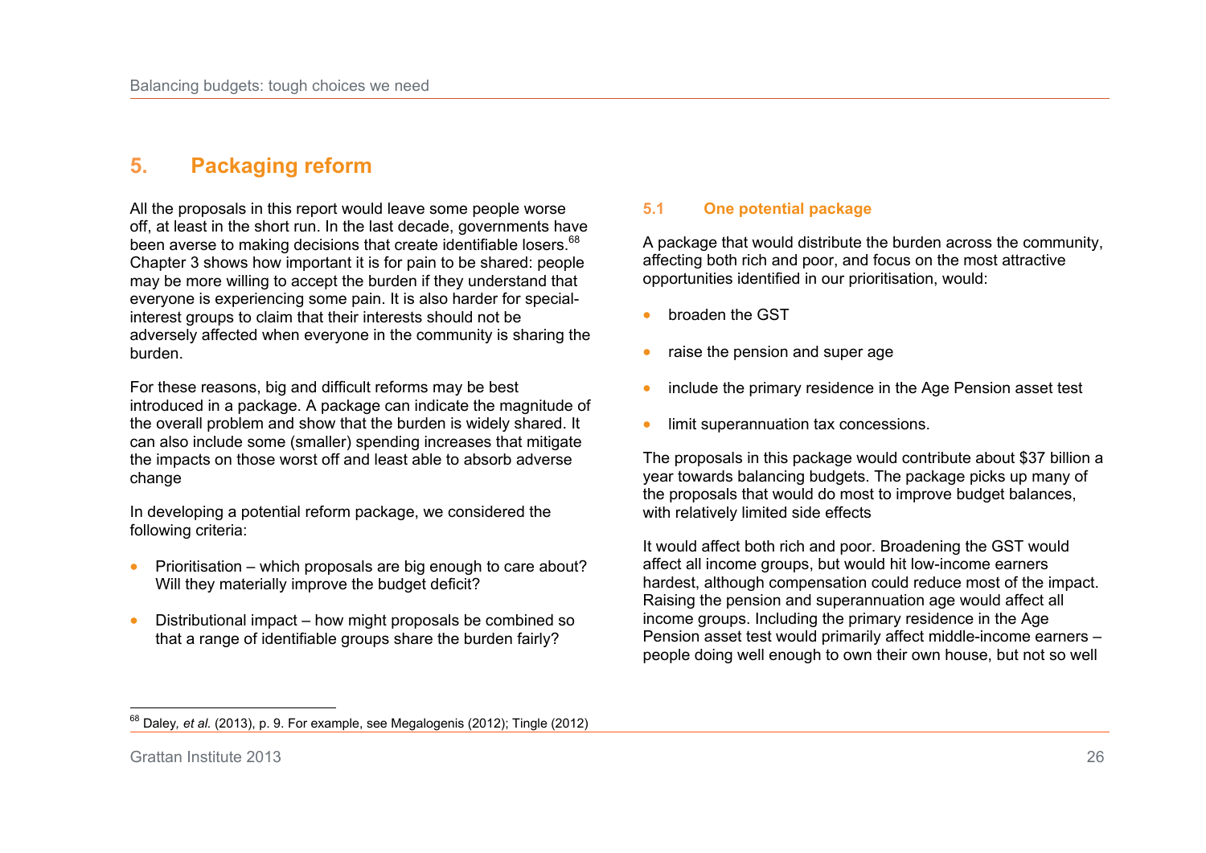# 5. Packaging reform

All the proposals in this report would leave some people worse off, at least in the short run. In the last decade, governments have been averse to making decisions that create identifiable losers.[68] Chapter 3 shows how important it is for pain to be shared: people may be more willing to accept the burden if they understand that everyone is experiencing some pain. It is also harder for special-interest groups to claim that their interests should not be adversely affected when everyone in the community is sharing the burden.

For these reasons, big and difficult reforms may be best introduced in a package. A package can indicate the magnitude of the overall problem and show that the burden is widely shared. It can also include some (smaller) spending increases that mitigate the impacts on those worst off and least able to absorb adverse change

In developing a potential reform package, we considered the following criteria:

- Prioritisation – which proposals are big enough to care about? Will they materially improve the budget deficit?
- Distributional impact – how might proposals be combined so that a range of identifiable groups share the burden fairly?

## 5.1 One potential package

A package that would distribute the burden across the community, affecting both rich and poor, and focus on the most attractive opportunities identified in our prioritisation, would:

- broaden the GST
- raise the pension and super age
- include the primary residence in the Age Pension asset test
- limit superannuation tax concessions.

The proposals in this package would contribute about $37 billion a year towards balancing budgets. The package picks up many of the proposals that would do most to improve budget balances, with relatively limited side effects

It would affect both rich and poor. Broadening the GST would affect all income groups, but would hit low-income earners hardest, although compensation could reduce most of the impact. Raising the pension and superannuation age would affect all income groups. Including the primary residence in the Age Pension asset test would primarily affect middle-income earners – people doing well enough to own their own house, but not so well

[68] Daley, *et al.* (2013), p. 9. For example, see Megalogenis (2012); Tingle (2012)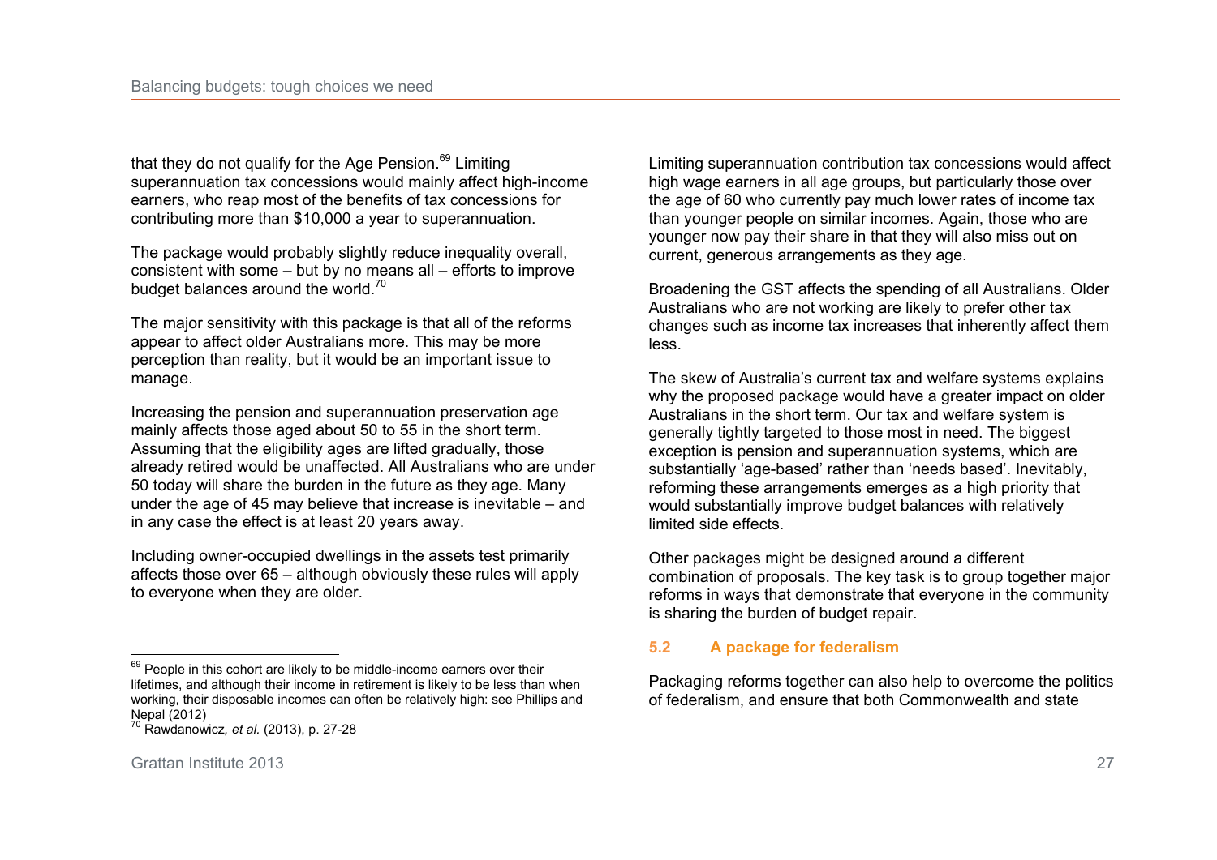that they do not qualify for the Age Pension.[69] Limiting superannuation tax concessions would mainly affect high-income earners, who reap most of the benefits of tax concessions for contributing more than $10,000 a year to superannuation.

The package would probably slightly reduce inequality overall, consistent with some – but by no means all – efforts to improve budget balances around the world.[70]

The major sensitivity with this package is that all of the reforms appear to affect older Australians more. This may be more perception than reality, but it would be an important issue to manage.

Increasing the pension and superannuation preservation age mainly affects those aged about 50 to 55 in the short term. Assuming that the eligibility ages are lifted gradually, those already retired would be unaffected. All Australians who are under 50 today will share the burden in the future as they age. Many under the age of 45 may believe that increase is inevitable – and in any case the effect is at least 20 years away.

Including owner-occupied dwellings in the assets test primarily affects those over 65 – although obviously these rules will apply to everyone when they are older.

Limiting superannuation contribution tax concessions would affect high wage earners in all age groups, but particularly those over the age of 60 who currently pay much lower rates of income tax than younger people on similar incomes. Again, those who are younger now pay their share in that they will also miss out on current, generous arrangements as they age.

Broadening the GST affects the spending of all Australians. Older Australians who are not working are likely to prefer other tax changes such as income tax increases that inherently affect them less.

The skew of Australia's current tax and welfare systems explains why the proposed package would have a greater impact on older Australians in the short term. Our tax and welfare system is generally tightly targeted to those most in need. The biggest exception is pension and superannuation systems, which are substantially 'age-based' rather than 'needs based'. Inevitably, reforming these arrangements emerges as a high priority that would substantially improve budget balances with relatively limited side effects.

Other packages might be designed around a different combination of proposals. The key task is to group together major reforms in ways that demonstrate that everyone in the community is sharing the burden of budget repair.

## 5.2 A package for federalism

Packaging reforms together can also help to overcome the politics of federalism, and ensure that both Commonwealth and state

---

[69] People in this cohort are likely to be middle-income earners over their lifetimes, and although their income in retirement is likely to be less than when working, their disposable incomes can often be relatively high: see Phillips and Nepal (2012)

[70] Rawdanowicz, *et al.* (2013), p. 27-28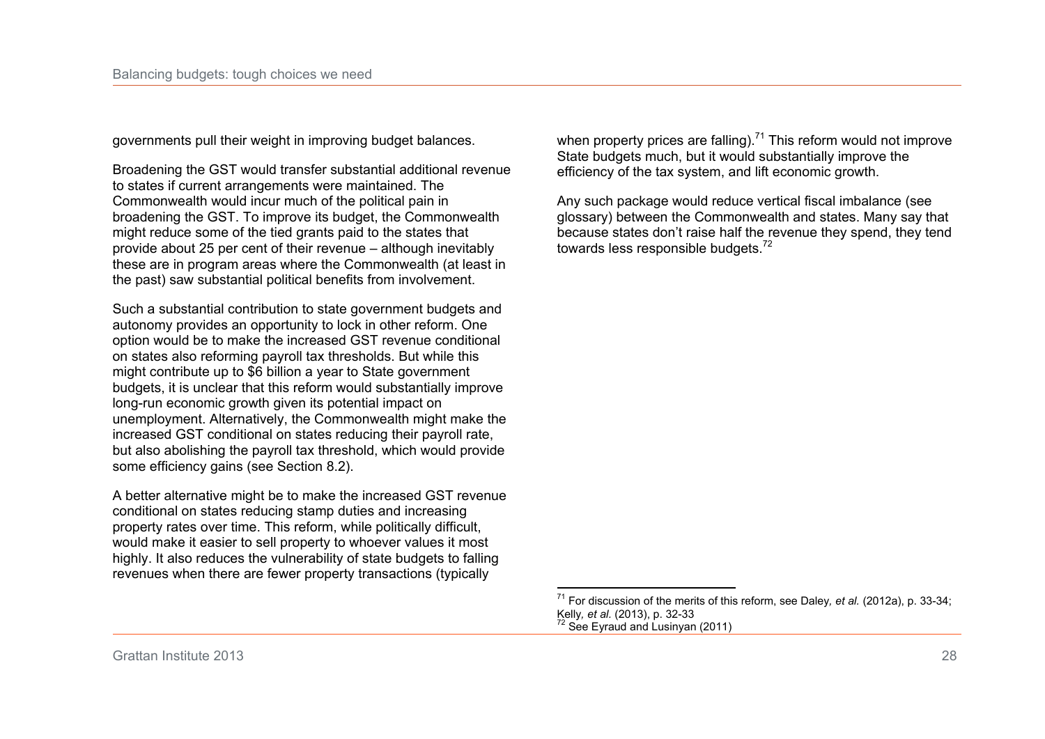governments pull their weight in improving budget balances.

Broadening the GST would transfer substantial additional revenue to states if current arrangements were maintained. The Commonwealth would incur much of the political pain in broadening the GST. To improve its budget, the Commonwealth might reduce some of the tied grants paid to the states that provide about 25 per cent of their revenue – although inevitably these are in program areas where the Commonwealth (at least in the past) saw substantial political benefits from involvement.

Such a substantial contribution to state government budgets and autonomy provides an opportunity to lock in other reform. One option would be to make the increased GST revenue conditional on states also reforming payroll tax thresholds. But while this might contribute up to $6 billion a year to State government budgets, it is unclear that this reform would substantially improve long-run economic growth given its potential impact on unemployment. Alternatively, the Commonwealth might make the increased GST conditional on states reducing their payroll rate, but also abolishing the payroll tax threshold, which would provide some efficiency gains (see Section 8.2).

A better alternative might be to make the increased GST revenue conditional on states reducing stamp duties and increasing property rates over time. This reform, while politically difficult, would make it easier to sell property to whoever values it most highly. It also reduces the vulnerability of state budgets to falling revenues when there are fewer property transactions (typically when property prices are falling).[71] This reform would not improve State budgets much, but it would substantially improve the efficiency of the tax system, and lift economic growth.

Any such package would reduce vertical fiscal imbalance (see glossary) between the Commonwealth and states. Many say that because states don't raise half the revenue they spend, they tend towards less responsible budgets.[72]

---

[71] For discussion of the merits of this reform, see Daley*, et al.* (2012a), p. 33-34; Kelly*, et al.* (2013), p. 32-33

[72] See Eyraud and Lusinyan (2011)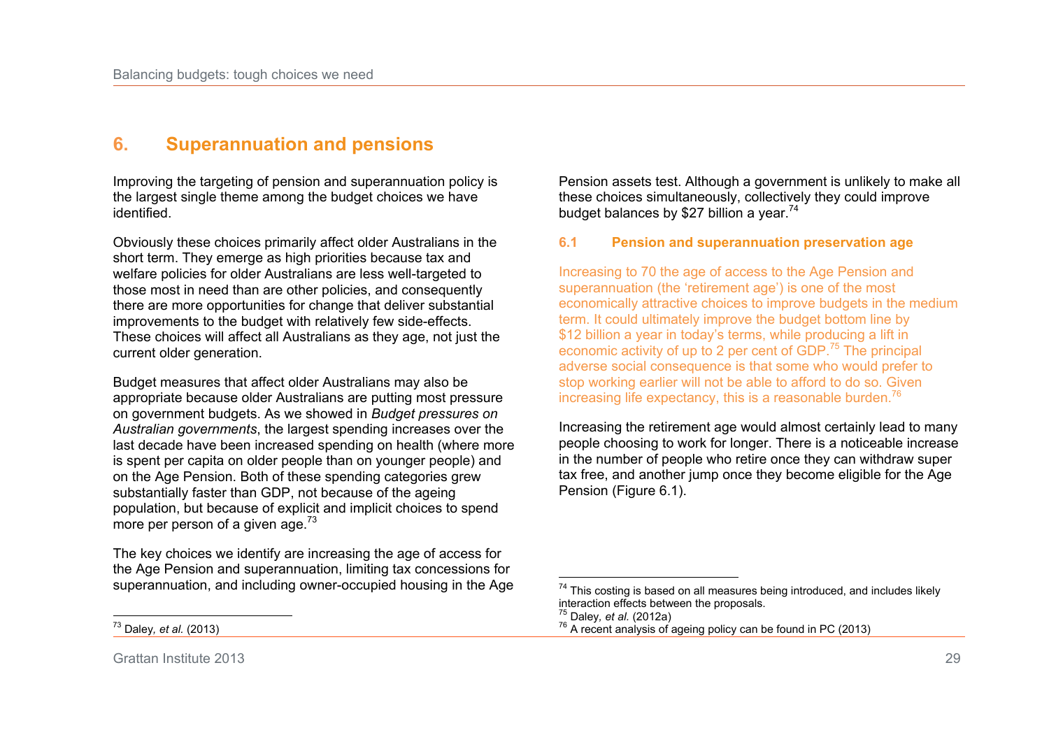## 6. Superannuation and pensions

Improving the targeting of pension and superannuation policy is the largest single theme among the budget choices we have identified.

Obviously these choices primarily affect older Australians in the short term. They emerge as high priorities because tax and welfare policies for older Australians are less well-targeted to those most in need than are other policies, and consequently there are more opportunities for change that deliver substantial improvements to the budget with relatively few side-effects. These choices will affect all Australians as they age, not just the current older generation.

Budget measures that affect older Australians may also be appropriate because older Australians are putting most pressure on government budgets. As we showed in *Budget pressures on Australian governments*, the largest spending increases over the last decade have been increased spending on health (where more is spent per capita on older people than on younger people) and on the Age Pension. Both of these spending categories grew substantially faster than GDP, not because of the ageing population, but because of explicit and implicit choices to spend more per person of a given age.[73]

The key choices we identify are increasing the age of access for the Age Pension and superannuation, limiting tax concessions for superannuation, and including owner-occupied housing in the Age Pension assets test. Although a government is unlikely to make all these choices simultaneously, collectively they could improve budget balances by $27 billion a year.[74]

### 6.1 Pension and superannuation preservation age

Increasing to 70 the age of access to the Age Pension and superannuation (the 'retirement age') is one of the most economically attractive choices to improve budgets in the medium term. It could ultimately improve the budget bottom line by $12 billion a year in today's terms, while producing a lift in economic activity of up to 2 per cent of GDP.[75] The principal adverse social consequence is that some who would prefer to stop working earlier will not be able to afford to do so. Given increasing life expectancy, this is a reasonable burden.[76]

Increasing the retirement age would almost certainly lead to many people choosing to work for longer. There is a noticeable increase in the number of people who retire once they can withdraw super tax free, and another jump once they become eligible for the Age Pension (Figure 6.1).

---

[73] Daley, *et al.* (2013)

[74] This costing is based on all measures being introduced, and includes likely interaction effects between the proposals.

[75] Daley, *et al.* (2012a)

[76] A recent analysis of ageing policy can be found in PC (2013)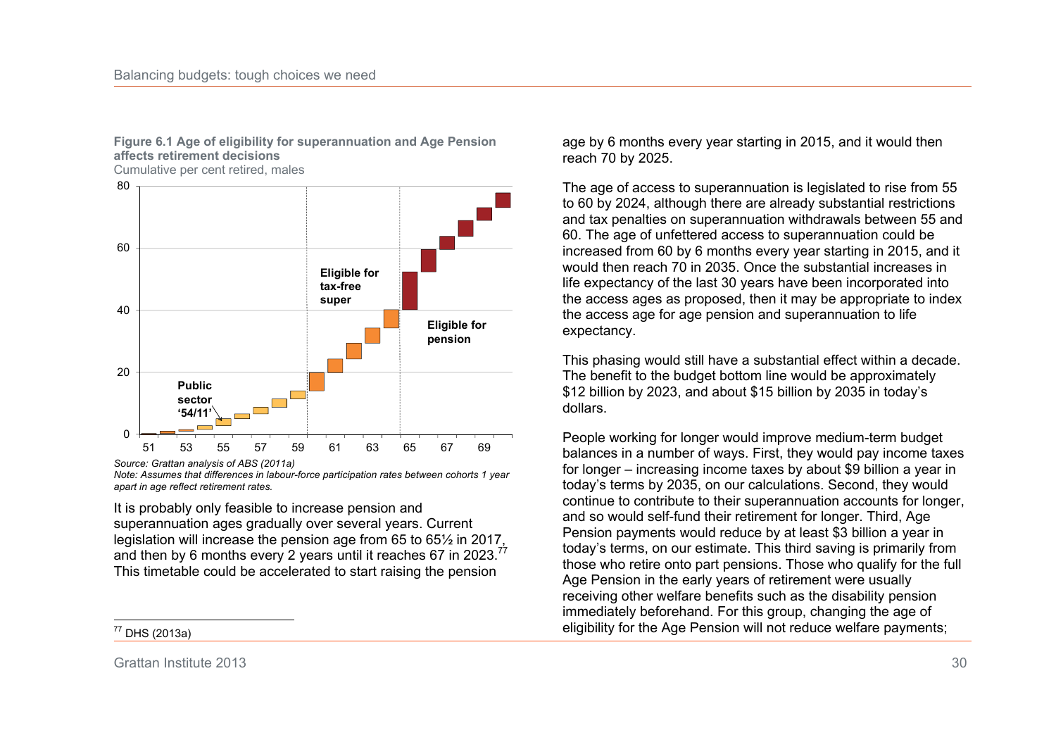**Figure 6.1 Age of eligibility for superannuation and Age Pension affects retirement decisions**

Cumulative per cent retired, males

*Source: Grattan analysis of ABS (2011a)*

*Note: Assumes that differences in labour-force participation rates between cohorts 1 year apart in age reflect retirement rates.*

It is probably only feasible to increase pension and superannuation ages gradually over several years. Current legislation will increase the pension age from 65 to 65½ in 2017, and then by 6 months every 2 years until it reaches 67 in 2023.[77] This timetable could be accelerated to start raising the pension age by 6 months every year starting in 2015, and it would then reach 70 by 2025.

The age of access to superannuation is legislated to rise from 55 to 60 by 2024, although there are already substantial restrictions and tax penalties on superannuation withdrawals between 55 and 60. The age of unfettered access to superannuation could be increased from 60 by 6 months every year starting in 2015, and it would then reach 70 in 2035. Once the substantial increases in life expectancy of the last 30 years have been incorporated into the access ages as proposed, then it may be appropriate to index the access age for age pension and superannuation to life expectancy.

This phasing would still have a substantial effect within a decade. The benefit to the budget bottom line would be approximately $12 billion by 2023, and about $15 billion by 2035 in today's dollars.

People working for longer would improve medium-term budget balances in a number of ways. First, they would pay income taxes for longer – increasing income taxes by about $9 billion a year in today's terms by 2035, on our calculations. Second, they would continue to contribute to their superannuation accounts for longer, and so would self-fund their retirement for longer. Third, Age Pension payments would reduce by at least $3 billion a year in today's terms, on our estimate. This third saving is primarily from those who retire onto part pensions. Those who qualify for the full Age Pension in the early years of retirement were usually receiving other welfare benefits such as the disability pension immediately beforehand. For this group, changing the age of eligibility for the Age Pension will not reduce welfare payments;

[77] DHS (2013a)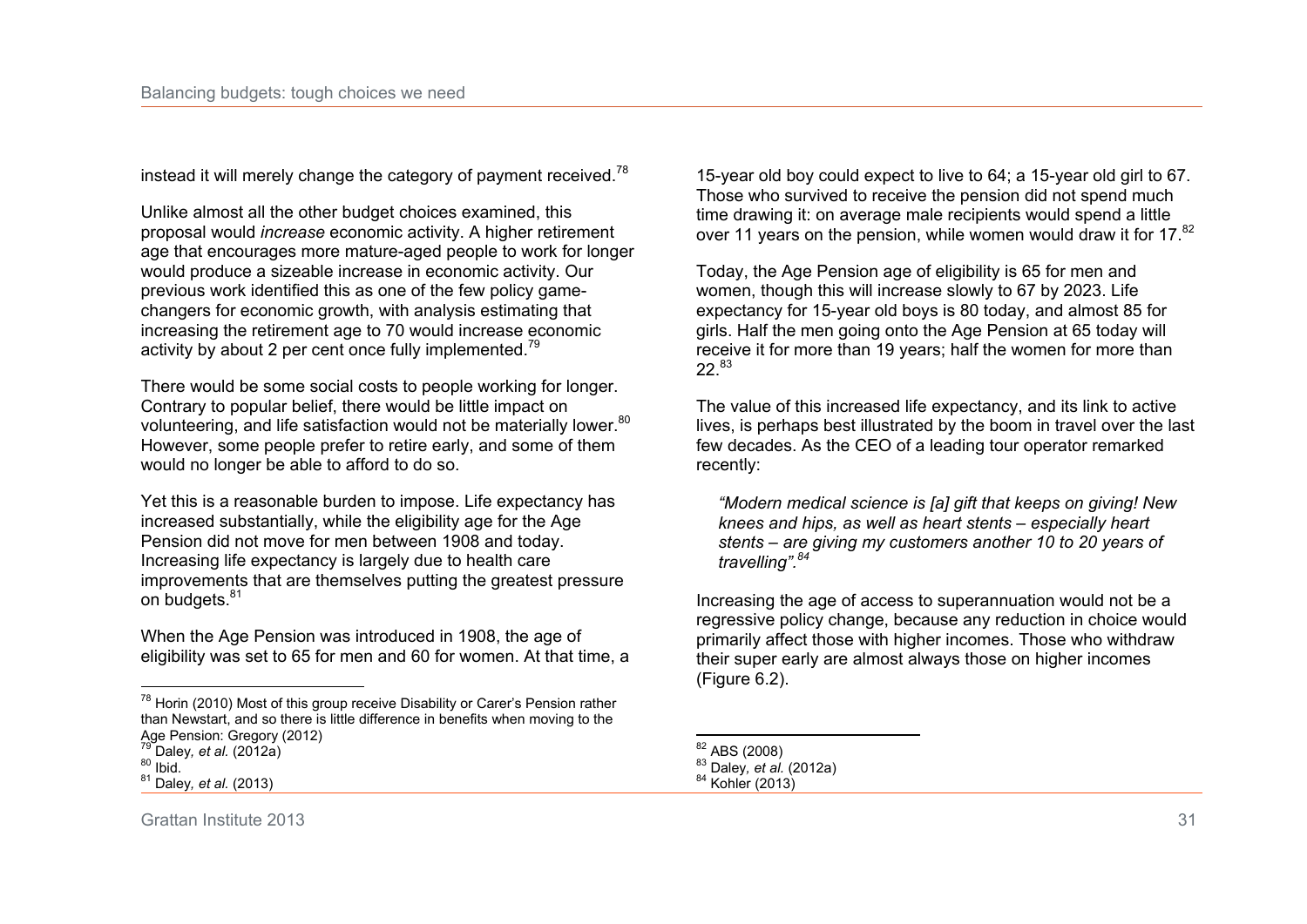instead it will merely change the category of payment received.[78]

Unlike almost all the other budget choices examined, this proposal would *increase* economic activity. A higher retirement age that encourages more mature-aged people to work for longer would produce a sizeable increase in economic activity. Our previous work identified this as one of the few policy game-changers for economic growth, with analysis estimating that increasing the retirement age to 70 would increase economic activity by about 2 per cent once fully implemented.[79]

There would be some social costs to people working for longer. Contrary to popular belief, there would be little impact on volunteering, and life satisfaction would not be materially lower.[80] However, some people prefer to retire early, and some of them would no longer be able to afford to do so.

Yet this is a reasonable burden to impose. Life expectancy has increased substantially, while the eligibility age for the Age Pension did not move for men between 1908 and today. Increasing life expectancy is largely due to health care improvements that are themselves putting the greatest pressure on budgets.[81]

When the Age Pension was introduced in 1908, the age of eligibility was set to 65 for men and 60 for women. At that time, a 15-year old boy could expect to live to 64; a 15-year old girl to 67. Those who survived to receive the pension did not spend much time drawing it: on average male recipients would spend a little over 11 years on the pension, while women would draw it for 17.[82]

Today, the Age Pension age of eligibility is 65 for men and women, though this will increase slowly to 67 by 2023. Life expectancy for 15-year old boys is 80 today, and almost 85 for girls. Half the men going onto the Age Pension at 65 today will receive it for more than 19 years; half the women for more than 22.[83]

The value of this increased life expectancy, and its link to active lives, is perhaps best illustrated by the boom in travel over the last few decades. As the CEO of a leading tour operator remarked recently:

> *"Modern medical science is [a] gift that keeps on giving! New knees and hips, as well as heart stents – especially heart stents – are giving my customers another 10 to 20 years of travelling".*[84]

Increasing the age of access to superannuation would not be a regressive policy change, because any reduction in choice would primarily affect those with higher incomes. Those who withdraw their super early are almost always those on higher incomes (Figure 6.2).

---

[78] Horin (2010) Most of this group receive Disability or Carer's Pension rather than Newstart, and so there is little difference in benefits when moving to the Age Pension: Gregory (2012)

[79] Daley, *et al.* (2012a)

[80] Ibid.

[81] Daley, *et al.* (2013)

[82] ABS (2008)

[83] Daley, *et al.* (2012a)

[84] Kohler (2013)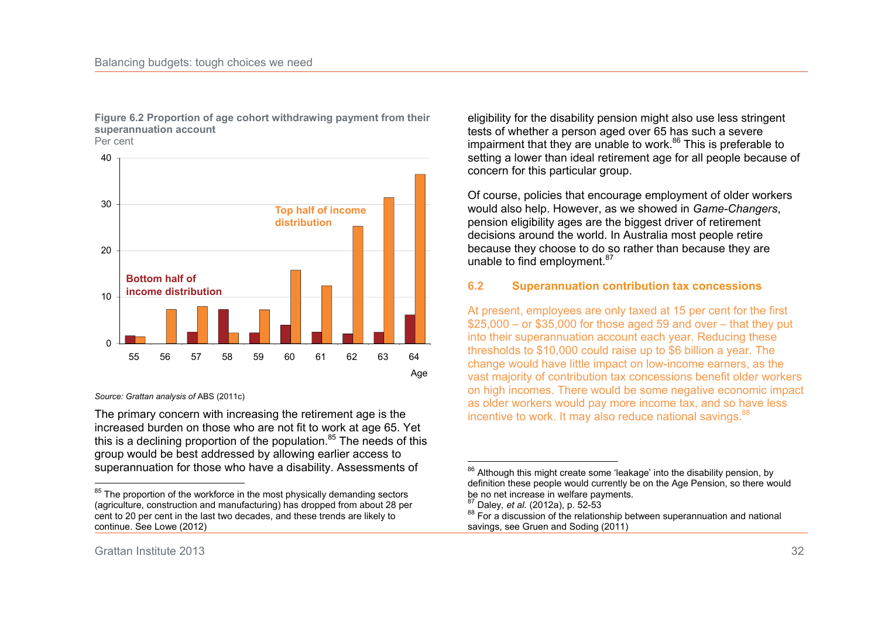**Figure 6.2 Proportion of age cohort withdrawing payment from their superannuation account**
Per cent

*Source: Grattan analysis of* ABS (2011c)

The primary concern with increasing the retirement age is the increased burden on those who are not fit to work at age 65. Yet this is a declining proportion of the population.[85] The needs of this group would be best addressed by allowing earlier access to superannuation for those who have a disability. Assessments of eligibility for the disability pension might also use less stringent tests of whether a person aged over 65 has such a severe impairment that they are unable to work.[86] This is preferable to setting a lower than ideal retirement age for all people because of concern for this particular group.

Of course, policies that encourage employment of older workers would also help. However, as we showed in *Game-Changers*, pension eligibility ages are the biggest driver of retirement decisions around the world. In Australia most people retire because they choose to do so rather than because they are unable to find employment.[87]

## 6.2 Superannuation contribution tax concessions

At present, employees are only taxed at 15 per cent for the first $25,000 – or $35,000 for those aged 59 and over – that they put into their superannuation account each year. Reducing these thresholds to $10,000 could raise up to $6 billion a year. The change would have little impact on low-income earners, as the vast majority of contribution tax concessions benefit older workers on high incomes. There would be some negative economic impact as older workers would pay more income tax, and so have less incentive to work. It may also reduce national savings.[88]

---

[85] The proportion of the workforce in the most physically demanding sectors (agriculture, construction and manufacturing) has dropped from about 28 per cent to 20 per cent in the last two decades, and these trends are likely to continue. See Lowe (2012)

[86] Although this might create some 'leakage' into the disability pension, by definition these people would currently be on the Age Pension, so there would be no net increase in welfare payments.

[87] Daley, *et al.* (2012a), p. 52-53

[88] For a discussion of the relationship between superannuation and national savings, see Gruen and Soding (2011)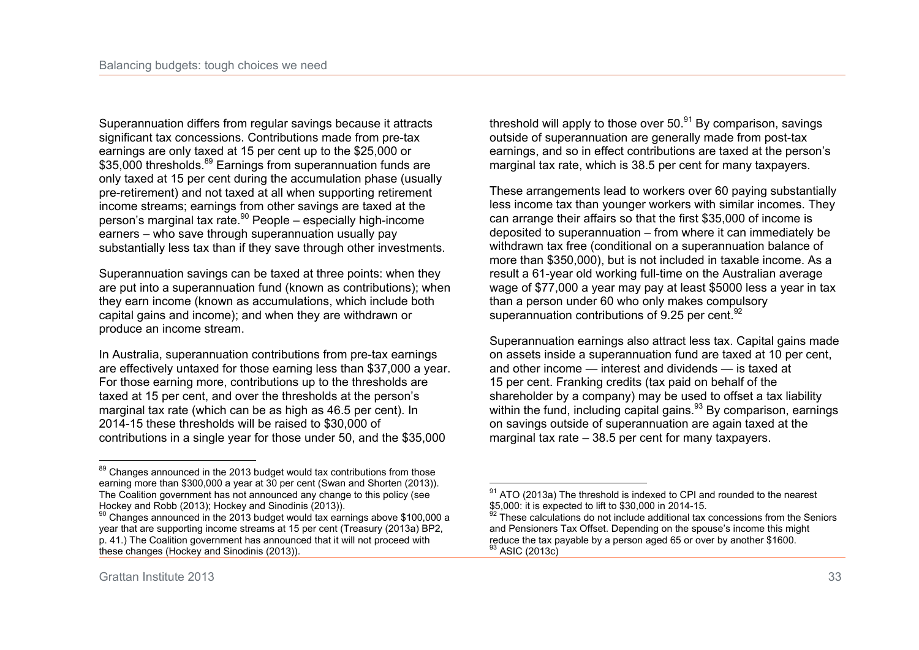Superannuation differs from regular savings because it attracts significant tax concessions. Contributions made from pre-tax earnings are only taxed at 15 per cent up to the $25,000 or $35,000 thresholds.[89] Earnings from superannuation funds are only taxed at 15 per cent during the accumulation phase (usually pre-retirement) and not taxed at all when supporting retirement income streams; earnings from other savings are taxed at the person's marginal tax rate.[90] People – especially high-income earners – who save through superannuation usually pay substantially less tax than if they save through other investments.

Superannuation savings can be taxed at three points: when they are put into a superannuation fund (known as contributions); when they earn income (known as accumulations, which include both capital gains and income); and when they are withdrawn or produce an income stream.

In Australia, superannuation contributions from pre-tax earnings are effectively untaxed for those earning less than $37,000 a year. For those earning more, contributions up to the thresholds are taxed at 15 per cent, and over the thresholds at the person's marginal tax rate (which can be as high as 46.5 per cent). In 2014-15 these thresholds will be raised to $30,000 of contributions in a single year for those under 50, and the $35,000 threshold will apply to those over 50.[91] By comparison, savings outside of superannuation are generally made from post-tax earnings, and so in effect contributions are taxed at the person's marginal tax rate, which is 38.5 per cent for many taxpayers.

These arrangements lead to workers over 60 paying substantially less income tax than younger workers with similar incomes. They can arrange their affairs so that the first $35,000 of income is deposited to superannuation – from where it can immediately be withdrawn tax free (conditional on a superannuation balance of more than $350,000), but is not included in taxable income. As a result a 61-year old working full-time on the Australian average wage of $77,000 a year may pay at least $5000 less a year in tax than a person under 60 who only makes compulsory superannuation contributions of 9.25 per cent.[92]

Superannuation earnings also attract less tax. Capital gains made on assets inside a superannuation fund are taxed at 10 per cent, and other income — interest and dividends — is taxed at 15 per cent. Franking credits (tax paid on behalf of the shareholder by a company) may be used to offset a tax liability within the fund, including capital gains.[93] By comparison, earnings on savings outside of superannuation are again taxed at the marginal tax rate – 38.5 per cent for many taxpayers.

---

[89] Changes announced in the 2013 budget would tax contributions from those earning more than $300,000 a year at 30 per cent (Swan and Shorten (2013)). The Coalition government has not announced any change to this policy (see Hockey and Robb (2013); Hockey and Sinodinis (2013)).

[90] Changes announced in the 2013 budget would tax earnings above $100,000 a year that are supporting income streams at 15 per cent (Treasury (2013a) BP2, p. 41.) The Coalition government has announced that it will not proceed with these changes (Hockey and Sinodinis (2013)).

[91] ATO (2013a) The threshold is indexed to CPI and rounded to the nearest $5,000: it is expected to lift to $30,000 in 2014-15.

[92] These calculations do not include additional tax concessions from the Seniors and Pensioners Tax Offset. Depending on the spouse's income this might reduce the tax payable by a person aged 65 or over by another $1600.

[93] ASIC (2013c)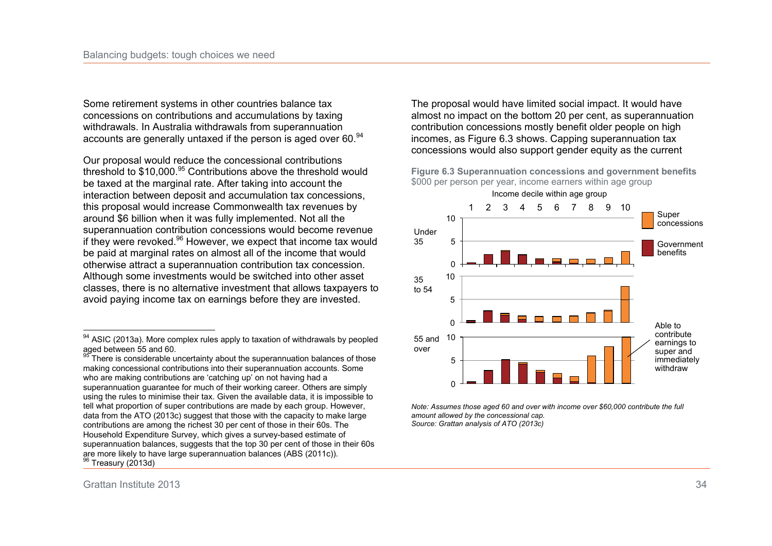Some retirement systems in other countries balance tax concessions on contributions and accumulations by taxing withdrawals. In Australia withdrawals from superannuation accounts are generally untaxed if the person is aged over 60.[94]

Our proposal would reduce the concessional contributions threshold to $10,000.[95] Contributions above the threshold would be taxed at the marginal rate. After taking into account the interaction between deposit and accumulation tax concessions, this proposal would increase Commonwealth tax revenues by around $6 billion when it was fully implemented. Not all the superannuation contribution concessions would become revenue if they were revoked.[96] However, we expect that income tax would be paid at marginal rates on almost all of the income that would otherwise attract a superannuation contribution tax concession. Although some investments would be switched into other asset classes, there is no alternative investment that allows taxpayers to avoid paying income tax on earnings before they are invested.

The proposal would have limited social impact. It would have almost no impact on the bottom 20 per cent, as superannuation contribution concessions mostly benefit older people on high incomes, as Figure 6.3 shows. Capping superannuation tax concessions would also support gender equity as the current

**Figure 6.3 Superannuation concessions and government benefits**
$000 per person per year, income earners within age group

*Note: Assumes those aged 60 and over with income over $60,000 contribute the full amount allowed by the concessional cap.*
*Source: Grattan analysis of ATO (2013c)*

---

[94] ASIC (2013a). More complex rules apply to taxation of withdrawals by peopled aged between 55 and 60.

[95] There is considerable uncertainty about the superannuation balances of those making concessional contributions into their superannuation accounts. Some who are making contributions are 'catching up' on not having had a superannuation guarantee for much of their working career. Others are simply using the rules to minimise their tax. Given the available data, it is impossible to tell what proportion of super contributions are made by each group. However, data from the ATO (2013c) suggest that those with the capacity to make large contributions are among the richest 30 per cent of those in their 60s. The Household Expenditure Survey, which gives a survey-based estimate of superannuation balances, suggests that the top 30 per cent of those in their 60s are more likely to have large superannuation balances (ABS (2011c)).

[96] Treasury (2013d)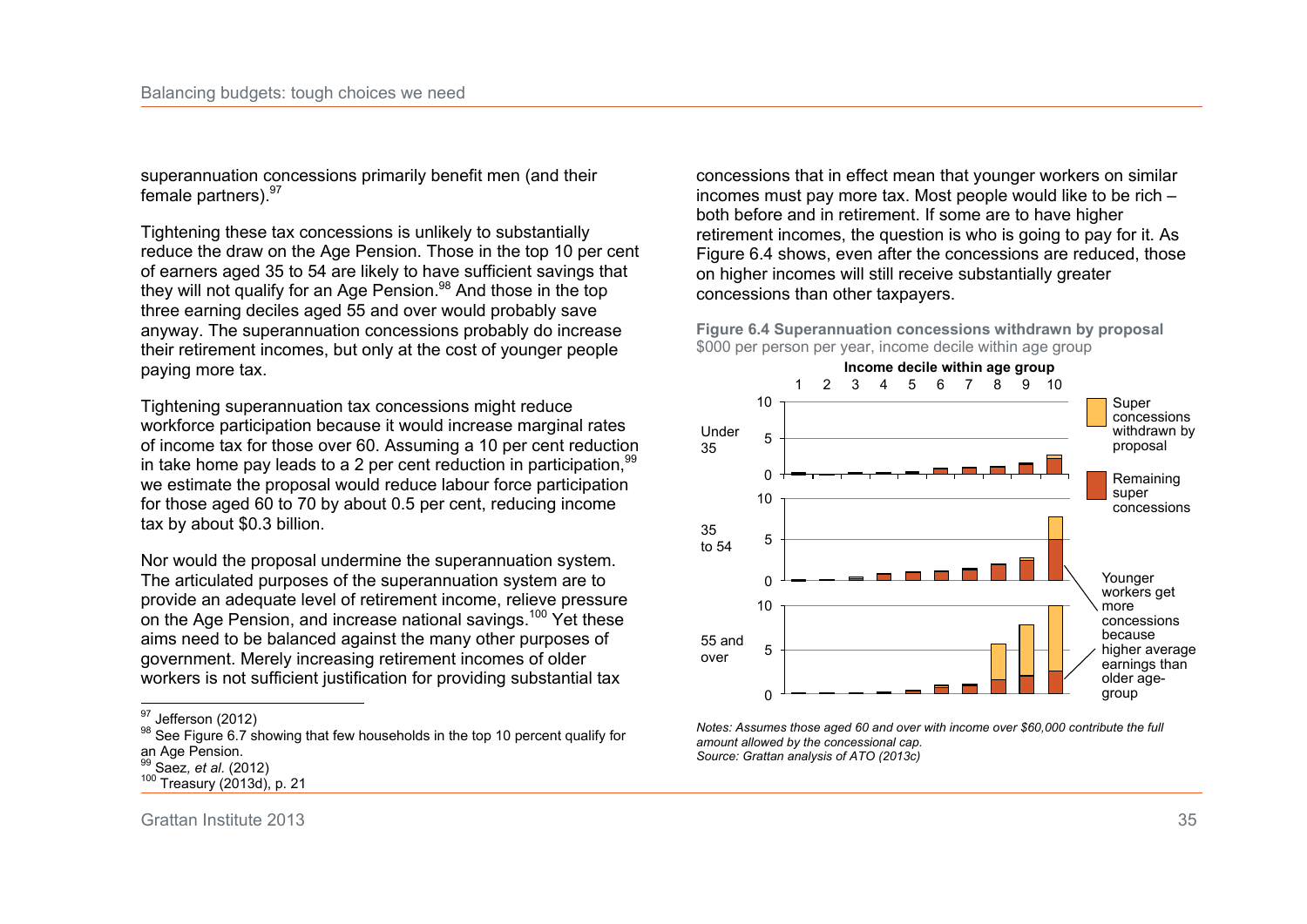superannuation concessions primarily benefit men (and their female partners).[97]

Tightening these tax concessions is unlikely to substantially reduce the draw on the Age Pension. Those in the top 10 per cent of earners aged 35 to 54 are likely to have sufficient savings that they will not qualify for an Age Pension.[98] And those in the top three earning deciles aged 55 and over would probably save anyway. The superannuation concessions probably do increase their retirement incomes, but only at the cost of younger people paying more tax.

Tightening superannuation tax concessions might reduce workforce participation because it would increase marginal rates of income tax for those over 60. Assuming a 10 per cent reduction in take home pay leads to a 2 per cent reduction in participation,[99] we estimate the proposal would reduce labour force participation for those aged 60 to 70 by about 0.5 per cent, reducing income tax by about $0.3 billion.

Nor would the proposal undermine the superannuation system. The articulated purposes of the superannuation system are to provide an adequate level of retirement income, relieve pressure on the Age Pension, and increase national savings.[100] Yet these aims need to be balanced against the many other purposes of government. Merely increasing retirement incomes of older workers is not sufficient justification for providing substantial tax concessions that in effect mean that younger workers on similar incomes must pay more tax. Most people would like to be rich – both before and in retirement. If some are to have higher retirement incomes, the question is who is going to pay for it. As Figure 6.4 shows, even after the concessions are reduced, those on higher incomes will still receive substantially greater concessions than other taxpayers.

**Figure 6.4 Superannuation concessions withdrawn by proposal**
$000 per person per year, income decile within age group

*Notes: Assumes those aged 60 and over with income over $60,000 contribute the full amount allowed by the concessional cap.*
*Source: Grattan analysis of ATO (2013c)*

[97] Jefferson (2012)
[98] See Figure 6.7 showing that few households in the top 10 percent qualify for an Age Pension.
[99] Saez, *et al.* (2012)
[100] Treasury (2013d), p. 21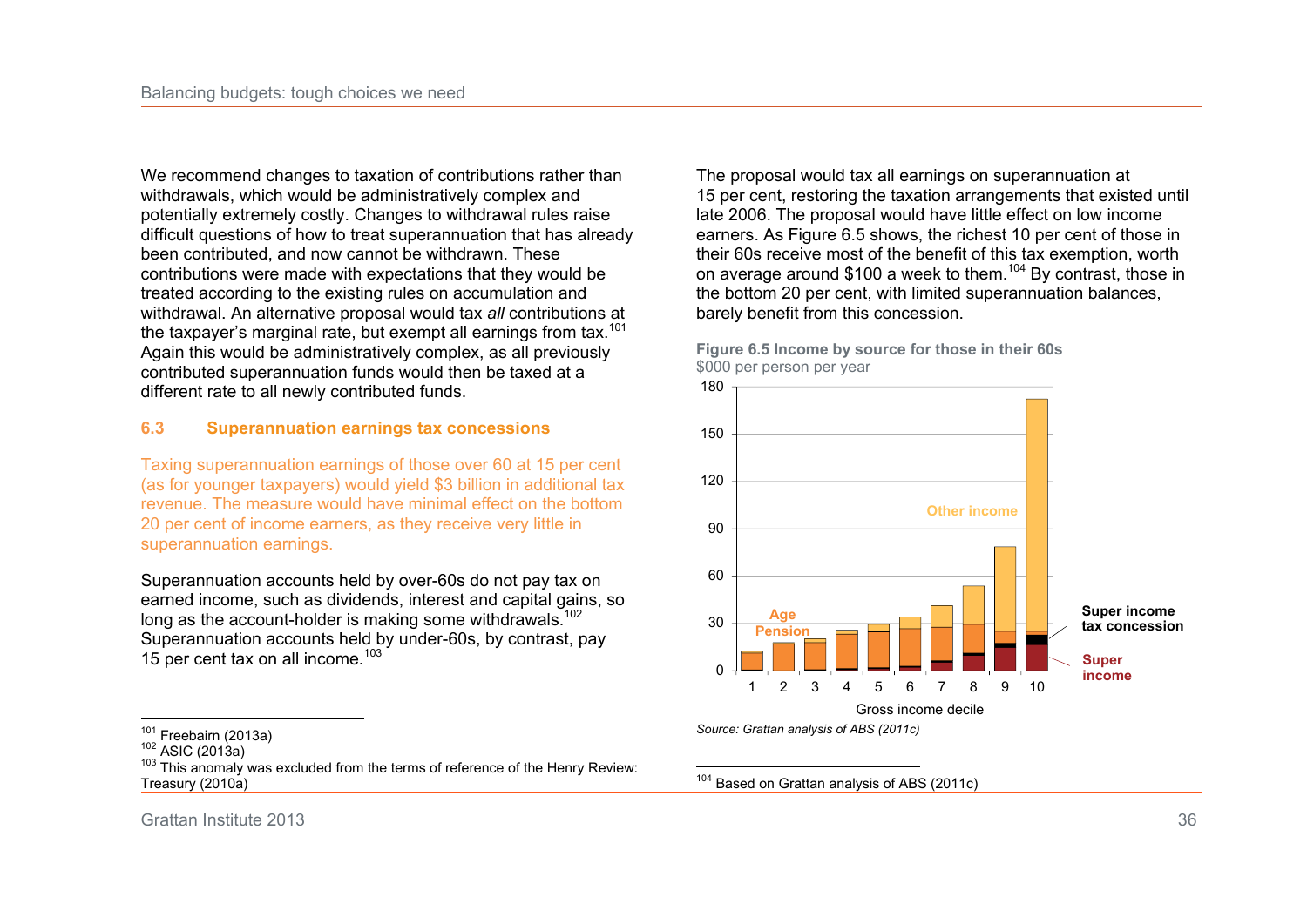We recommend changes to taxation of contributions rather than withdrawals, which would be administratively complex and potentially extremely costly. Changes to withdrawal rules raise difficult questions of how to treat superannuation that has already been contributed, and now cannot be withdrawn. These contributions were made with expectations that they would be treated according to the existing rules on accumulation and withdrawal. An alternative proposal would tax *all* contributions at the taxpayer's marginal rate, but exempt all earnings from tax.[101] Again this would be administratively complex, as all previously contributed superannuation funds would then be taxed at a different rate to all newly contributed funds.

### 6.3 Superannuation earnings tax concessions

Taxing superannuation earnings of those over 60 at 15 per cent (as for younger taxpayers) would yield $3 billion in additional tax revenue. The measure would have minimal effect on the bottom 20 per cent of income earners, as they receive very little in superannuation earnings.

Superannuation accounts held by over-60s do not pay tax on earned income, such as dividends, interest and capital gains, so long as the account-holder is making some withdrawals.[102] Superannuation accounts held by under-60s, by contrast, pay 15 per cent tax on all income.[103]

[101] Freebairn (2013a)

[102] ASIC (2013a)

[103] This anomaly was excluded from the terms of reference of the Henry Review: Treasury (2010a)

The proposal would tax all earnings on superannuation at 15 per cent, restoring the taxation arrangements that existed until late 2006. The proposal would have little effect on low income earners. As Figure 6.5 shows, the richest 10 per cent of those in their 60s receive most of the benefit of this tax exemption, worth on average around $100 a week to them.[104] By contrast, those in the bottom 20 per cent, with limited superannuation balances, barely benefit from this concession.

**Figure 6.5 Income by source for those in their 60s**
$000 per person per year

Source: Grattan analysis of ABS (2011c)

[104] Based on Grattan analysis of ABS (2011c)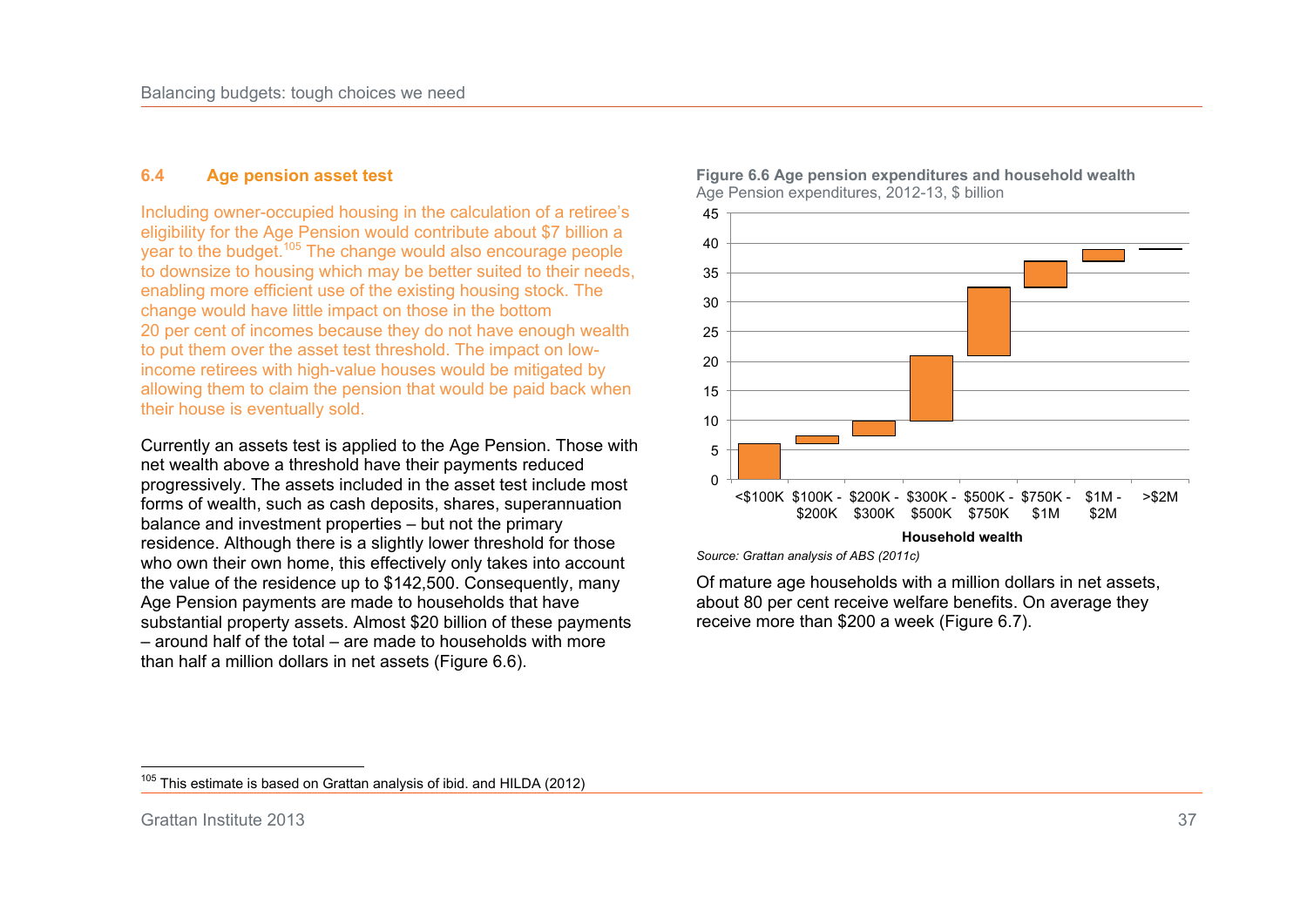## 6.4 Age pension asset test

Including owner-occupied housing in the calculation of a retiree's eligibility for the Age Pension would contribute about $7 billion a year to the budget.[105] The change would also encourage people to downsize to housing which may be better suited to their needs, enabling more efficient use of the existing housing stock. The change would have little impact on those in the bottom 20 per cent of incomes because they do not have enough wealth to put them over the asset test threshold. The impact on low-income retirees with high-value houses would be mitigated by allowing them to claim the pension that would be paid back when their house is eventually sold.

Currently an assets test is applied to the Age Pension. Those with net wealth above a threshold have their payments reduced progressively. The assets included in the asset test include most forms of wealth, such as cash deposits, shares, superannuation balance and investment properties – but not the primary residence. Although there is a slightly lower threshold for those who own their own home, this effectively only takes into account the value of the residence up to $142,500. Consequently, many Age Pension payments are made to households that have substantial property assets. Almost $20 billion of these payments – around half of the total – are made to households with more than half a million dollars in net assets (Figure 6.6).

**Figure 6.6 Age pension expenditures and household wealth**
Age Pension expenditures, 2012-13, $ billion

*Source: Grattan analysis of ABS (2011c)*

Of mature age households with a million dollars in net assets, about 80 per cent receive welfare benefits. On average they receive more than $200 a week (Figure 6.7).

---

[105] This estimate is based on Grattan analysis of ibid. and HILDA (2012)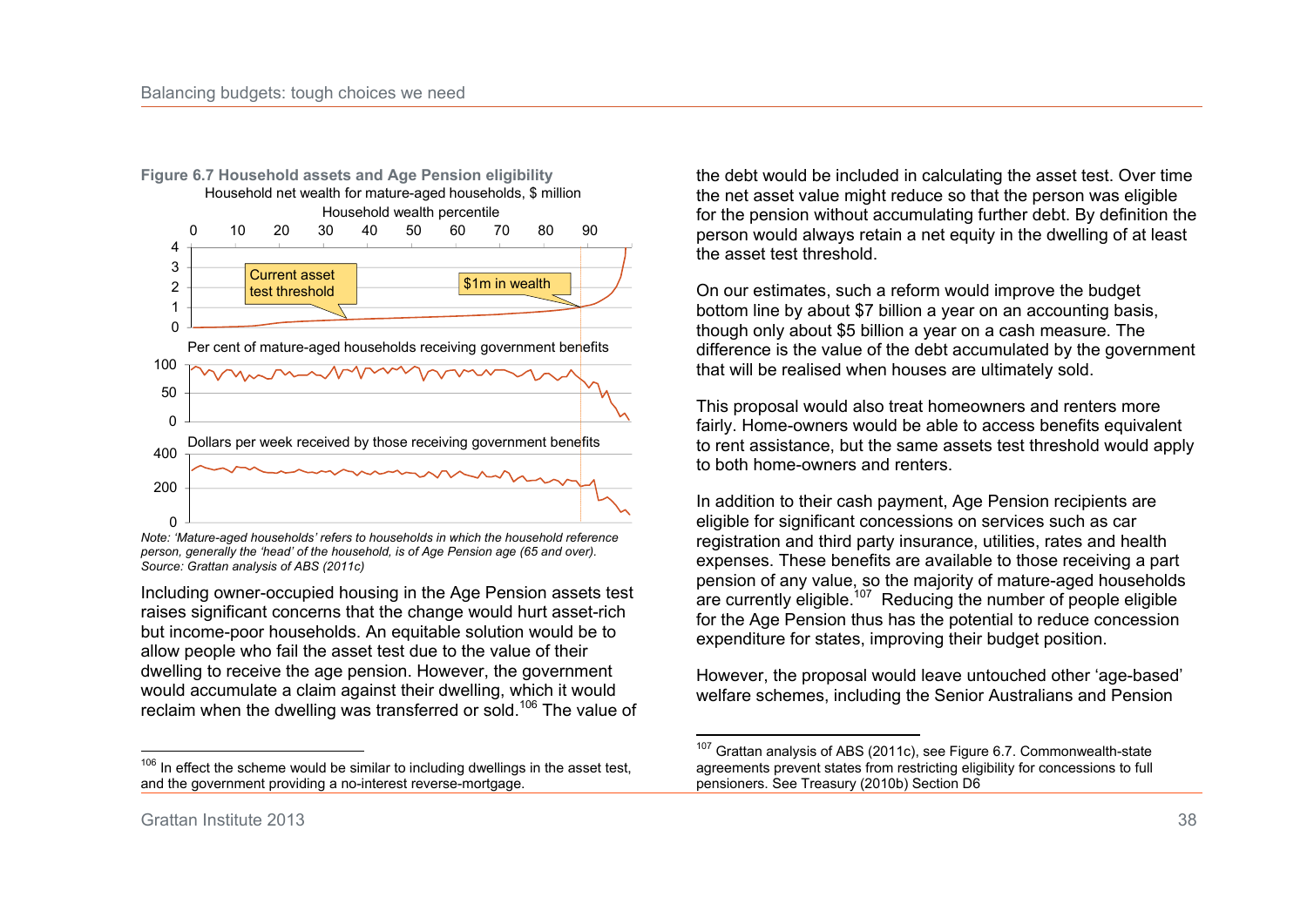**Figure 6.7 Household assets and Age Pension eligibility**

Household net wealth for mature-aged households, $ million

Household wealth percentile

Per cent of mature-aged households receiving government benefits

Dollars per week received by those receiving government benefits

*Note: 'Mature-aged households' refers to households in which the household reference person, generally the 'head' of the household, is of Age Pension age (65 and over).*
*Source: Grattan analysis of ABS (2011c)*

Including owner-occupied housing in the Age Pension assets test raises significant concerns that the change would hurt asset-rich but income-poor households. An equitable solution would be to allow people who fail the asset test due to the value of their dwelling to receive the age pension. However, the government would accumulate a claim against their dwelling, which it would reclaim when the dwelling was transferred or sold.[106] The value of the debt would be included in calculating the asset test. Over time the net asset value might reduce so that the person was eligible for the pension without accumulating further debt. By definition the person would always retain a net equity in the dwelling of at least the asset test threshold.

On our estimates, such a reform would improve the budget bottom line by about $7 billion a year on an accounting basis, though only about $5 billion a year on a cash measure. The difference is the value of the debt accumulated by the government that will be realised when houses are ultimately sold.

This proposal would also treat homeowners and renters more fairly. Home-owners would be able to access benefits equivalent to rent assistance, but the same assets test threshold would apply to both home-owners and renters.

In addition to their cash payment, Age Pension recipients are eligible for significant concessions on services such as car registration and third party insurance, utilities, rates and health expenses. These benefits are available to those receiving a part pension of any value, so the majority of mature-aged households are currently eligible.[107] Reducing the number of people eligible for the Age Pension thus has the potential to reduce concession expenditure for states, improving their budget position.

However, the proposal would leave untouched other 'age-based' welfare schemes, including the Senior Australians and Pension

---

[106] In effect the scheme would be similar to including dwellings in the asset test, and the government providing a no-interest reverse-mortgage.

[107] Grattan analysis of ABS (2011c), see Figure 6.7. Commonwealth-state agreements prevent states from restricting eligibility for concessions to full pensioners. See Treasury (2010b) Section D6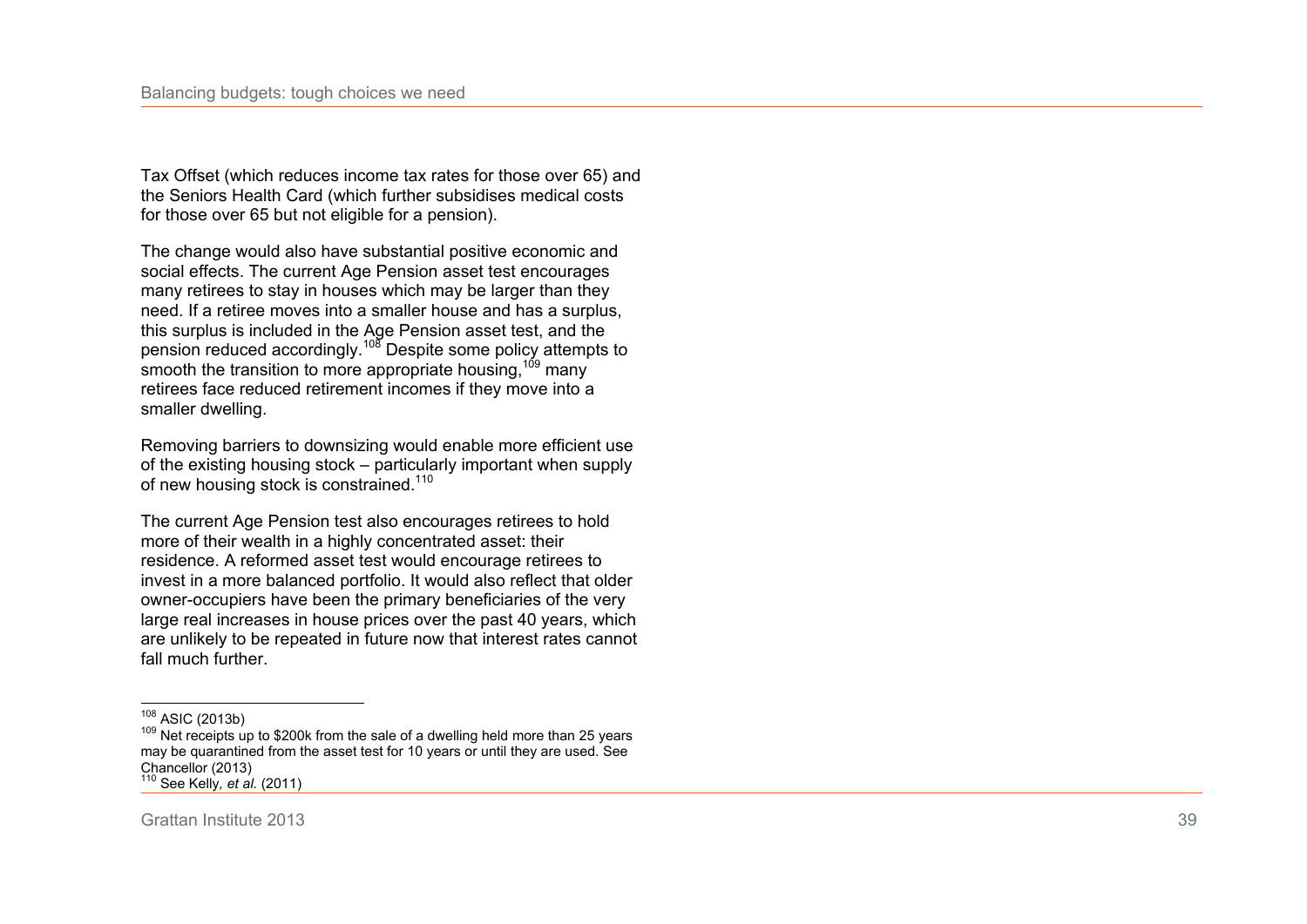Tax Offset (which reduces income tax rates for those over 65) and the Seniors Health Card (which further subsidises medical costs for those over 65 but not eligible for a pension).

The change would also have substantial positive economic and social effects. The current Age Pension asset test encourages many retirees to stay in houses which may be larger than they need. If a retiree moves into a smaller house and has a surplus, this surplus is included in the Age Pension asset test, and the pension reduced accordingly.[108] Despite some policy attempts to smooth the transition to more appropriate housing,[109] many retirees face reduced retirement incomes if they move into a smaller dwelling.

Removing barriers to downsizing would enable more efficient use of the existing housing stock – particularly important when supply of new housing stock is constrained.[110]

The current Age Pension test also encourages retirees to hold more of their wealth in a highly concentrated asset: their residence. A reformed asset test would encourage retirees to invest in a more balanced portfolio. It would also reflect that older owner-occupiers have been the primary beneficiaries of the very large real increases in house prices over the past 40 years, which are unlikely to be repeated in future now that interest rates cannot fall much further.

---

[108] ASIC (2013b)

[109] Net receipts up to $200k from the sale of a dwelling held more than 25 years may be quarantined from the asset test for 10 years or until they are used. See Chancellor (2013)

[110] See Kelly, *et al.* (2011)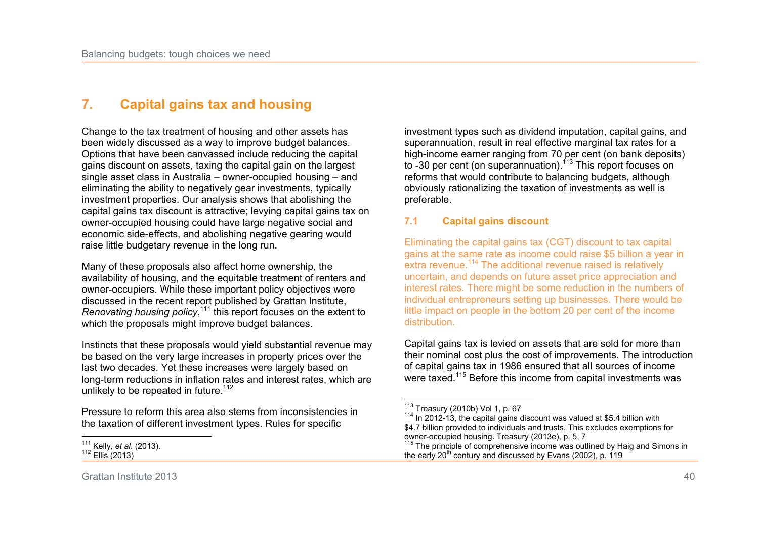// Omitting running header "Balancing budgets: tough choices we need", footer "Grattan Institute 2013", and page number 40.
# 7. Capital gains tax and housing

Change to the tax treatment of housing and other assets has been widely discussed as a way to improve budget balances. Options that have been canvassed include reducing the capital gains discount on assets, taxing the capital gain on the largest single asset class in Australia – owner-occupied housing – and eliminating the ability to negatively gear investments, typically investment properties. Our analysis shows that abolishing the capital gains tax discount is attractive; levying capital gains tax on owner-occupied housing could have large negative social and economic side-effects, and abolishing negative gearing would raise little budgetary revenue in the long run.

Many of these proposals also affect home ownership, the availability of housing, and the equitable treatment of renters and owner-occupiers. While these important policy objectives were discussed in the recent report published by Grattan Institute, *Renovating housing policy*,[111] this report focuses on the extent to which the proposals might improve budget balances.

Instincts that these proposals would yield substantial revenue may be based on the very large increases in property prices over the last two decades. Yet these increases were largely based on long-term reductions in inflation rates and interest rates, which are unlikely to be repeated in future.[112]

Pressure to reform this area also stems from inconsistencies in the taxation of different investment types. Rules for specific investment types such as dividend imputation, capital gains, and superannuation, result in real effective marginal tax rates for a high-income earner ranging from 70 per cent (on bank deposits) to -30 per cent (on superannuation).[113] This report focuses on reforms that would contribute to balancing budgets, although obviously rationalizing the taxation of investments as well is preferable.

## 7.1 Capital gains discount

Eliminating the capital gains tax (CGT) discount to tax capital gains at the same rate as income could raise $5 billion a year in extra revenue.[114] The additional revenue raised is relatively uncertain, and depends on future asset price appreciation and interest rates. There might be some reduction in the numbers of individual entrepreneurs setting up businesses. There would be little impact on people in the bottom 20 per cent of the income distribution.

Capital gains tax is levied on assets that are sold for more than their nominal cost plus the cost of improvements. The introduction of capital gains tax in 1986 ensured that all sources of income were taxed.[115] Before this income from capital investments was

---

[111] Kelly, *et al.* (2013).

[112] Ellis (2013)

[113] Treasury (2010b) Vol 1, p. 67

[114] In 2012-13, the capital gains discount was valued at $5.4 billion with $4.7 billion provided to individuals and trusts. This excludes exemptions for owner-occupied housing. Treasury (2013e), p. 5, 7

[115] The principle of comprehensive income was outlined by Haig and Simons in the early 20th century and discussed by Evans (2002), p. 119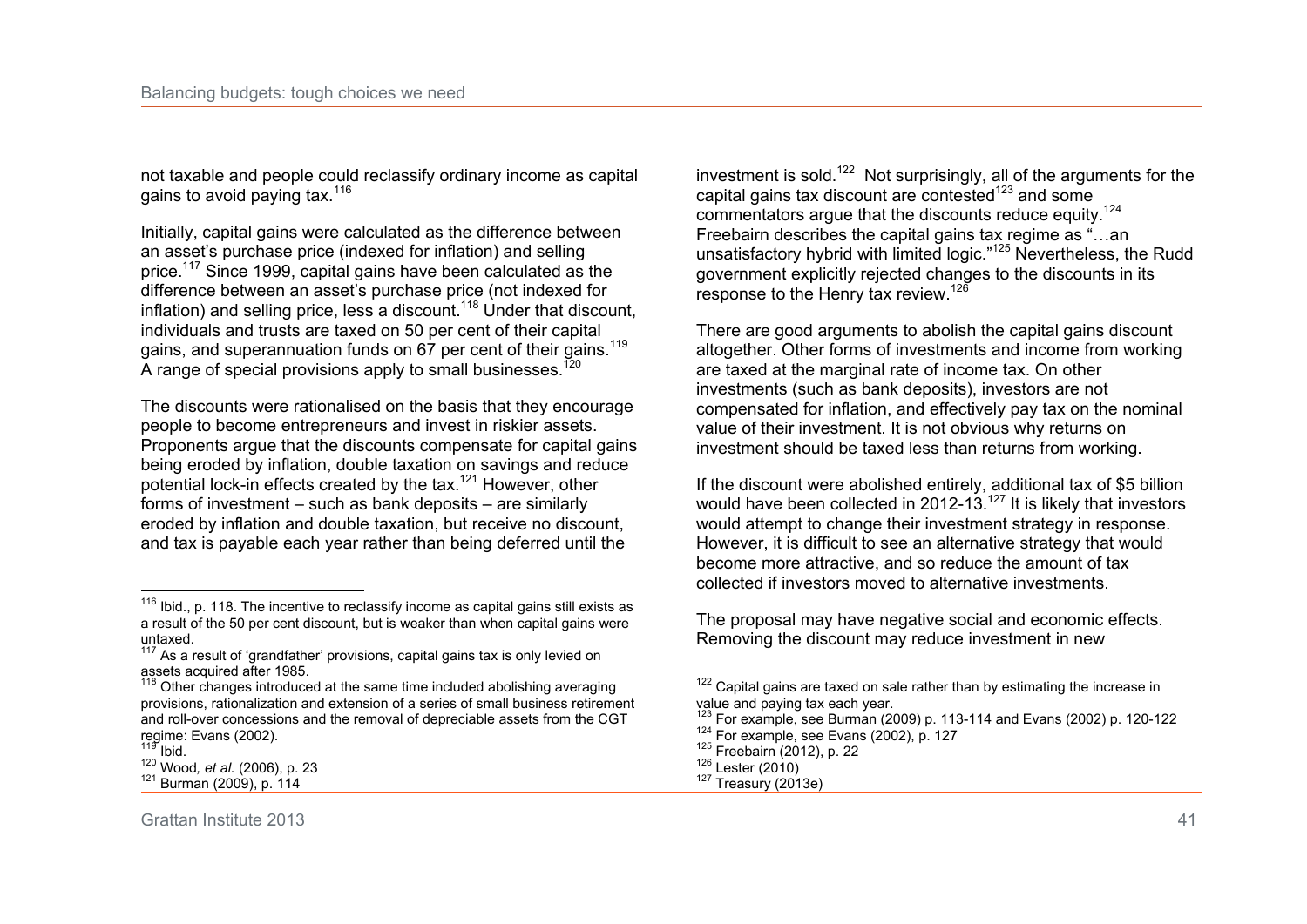not taxable and people could reclassify ordinary income as capital gains to avoid paying tax.[116]

Initially, capital gains were calculated as the difference between an asset's purchase price (indexed for inflation) and selling price.[117] Since 1999, capital gains have been calculated as the difference between an asset's purchase price (not indexed for inflation) and selling price, less a discount.[118] Under that discount, individuals and trusts are taxed on 50 per cent of their capital gains, and superannuation funds on 67 per cent of their gains.[119] A range of special provisions apply to small businesses.[120]

The discounts were rationalised on the basis that they encourage people to become entrepreneurs and invest in riskier assets. Proponents argue that the discounts compensate for capital gains being eroded by inflation, double taxation on savings and reduce potential lock-in effects created by the tax.[121] However, other forms of investment – such as bank deposits – are similarly eroded by inflation and double taxation, but receive no discount, and tax is payable each year rather than being deferred until the investment is sold.[122] Not surprisingly, all of the arguments for the capital gains tax discount are contested[123] and some commentators argue that the discounts reduce equity.[124] Freebairn describes the capital gains tax regime as "…an unsatisfactory hybrid with limited logic."[125] Nevertheless, the Rudd government explicitly rejected changes to the discounts in its response to the Henry tax review.[126]

There are good arguments to abolish the capital gains discount altogether. Other forms of investments and income from working are taxed at the marginal rate of income tax. On other investments (such as bank deposits), investors are not compensated for inflation, and effectively pay tax on the nominal value of their investment. It is not obvious why returns on investment should be taxed less than returns from working.

If the discount were abolished entirely, additional tax of $5 billion would have been collected in 2012-13.[127] It is likely that investors would attempt to change their investment strategy in response. However, it is difficult to see an alternative strategy that would become more attractive, and so reduce the amount of tax collected if investors moved to alternative investments.

The proposal may have negative social and economic effects. Removing the discount may reduce investment in new

---

[116] Ibid., p. 118. The incentive to reclassify income as capital gains still exists as a result of the 50 per cent discount, but is weaker than when capital gains were untaxed.

[117] As a result of 'grandfather' provisions, capital gains tax is only levied on assets acquired after 1985.

[118] Other changes introduced at the same time included abolishing averaging provisions, rationalization and extension of a series of small business retirement and roll-over concessions and the removal of depreciable assets from the CGT regime: Evans (2002).

[119] Ibid.

[120] Wood, *et al.* (2006), p. 23

[121] Burman (2009), p. 114

[122] Capital gains are taxed on sale rather than by estimating the increase in value and paying tax each year.

[123] For example, see Burman (2009) p. 113-114 and Evans (2002) p. 120-122

[124] For example, see Evans (2002), p. 127

[125] Freebairn (2012), p. 22

[126] Lester (2010)

[127] Treasury (2013e)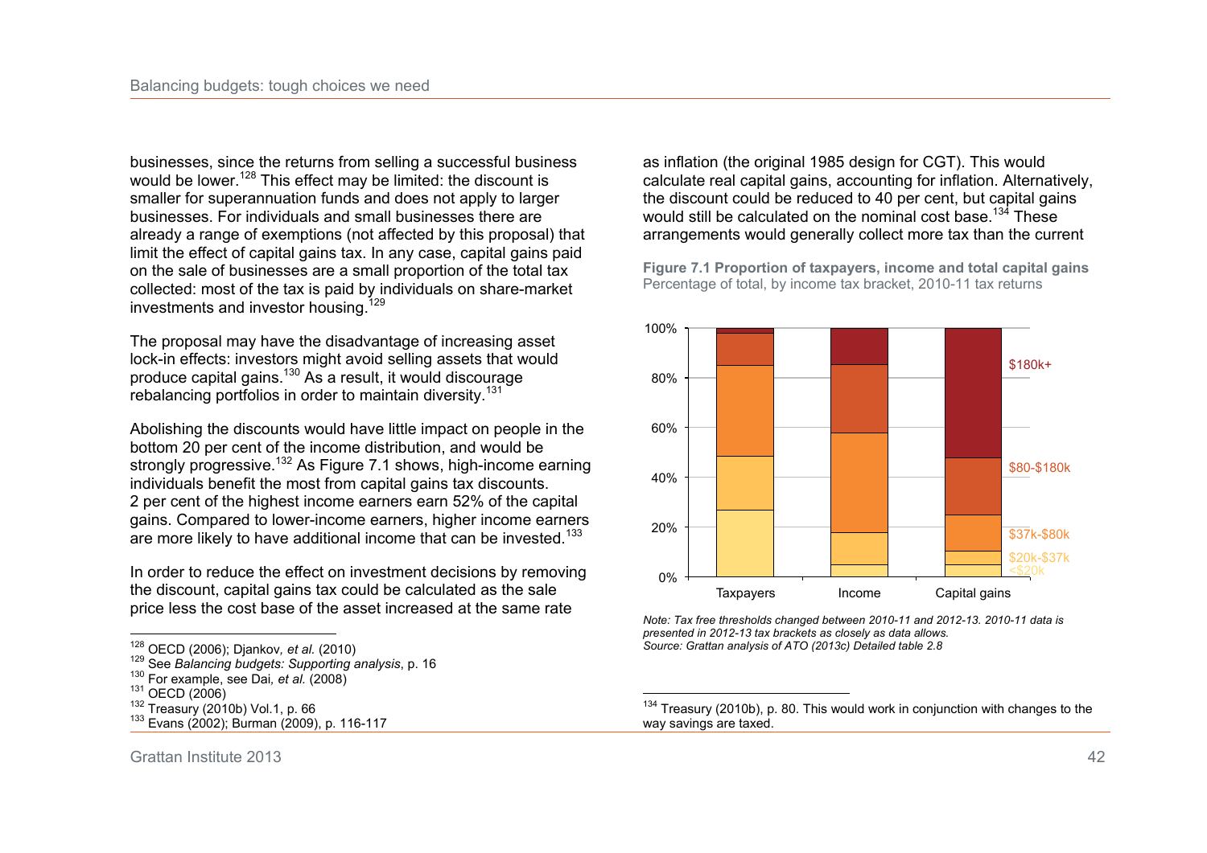businesses, since the returns from selling a successful business would be lower.[128] This effect may be limited: the discount is smaller for superannuation funds and does not apply to larger businesses. For individuals and small businesses there are already a range of exemptions (not affected by this proposal) that limit the effect of capital gains tax. In any case, capital gains paid on the sale of businesses are a small proportion of the total tax collected: most of the tax is paid by individuals on share-market investments and investor housing.[129]

The proposal may have the disadvantage of increasing asset lock-in effects: investors might avoid selling assets that would produce capital gains.[130] As a result, it would discourage rebalancing portfolios in order to maintain diversity.[131]

Abolishing the discounts would have little impact on people in the bottom 20 per cent of the income distribution, and would be strongly progressive.[132] As Figure 7.1 shows, high-income earning individuals benefit the most from capital gains tax discounts. 2 per cent of the highest income earners earn 52% of the capital gains. Compared to lower-income earners, higher income earners are more likely to have additional income that can be invested.[133]

In order to reduce the effect on investment decisions by removing the discount, capital gains tax could be calculated as the sale price less the cost base of the asset increased at the same rate as inflation (the original 1985 design for CGT). This would calculate real capital gains, accounting for inflation. Alternatively, the discount could be reduced to 40 per cent, but capital gains would still be calculated on the nominal cost base.[134] These arrangements would generally collect more tax than the current

**Figure 7.1 Proportion of taxpayers, income and total capital gains**
Percentage of total, by income tax bracket, 2010-11 tax returns

*Note: Tax free thresholds changed between 2010-11 and 2012-13. 2010-11 data is presented in 2012-13 tax brackets as closely as data allows.*
*Source: Grattan analysis of ATO (2013c) Detailed table 2.8*

---

[128] OECD (2006); Djankov, *et al.* (2010)
[129] See *Balancing budgets: Supporting analysis*, p. 16
[130] For example, see Dai, *et al.* (2008)
[131] OECD (2006)
[132] Treasury (2010b) Vol.1, p. 66
[133] Evans (2002); Burman (2009), p. 116-117
[134] Treasury (2010b), p. 80. This would work in conjunction with changes to the way savings are taxed.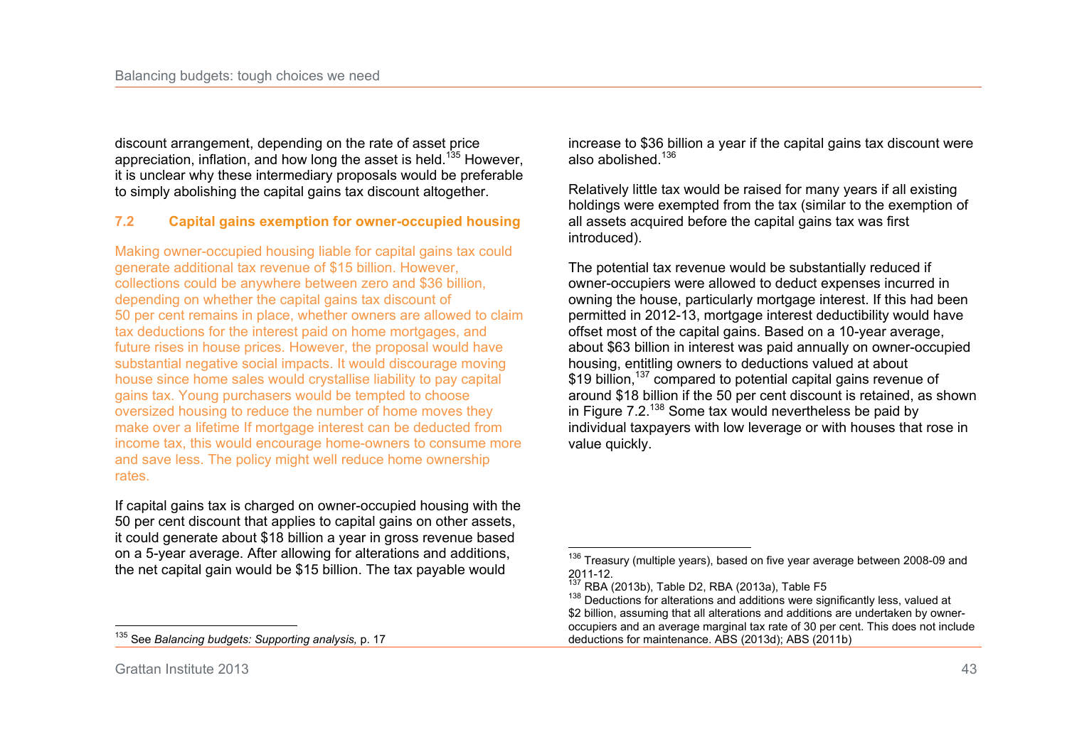discount arrangement, depending on the rate of asset price appreciation, inflation, and how long the asset is held.[135] However, it is unclear why these intermediary proposals would be preferable to simply abolishing the capital gains tax discount altogether.

## 7.2 Capital gains exemption for owner-occupied housing

Making owner-occupied housing liable for capital gains tax could generate additional tax revenue of $15 billion. However, collections could be anywhere between zero and $36 billion, depending on whether the capital gains tax discount of 50 per cent remains in place, whether owners are allowed to claim tax deductions for the interest paid on home mortgages, and future rises in house prices. However, the proposal would have substantial negative social impacts. It would discourage moving house since home sales would crystallise liability to pay capital gains tax. Young purchasers would be tempted to choose oversized housing to reduce the number of home moves they make over a lifetime If mortgage interest can be deducted from income tax, this would encourage home-owners to consume more and save less. The policy might well reduce home ownership rates.

If capital gains tax is charged on owner-occupied housing with the 50 per cent discount that applies to capital gains on other assets, it could generate about $18 billion a year in gross revenue based on a 5-year average. After allowing for alterations and additions, the net capital gain would be $15 billion. The tax payable would increase to $36 billion a year if the capital gains tax discount were also abolished.[136]

Relatively little tax would be raised for many years if all existing holdings were exempted from the tax (similar to the exemption of all assets acquired before the capital gains tax was first introduced).

The potential tax revenue would be substantially reduced if owner-occupiers were allowed to deduct expenses incurred in owning the house, particularly mortgage interest. If this had been permitted in 2012-13, mortgage interest deductibility would have offset most of the capital gains. Based on a 10-year average, about $63 billion in interest was paid annually on owner-occupied housing, entitling owners to deductions valued at about $19 billion,[137] compared to potential capital gains revenue of around $18 billion if the 50 per cent discount is retained, as shown in Figure 7.2.[138] Some tax would nevertheless be paid by individual taxpayers with low leverage or with houses that rose in value quickly.

---

[135] See *Balancing budgets: Supporting analysis,* p. 17

[136] Treasury (multiple years), based on five year average between 2008-09 and 2011-12.

[137] RBA (2013b), Table D2, RBA (2013a), Table F5

[138] Deductions for alterations and additions were significantly less, valued at $2 billion, assuming that all alterations and additions are undertaken by owner-occupiers and an average marginal tax rate of 30 per cent. This does not include deductions for maintenance. ABS (2013d); ABS (2011b)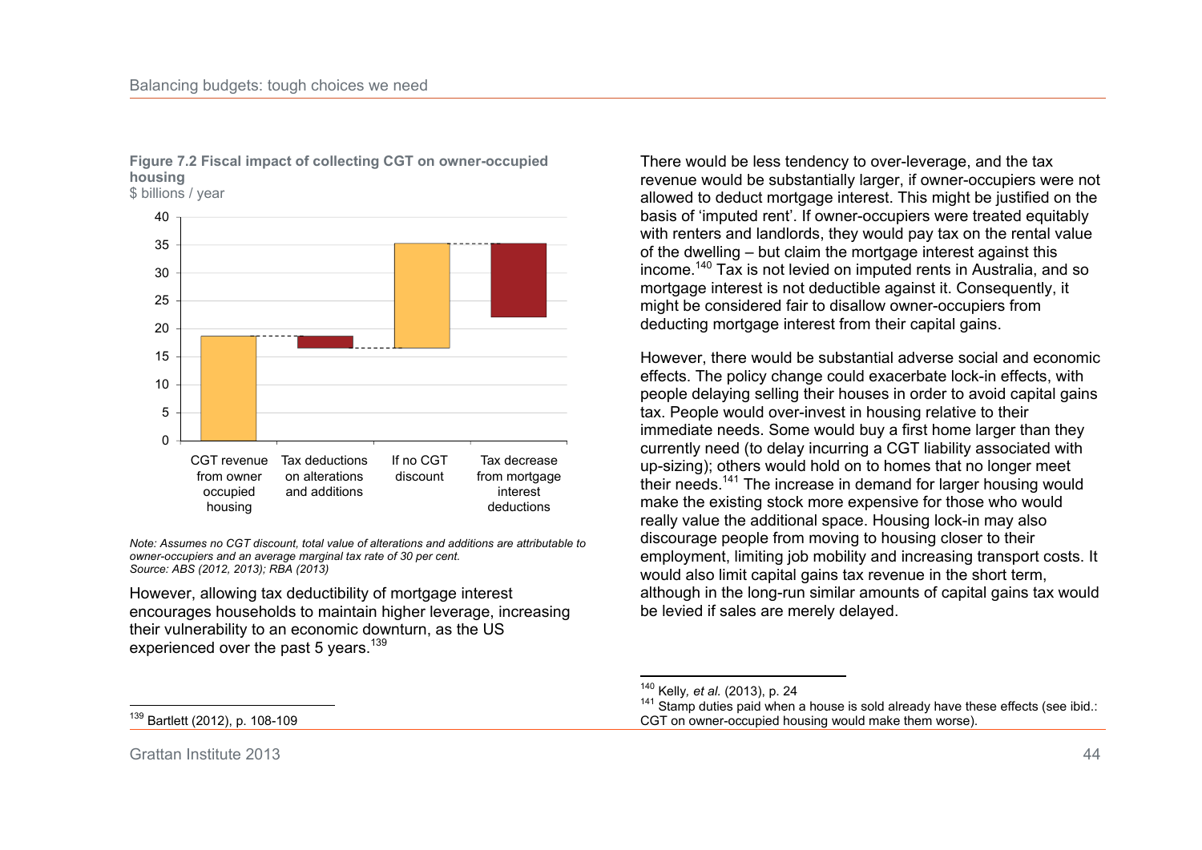**Figure 7.2 Fiscal impact of collecting CGT on owner-occupied housing**
$ billions / year

*Note: Assumes no CGT discount, total value of alterations and additions are attributable to owner-occupiers and an average marginal tax rate of 30 per cent.*
*Source: ABS (2012, 2013); RBA (2013)*

However, allowing tax deductibility of mortgage interest encourages households to maintain higher leverage, increasing their vulnerability to an economic downturn, as the US experienced over the past 5 years.[139]

There would be less tendency to over-leverage, and the tax revenue would be substantially larger, if owner-occupiers were not allowed to deduct mortgage interest. This might be justified on the basis of 'imputed rent'. If owner-occupiers were treated equitably with renters and landlords, they would pay tax on the rental value of the dwelling – but claim the mortgage interest against this income.[140] Tax is not levied on imputed rents in Australia, and so mortgage interest is not deductible against it. Consequently, it might be considered fair to disallow owner-occupiers from deducting mortgage interest from their capital gains.

However, there would be substantial adverse social and economic effects. The policy change could exacerbate lock-in effects, with people delaying selling their houses in order to avoid capital gains tax. People would over-invest in housing relative to their immediate needs. Some would buy a first home larger than they currently need (to delay incurring a CGT liability associated with up-sizing); others would hold on to homes that no longer meet their needs.[141] The increase in demand for larger housing would make the existing stock more expensive for those who would really value the additional space. Housing lock-in may also discourage people from moving to housing closer to their employment, limiting job mobility and increasing transport costs. It would also limit capital gains tax revenue in the short term, although in the long-run similar amounts of capital gains tax would be levied if sales are merely delayed.

---

[139] Bartlett (2012), p. 108-109

[140] Kelly, *et al.* (2013), p. 24

[141] Stamp duties paid when a house is sold already have these effects (see ibid.: CGT on owner-occupied housing would make them worse).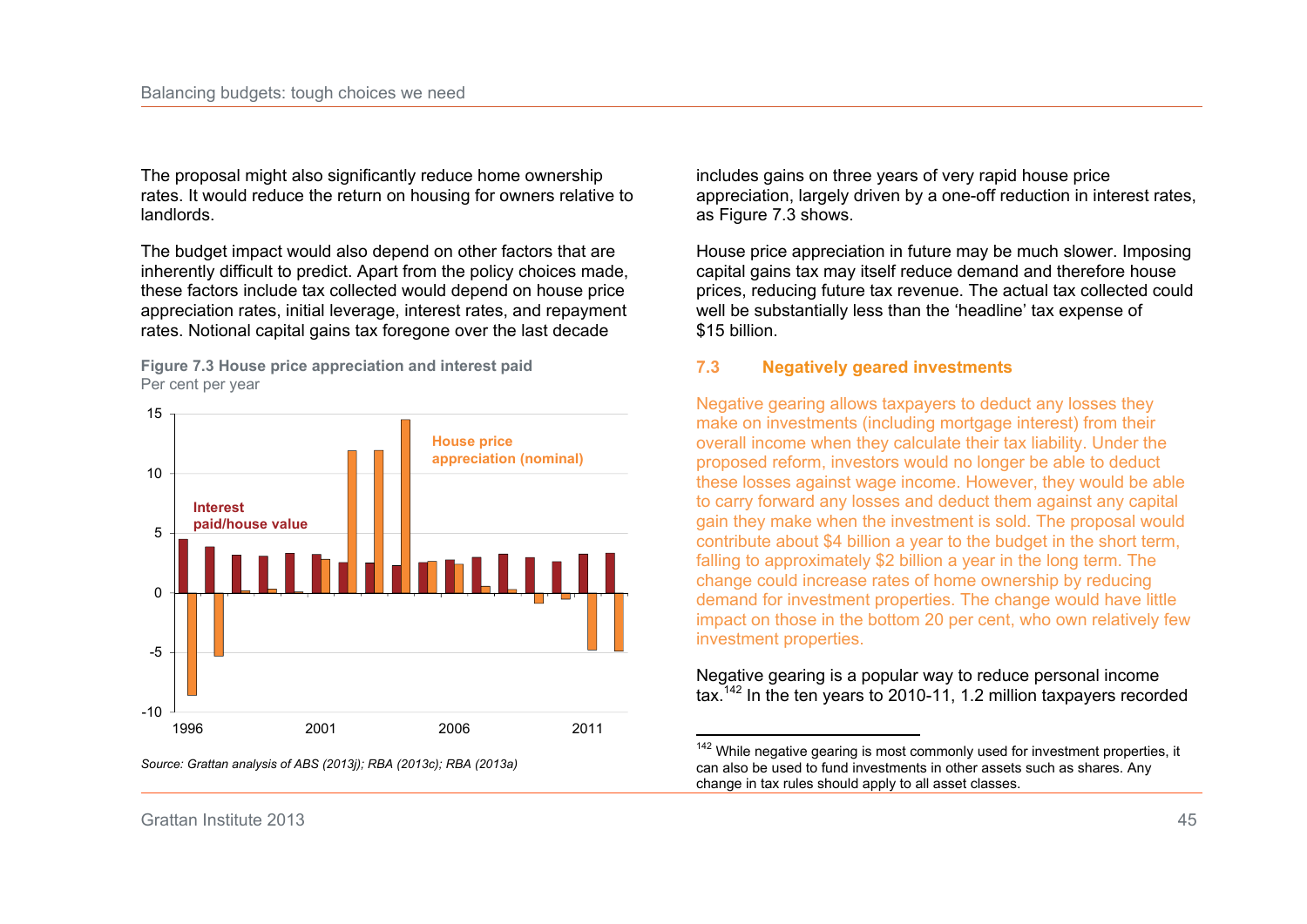The proposal might also significantly reduce home ownership rates. It would reduce the return on housing for owners relative to landlords.

The budget impact would also depend on other factors that are inherently difficult to predict. Apart from the policy choices made, these factors include tax collected would depend on house price appreciation rates, initial leverage, interest rates, and repayment rates. Notional capital gains tax foregone over the last decade includes gains on three years of very rapid house price appreciation, largely driven by a one-off reduction in interest rates, as Figure 7.3 shows.

**Figure 7.3 House price appreciation and interest paid**
Per cent per year

*Source: Grattan analysis of ABS (2013j); RBA (2013c); RBA (2013a)*

House price appreciation in future may be much slower. Imposing capital gains tax may itself reduce demand and therefore house prices, reducing future tax revenue. The actual tax collected could well be substantially less than the 'headline' tax expense of $15 billion.

## 7.3 Negatively geared investments

Negative gearing allows taxpayers to deduct any losses they make on investments (including mortgage interest) from their overall income when they calculate their tax liability. Under the proposed reform, investors would no longer be able to deduct these losses against wage income. However, they would be able to carry forward any losses and deduct them against any capital gain they make when the investment is sold. The proposal would contribute about $4 billion a year to the budget in the short term, falling to approximately $2 billion a year in the long term. The change could increase rates of home ownership by reducing demand for investment properties. The change would have little impact on those in the bottom 20 per cent, who own relatively few investment properties.

Negative gearing is a popular way to reduce personal income tax.[142] In the ten years to 2010-11, 1.2 million taxpayers recorded

[142] While negative gearing is most commonly used for investment properties, it can also be used to fund investments in other assets such as shares. Any change in tax rules should apply to all asset classes.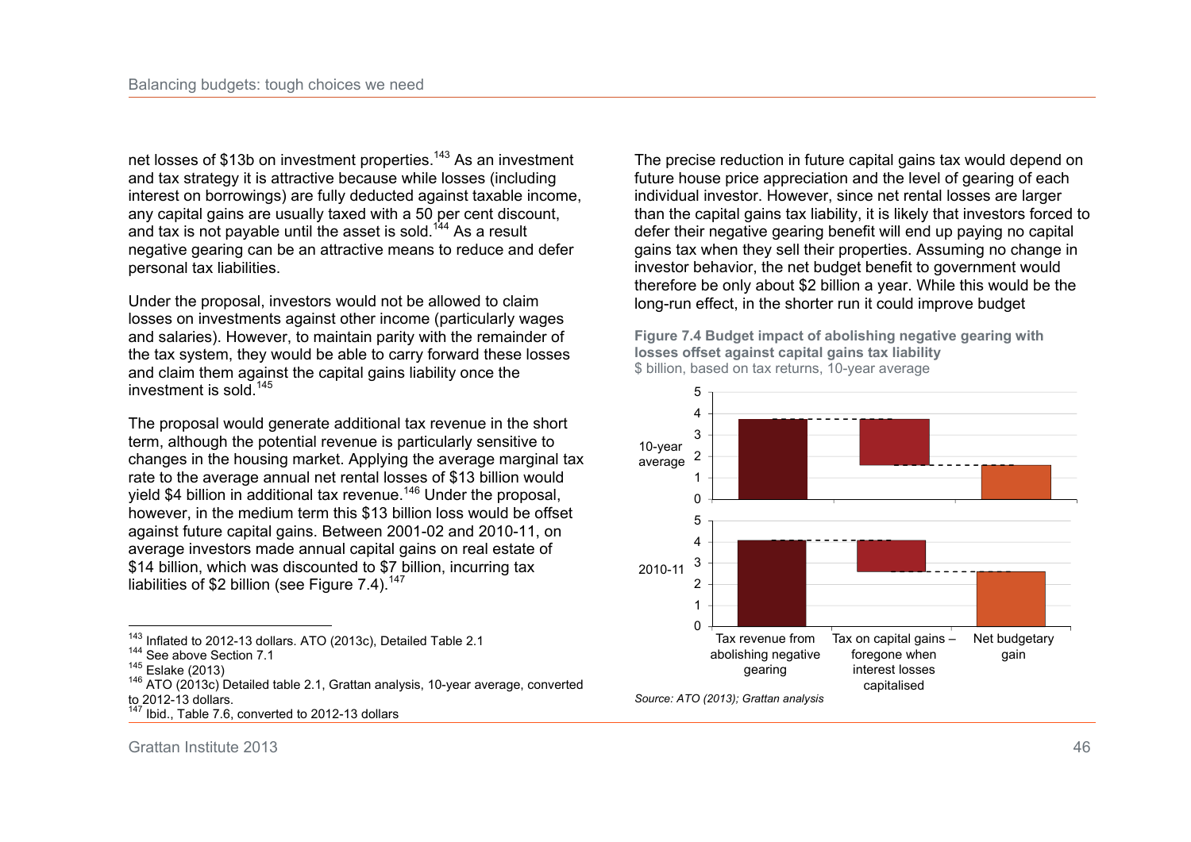net losses of $13b on investment properties.[143] As an investment and tax strategy it is attractive because while losses (including interest on borrowings) are fully deducted against taxable income, any capital gains are usually taxed with a 50 per cent discount, and tax is not payable until the asset is sold.[144] As a result negative gearing can be an attractive means to reduce and defer personal tax liabilities.

Under the proposal, investors would not be allowed to claim losses on investments against other income (particularly wages and salaries). However, to maintain parity with the remainder of the tax system, they would be able to carry forward these losses and claim them against the capital gains liability once the investment is sold.[145]

The proposal would generate additional tax revenue in the short term, although the potential revenue is particularly sensitive to changes in the housing market. Applying the average marginal tax rate to the average annual net rental losses of $13 billion would yield $4 billion in additional tax revenue.[146] Under the proposal, however, in the medium term this $13 billion loss would be offset against future capital gains. Between 2001-02 and 2010-11, on average investors made annual capital gains on real estate of $14 billion, which was discounted to $7 billion, incurring tax liabilities of $2 billion (see Figure 7.4).[147]

The precise reduction in future capital gains tax would depend on future house price appreciation and the level of gearing of each individual investor. However, since net rental losses are larger than the capital gains tax liability, it is likely that investors forced to defer their negative gearing benefit will end up paying no capital gains tax when they sell their properties. Assuming no change in investor behavior, the net budget benefit to government would therefore be only about $2 billion a year. While this would be the long-run effect, in the shorter run it could improve budget

**Figure 7.4 Budget impact of abolishing negative gearing with losses offset against capital gains tax liability**
$ billion, based on tax returns, 10-year average

| | Tax revenue from abolishing negative gearing | Tax on capital gains – foregone when interest losses capitalised | Net budgetary gain |
|---|---|---|---|
| 10-year average | ~3.7 | ~-2.1 | ~1.6 |
| 2010-11 | ~4.1 | ~-1.5 | ~2.6 |

*Source: ATO (2013); Grattan analysis*

---

[143] Inflated to 2012-13 dollars. ATO (2013c), Detailed Table 2.1
[144] See above Section 7.1
[145] Eslake (2013)
[146] ATO (2013c) Detailed table 2.1, Grattan analysis, 10-year average, converted to 2012-13 dollars.
[147] Ibid., Table 7.6, converted to 2012-13 dollars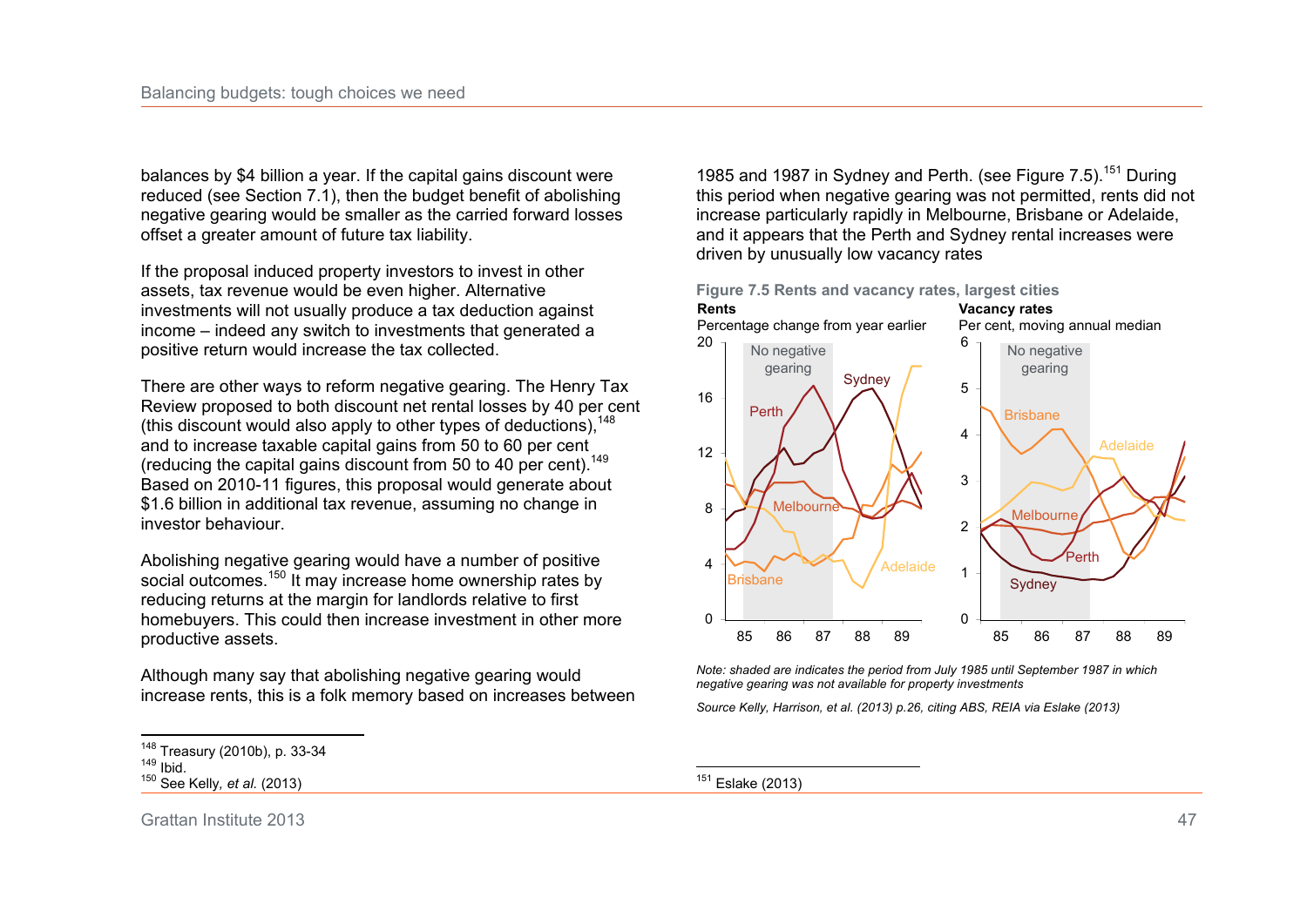balances by $4 billion a year. If the capital gains discount were reduced (see Section 7.1), then the budget benefit of abolishing negative gearing would be smaller as the carried forward losses offset a greater amount of future tax liability.

If the proposal induced property investors to invest in other assets, tax revenue would be even higher. Alternative investments will not usually produce a tax deduction against income – indeed any switch to investments that generated a positive return would increase the tax collected.

There are other ways to reform negative gearing. The Henry Tax Review proposed to both discount net rental losses by 40 per cent (this discount would also apply to other types of deductions),[148] and to increase taxable capital gains from 50 to 60 per cent (reducing the capital gains discount from 50 to 40 per cent).[149] Based on 2010-11 figures, this proposal would generate about $1.6 billion in additional tax revenue, assuming no change in investor behaviour.

Abolishing negative gearing would have a number of positive social outcomes.[150] It may increase home ownership rates by reducing returns at the margin for landlords relative to first homebuyers. This could then increase investment in other more productive assets.

Although many say that abolishing negative gearing would increase rents, this is a folk memory based on increases between 1985 and 1987 in Sydney and Perth. (see Figure 7.5).[151] During this period when negative gearing was not permitted, rents did not increase particularly rapidly in Melbourne, Brisbane or Adelaide, and it appears that the Perth and Sydney rental increases were driven by unusually low vacancy rates

**Figure 7.5 Rents and vacancy rates, largest cities**

*Note: shaded are indicates the period from July 1985 until September 1987 in which negative gearing was not available for property investments*

*Source Kelly, Harrison, et al. (2013) p.26, citing ABS, REIA via Eslake (2013)*

---

[148] Treasury (2010b), p. 33-34

[149] Ibid.

[150] See Kelly, *et al.* (2013)

[151] Eslake (2013)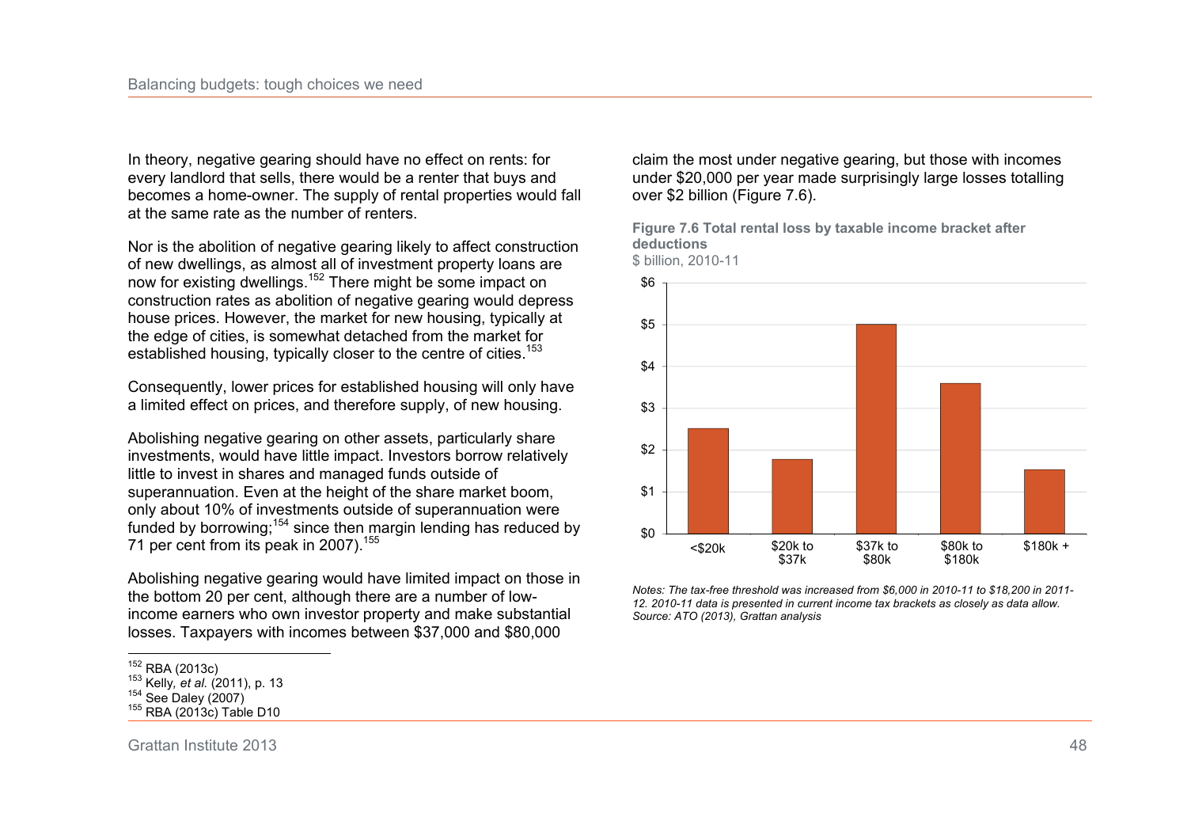In theory, negative gearing should have no effect on rents: for every landlord that sells, there would be a renter that buys and becomes a home-owner. The supply of rental properties would fall at the same rate as the number of renters.

Nor is the abolition of negative gearing likely to affect construction of new dwellings, as almost all of investment property loans are now for existing dwellings.[152] There might be some impact on construction rates as abolition of negative gearing would depress house prices. However, the market for new housing, typically at the edge of cities, is somewhat detached from the market for established housing, typically closer to the centre of cities.[153]

Consequently, lower prices for established housing will only have a limited effect on prices, and therefore supply, of new housing.

Abolishing negative gearing on other assets, particularly share investments, would have little impact. Investors borrow relatively little to invest in shares and managed funds outside of superannuation. Even at the height of the share market boom, only about 10% of investments outside of superannuation were funded by borrowing;[154] since then margin lending has reduced by 71 per cent from its peak in 2007).[155]

Abolishing negative gearing would have limited impact on those in the bottom 20 per cent, although there are a number of low-income earners who own investor property and make substantial losses. Taxpayers with incomes between $37,000 and $80,000 claim the most under negative gearing, but those with incomes under $20,000 per year made surprisingly large losses totalling over $2 billion (Figure 7.6).

**Figure 7.6 Total rental loss by taxable income bracket after deductions**
$ billion, 2010-11

| Taxable income bracket | $ billion |
|---|---|
| <$20k | 2.5 |
| $20k to $37k | 1.8 |
| $37k to $80k | 5.0 |
| $80k to $180k | 3.6 |
| $180k + | 1.5 |

*Notes: The tax-free threshold was increased from $6,000 in 2010-11 to $18,200 in 2011-12. 2010-11 data is presented in current income tax brackets as closely as data allow.*
*Source: ATO (2013), Grattan analysis*

[152] RBA (2013c)
[153] Kelly, *et al.* (2011), p. 13
[154] See Daley (2007)
[155] RBA (2013c) Table D10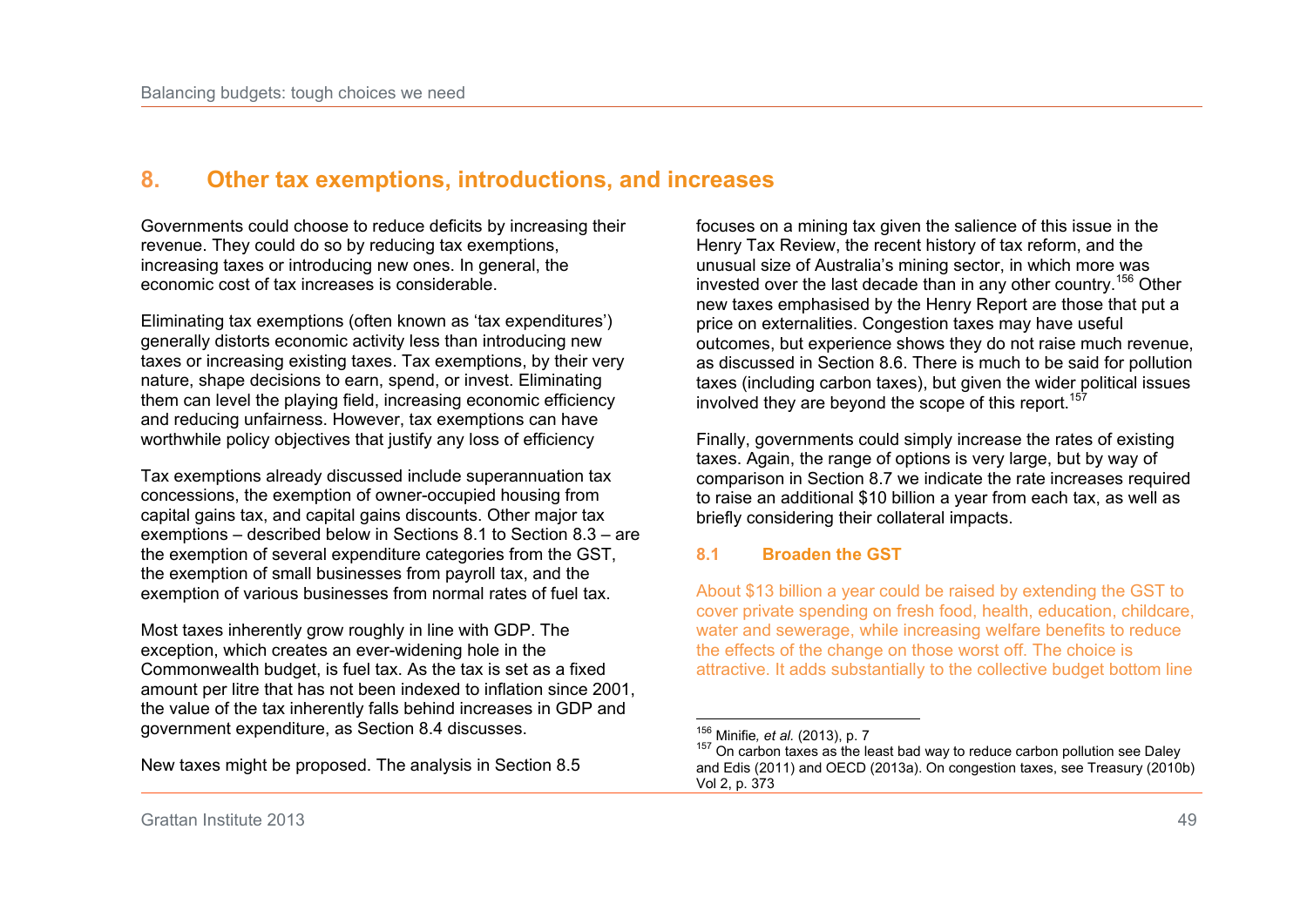## 8. Other tax exemptions, introductions, and increases

Governments could choose to reduce deficits by increasing their revenue. They could do so by reducing tax exemptions, increasing taxes or introducing new ones. In general, the economic cost of tax increases is considerable.

Eliminating tax exemptions (often known as 'tax expenditures') generally distorts economic activity less than introducing new taxes or increasing existing taxes. Tax exemptions, by their very nature, shape decisions to earn, spend, or invest. Eliminating them can level the playing field, increasing economic efficiency and reducing unfairness. However, tax exemptions can have worthwhile policy objectives that justify any loss of efficiency

Tax exemptions already discussed include superannuation tax concessions, the exemption of owner-occupied housing from capital gains tax, and capital gains discounts. Other major tax exemptions – described below in Sections 8.1 to Section 8.3 – are the exemption of several expenditure categories from the GST, the exemption of small businesses from payroll tax, and the exemption of various businesses from normal rates of fuel tax.

Most taxes inherently grow roughly in line with GDP. The exception, which creates an ever-widening hole in the Commonwealth budget, is fuel tax. As the tax is set as a fixed amount per litre that has not been indexed to inflation since 2001, the value of the tax inherently falls behind increases in GDP and government expenditure, as Section 8.4 discusses.

New taxes might be proposed. The analysis in Section 8.5 focuses on a mining tax given the salience of this issue in the Henry Tax Review, the recent history of tax reform, and the unusual size of Australia's mining sector, in which more was invested over the last decade than in any other country.[156] Other new taxes emphasised by the Henry Report are those that put a price on externalities. Congestion taxes may have useful outcomes, but experience shows they do not raise much revenue, as discussed in Section 8.6. There is much to be said for pollution taxes (including carbon taxes), but given the wider political issues involved they are beyond the scope of this report.[157]

Finally, governments could simply increase the rates of existing taxes. Again, the range of options is very large, but by way of comparison in Section 8.7 we indicate the rate increases required to raise an additional $10 billion a year from each tax, as well as briefly considering their collateral impacts.

### 8.1 Broaden the GST

About $13 billion a year could be raised by extending the GST to cover private spending on fresh food, health, education, childcare, water and sewerage, while increasing welfare benefits to reduce the effects of the change on those worst off. The choice is attractive. It adds substantially to the collective budget bottom line

---

[156] Minifie, *et al.* (2013), p. 7

[157] On carbon taxes as the least bad way to reduce carbon pollution see Daley and Edis (2011) and OECD (2013a). On congestion taxes, see Treasury (2010b) Vol 2, p. 373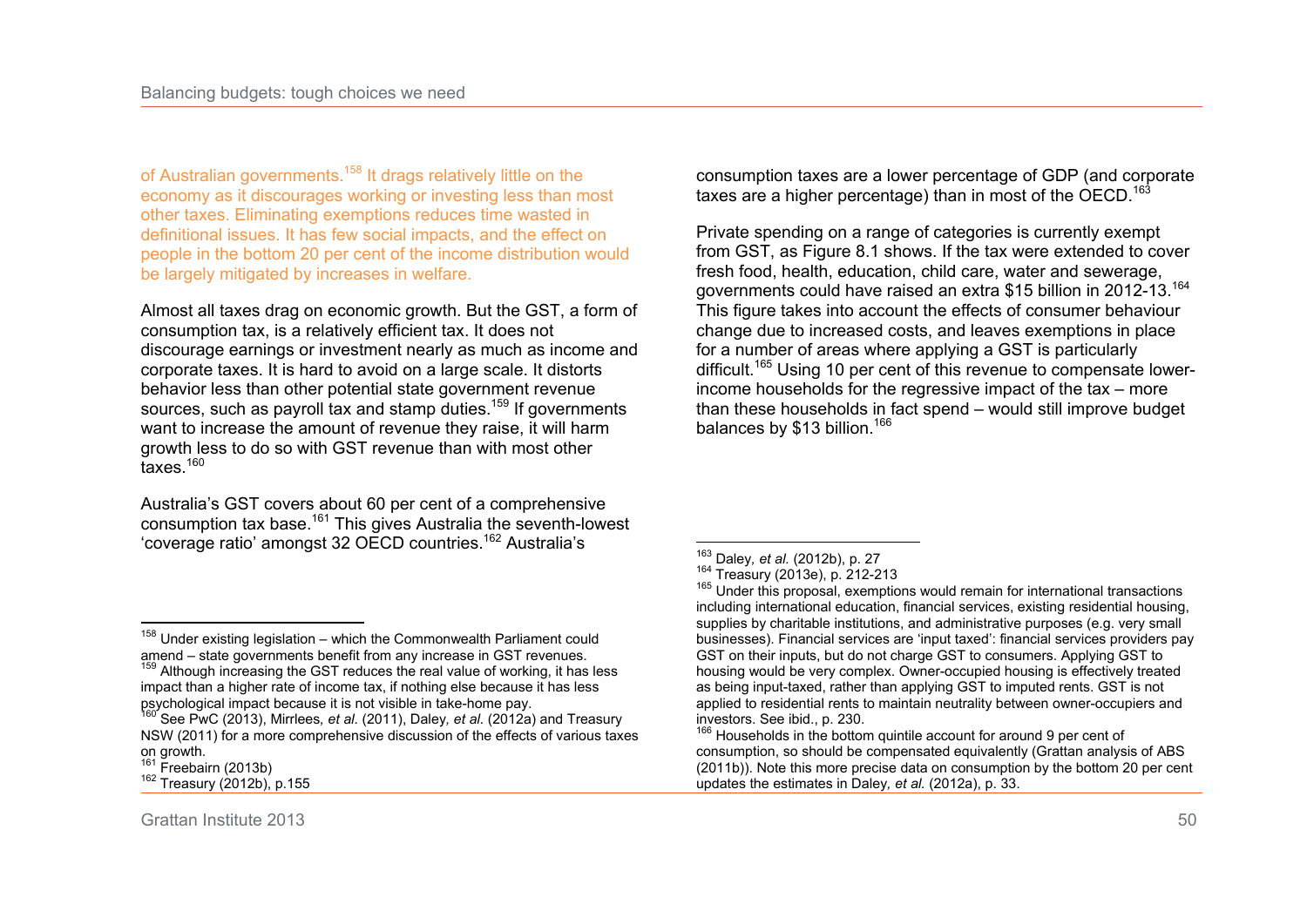of Australian governments.[158] It drags relatively little on the economy as it discourages working or investing less than most other taxes. Eliminating exemptions reduces time wasted in definitional issues. It has few social impacts, and the effect on people in the bottom 20 per cent of the income distribution would be largely mitigated by increases in welfare.

Almost all taxes drag on economic growth. But the GST, a form of consumption tax, is a relatively efficient tax. It does not discourage earnings or investment nearly as much as income and corporate taxes. It is hard to avoid on a large scale. It distorts behavior less than other potential state government revenue sources, such as payroll tax and stamp duties.[159] If governments want to increase the amount of revenue they raise, it will harm growth less to do so with GST revenue than with most other taxes.[160]

Australia's GST covers about 60 per cent of a comprehensive consumption tax base.[161] This gives Australia the seventh-lowest 'coverage ratio' amongst 32 OECD countries.[162] Australia's consumption taxes are a lower percentage of GDP (and corporate taxes are a higher percentage) than in most of the OECD.[163]

Private spending on a range of categories is currently exempt from GST, as Figure 8.1 shows. If the tax were extended to cover fresh food, health, education, child care, water and sewerage, governments could have raised an extra $15 billion in 2012-13.[164] This figure takes into account the effects of consumer behaviour change due to increased costs, and leaves exemptions in place for a number of areas where applying a GST is particularly difficult.[165] Using 10 per cent of this revenue to compensate lower-income households for the regressive impact of the tax – more than these households in fact spend – would still improve budget balances by $13 billion.[166]

---

[158] Under existing legislation – which the Commonwealth Parliament could amend – state governments benefit from any increase in GST revenues.

[159] Although increasing the GST reduces the real value of working, it has less impact than a higher rate of income tax, if nothing else because it has less psychological impact because it is not visible in take-home pay.

[160] See PwC (2013), Mirrlees, *et al.* (2011), Daley, *et al.* (2012a) and Treasury NSW (2011) for a more comprehensive discussion of the effects of various taxes on growth.

[161] Freebairn (2013b)

[162] Treasury (2012b), p.155

[163] Daley, *et al.* (2012b), p. 27

[164] Treasury (2013e), p. 212-213

[165] Under this proposal, exemptions would remain for international transactions including international education, financial services, existing residential housing, supplies by charitable institutions, and administrative purposes (e.g. very small businesses). Financial services are 'input taxed': financial services providers pay GST on their inputs, but do not charge GST to consumers. Applying GST to housing would be very complex. Owner-occupied housing is effectively treated as being input-taxed, rather than applying GST to imputed rents. GST is not applied to residential rents to maintain neutrality between owner-occupiers and investors. See ibid., p. 230.

[166] Households in the bottom quintile account for around 9 per cent of consumption, so should be compensated equivalently (Grattan analysis of ABS (2011b)). Note this more precise data on consumption by the bottom 20 per cent updates the estimates in Daley, *et al.* (2012a), p. 33.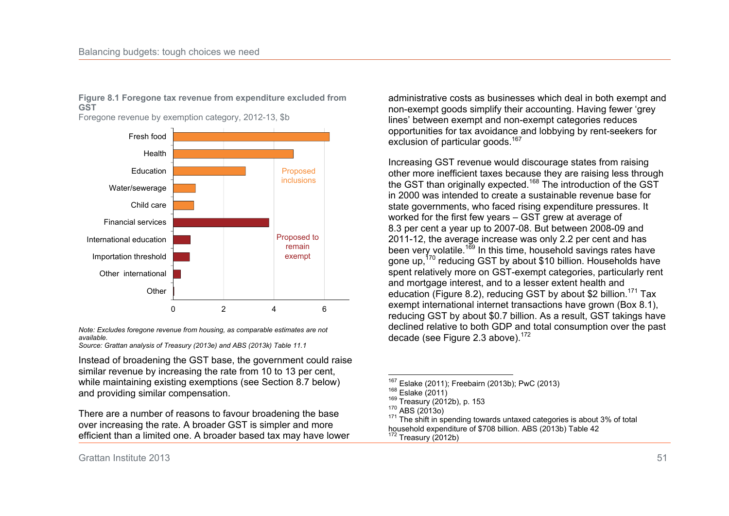**Figure 8.1 Foregone tax revenue from expenditure excluded from GST**

Foregone revenue by exemption category, 2012-13, $b

| Category | Foregone revenue ($b, approx.) | Group |
|---|---|---|
| Fresh food | 6.2 | Proposed inclusions |
| Health | 4.8 | Proposed inclusions |
| Education | 2.9 | Proposed inclusions |
| Water/sewerage | 0.9 | Proposed inclusions |
| Child care | 0.8 | Proposed inclusions |
| Financial services | 3.8 | Proposed to remain exempt |
| International education | 0.7 | Proposed to remain exempt |
| Importation threshold | 0.65 | Proposed to remain exempt |
| Other international | 0.3 | Proposed to remain exempt |
| Other | 0.03 | Proposed to remain exempt |

*Note: Excludes foregone revenue from housing, as comparable estimates are not available.*
*Source: Grattan analysis of Treasury (2013e) and ABS (2013k) Table 11.1*

Instead of broadening the GST base, the government could raise similar revenue by increasing the rate from 10 to 13 per cent, while maintaining existing exemptions (see Section 8.7 below) and providing similar compensation.

There are a number of reasons to favour broadening the base over increasing the rate. A broader GST is simpler and more efficient than a limited one. A broader based tax may have lower administrative costs as businesses which deal in both exempt and non-exempt goods simplify their accounting. Having fewer 'grey lines' between exempt and non-exempt categories reduces opportunities for tax avoidance and lobbying by rent-seekers for exclusion of particular goods.[167]

Increasing GST revenue would discourage states from raising other more inefficient taxes because they are raising less through the GST than originally expected.[168] The introduction of the GST in 2000 was intended to create a sustainable revenue base for state governments, who faced rising expenditure pressures. It worked for the first few years – GST grew at average of 8.3 per cent a year up to 2007-08. But between 2008-09 and 2011-12, the average increase was only 2.2 per cent and has been very volatile.[169] In this time, household savings rates have gone up,[170] reducing GST by about $10 billion. Households have spent relatively more on GST-exempt categories, particularly rent and mortgage interest, and to a lesser extent health and education (Figure 8.2), reducing GST by about $2 billion.[171] Tax exempt international internet transactions have grown (Box 8.1), reducing GST by about $0.7 billion. As a result, GST takings have declined relative to both GDP and total consumption over the past decade (see Figure 2.3 above).[172]

---

[167] Eslake (2011); Freebairn (2013b); PwC (2013)

[168] Eslake (2011)

[169] Treasury (2012b), p. 153

[170] ABS (2013o)

[171] The shift in spending towards untaxed categories is about 3% of total household expenditure of $708 billion. ABS (2013b) Table 42

[172] Treasury (2012b)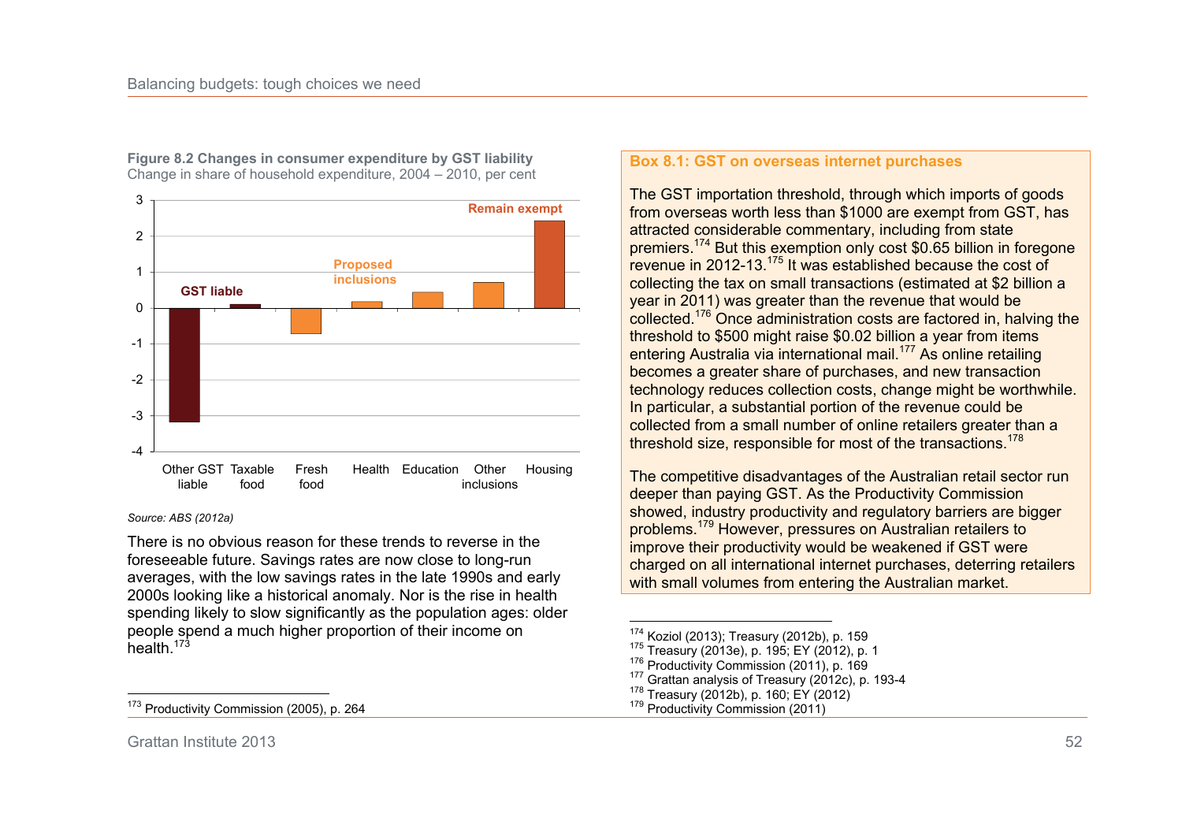**Figure 8.2 Changes in consumer expenditure by GST liability**
Change in share of household expenditure, 2004 – 2010, per cent

*Source: ABS (2012a)*

There is no obvious reason for these trends to reverse in the foreseeable future. Savings rates are now close to long-run averages, with the low savings rates in the late 1990s and early 2000s looking like a historical anomaly. Nor is the rise in health spending likely to slow significantly as the population ages: older people spend a much higher proportion of their income on health.[173]

[173] Productivity Commission (2005), p. 264

### Box 8.1: GST on overseas internet purchases

The GST importation threshold, through which imports of goods from overseas worth less than $1000 are exempt from GST, has attracted considerable commentary, including from state premiers.[174] But this exemption only cost $0.65 billion in foregone revenue in 2012-13.[175] It was established because the cost of collecting the tax on small transactions (estimated at $2 billion a year in 2011) was greater than the revenue that would be collected.[176] Once administration costs are factored in, halving the threshold to $500 might raise $0.02 billion a year from items entering Australia via international mail.[177] As online retailing becomes a greater share of purchases, and new transaction technology reduces collection costs, change might be worthwhile. In particular, a substantial portion of the revenue could be collected from a small number of online retailers greater than a threshold size, responsible for most of the transactions.[178]

The competitive disadvantages of the Australian retail sector run deeper than paying GST. As the Productivity Commission showed, industry productivity and regulatory barriers are bigger problems.[179] However, pressures on Australian retailers to improve their productivity would be weakened if GST were charged on all international internet purchases, deterring retailers with small volumes from entering the Australian market.

[174] Koziol (2013); Treasury (2012b), p. 159
[175] Treasury (2013e), p. 195; EY (2012), p. 1
[176] Productivity Commission (2011), p. 169
[177] Grattan analysis of Treasury (2012c), p. 193-4
[178] Treasury (2012b), p. 160; EY (2012)
[179] Productivity Commission (2011)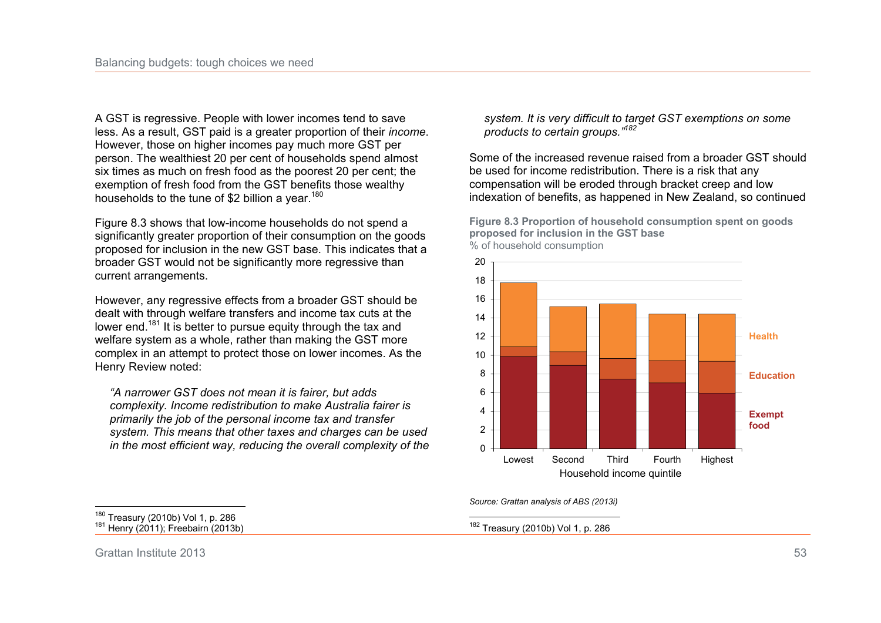A GST is regressive. People with lower incomes tend to save less. As a result, GST paid is a greater proportion of their *income*. However, those on higher incomes pay much more GST per person. The wealthiest 20 per cent of households spend almost six times as much on fresh food as the poorest 20 per cent; the exemption of fresh food from the GST benefits those wealthy households to the tune of $2 billion a year.[180]

Figure 8.3 shows that low-income households do not spend a significantly greater proportion of their consumption on the goods proposed for inclusion in the new GST base. This indicates that a broader GST would not be significantly more regressive than current arrangements.

However, any regressive effects from a broader GST should be dealt with through welfare transfers and income tax cuts at the lower end.[181] It is better to pursue equity through the tax and welfare system as a whole, rather than making the GST more complex in an attempt to protect those on lower incomes. As the Henry Review noted:

> *"A narrower GST does not mean it is fairer, but adds complexity. Income redistribution to make Australia fairer is primarily the job of the personal income tax and transfer system. This means that other taxes and charges can be used in the most efficient way, reducing the overall complexity of the system. It is very difficult to target GST exemptions on some products to certain groups."*[182]

Some of the increased revenue raised from a broader GST should be used for income redistribution. There is a risk that any compensation will be eroded through bracket creep and low indexation of benefits, as happened in New Zealand, so continued

**Figure 8.3 Proportion of household consumption spent on goods proposed for inclusion in the GST base**
% of household consumption

| Household income quintile | Exempt food | Education | Health | Total |
|---|---|---|---|---|
| Lowest | ~9.9 | ~1.0 | ~6.8 | ~17.7 |
| Second | ~8.9 | ~1.5 | ~4.8 | ~15.2 |
| Third | ~7.5 | ~2.2 | ~5.8 | ~15.5 |
| Fourth | ~7.1 | ~2.4 | ~4.9 | ~14.4 |
| Highest | ~6.0 | ~3.4 | ~5.0 | ~14.4 |

*Source: Grattan analysis of ABS (2013i)*

[180] Treasury (2010b) Vol 1, p. 286
[181] Henry (2011); Freebairn (2013b)
[182] Treasury (2010b) Vol 1, p. 286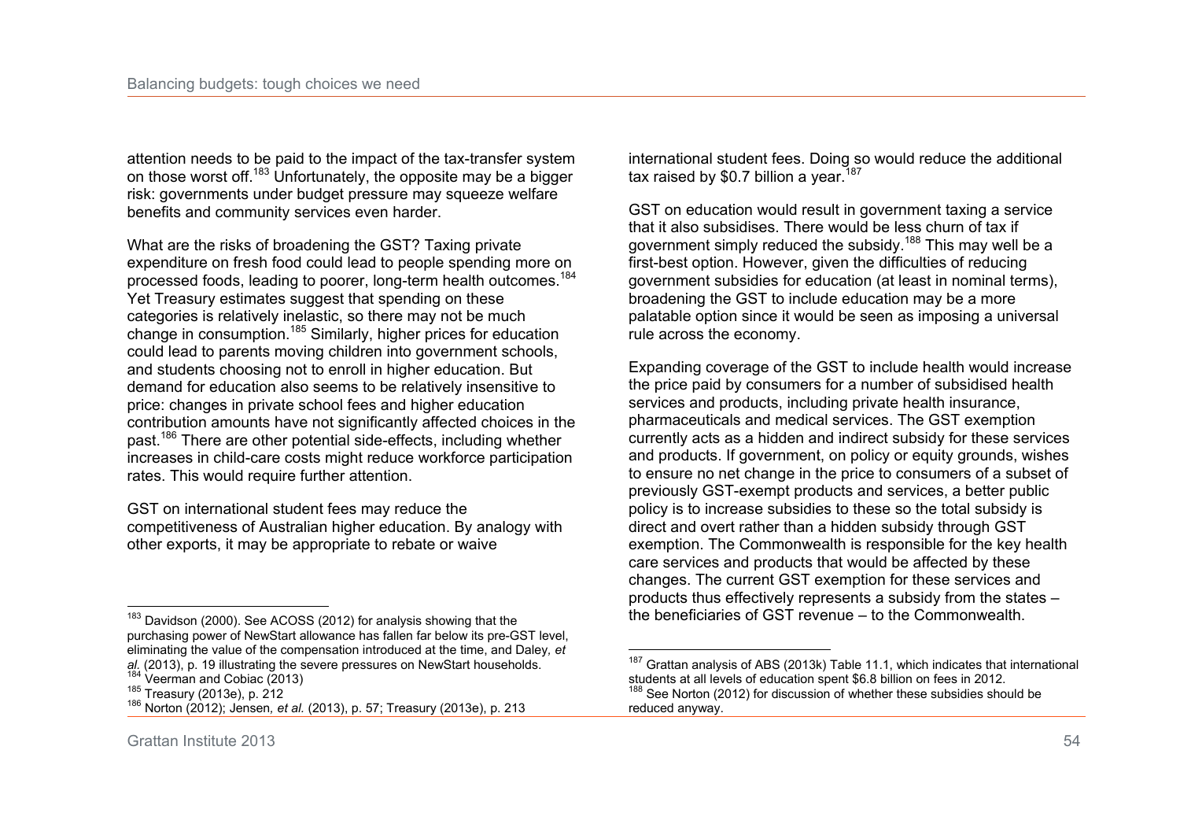attention needs to be paid to the impact of the tax-transfer system on those worst off.[183] Unfortunately, the opposite may be a bigger risk: governments under budget pressure may squeeze welfare benefits and community services even harder.

What are the risks of broadening the GST? Taxing private expenditure on fresh food could lead to people spending more on processed foods, leading to poorer, long-term health outcomes.[184] Yet Treasury estimates suggest that spending on these categories is relatively inelastic, so there may not be much change in consumption.[185] Similarly, higher prices for education could lead to parents moving children into government schools, and students choosing not to enroll in higher education. But demand for education also seems to be relatively insensitive to price: changes in private school fees and higher education contribution amounts have not significantly affected choices in the past.[186] There are other potential side-effects, including whether increases in child-care costs might reduce workforce participation rates. This would require further attention.

GST on international student fees may reduce the competitiveness of Australian higher education. By analogy with other exports, it may be appropriate to rebate or waive international student fees. Doing so would reduce the additional tax raised by $0.7 billion a year.[187]

GST on education would result in government taxing a service that it also subsidises. There would be less churn of tax if government simply reduced the subsidy.[188] This may well be a first-best option. However, given the difficulties of reducing government subsidies for education (at least in nominal terms), broadening the GST to include education may be a more palatable option since it would be seen as imposing a universal rule across the economy.

Expanding coverage of the GST to include health would increase the price paid by consumers for a number of subsidised health services and products, including private health insurance, pharmaceuticals and medical services. The GST exemption currently acts as a hidden and indirect subsidy for these services and products. If government, on policy or equity grounds, wishes to ensure no net change in the price to consumers of a subset of previously GST-exempt products and services, a better public policy is to increase subsidies to these so the total subsidy is direct and overt rather than a hidden subsidy through GST exemption. The Commonwealth is responsible for the key health care services and products that would be affected by these changes. The current GST exemption for these services and products thus effectively represents a subsidy from the states – the beneficiaries of GST revenue – to the Commonwealth.

---

[183] Davidson (2000). See ACOSS (2012) for analysis showing that the purchasing power of NewStart allowance has fallen far below its pre-GST level, eliminating the value of the compensation introduced at the time, and Daley, *et al.* (2013), p. 19 illustrating the severe pressures on NewStart households.

[184] Veerman and Cobiac (2013)

[185] Treasury (2013e), p. 212

[186] Norton (2012); Jensen, *et al.* (2013), p. 57; Treasury (2013e), p. 213

[187] Grattan analysis of ABS (2013k) Table 11.1, which indicates that international students at all levels of education spent $6.8 billion on fees in 2012.

[188] See Norton (2012) for discussion of whether these subsidies should be reduced anyway.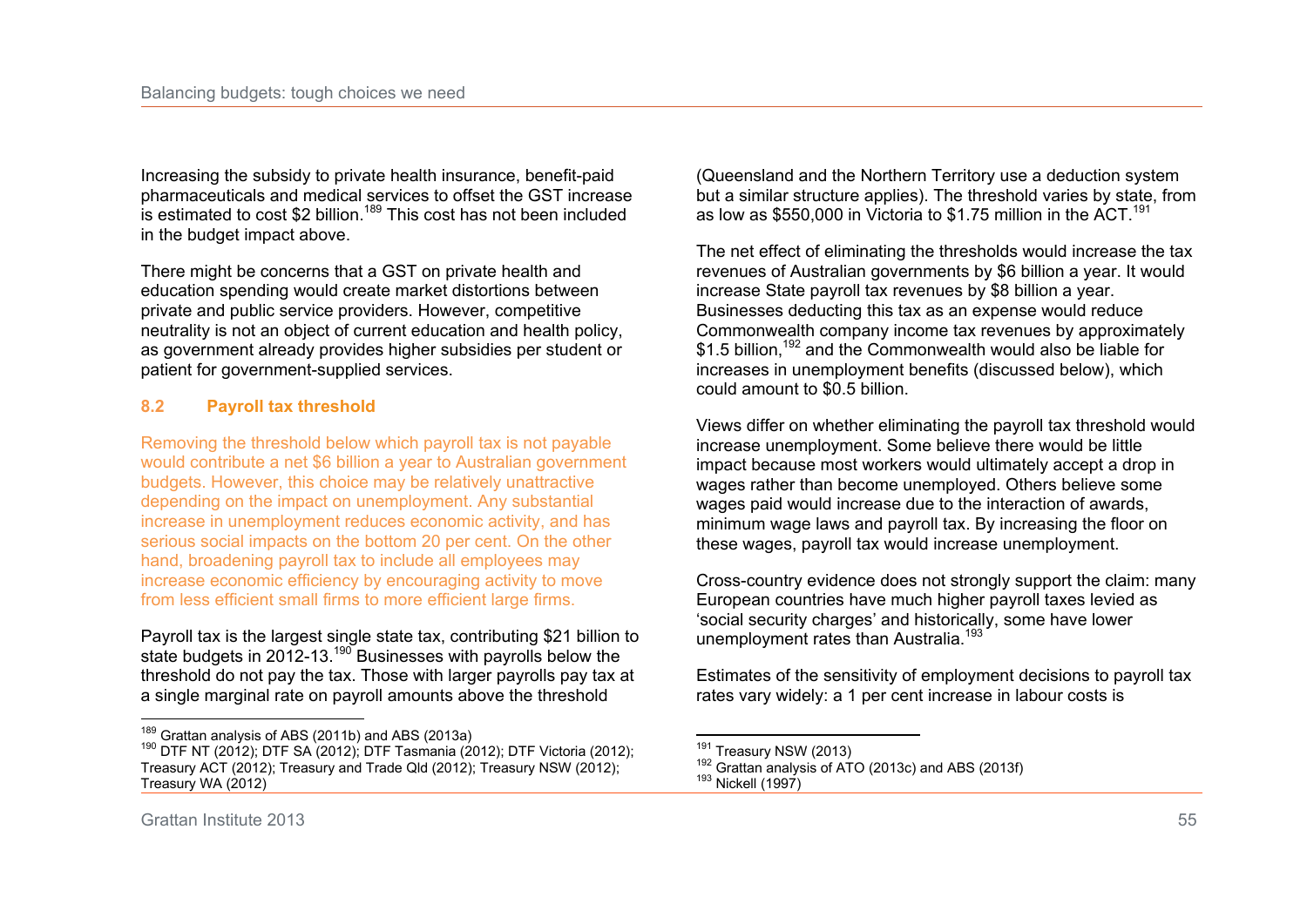Increasing the subsidy to private health insurance, benefit-paid pharmaceuticals and medical services to offset the GST increase is estimated to cost $2 billion.[189] This cost has not been included in the budget impact above.

There might be concerns that a GST on private health and education spending would create market distortions between private and public service providers. However, competitive neutrality is not an object of current education and health policy, as government already provides higher subsidies per student or patient for government-supplied services.

### 8.2 Payroll tax threshold

Removing the threshold below which payroll tax is not payable would contribute a net $6 billion a year to Australian government budgets. However, this choice may be relatively unattractive depending on the impact on unemployment. Any substantial increase in unemployment reduces economic activity, and has serious social impacts on the bottom 20 per cent. On the other hand, broadening payroll tax to include all employees may increase economic efficiency by encouraging activity to move from less efficient small firms to more efficient large firms.

Payroll tax is the largest single state tax, contributing $21 billion to state budgets in 2012-13.[190] Businesses with payrolls below the threshold do not pay the tax. Those with larger payrolls pay tax at a single marginal rate on payroll amounts above the threshold (Queensland and the Northern Territory use a deduction system but a similar structure applies). The threshold varies by state, from as low as $550,000 in Victoria to $1.75 million in the ACT.[191]

The net effect of eliminating the thresholds would increase the tax revenues of Australian governments by $6 billion a year. It would increase State payroll tax revenues by $8 billion a year. Businesses deducting this tax as an expense would reduce Commonwealth company income tax revenues by approximately $1.5 billion,[192] and the Commonwealth would also be liable for increases in unemployment benefits (discussed below), which could amount to $0.5 billion.

Views differ on whether eliminating the payroll tax threshold would increase unemployment. Some believe there would be little impact because most workers would ultimately accept a drop in wages rather than become unemployed. Others believe some wages paid would increase due to the interaction of awards, minimum wage laws and payroll tax. By increasing the floor on these wages, payroll tax would increase unemployment.

Cross-country evidence does not strongly support the claim: many European countries have much higher payroll taxes levied as 'social security charges' and historically, some have lower unemployment rates than Australia.[193]

Estimates of the sensitivity of employment decisions to payroll tax rates vary widely: a 1 per cent increase in labour costs is

---

[189] Grattan analysis of ABS (2011b) and ABS (2013a)

[190] DTF NT (2012); DTF SA (2012); DTF Tasmania (2012); DTF Victoria (2012); Treasury ACT (2012); Treasury and Trade Qld (2012); Treasury NSW (2012); Treasury WA (2012)

[191] Treasury NSW (2013)

[192] Grattan analysis of ATO (2013c) and ABS (2013f)

[193] Nickell (1997)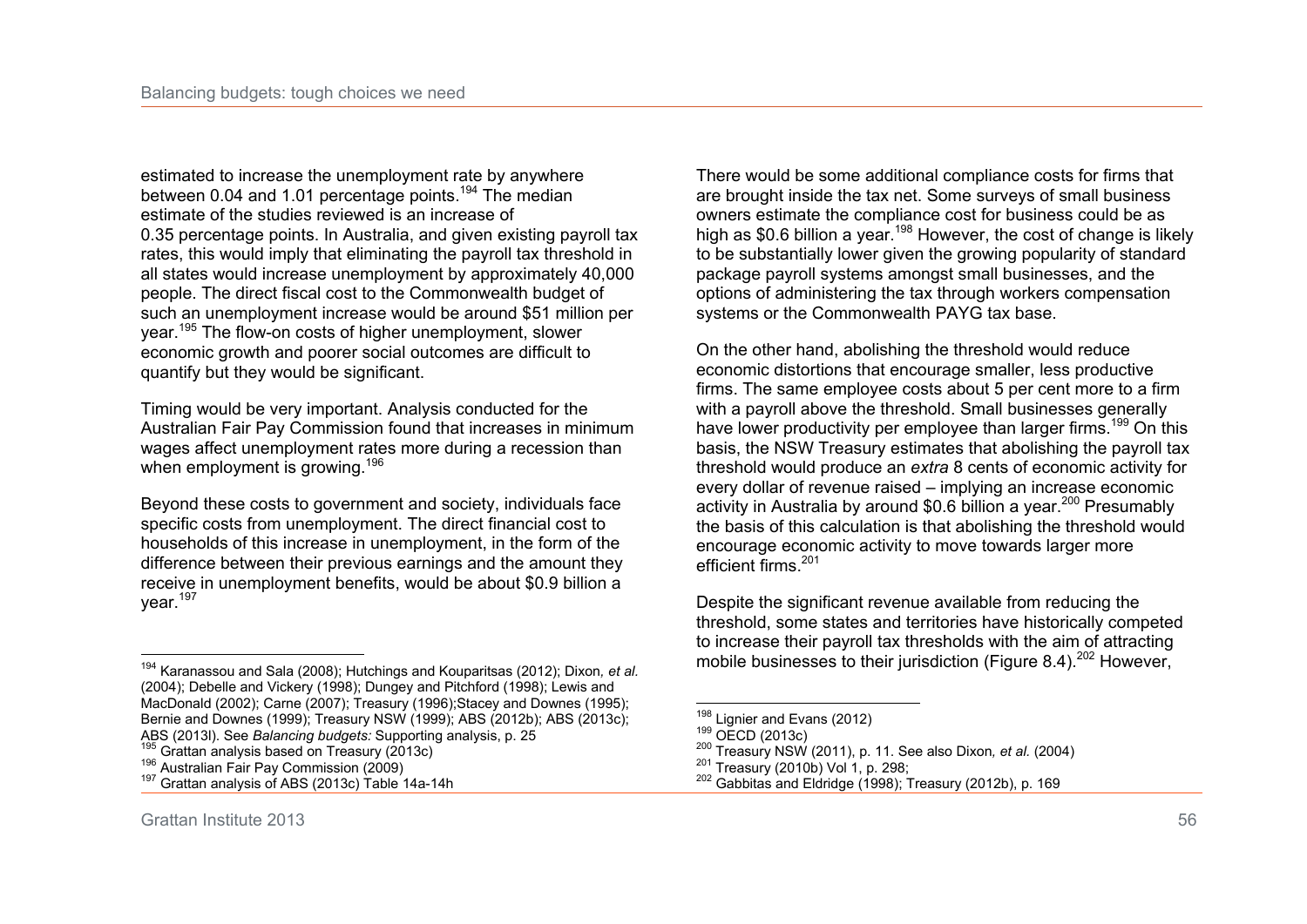estimated to increase the unemployment rate by anywhere between 0.04 and 1.01 percentage points.[194] The median estimate of the studies reviewed is an increase of 0.35 percentage points. In Australia, and given existing payroll tax rates, this would imply that eliminating the payroll tax threshold in all states would increase unemployment by approximately 40,000 people. The direct fiscal cost to the Commonwealth budget of such an unemployment increase would be around $51 million per year.[195] The flow-on costs of higher unemployment, slower economic growth and poorer social outcomes are difficult to quantify but they would be significant.

Timing would be very important. Analysis conducted for the Australian Fair Pay Commission found that increases in minimum wages affect unemployment rates more during a recession than when employment is growing.[196]

Beyond these costs to government and society, individuals face specific costs from unemployment. The direct financial cost to households of this increase in unemployment, in the form of the difference between their previous earnings and the amount they receive in unemployment benefits, would be about $0.9 billion a year.[197]

There would be some additional compliance costs for firms that are brought inside the tax net. Some surveys of small business owners estimate the compliance cost for business could be as high as $0.6 billion a year.[198] However, the cost of change is likely to be substantially lower given the growing popularity of standard package payroll systems amongst small businesses, and the options of administering the tax through workers compensation systems or the Commonwealth PAYG tax base.

On the other hand, abolishing the threshold would reduce economic distortions that encourage smaller, less productive firms. The same employee costs about 5 per cent more to a firm with a payroll above the threshold. Small businesses generally have lower productivity per employee than larger firms.[199] On this basis, the NSW Treasury estimates that abolishing the payroll tax threshold would produce an *extra* 8 cents of economic activity for every dollar of revenue raised – implying an increase economic activity in Australia by around $0.6 billion a year.[200] Presumably the basis of this calculation is that abolishing the threshold would encourage economic activity to move towards larger more efficient firms.[201]

Despite the significant revenue available from reducing the threshold, some states and territories have historically competed to increase their payroll tax thresholds with the aim of attracting mobile businesses to their jurisdiction (Figure 8.4).[202] However,

---

[194] Karanassou and Sala (2008); Hutchings and Kouparitsas (2012); Dixon*, et al.* (2004); Debelle and Vickery (1998); Dungey and Pitchford (1998); Lewis and MacDonald (2002); Carne (2007); Treasury (1996);Stacey and Downes (1995); Bernie and Downes (1999); Treasury NSW (1999); ABS (2012b); ABS (2013c); ABS (2013l). See *Balancing budgets:* Supporting analysis, p. 25

[195] Grattan analysis based on Treasury (2013c)

[196] Australian Fair Pay Commission (2009)

[197] Grattan analysis of ABS (2013c) Table 14a-14h

[198] Lignier and Evans (2012)

[199] OECD (2013c)

[200] Treasury NSW (2011), p. 11. See also Dixon*, et al.* (2004)

[201] Treasury (2010b) Vol 1, p. 298;

[202] Gabbitas and Eldridge (1998); Treasury (2012b), p. 169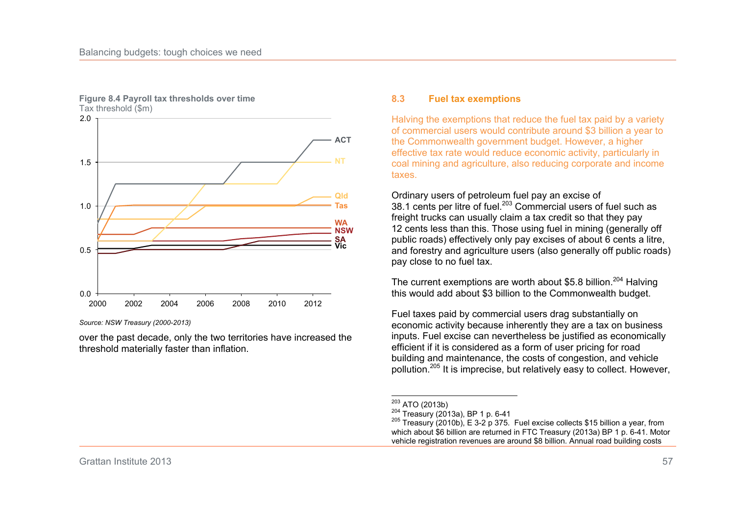**Figure 8.4 Payroll tax thresholds over time**

Tax threshold ($m)

*Source: NSW Treasury (2000-2013)*

over the past decade, only the two territories have increased the threshold materially faster than inflation.

## 8.3 Fuel tax exemptions

Halving the exemptions that reduce the fuel tax paid by a variety of commercial users would contribute around $3 billion a year to the Commonwealth government budget. However, a higher effective tax rate would reduce economic activity, particularly in coal mining and agriculture, also reducing corporate and income taxes.

Ordinary users of petroleum fuel pay an excise of 38.1 cents per litre of fuel.[203] Commercial users of fuel such as freight trucks can usually claim a tax credit so that they pay 12 cents less than this. Those using fuel in mining (generally off public roads) effectively only pay excises of about 6 cents a litre, and forestry and agriculture users (also generally off public roads) pay close to no fuel tax.

The current exemptions are worth about $5.8 billion.[204] Halving this would add about $3 billion to the Commonwealth budget.

Fuel taxes paid by commercial users drag substantially on economic activity because inherently they are a tax on business inputs. Fuel excise can nevertheless be justified as economically efficient if it is considered as a form of user pricing for road building and maintenance, the costs of congestion, and vehicle pollution.[205] It is imprecise, but relatively easy to collect. However,

---

[203] ATO (2013b)

[204] Treasury (2013a), BP 1 p. 6-41

[205] Treasury (2010b), E 3-2 p 375. Fuel excise collects $15 billion a year, from which about $6 billion are returned in FTC Treasury (2013a) BP 1 p. 6-41. Motor vehicle registration revenues are around $8 billion. Annual road building costs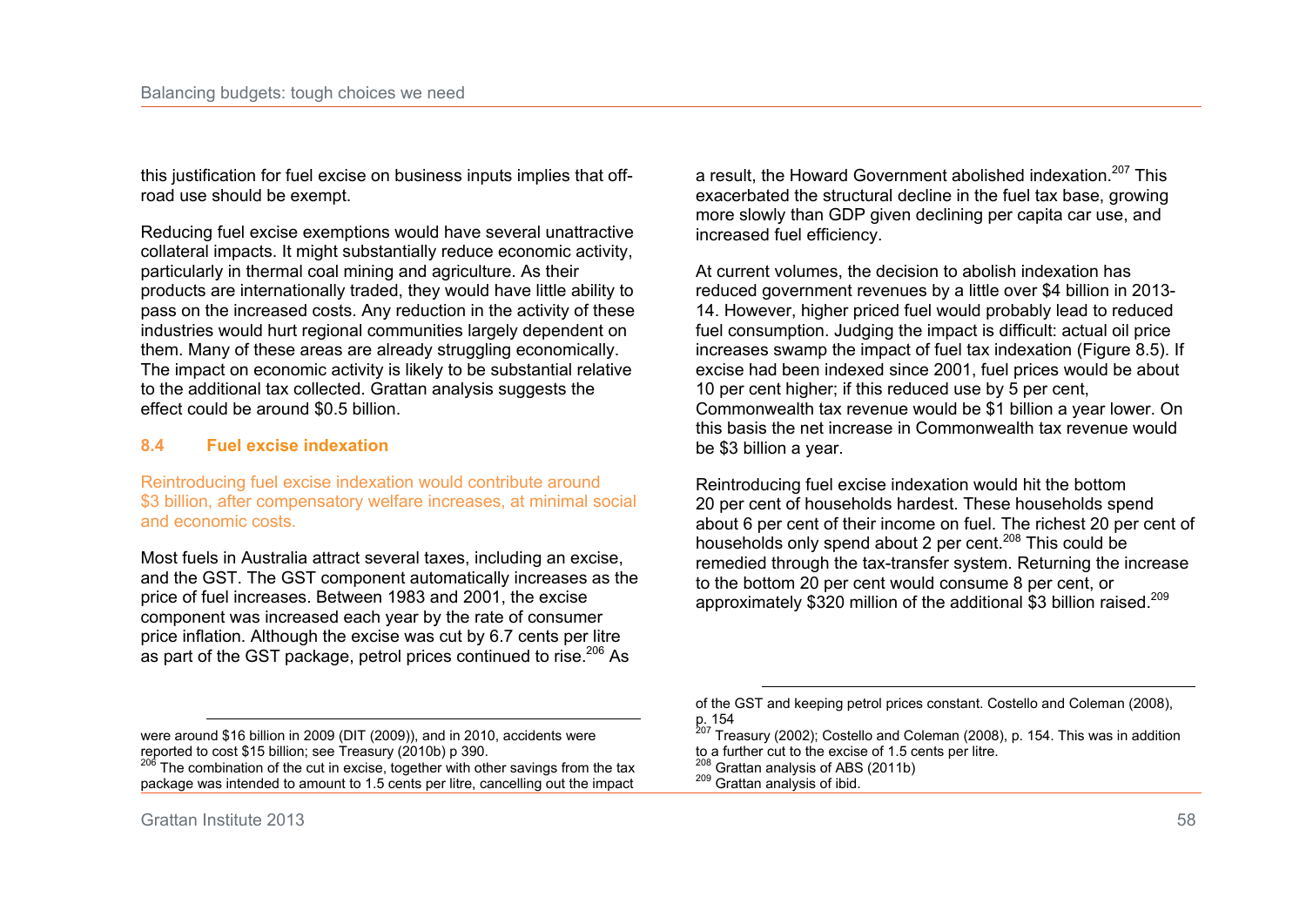this justification for fuel excise on business inputs implies that off-road use should be exempt.

Reducing fuel excise exemptions would have several unattractive collateral impacts. It might substantially reduce economic activity, particularly in thermal coal mining and agriculture. As their products are internationally traded, they would have little ability to pass on the increased costs. Any reduction in the activity of these industries would hurt regional communities largely dependent on them. Many of these areas are already struggling economically. The impact on economic activity is likely to be substantial relative to the additional tax collected. Grattan analysis suggests the effect could be around $0.5 billion.

### 8.4 Fuel excise indexation

Reintroducing fuel excise indexation would contribute around $3 billion, after compensatory welfare increases, at minimal social and economic costs.

Most fuels in Australia attract several taxes, including an excise, and the GST. The GST component automatically increases as the price of fuel increases. Between 1983 and 2001, the excise component was increased each year by the rate of consumer price inflation. Although the excise was cut by 6.7 cents per litre as part of the GST package, petrol prices continued to rise.[206] As a result, the Howard Government abolished indexation.[207] This exacerbated the structural decline in the fuel tax base, growing more slowly than GDP given declining per capita car use, and increased fuel efficiency.

At current volumes, the decision to abolish indexation has reduced government revenues by a little over $4 billion in 2013-14. However, higher priced fuel would probably lead to reduced fuel consumption. Judging the impact is difficult: actual oil price increases swamp the impact of fuel tax indexation (Figure 8.5). If excise had been indexed since 2001, fuel prices would be about 10 per cent higher; if this reduced use by 5 per cent, Commonwealth tax revenue would be $1 billion a year lower. On this basis the net increase in Commonwealth tax revenue would be $3 billion a year.

Reintroducing fuel excise indexation would hit the bottom 20 per cent of households hardest. These households spend about 6 per cent of their income on fuel. The richest 20 per cent of households only spend about 2 per cent.[208] This could be remedied through the tax-transfer system. Returning the increase to the bottom 20 per cent would consume 8 per cent, or approximately $320 million of the additional $3 billion raised.[209]

---

were around $16 billion in 2009 (DIT (2009)), and in 2010, accidents were reported to cost $15 billion; see Treasury (2010b) p 390.

[206] The combination of the cut in excise, together with other savings from the tax package was intended to amount to 1.5 cents per litre, cancelling out the impact of the GST and keeping petrol prices constant. Costello and Coleman (2008), p. 154

[207] Treasury (2002); Costello and Coleman (2008), p. 154. This was in addition to a further cut to the excise of 1.5 cents per litre.

[208] Grattan analysis of ABS (2011b)

[209] Grattan analysis of ibid.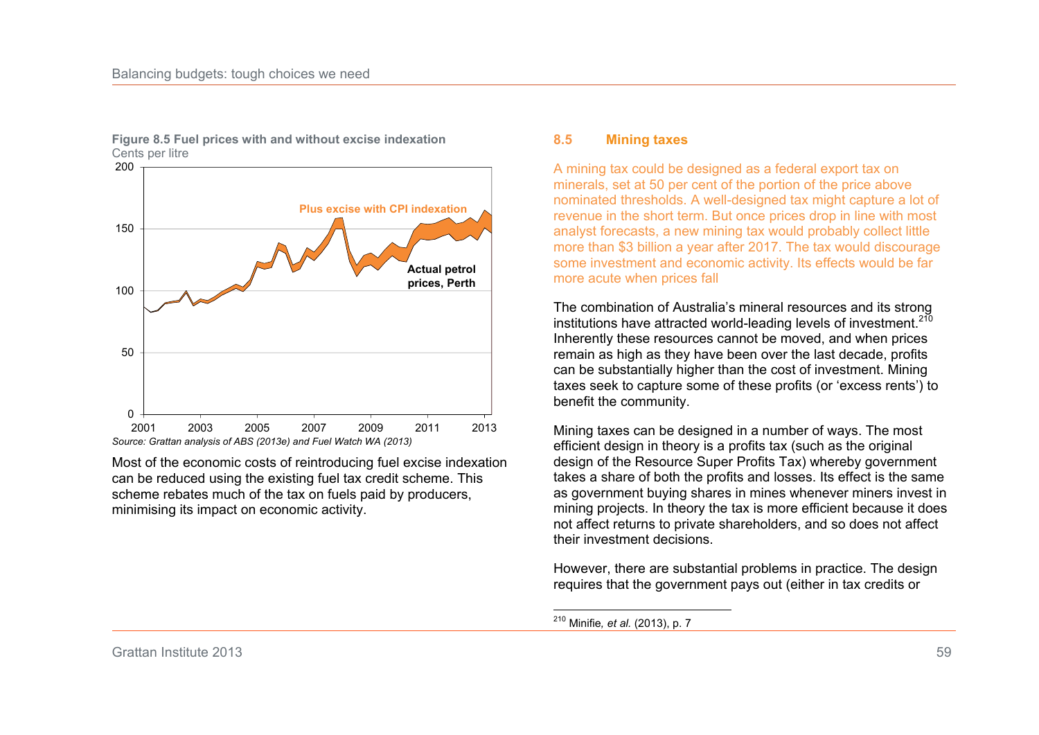**Figure 8.5 Fuel prices with and without excise indexation**
Cents per litre

*Source: Grattan analysis of ABS (2013e) and Fuel Watch WA (2013)*

Most of the economic costs of reintroducing fuel excise indexation can be reduced using the existing fuel tax credit scheme. This scheme rebates much of the tax on fuels paid by producers, minimising its impact on economic activity.

## 8.5 Mining taxes

A mining tax could be designed as a federal export tax on minerals, set at 50 per cent of the portion of the price above nominated thresholds. A well-designed tax might capture a lot of revenue in the short term. But once prices drop in line with most analyst forecasts, a new mining tax would probably collect little more than $3 billion a year after 2017. The tax would discourage some investment and economic activity. Its effects would be far more acute when prices fall

The combination of Australia's mineral resources and its strong institutions have attracted world-leading levels of investment.[210] Inherently these resources cannot be moved, and when prices remain as high as they have been over the last decade, profits can be substantially higher than the cost of investment. Mining taxes seek to capture some of these profits (or 'excess rents') to benefit the community.

Mining taxes can be designed in a number of ways. The most efficient design in theory is a profits tax (such as the original design of the Resource Super Profits Tax) whereby government takes a share of both the profits and losses. Its effect is the same as government buying shares in mines whenever miners invest in mining projects. In theory the tax is more efficient because it does not affect returns to private shareholders, and so does not affect their investment decisions.

However, there are substantial problems in practice. The design requires that the government pays out (either in tax credits or

[210] Minifie, *et al.* (2013), p. 7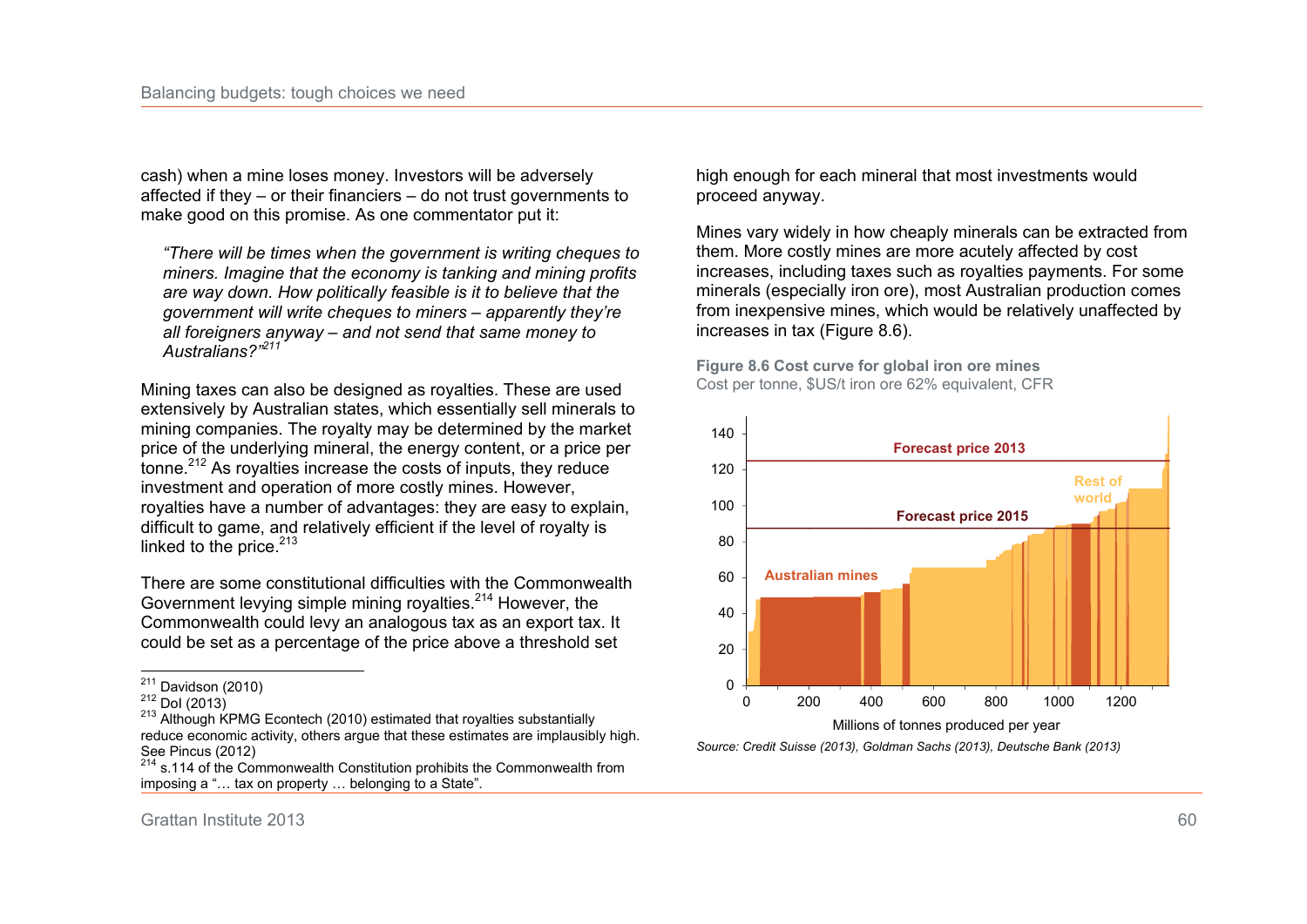cash) when a mine loses money. Investors will be adversely affected if they – or their financiers – do not trust governments to make good on this promise. As one commentator put it:

> *"There will be times when the government is writing cheques to miners. Imagine that the economy is tanking and mining profits are way down. How politically feasible is it to believe that the government will write cheques to miners – apparently they're all foreigners anyway – and not send that same money to Australians?"*[211]

Mining taxes can also be designed as royalties. These are used extensively by Australian states, which essentially sell minerals to mining companies. The royalty may be determined by the market price of the underlying mineral, the energy content, or a price per tonne.[212] As royalties increase the costs of inputs, they reduce investment and operation of more costly mines. However, royalties have a number of advantages: they are easy to explain, difficult to game, and relatively efficient if the level of royalty is linked to the price.[213]

There are some constitutional difficulties with the Commonwealth Government levying simple mining royalties.[214] However, the Commonwealth could levy an analogous tax as an export tax. It could be set as a percentage of the price above a threshold set high enough for each mineral that most investments would proceed anyway.

Mines vary widely in how cheaply minerals can be extracted from them. More costly mines are more acutely affected by cost increases, including taxes such as royalties payments. For some minerals (especially iron ore), most Australian production comes from inexpensive mines, which would be relatively unaffected by increases in tax (Figure 8.6).

**Figure 8.6 Cost curve for global iron ore mines**
Cost per tonne, $US/t iron ore 62% equivalent, CFR

*Source: Credit Suisse (2013), Goldman Sachs (2013), Deutsche Bank (2013)*

---

[211] Davidson (2010)

[212] DoI (2013)

[213] Although KPMG Econtech (2010) estimated that royalties substantially reduce economic activity, others argue that these estimates are implausibly high. See Pincus (2012)

[214] s.114 of the Commonwealth Constitution prohibits the Commonwealth from imposing a "… tax on property … belonging to a State".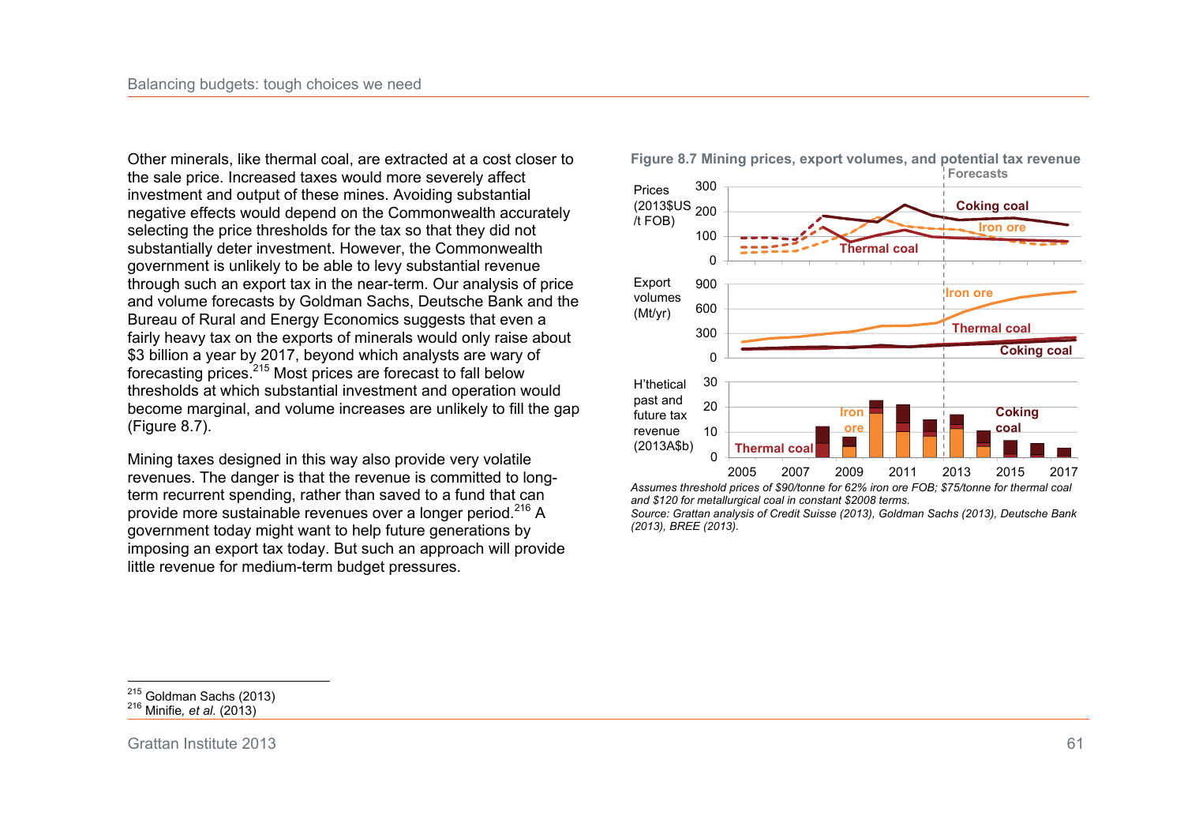Other minerals, like thermal coal, are extracted at a cost closer to the sale price. Increased taxes would more severely affect investment and output of these mines. Avoiding substantial negative effects would depend on the Commonwealth accurately selecting the price thresholds for the tax so that they did not substantially deter investment. However, the Commonwealth government is unlikely to be able to levy substantial revenue through such an export tax in the near-term. Our analysis of price and volume forecasts by Goldman Sachs, Deutsche Bank and the Bureau of Rural and Energy Economics suggests that even a fairly heavy tax on the exports of minerals would only raise about $3 billion a year by 2017, beyond which analysts are wary of forecasting prices.[215] Most prices are forecast to fall below thresholds at which substantial investment and operation would become marginal, and volume increases are unlikely to fill the gap (Figure 8.7).

Mining taxes designed in this way also provide very volatile revenues. The danger is that the revenue is committed to long-term recurrent spending, rather than saved to a fund that can provide more sustainable revenues over a longer period.[216] A government today might want to help future generations by imposing an export tax today. But such an approach will provide little revenue for medium-term budget pressures.

**Figure 8.7 Mining prices, export volumes, and potential tax revenue**

*Assumes threshold prices of $90/tonne for 62% iron ore FOB; $75/tonne for thermal coal and $120 for metallurgical coal in constant $2008 terms.*
*Source: Grattan analysis of Credit Suisse (2013), Goldman Sachs (2013), Deutsche Bank (2013), BREE (2013).*

[215] Goldman Sachs (2013)
[216] Minifie, *et al.* (2013)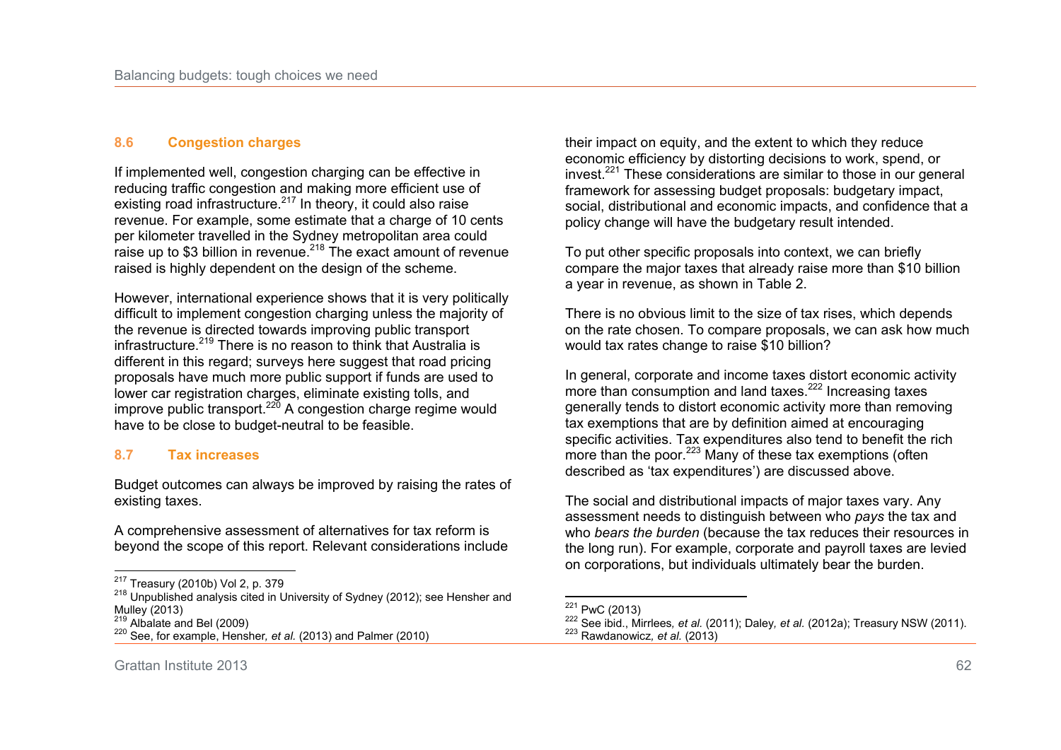## 8.6 Congestion charges

If implemented well, congestion charging can be effective in reducing traffic congestion and making more efficient use of existing road infrastructure.[217] In theory, it could also raise revenue. For example, some estimate that a charge of 10 cents per kilometer travelled in the Sydney metropolitan area could raise up to $3 billion in revenue.[218] The exact amount of revenue raised is highly dependent on the design of the scheme.

However, international experience shows that it is very politically difficult to implement congestion charging unless the majority of the revenue is directed towards improving public transport infrastructure.[219] There is no reason to think that Australia is different in this regard; surveys here suggest that road pricing proposals have much more public support if funds are used to lower car registration charges, eliminate existing tolls, and improve public transport.[220] A congestion charge regime would have to be close to budget-neutral to be feasible.

## 8.7 Tax increases

Budget outcomes can always be improved by raising the rates of existing taxes.

A comprehensive assessment of alternatives for tax reform is beyond the scope of this report. Relevant considerations include their impact on equity, and the extent to which they reduce economic efficiency by distorting decisions to work, spend, or invest.[221] These considerations are similar to those in our general framework for assessing budget proposals: budgetary impact, social, distributional and economic impacts, and confidence that a policy change will have the budgetary result intended.

To put other specific proposals into context, we can briefly compare the major taxes that already raise more than $10 billion a year in revenue, as shown in Table 2.

There is no obvious limit to the size of tax rises, which depends on the rate chosen. To compare proposals, we can ask how much would tax rates change to raise $10 billion?

In general, corporate and income taxes distort economic activity more than consumption and land taxes.[222] Increasing taxes generally tends to distort economic activity more than removing tax exemptions that are by definition aimed at encouraging specific activities. Tax expenditures also tend to benefit the rich more than the poor.[223] Many of these tax exemptions (often described as 'tax expenditures') are discussed above.

The social and distributional impacts of major taxes vary. Any assessment needs to distinguish between who *pays* the tax and who *bears the burden* (because the tax reduces their resources in the long run). For example, corporate and payroll taxes are levied on corporations, but individuals ultimately bear the burden.

[217] Treasury (2010b) Vol 2, p. 379
[218] Unpublished analysis cited in University of Sydney (2012); see Hensher and Mulley (2013)
[219] Albalate and Bel (2009)
[220] See, for example, Hensher, *et al.* (2013) and Palmer (2010)

[221] PwC (2013)
[222] See ibid., Mirrlees, *et al.* (2011); Daley, *et al.* (2012a); Treasury NSW (2011).
[223] Rawdanowicz, *et al.* (2013)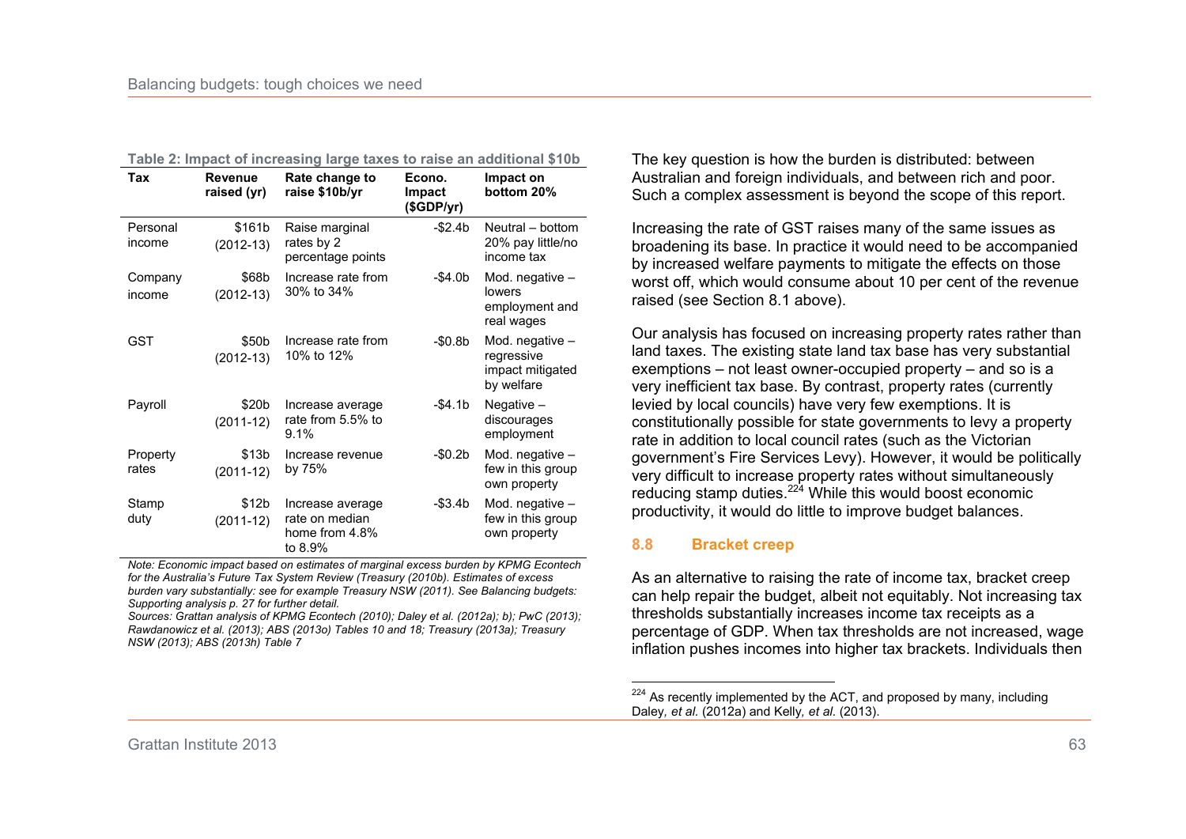**Table 2: Impact of increasing large taxes to raise an additional $10b**

| Tax | Revenue raised (yr) | Rate change to raise $10b/yr | Econo. Impact ($GDP/yr) | Impact on bottom 20% |
|---|---|---|---|---|
| Personal income | $161b (2012-13) | Raise marginal rates by 2 percentage points | -$2.4b | Neutral – bottom 20% pay little/no income tax |
| Company income | $68b (2012-13) | Increase rate from 30% to 34% | -$4.0b | Mod. negative – lowers employment and real wages |
| GST | $50b (2012-13) | Increase rate from 10% to 12% | -$0.8b | Mod. negative – regressive impact mitigated by welfare |
| Payroll | $20b (2011-12) | Increase average rate from 5.5% to 9.1% | -$4.1b | Negative – discourages employment |
| Property rates | $13b (2011-12) | Increase revenue by 75% | -$0.2b | Mod. negative – few in this group own property |
| Stamp duty | $12b (2011-12) | Increase average rate on median home from 4.8% to 8.9% | -$3.4b | Mod. negative – few in this group own property |

*Note: Economic impact based on estimates of marginal excess burden by KPMG Econtech for the Australia's Future Tax System Review (Treasury (2010b). Estimates of excess burden vary substantially: see for example Treasury NSW (2011). See Balancing budgets: Supporting analysis p. 27 for further detail.*

*Sources: Grattan analysis of KPMG Econtech (2010); Daley et al. (2012a); b); PwC (2013); Rawdanowicz et al. (2013); ABS (2013o) Tables 10 and 18; Treasury (2013a); Treasury NSW (2013); ABS (2013h) Table 7*

The key question is how the burden is distributed: between Australian and foreign individuals, and between rich and poor. Such a complex assessment is beyond the scope of this report.

Increasing the rate of GST raises many of the same issues as broadening its base. In practice it would need to be accompanied by increased welfare payments to mitigate the effects on those worst off, which would consume about 10 per cent of the revenue raised (see Section 8.1 above).

Our analysis has focused on increasing property rates rather than land taxes. The existing state land tax base has very substantial exemptions – not least owner-occupied property – and so is a very inefficient tax base. By contrast, property rates (currently levied by local councils) have very few exemptions. It is constitutionally possible for state governments to levy a property rate in addition to local council rates (such as the Victorian government's Fire Services Levy). However, it would be politically very difficult to increase property rates without simultaneously reducing stamp duties.[224] While this would boost economic productivity, it would do little to improve budget balances.

## 8.8 Bracket creep

As an alternative to raising the rate of income tax, bracket creep can help repair the budget, albeit not equitably. Not increasing tax thresholds substantially increases income tax receipts as a percentage of GDP. When tax thresholds are not increased, wage inflation pushes incomes into higher tax brackets. Individuals then

[224] As recently implemented by the ACT, and proposed by many, including Daley*, et al.* (2012a) and Kelly*, et al.* (2013).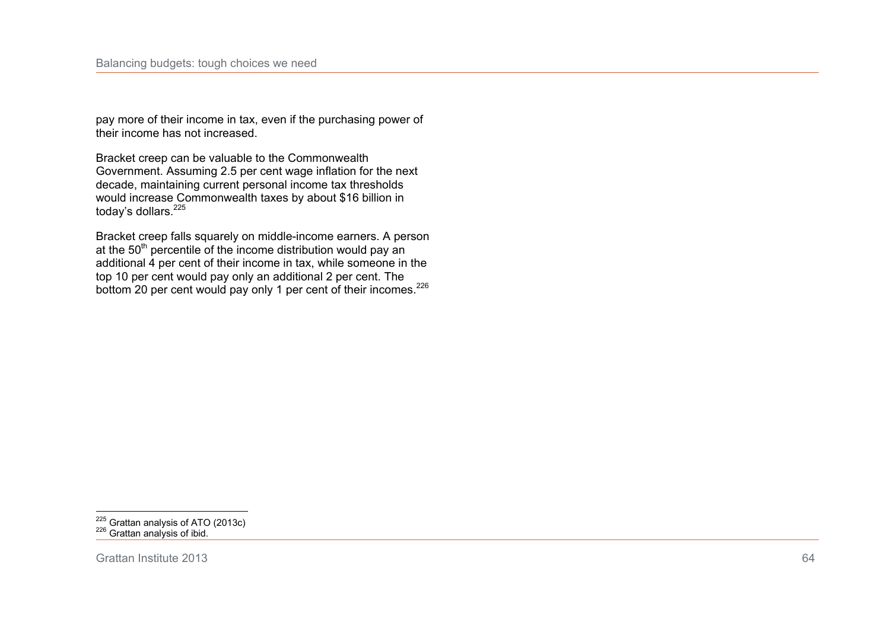pay more of their income in tax, even if the purchasing power of their income has not increased.

Bracket creep can be valuable to the Commonwealth Government. Assuming 2.5 per cent wage inflation for the next decade, maintaining current personal income tax thresholds would increase Commonwealth taxes by about $16 billion in today's dollars.[225]

Bracket creep falls squarely on middle-income earners. A person at the 50th percentile of the income distribution would pay an additional 4 per cent of their income in tax, while someone in the top 10 per cent would pay only an additional 2 per cent. The bottom 20 per cent would pay only 1 per cent of their incomes.[226]

---

[225] Grattan analysis of ATO (2013c)
[226] Grattan analysis of ibid.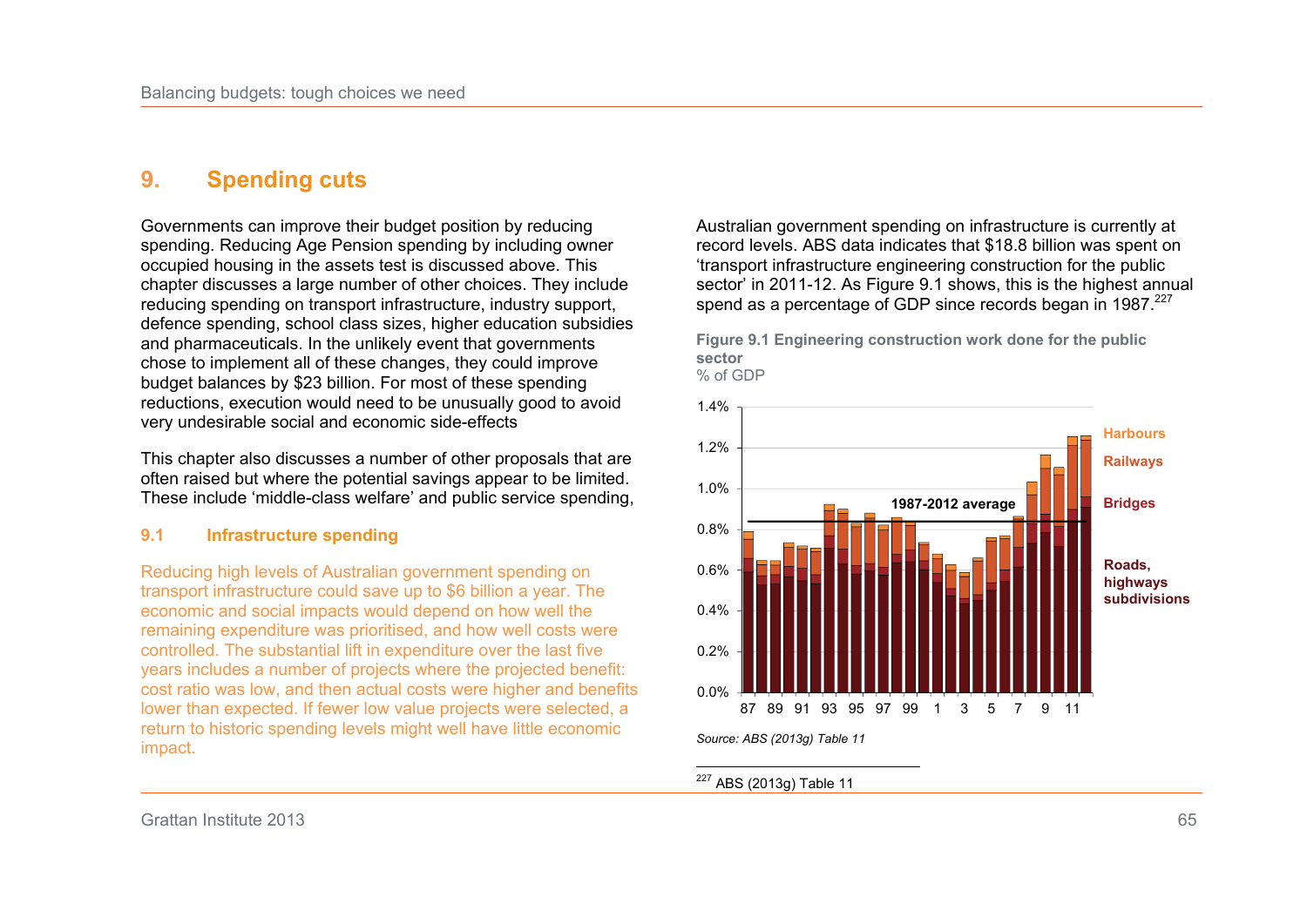# 9. Spending cuts

Governments can improve their budget position by reducing spending. Reducing Age Pension spending by including owner occupied housing in the assets test is discussed above. This chapter discusses a large number of other choices. They include reducing spending on transport infrastructure, industry support, defence spending, school class sizes, higher education subsidies and pharmaceuticals. In the unlikely event that governments chose to implement all of these changes, they could improve budget balances by $23 billion. For most of these spending reductions, execution would need to be unusually good to avoid very undesirable social and economic side-effects

This chapter also discusses a number of other proposals that are often raised but where the potential savings appear to be limited. These include 'middle-class welfare' and public service spending,

## 9.1 Infrastructure spending

Reducing high levels of Australian government spending on transport infrastructure could save up to $6 billion a year. The economic and social impacts would depend on how well the remaining expenditure was prioritised, and how well costs were controlled. The substantial lift in expenditure over the last five years includes a number of projects where the projected benefit: cost ratio was low, and then actual costs were higher and benefits lower than expected. If fewer low value projects were selected, a return to historic spending levels might well have little economic impact.

Australian government spending on infrastructure is currently at record levels. ABS data indicates that $18.8 billion was spent on 'transport infrastructure engineering construction for the public sector' in 2011-12. As Figure 9.1 shows, this is the highest annual spend as a percentage of GDP since records began in 1987.[227]

**Figure 9.1 Engineering construction work done for the public sector**
% of GDP

*Source: ABS (2013g) Table 11*

[227] ABS (2013g) Table 11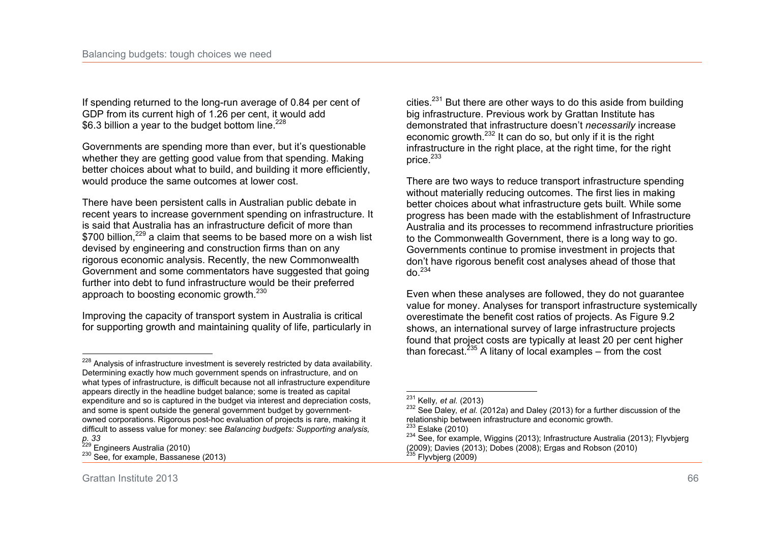If spending returned to the long-run average of 0.84 per cent of GDP from its current high of 1.26 per cent, it would add \$6.3 billion a year to the budget bottom line.[228]

Governments are spending more than ever, but it's questionable whether they are getting good value from that spending. Making better choices about what to build, and building it more efficiently, would produce the same outcomes at lower cost.

There have been persistent calls in Australian public debate in recent years to increase government spending on infrastructure. It is said that Australia has an infrastructure deficit of more than \$700 billion,[229] a claim that seems to be based more on a wish list devised by engineering and construction firms than on any rigorous economic analysis. Recently, the new Commonwealth Government and some commentators have suggested that going further into debt to fund infrastructure would be their preferred approach to boosting economic growth.[230]

Improving the capacity of transport system in Australia is critical for supporting growth and maintaining quality of life, particularly in cities.[231] But there are other ways to do this aside from building big infrastructure. Previous work by Grattan Institute has demonstrated that infrastructure doesn't *necessarily* increase economic growth.[232] It can do so, but only if it is the right infrastructure in the right place, at the right time, for the right price.[233]

There are two ways to reduce transport infrastructure spending without materially reducing outcomes. The first lies in making better choices about what infrastructure gets built. While some progress has been made with the establishment of Infrastructure Australia and its processes to recommend infrastructure priorities to the Commonwealth Government, there is a long way to go. Governments continue to promise investment in projects that don't have rigorous benefit cost analyses ahead of those that do.[234]

Even when these analyses are followed, they do not guarantee value for money. Analyses for transport infrastructure systemically overestimate the benefit cost ratios of projects. As Figure 9.2 shows, an international survey of large infrastructure projects found that project costs are typically at least 20 per cent higher than forecast.[235] A litany of local examples – from the cost

---

[228] Analysis of infrastructure investment is severely restricted by data availability. Determining exactly how much government spends on infrastructure, and on what types of infrastructure, is difficult because not all infrastructure expenditure appears directly in the headline budget balance; some is treated as capital expenditure and so is captured in the budget via interest and depreciation costs, and some is spent outside the general government budget by government-owned corporations. Rigorous post-hoc evaluation of projects is rare, making it difficult to assess value for money: see *Balancing budgets: Supporting analysis, p. 33*

[229] Engineers Australia (2010)

[230] See, for example, Bassanese (2013)

[231] Kelly, *et al.* (2013)

[232] See Daley, *et al.* (2012a) and Daley (2013) for a further discussion of the relationship between infrastructure and economic growth.

[233] Eslake (2010)

[234] See, for example, Wiggins (2013); Infrastructure Australia (2013); Flyvbjerg (2009); Davies (2013); Dobes (2008); Ergas and Robson (2010)

[235] Flyvbjerg (2009)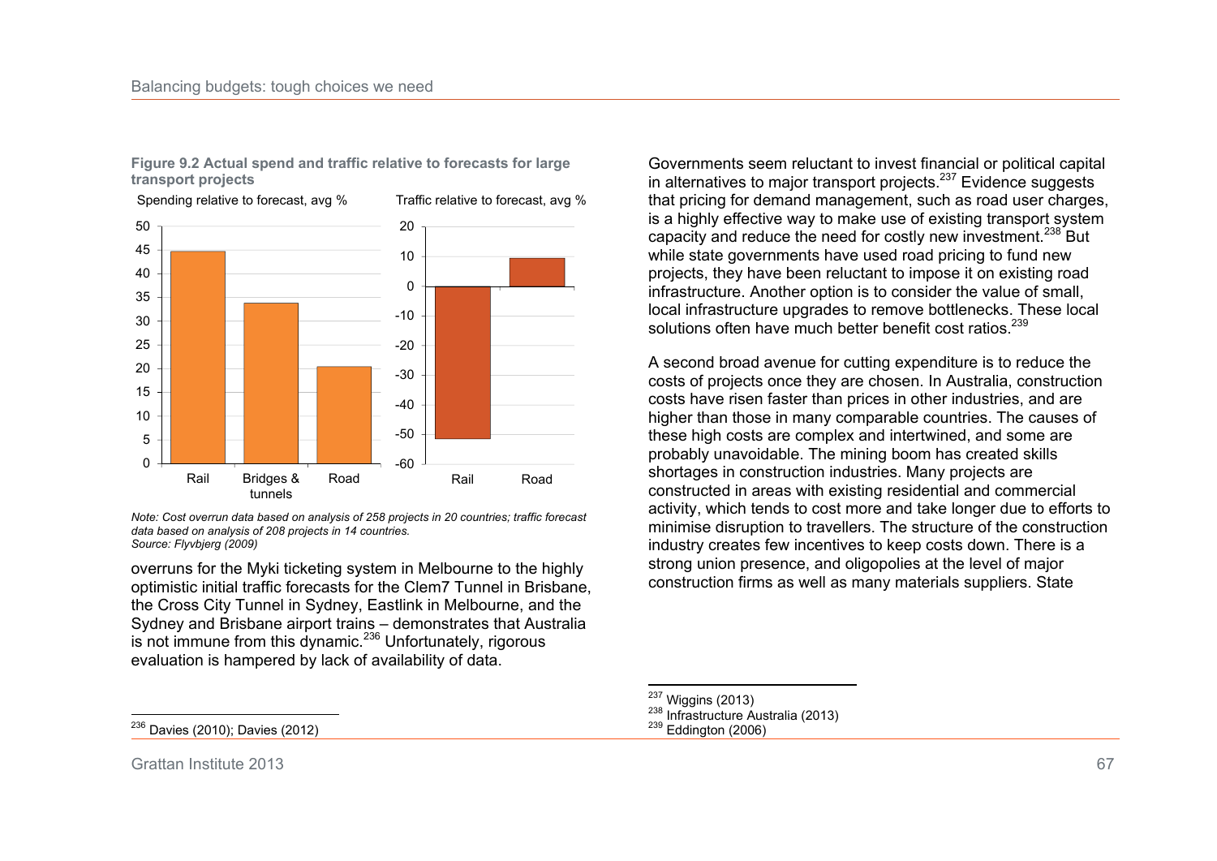**Figure 9.2 Actual spend and traffic relative to forecasts for large transport projects**

Spending relative to forecast, avg %

| | Spending relative to forecast, avg % |
|---|---|
| Rail | 45 |
| Bridges & tunnels | 34 |
| Road | 20 |

Traffic relative to forecast, avg %

| | Traffic relative to forecast, avg % |
|---|---|
| Rail | -51 |
| Road | 9 |

*Note: Cost overrun data based on analysis of 258 projects in 20 countries; traffic forecast data based on analysis of 208 projects in 14 countries.*
*Source: Flyvbjerg (2009)*

overruns for the Myki ticketing system in Melbourne to the highly optimistic initial traffic forecasts for the Clem7 Tunnel in Brisbane, the Cross City Tunnel in Sydney, Eastlink in Melbourne, and the Sydney and Brisbane airport trains – demonstrates that Australia is not immune from this dynamic.[236] Unfortunately, rigorous evaluation is hampered by lack of availability of data.

Governments seem reluctant to invest financial or political capital in alternatives to major transport projects.[237] Evidence suggests that pricing for demand management, such as road user charges, is a highly effective way to make use of existing transport system capacity and reduce the need for costly new investment.[238] But while state governments have used road pricing to fund new projects, they have been reluctant to impose it on existing road infrastructure. Another option is to consider the value of small, local infrastructure upgrades to remove bottlenecks. These local solutions often have much better benefit cost ratios.[239]

A second broad avenue for cutting expenditure is to reduce the costs of projects once they are chosen. In Australia, construction costs have risen faster than prices in other industries, and are higher than those in many comparable countries. The causes of these high costs are complex and intertwined, and some are probably unavoidable. The mining boom has created skills shortages in construction industries. Many projects are constructed in areas with existing residential and commercial activity, which tends to cost more and take longer due to efforts to minimise disruption to travellers. The structure of the construction industry creates few incentives to keep costs down. There is a strong union presence, and oligopolies at the level of major construction firms as well as many materials suppliers. State

[236] Davies (2010); Davies (2012)

[237] Wiggins (2013)
[238] Infrastructure Australia (2013)
[239] Eddington (2006)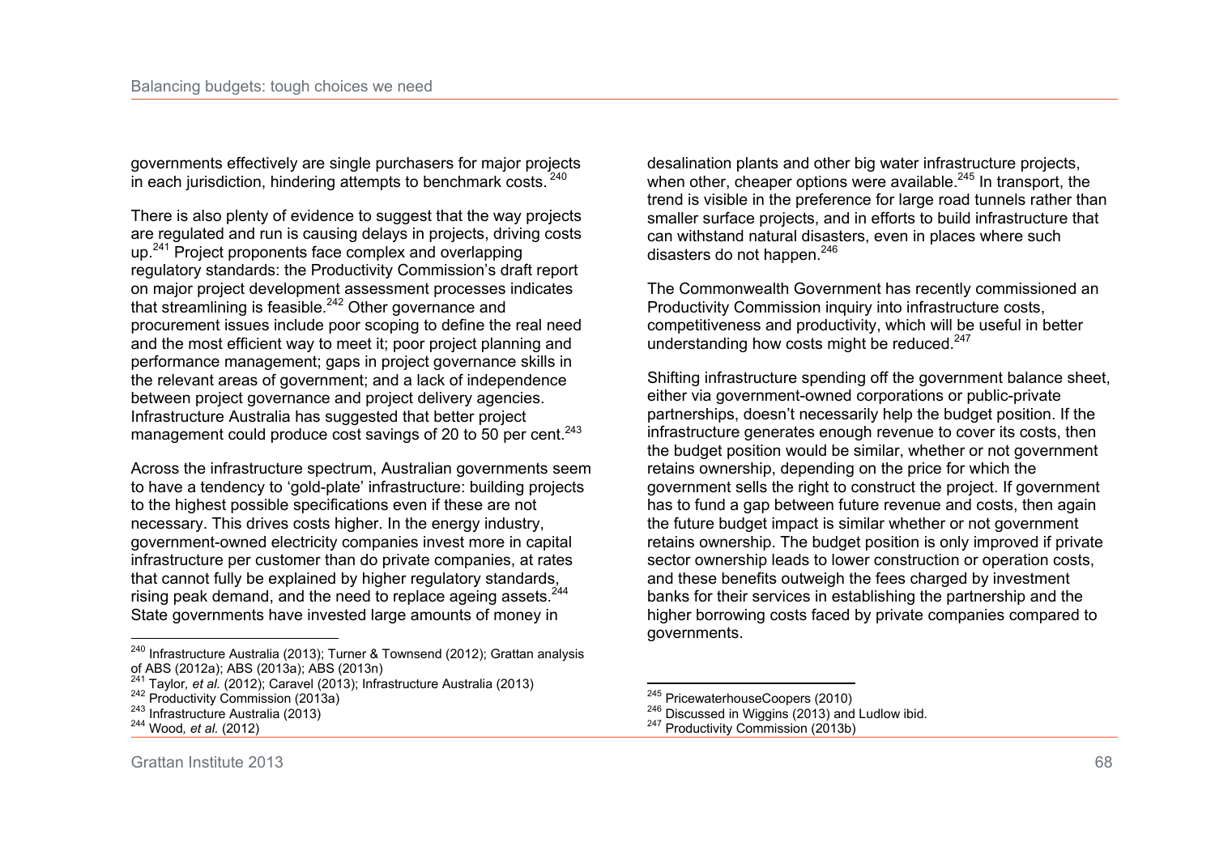governments effectively are single purchasers for major projects in each jurisdiction, hindering attempts to benchmark costs.[240]

There is also plenty of evidence to suggest that the way projects are regulated and run is causing delays in projects, driving costs up.[241] Project proponents face complex and overlapping regulatory standards: the Productivity Commission's draft report on major project development assessment processes indicates that streamlining is feasible.[242] Other governance and procurement issues include poor scoping to define the real need and the most efficient way to meet it; poor project planning and performance management; gaps in project governance skills in the relevant areas of government; and a lack of independence between project governance and project delivery agencies. Infrastructure Australia has suggested that better project management could produce cost savings of 20 to 50 per cent.[243]

Across the infrastructure spectrum, Australian governments seem to have a tendency to 'gold-plate' infrastructure: building projects to the highest possible specifications even if these are not necessary. This drives costs higher. In the energy industry, government-owned electricity companies invest more in capital infrastructure per customer than do private companies, at rates that cannot fully be explained by higher regulatory standards, rising peak demand, and the need to replace ageing assets.[244] State governments have invested large amounts of money in desalination plants and other big water infrastructure projects, when other, cheaper options were available.[245] In transport, the trend is visible in the preference for large road tunnels rather than smaller surface projects, and in efforts to build infrastructure that can withstand natural disasters, even in places where such disasters do not happen.[246]

The Commonwealth Government has recently commissioned an Productivity Commission inquiry into infrastructure costs, competitiveness and productivity, which will be useful in better understanding how costs might be reduced.[247]

Shifting infrastructure spending off the government balance sheet, either via government-owned corporations or public-private partnerships, doesn't necessarily help the budget position. If the infrastructure generates enough revenue to cover its costs, then the budget position would be similar, whether or not government retains ownership, depending on the price for which the government sells the right to construct the project. If government has to fund a gap between future revenue and costs, then again the future budget impact is similar whether or not government retains ownership. The budget position is only improved if private sector ownership leads to lower construction or operation costs, and these benefits outweigh the fees charged by investment banks for their services in establishing the partnership and the higher borrowing costs faced by private companies compared to governments.

---

[240] Infrastructure Australia (2013); Turner & Townsend (2012); Grattan analysis of ABS (2012a); ABS (2013a); ABS (2013n)
[241] Taylor, *et al.* (2012); Caravel (2013); Infrastructure Australia (2013)
[242] Productivity Commission (2013a)
[243] Infrastructure Australia (2013)
[244] Wood, *et al.* (2012)
[245] PricewaterhouseCoopers (2010)
[246] Discussed in Wiggins (2013) and Ludlow ibid.
[247] Productivity Commission (2013b)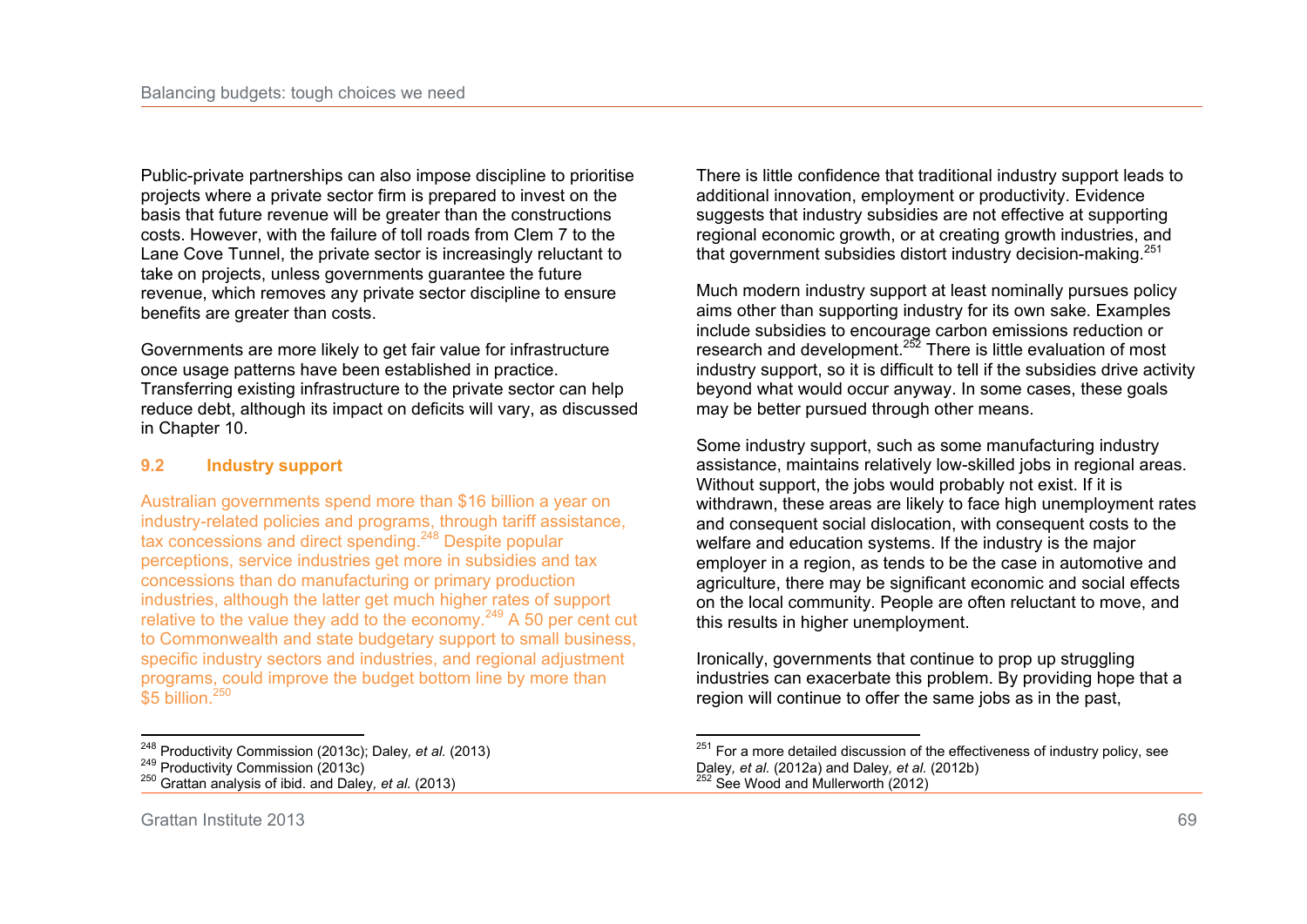Public-private partnerships can also impose discipline to prioritise projects where a private sector firm is prepared to invest on the basis that future revenue will be greater than the constructions costs. However, with the failure of toll roads from Clem 7 to the Lane Cove Tunnel, the private sector is increasingly reluctant to take on projects, unless governments guarantee the future revenue, which removes any private sector discipline to ensure benefits are greater than costs.

Governments are more likely to get fair value for infrastructure once usage patterns have been established in practice. Transferring existing infrastructure to the private sector can help reduce debt, although its impact on deficits will vary, as discussed in Chapter 10.

## 9.2 Industry support

Australian governments spend more than $16 billion a year on industry-related policies and programs, through tariff assistance, tax concessions and direct spending.[248] Despite popular perceptions, service industries get more in subsidies and tax concessions than do manufacturing or primary production industries, although the latter get much higher rates of support relative to the value they add to the economy.[249] A 50 per cent cut to Commonwealth and state budgetary support to small business, specific industry sectors and industries, and regional adjustment programs, could improve the budget bottom line by more than $5 billion.[250]

There is little confidence that traditional industry support leads to additional innovation, employment or productivity. Evidence suggests that industry subsidies are not effective at supporting regional economic growth, or at creating growth industries, and that government subsidies distort industry decision-making.[251]

Much modern industry support at least nominally pursues policy aims other than supporting industry for its own sake. Examples include subsidies to encourage carbon emissions reduction or research and development.[252] There is little evaluation of most industry support, so it is difficult to tell if the subsidies drive activity beyond what would occur anyway. In some cases, these goals may be better pursued through other means.

Some industry support, such as some manufacturing industry assistance, maintains relatively low-skilled jobs in regional areas. Without support, the jobs would probably not exist. If it is withdrawn, these areas are likely to face high unemployment rates and consequent social dislocation, with consequent costs to the welfare and education systems. If the industry is the major employer in a region, as tends to be the case in automotive and agriculture, there may be significant economic and social effects on the local community. People are often reluctant to move, and this results in higher unemployment.

Ironically, governments that continue to prop up struggling industries can exacerbate this problem. By providing hope that a region will continue to offer the same jobs as in the past,

---

[248] Productivity Commission (2013c); Daley, *et al.* (2013)
[249] Productivity Commission (2013c)
[250] Grattan analysis of ibid. and Daley, *et al.* (2013)
[251] For a more detailed discussion of the effectiveness of industry policy, see Daley, *et al.* (2012a) and Daley, *et al.* (2012b)
[252] See Wood and Mullerworth (2012)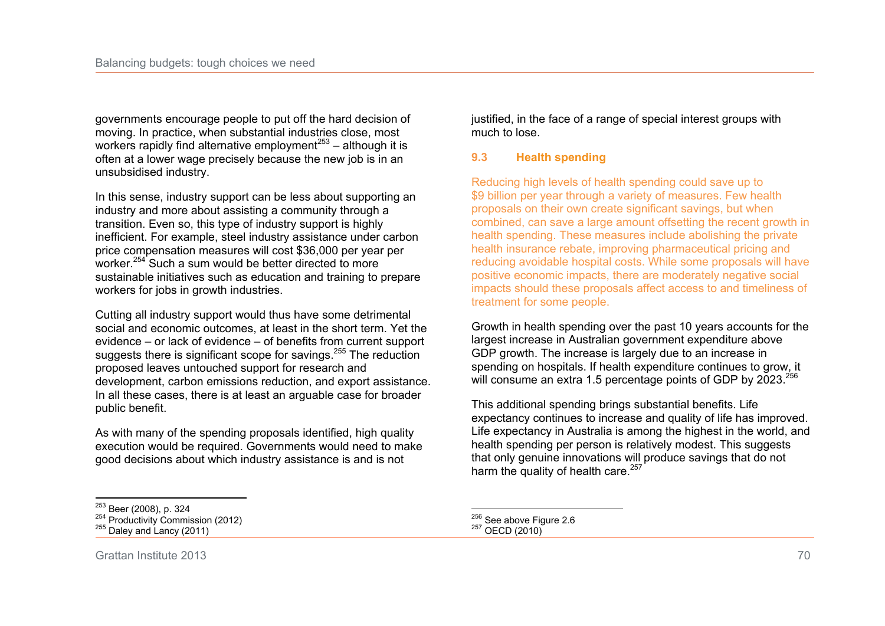governments encourage people to put off the hard decision of moving. In practice, when substantial industries close, most workers rapidly find alternative employment[253] – although it is often at a lower wage precisely because the new job is in an unsubsidised industry.

In this sense, industry support can be less about supporting an industry and more about assisting a community through a transition. Even so, this type of industry support is highly inefficient. For example, steel industry assistance under carbon price compensation measures will cost $36,000 per year per worker.[254] Such a sum would be better directed to more sustainable initiatives such as education and training to prepare workers for jobs in growth industries.

Cutting all industry support would thus have some detrimental social and economic outcomes, at least in the short term. Yet the evidence – or lack of evidence – of benefits from current support suggests there is significant scope for savings.[255] The reduction proposed leaves untouched support for research and development, carbon emissions reduction, and export assistance. In all these cases, there is at least an arguable case for broader public benefit.

As with many of the spending proposals identified, high quality execution would be required. Governments would need to make good decisions about which industry assistance is and is not justified, in the face of a range of special interest groups with much to lose.

### 9.3 Health spending

Reducing high levels of health spending could save up to $9 billion per year through a variety of measures. Few health proposals on their own create significant savings, but when combined, can save a large amount offsetting the recent growth in health spending. These measures include abolishing the private health insurance rebate, improving pharmaceutical pricing and reducing avoidable hospital costs. While some proposals will have positive economic impacts, there are moderately negative social impacts should these proposals affect access to and timeliness of treatment for some people.

Growth in health spending over the past 10 years accounts for the largest increase in Australian government expenditure above GDP growth. The increase is largely due to an increase in spending on hospitals. If health expenditure continues to grow, it will consume an extra 1.5 percentage points of GDP by 2023.[256]

This additional spending brings substantial benefits. Life expectancy continues to increase and quality of life has improved. Life expectancy in Australia is among the highest in the world, and health spending per person is relatively modest. This suggests that only genuine innovations will produce savings that do not harm the quality of health care.[257]

---

[253] Beer (2008), p. 324
[254] Productivity Commission (2012)
[255] Daley and Lancy (2011)
[256] See above Figure 2.6
[257] OECD (2010)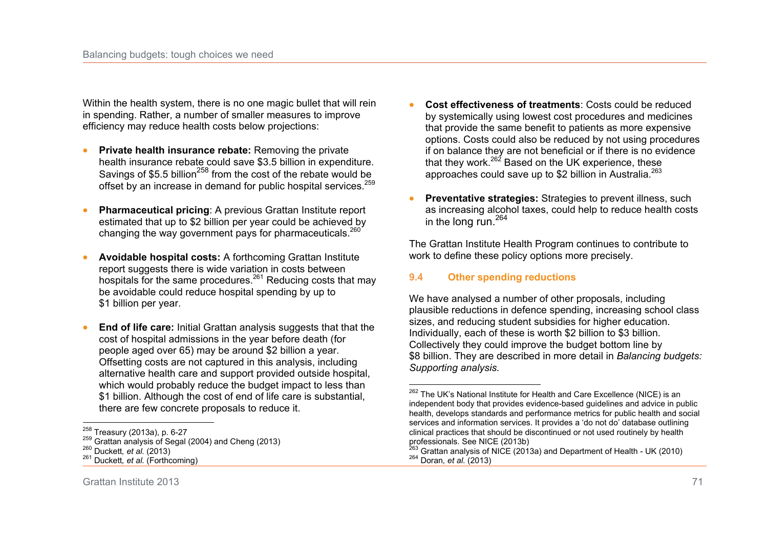Within the health system, there is no one magic bullet that will rein in spending. Rather, a number of smaller measures to improve efficiency may reduce health costs below projections:

- **Private health insurance rebate:** Removing the private health insurance rebate could save $3.5 billion in expenditure. Savings of $5.5 billion[258] from the cost of the rebate would be offset by an increase in demand for public hospital services.[259]

- **Pharmaceutical pricing**: A previous Grattan Institute report estimated that up to $2 billion per year could be achieved by changing the way government pays for pharmaceuticals.[260]

- **Avoidable hospital costs:** A forthcoming Grattan Institute report suggests there is wide variation in costs between hospitals for the same procedures.[261] Reducing costs that may be avoidable could reduce hospital spending by up to $1 billion per year.

- **End of life care:** Initial Grattan analysis suggests that that the cost of hospital admissions in the year before death (for people aged over 65) may be around $2 billion a year. Offsetting costs are not captured in this analysis, including alternative health care and support provided outside hospital, which would probably reduce the budget impact to less than $1 billion. Although the cost of end of life care is substantial, there are few concrete proposals to reduce it.

- **Cost effectiveness of treatments**: Costs could be reduced by systemically using lowest cost procedures and medicines that provide the same benefit to patients as more expensive options. Costs could also be reduced by not using procedures if on balance they are not beneficial or if there is no evidence that they work.[262] Based on the UK experience, these approaches could save up to $2 billion in Australia.[263]

- **Preventative strategies:** Strategies to prevent illness, such as increasing alcohol taxes, could help to reduce health costs in the long run.[264]

The Grattan Institute Health Program continues to contribute to work to define these policy options more precisely.

### 9.4 Other spending reductions

We have analysed a number of other proposals, including plausible reductions in defence spending, increasing school class sizes, and reducing student subsidies for higher education. Individually, each of these is worth $2 billion to $3 billion. Collectively they could improve the budget bottom line by $8 billion. They are described in more detail in *Balancing budgets: Supporting analysis.*

---

[258] Treasury (2013a), p. 6-27

[259] Grattan analysis of Segal (2004) and Cheng (2013)

[260] Duckett, *et al.* (2013)

[261] Duckett, *et al.* (Forthcoming)

[262] The UK's National Institute for Health and Care Excellence (NICE) is an independent body that provides evidence-based guidelines and advice in public health, develops standards and performance metrics for public health and social services and information services. It provides a 'do not do' database outlining clinical practices that should be discontinued or not used routinely by health professionals. See NICE (2013b)

[263] Grattan analysis of NICE (2013a) and Department of Health - UK (2010)

[264] Doran, *et al.* (2013)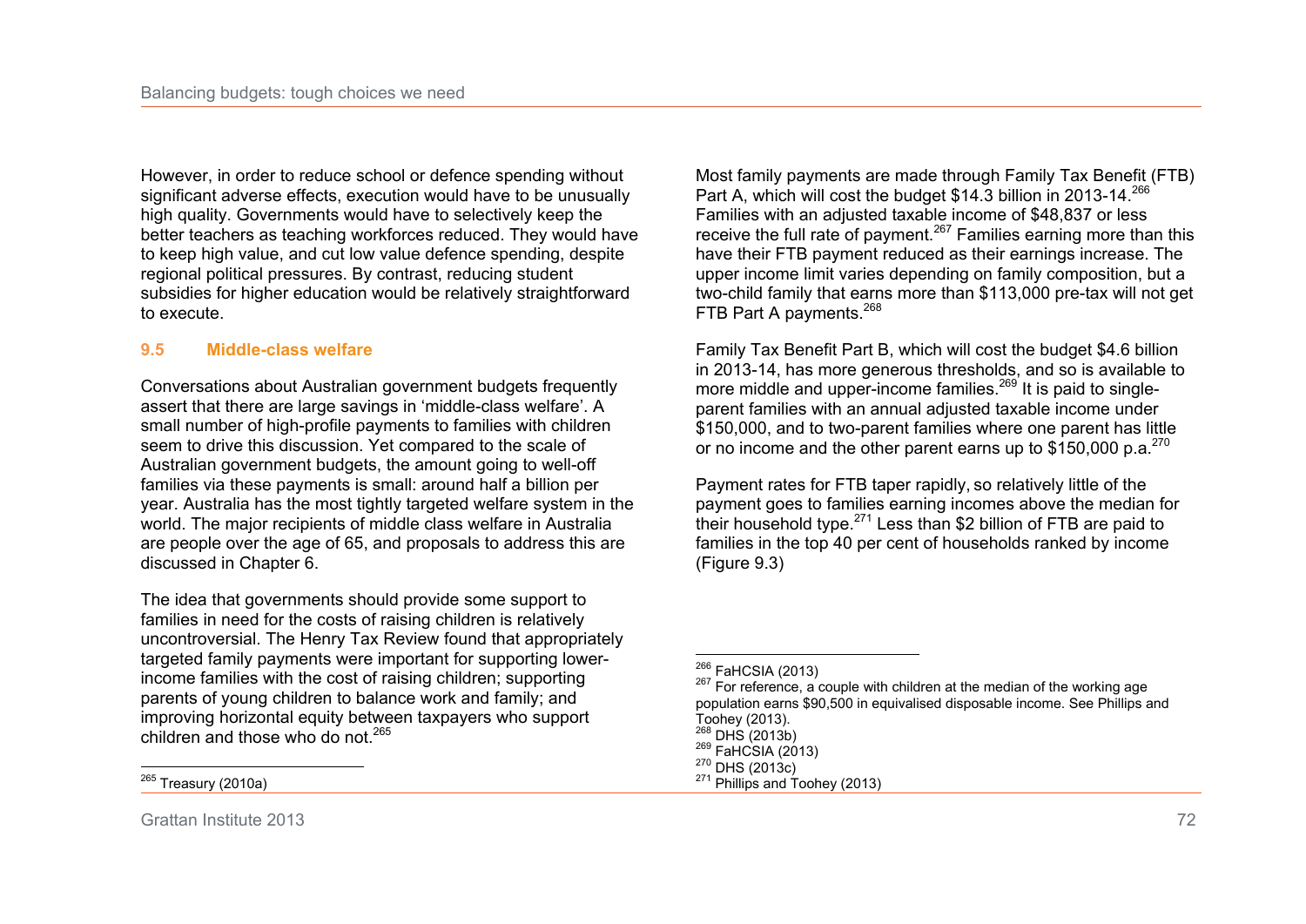However, in order to reduce school or defence spending without significant adverse effects, execution would have to be unusually high quality. Governments would have to selectively keep the better teachers as teaching workforces reduced. They would have to keep high value, and cut low value defence spending, despite regional political pressures. By contrast, reducing student subsidies for higher education would be relatively straightforward to execute.

## 9.5 Middle-class welfare

Conversations about Australian government budgets frequently assert that there are large savings in 'middle-class welfare'. A small number of high-profile payments to families with children seem to drive this discussion. Yet compared to the scale of Australian government budgets, the amount going to well-off families via these payments is small: around half a billion per year. Australia has the most tightly targeted welfare system in the world. The major recipients of middle class welfare in Australia are people over the age of 65, and proposals to address this are discussed in Chapter 6.

The idea that governments should provide some support to families in need for the costs of raising children is relatively uncontroversial. The Henry Tax Review found that appropriately targeted family payments were important for supporting lower-income families with the cost of raising children; supporting parents of young children to balance work and family; and improving horizontal equity between taxpayers who support children and those who do not.[265]

Most family payments are made through Family Tax Benefit (FTB) Part A, which will cost the budget $14.3 billion in 2013-14.[266] Families with an adjusted taxable income of $48,837 or less receive the full rate of payment.[267] Families earning more than this have their FTB payment reduced as their earnings increase. The upper income limit varies depending on family composition, but a two-child family that earns more than $113,000 pre-tax will not get FTB Part A payments.[268]

Family Tax Benefit Part B, which will cost the budget $4.6 billion in 2013-14, has more generous thresholds, and so is available to more middle and upper-income families.[269] It is paid to single-parent families with an annual adjusted taxable income under $150,000, and to two-parent families where one parent has little or no income and the other parent earns up to $150,000 p.a.[270]

Payment rates for FTB taper rapidly, so relatively little of the payment goes to families earning incomes above the median for their household type.[271] Less than $2 billion of FTB are paid to families in the top 40 per cent of households ranked by income (Figure 9.3)

---

[265] Treasury (2010a)

[266] FaHCSIA (2013)

[267] For reference, a couple with children at the median of the working age population earns $90,500 in equivalised disposable income. See Phillips and Toohey (2013).

[268] DHS (2013b)

[269] FaHCSIA (2013)

[270] DHS (2013c)

[271] Phillips and Toohey (2013)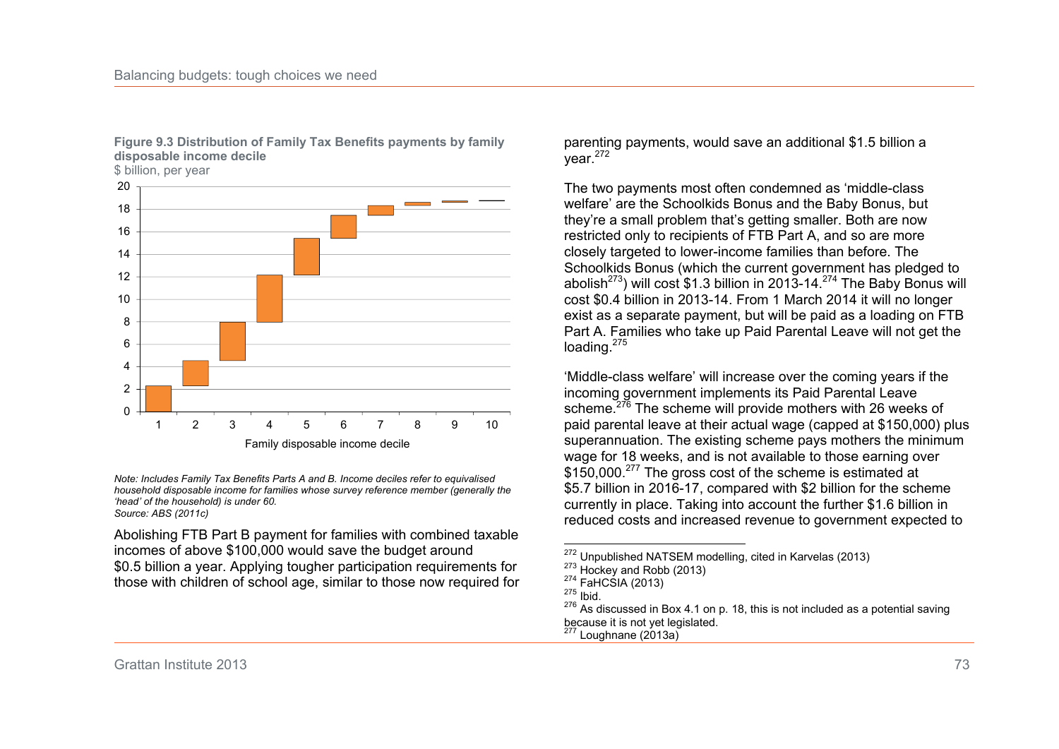**Figure 9.3 Distribution of Family Tax Benefits payments by family disposable income decile**

$ billion, per year

*Note: Includes Family Tax Benefits Parts A and B. Income deciles refer to equivalised household disposable income for families whose survey reference member (generally the 'head' of the household) is under 60.*

*Source: ABS (2011c)*

Abolishing FTB Part B payment for families with combined taxable incomes of above $100,000 would save the budget around $0.5 billion a year. Applying tougher participation requirements for those with children of school age, similar to those now required for parenting payments, would save an additional $1.5 billion a year.[272]

The two payments most often condemned as 'middle-class welfare' are the Schoolkids Bonus and the Baby Bonus, but they're a small problem that's getting smaller. Both are now restricted only to recipients of FTB Part A, and so are more closely targeted to lower-income families than before. The Schoolkids Bonus (which the current government has pledged to abolish[273]) will cost $1.3 billion in 2013-14.[274] The Baby Bonus will cost $0.4 billion in 2013-14. From 1 March 2014 it will no longer exist as a separate payment, but will be paid as a loading on FTB Part A. Families who take up Paid Parental Leave will not get the loading.[275]

'Middle-class welfare' will increase over the coming years if the incoming government implements its Paid Parental Leave scheme.[276] The scheme will provide mothers with 26 weeks of paid parental leave at their actual wage (capped at $150,000) plus superannuation. The existing scheme pays mothers the minimum wage for 18 weeks, and is not available to those earning over $150,000.[277] The gross cost of the scheme is estimated at $5.7 billion in 2016-17, compared with $2 billion for the scheme currently in place. Taking into account the further $1.6 billion in reduced costs and increased revenue to government expected to

---

[272] Unpublished NATSEM modelling, cited in Karvelas (2013)
[273] Hockey and Robb (2013)
[274] FaHCSIA (2013)
[275] Ibid.
[276] As discussed in Box 4.1 on p. 18, this is not included as a potential saving because it is not yet legislated.
[277] Loughnane (2013a)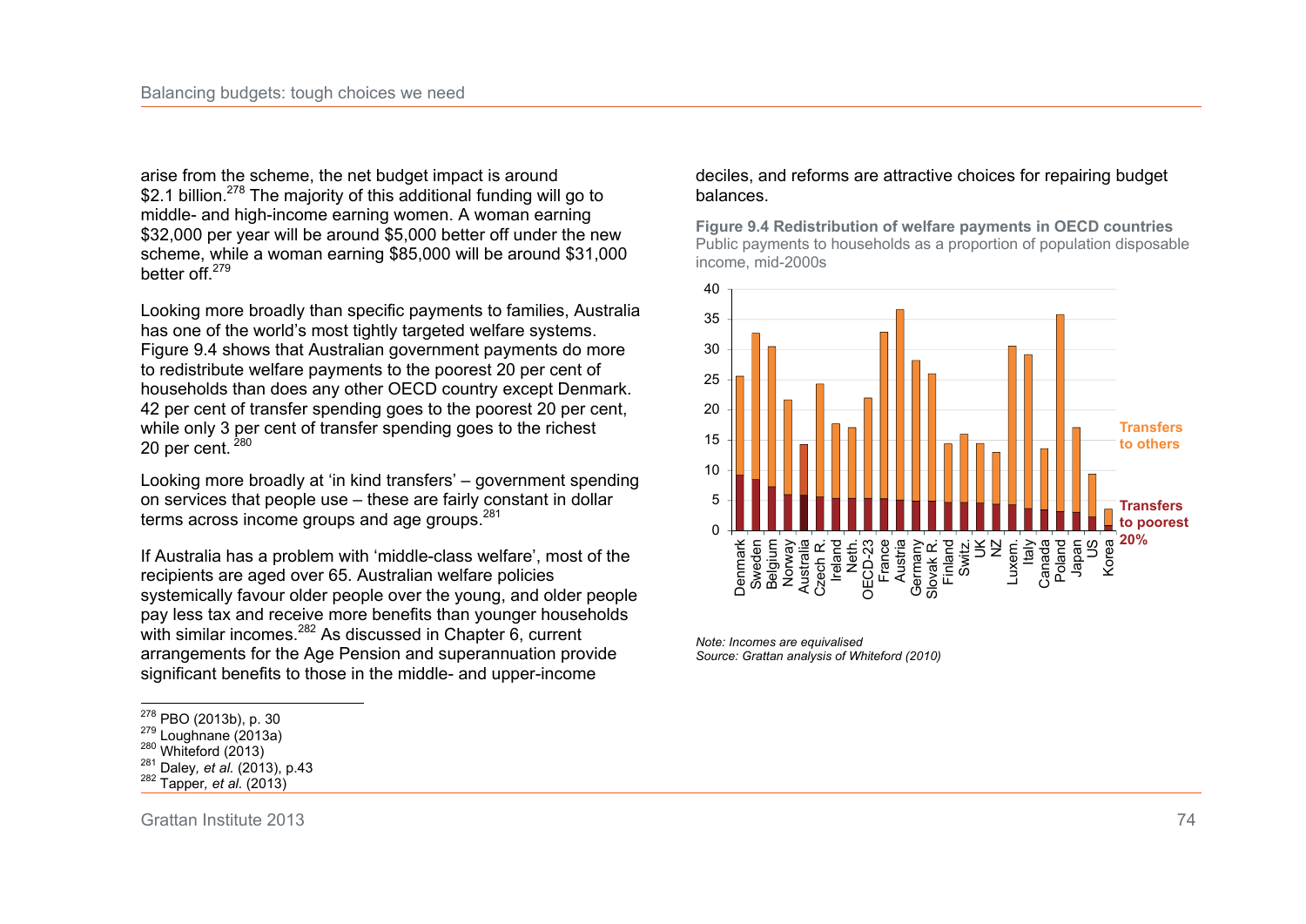arise from the scheme, the net budget impact is around $2.1 billion.[278] The majority of this additional funding will go to middle- and high-income earning women. A woman earning $32,000 per year will be around $5,000 better off under the new scheme, while a woman earning $85,000 will be around $31,000 better off.[279]

Looking more broadly than specific payments to families, Australia has one of the world's most tightly targeted welfare systems. Figure 9.4 shows that Australian government payments do more to redistribute welfare payments to the poorest 20 per cent of households than does any other OECD country except Denmark. 42 per cent of transfer spending goes to the poorest 20 per cent, while only 3 per cent of transfer spending goes to the richest 20 per cent.[280]

Looking more broadly at 'in kind transfers' – government spending on services that people use – these are fairly constant in dollar terms across income groups and age groups.[281]

If Australia has a problem with 'middle-class welfare', most of the recipients are aged over 65. Australian welfare policies systemically favour older people over the young, and older people pay less tax and receive more benefits than younger households with similar incomes.[282] As discussed in Chapter 6, current arrangements for the Age Pension and superannuation provide significant benefits to those in the middle- and upper-income deciles, and reforms are attractive choices for repairing budget balances.

**Figure 9.4 Redistribution of welfare payments in OECD countries**
Public payments to households as a proportion of population disposable income, mid-2000s

*Note: Incomes are equivalised*
*Source: Grattan analysis of Whiteford (2010)*

---

[278] PBO (2013b), p. 30
[279] Loughnane (2013a)
[280] Whiteford (2013)
[281] Daley, *et al.* (2013), p.43
[282] Tapper, *et al.* (2013)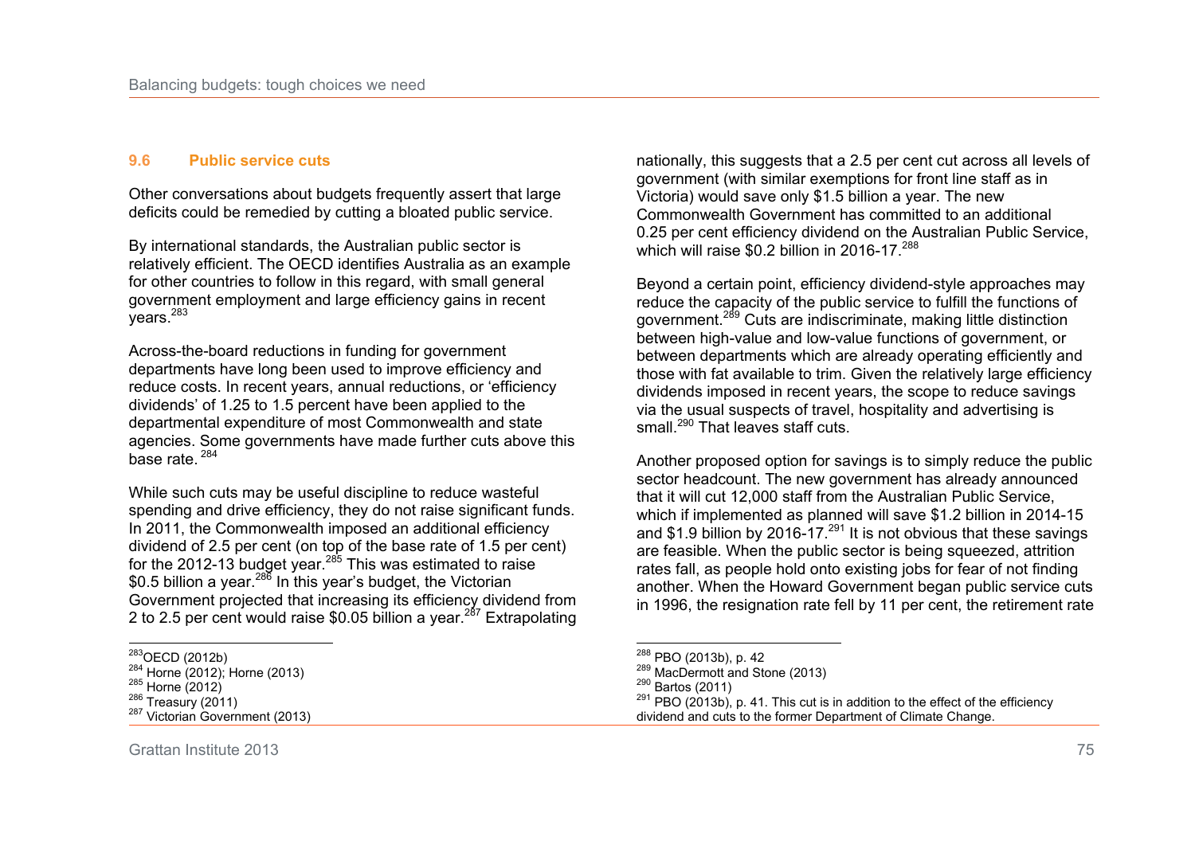## 9.6 Public service cuts

Other conversations about budgets frequently assert that large deficits could be remedied by cutting a bloated public service.

By international standards, the Australian public sector is relatively efficient. The OECD identifies Australia as an example for other countries to follow in this regard, with small general government employment and large efficiency gains in recent years.[283]

Across-the-board reductions in funding for government departments have long been used to improve efficiency and reduce costs. In recent years, annual reductions, or 'efficiency dividends' of 1.25 to 1.5 percent have been applied to the departmental expenditure of most Commonwealth and state agencies. Some governments have made further cuts above this base rate.[284]

While such cuts may be useful discipline to reduce wasteful spending and drive efficiency, they do not raise significant funds. In 2011, the Commonwealth imposed an additional efficiency dividend of 2.5 per cent (on top of the base rate of 1.5 per cent) for the 2012-13 budget year.[285] This was estimated to raise $0.5 billion a year.[286] In this year's budget, the Victorian Government projected that increasing its efficiency dividend from 2 to 2.5 per cent would raise $0.05 billion a year.[287] Extrapolating nationally, this suggests that a 2.5 per cent cut across all levels of government (with similar exemptions for front line staff as in Victoria) would save only $1.5 billion a year. The new Commonwealth Government has committed to an additional 0.25 per cent efficiency dividend on the Australian Public Service, which will raise $0.2 billion in 2016-17.[288]

Beyond a certain point, efficiency dividend-style approaches may reduce the capacity of the public service to fulfill the functions of government.[289] Cuts are indiscriminate, making little distinction between high-value and low-value functions of government, or between departments which are already operating efficiently and those with fat available to trim. Given the relatively large efficiency dividends imposed in recent years, the scope to reduce savings via the usual suspects of travel, hospitality and advertising is small.[290] That leaves staff cuts.

Another proposed option for savings is to simply reduce the public sector headcount. The new government has already announced that it will cut 12,000 staff from the Australian Public Service, which if implemented as planned will save $1.2 billion in 2014-15 and $1.9 billion by 2016-17.[291] It is not obvious that these savings are feasible. When the public sector is being squeezed, attrition rates fall, as people hold onto existing jobs for fear of not finding another. When the Howard Government began public service cuts in 1996, the resignation rate fell by 11 per cent, the retirement rate

---

[283] OECD (2012b)
[284] Horne (2012); Horne (2013)
[285] Horne (2012)
[286] Treasury (2011)
[287] Victorian Government (2013)
[288] PBO (2013b), p. 42
[289] MacDermott and Stone (2013)
[290] Bartos (2011)
[291] PBO (2013b), p. 41. This cut is in addition to the effect of the efficiency dividend and cuts to the former Department of Climate Change.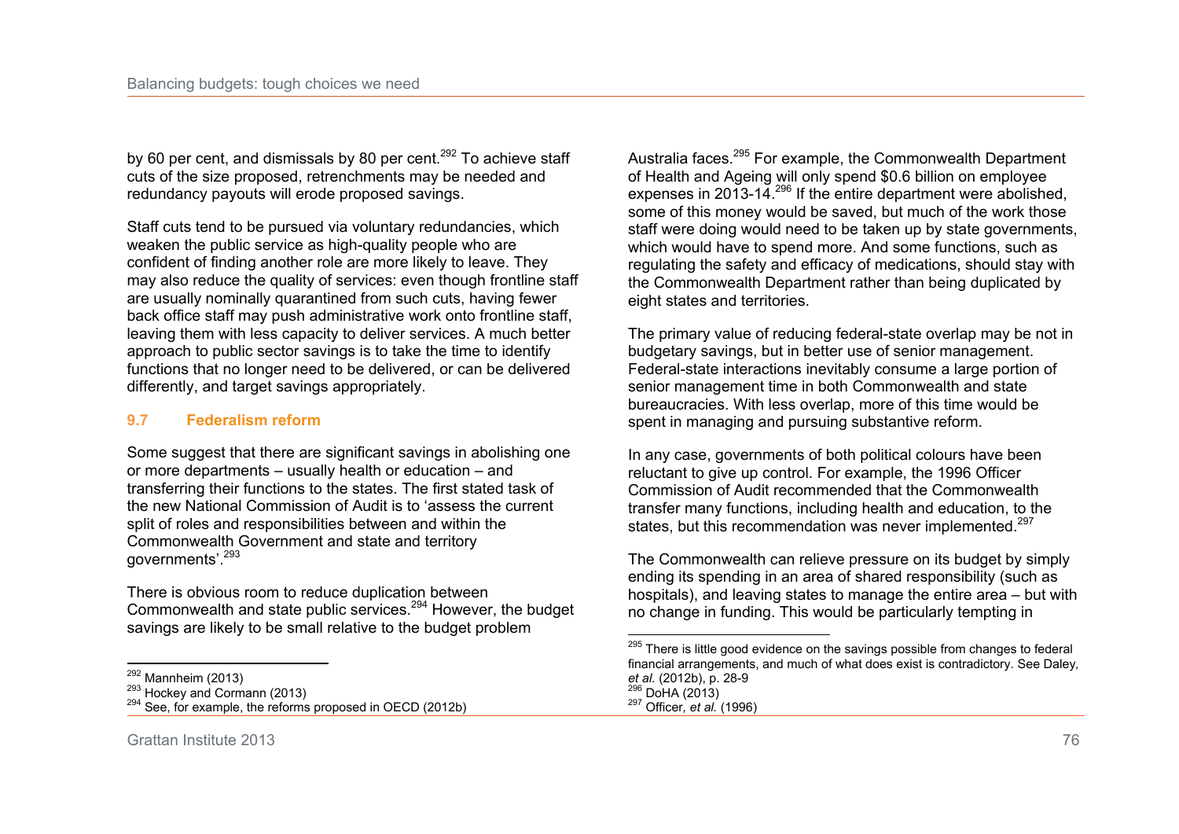by 60 per cent, and dismissals by 80 per cent.[292] To achieve staff cuts of the size proposed, retrenchments may be needed and redundancy payouts will erode proposed savings.

Staff cuts tend to be pursued via voluntary redundancies, which weaken the public service as high-quality people who are confident of finding another role are more likely to leave. They may also reduce the quality of services: even though frontline staff are usually nominally quarantined from such cuts, having fewer back office staff may push administrative work onto frontline staff, leaving them with less capacity to deliver services. A much better approach to public sector savings is to take the time to identify functions that no longer need to be delivered, or can be delivered differently, and target savings appropriately.

### 9.7 Federalism reform

Some suggest that there are significant savings in abolishing one or more departments – usually health or education – and transferring their functions to the states. The first stated task of the new National Commission of Audit is to 'assess the current split of roles and responsibilities between and within the Commonwealth Government and state and territory governments'.[293]

There is obvious room to reduce duplication between Commonwealth and state public services.[294] However, the budget savings are likely to be small relative to the budget problem Australia faces.[295] For example, the Commonwealth Department of Health and Ageing will only spend $0.6 billion on employee expenses in 2013-14.[296] If the entire department were abolished, some of this money would be saved, but much of the work those staff were doing would need to be taken up by state governments, which would have to spend more. And some functions, such as regulating the safety and efficacy of medications, should stay with the Commonwealth Department rather than being duplicated by eight states and territories.

The primary value of reducing federal-state overlap may be not in budgetary savings, but in better use of senior management. Federal-state interactions inevitably consume a large portion of senior management time in both Commonwealth and state bureaucracies. With less overlap, more of this time would be spent in managing and pursuing substantive reform.

In any case, governments of both political colours have been reluctant to give up control. For example, the 1996 Officer Commission of Audit recommended that the Commonwealth transfer many functions, including health and education, to the states, but this recommendation was never implemented.[297]

The Commonwealth can relieve pressure on its budget by simply ending its spending in an area of shared responsibility (such as hospitals), and leaving states to manage the entire area – but with no change in funding. This would be particularly tempting in

---

[292] Mannheim (2013)

[293] Hockey and Cormann (2013)

[294] See, for example, the reforms proposed in OECD (2012b)

[295] There is little good evidence on the savings possible from changes to federal financial arrangements, and much of what does exist is contradictory. See Daley, *et al.* (2012b), p. 28-9

[296] DoHA (2013)

[297] Officer*, et al.* (1996)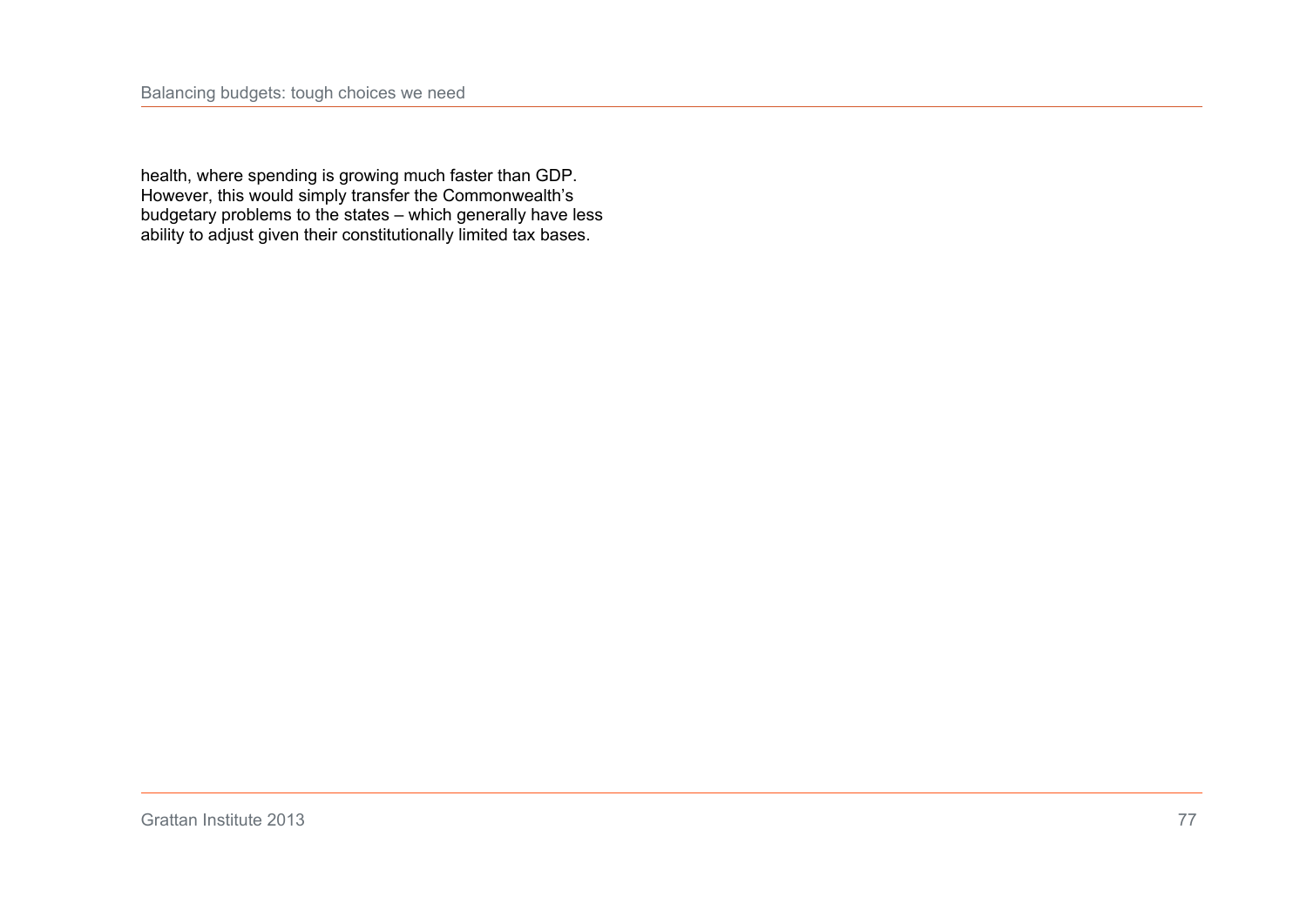health, where spending is growing much faster than GDP. However, this would simply transfer the Commonwealth's budgetary problems to the states – which generally have less ability to adjust given their constitutionally limited tax bases.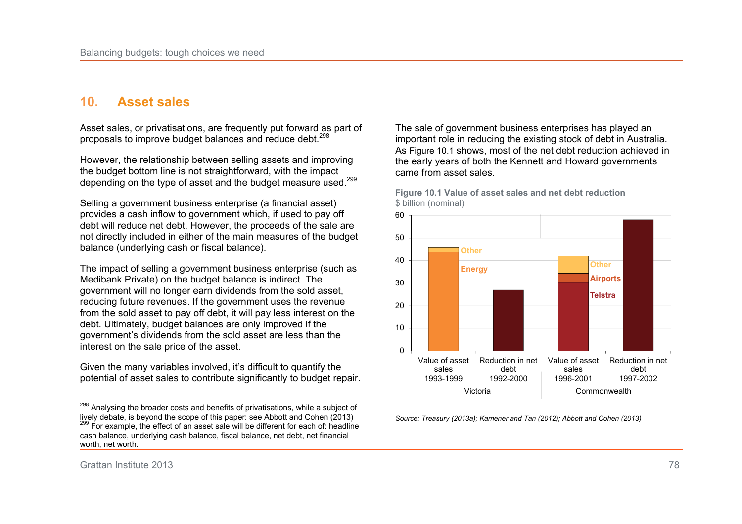# 10. Asset sales

Asset sales, or privatisations, are frequently put forward as part of proposals to improve budget balances and reduce debt.[298]

However, the relationship between selling assets and improving the budget bottom line is not straightforward, with the impact depending on the type of asset and the budget measure used.[299]

Selling a government business enterprise (a financial asset) provides a cash inflow to government which, if used to pay off debt will reduce net debt. However, the proceeds of the sale are not directly included in either of the main measures of the budget balance (underlying cash or fiscal balance).

The impact of selling a government business enterprise (such as Medibank Private) on the budget balance is indirect. The government will no longer earn dividends from the sold asset, reducing future revenues. If the government uses the revenue from the sold asset to pay off debt, it will pay less interest on the debt. Ultimately, budget balances are only improved if the government's dividends from the sold asset are less than the interest on the sale price of the asset.

Given the many variables involved, it's difficult to quantify the potential of asset sales to contribute significantly to budget repair.

The sale of government business enterprises has played an important role in reducing the existing stock of debt in Australia. As Figure 10.1 shows, most of the net debt reduction achieved in the early years of both the Kennett and Howard governments came from asset sales.

**Figure 10.1 Value of asset sales and net debt reduction**
$ billion (nominal)

| | Victoria | | Commonwealth | |
|---|---|---|---|---|
| | Value of asset sales 1993-1999 | Reduction in net debt 1992-2000 | Value of asset sales 1996-2001 | Reduction in net debt 1997-2002 |
| Series | Energy, Other | | Telstra, Airports, Other | |

*Source: Treasury (2013a); Kamener and Tan (2012); Abbott and Cohen (2013)*

---

[298] Analysing the broader costs and benefits of privatisations, while a subject of lively debate, is beyond the scope of this paper: see Abbott and Cohen (2013)

[299] For example, the effect of an asset sale will be different for each of: headline cash balance, underlying cash balance, fiscal balance, net debt, net financial worth, net worth.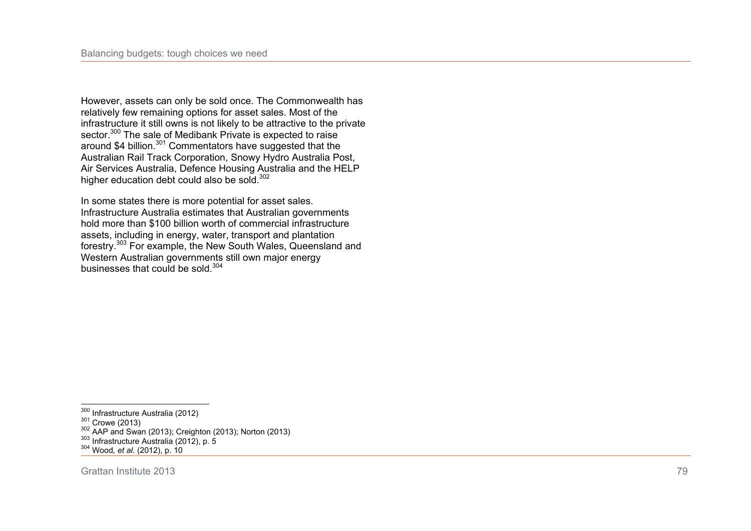However, assets can only be sold once. The Commonwealth has relatively few remaining options for asset sales. Most of the infrastructure it still owns is not likely to be attractive to the private sector.[300] The sale of Medibank Private is expected to raise around $4 billion.[301] Commentators have suggested that the Australian Rail Track Corporation, Snowy Hydro Australia Post, Air Services Australia, Defence Housing Australia and the HELP higher education debt could also be sold.[302]

In some states there is more potential for asset sales. Infrastructure Australia estimates that Australian governments hold more than $100 billion worth of commercial infrastructure assets, including in energy, water, transport and plantation forestry.[303] For example, the New South Wales, Queensland and Western Australian governments still own major energy businesses that could be sold.[304]

---

[300] Infrastructure Australia (2012)
[301] Crowe (2013)
[302] AAP and Swan (2013); Creighton (2013); Norton (2013)
[303] Infrastructure Australia (2012), p. 5
[304] Wood, *et al.* (2012), p. 10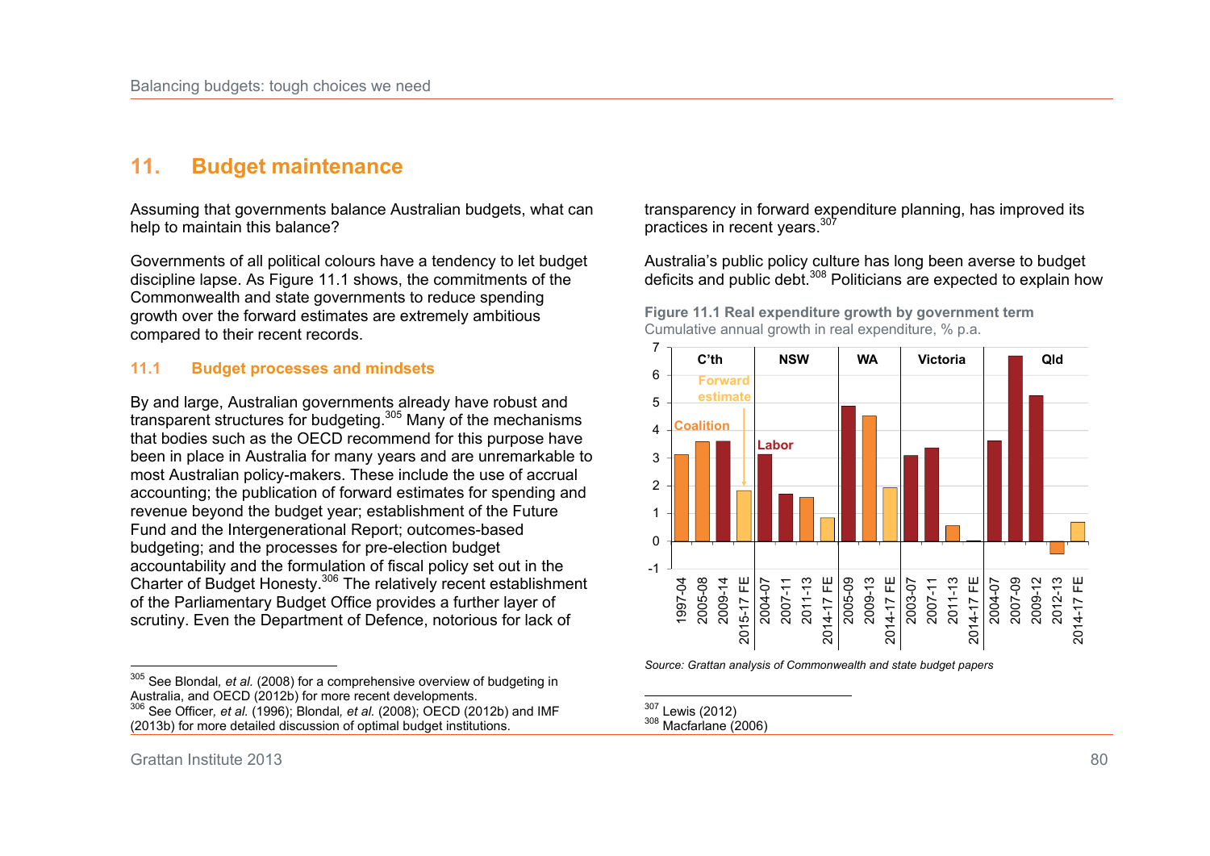## 11. Budget maintenance

Assuming that governments balance Australian budgets, what can help to maintain this balance?

Governments of all political colours have a tendency to let budget discipline lapse. As Figure 11.1 shows, the commitments of the Commonwealth and state governments to reduce spending growth over the forward estimates are extremely ambitious compared to their recent records.

### 11.1 Budget processes and mindsets

By and large, Australian governments already have robust and transparent structures for budgeting.[305] Many of the mechanisms that bodies such as the OECD recommend for this purpose have been in place in Australia for many years and are unremarkable to most Australian policy-makers. These include the use of accrual accounting; the publication of forward estimates for spending and revenue beyond the budget year; establishment of the Future Fund and the Intergenerational Report; outcomes-based budgeting; and the processes for pre-election budget accountability and the formulation of fiscal policy set out in the Charter of Budget Honesty.[306] The relatively recent establishment of the Parliamentary Budget Office provides a further layer of scrutiny. Even the Department of Defence, notorious for lack of transparency in forward expenditure planning, has improved its practices in recent years.[307]

Australia's public policy culture has long been averse to budget deficits and public debt.[308] Politicians are expected to explain how

**Figure 11.1 Real expenditure growth by government term**

Cumulative annual growth in real expenditure, % p.a.

| Government | Term | Party |
|---|---|---|
| C'th | 1997-04 | Coalition |
| C'th | 2005-08 | Coalition |
| C'th | 2009-14 | Labor |
| C'th | 2015-17 FE | Forward estimate |
| NSW | 2004-07 | Labor |
| NSW | 2007-11 | Labor |
| NSW | 2011-13 | Coalition |
| NSW | 2014-17 FE | Forward estimate |
| WA | 2005-09 | Labor |
| WA | 2009-13 | Coalition |
| WA | 2014-17 FE | Forward estimate |
| Victoria | 2003-07 | Labor |
| Victoria | 2007-11 | Labor |
| Victoria | 2011-13 | Coalition |
| Victoria | 2014-17 FE | Forward estimate |
| Qld | 2004-07 | Labor |
| Qld | 2007-09 | Labor |
| Qld | 2009-12 | Labor |
| Qld | 2012-13 | Coalition |
| Qld | 2014-17 FE | Forward estimate |

*Source: Grattan analysis of Commonwealth and state budget papers*

---

[305] See Blondal, *et al.* (2008) for a comprehensive overview of budgeting in Australia, and OECD (2012b) for more recent developments.

[306] See Officer, *et al.* (1996); Blondal, *et al.* (2008); OECD (2012b) and IMF (2013b) for more detailed discussion of optimal budget institutions.

[307] Lewis (2012)

[308] Macfarlane (2006)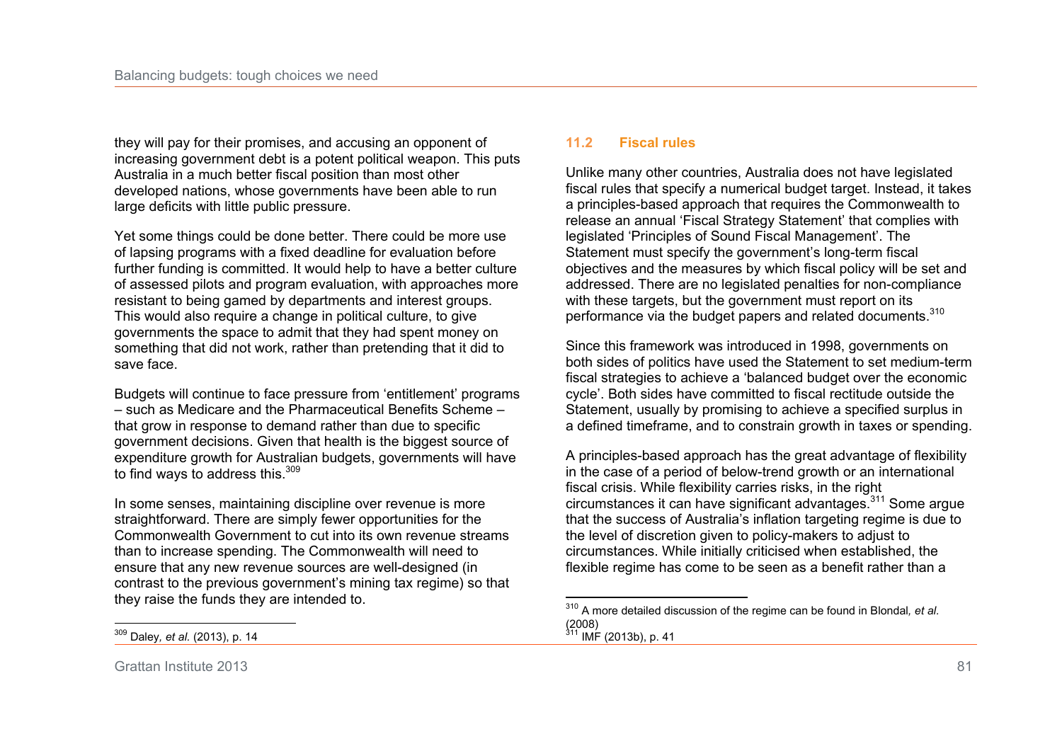they will pay for their promises, and accusing an opponent of increasing government debt is a potent political weapon. This puts Australia in a much better fiscal position than most other developed nations, whose governments have been able to run large deficits with little public pressure.

Yet some things could be done better. There could be more use of lapsing programs with a fixed deadline for evaluation before further funding is committed. It would help to have a better culture of assessed pilots and program evaluation, with approaches more resistant to being gamed by departments and interest groups. This would also require a change in political culture, to give governments the space to admit that they had spent money on something that did not work, rather than pretending that it did to save face.

Budgets will continue to face pressure from 'entitlement' programs – such as Medicare and the Pharmaceutical Benefits Scheme – that grow in response to demand rather than due to specific government decisions. Given that health is the biggest source of expenditure growth for Australian budgets, governments will have to find ways to address this.[309]

In some senses, maintaining discipline over revenue is more straightforward. There are simply fewer opportunities for the Commonwealth Government to cut into its own revenue streams than to increase spending. The Commonwealth will need to ensure that any new revenue sources are well-designed (in contrast to the previous government's mining tax regime) so that they raise the funds they are intended to.

[309] Daley, *et al.* (2013), p. 14

## 11.2 Fiscal rules

Unlike many other countries, Australia does not have legislated fiscal rules that specify a numerical budget target. Instead, it takes a principles-based approach that requires the Commonwealth to release an annual 'Fiscal Strategy Statement' that complies with legislated 'Principles of Sound Fiscal Management'. The Statement must specify the government's long-term fiscal objectives and the measures by which fiscal policy will be set and addressed. There are no legislated penalties for non-compliance with these targets, but the government must report on its performance via the budget papers and related documents.[310]

Since this framework was introduced in 1998, governments on both sides of politics have used the Statement to set medium-term fiscal strategies to achieve a 'balanced budget over the economic cycle'. Both sides have committed to fiscal rectitude outside the Statement, usually by promising to achieve a specified surplus in a defined timeframe, and to constrain growth in taxes or spending.

A principles-based approach has the great advantage of flexibility in the case of a period of below-trend growth or an international fiscal crisis. While flexibility carries risks, in the right circumstances it can have significant advantages.[311] Some argue that the success of Australia's inflation targeting regime is due to the level of discretion given to policy-makers to adjust to circumstances. While initially criticised when established, the flexible regime has come to be seen as a benefit rather than a

[310] A more detailed discussion of the regime can be found in Blondal, *et al.* (2008)

[311] IMF (2013b), p. 41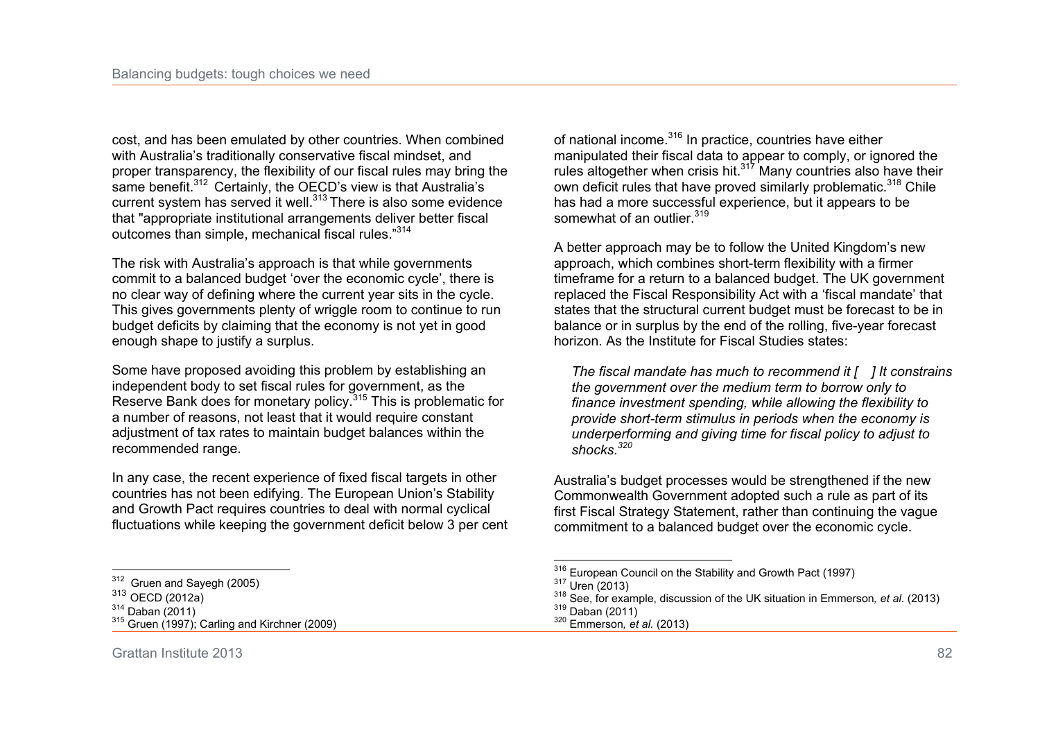cost, and has been emulated by other countries. When combined with Australia's traditionally conservative fiscal mindset, and proper transparency, the flexibility of our fiscal rules may bring the same benefit.[312] Certainly, the OECD's view is that Australia's current system has served it well.[313] There is also some evidence that "appropriate institutional arrangements deliver better fiscal outcomes than simple, mechanical fiscal rules."[314]

The risk with Australia's approach is that while governments commit to a balanced budget 'over the economic cycle', there is no clear way of defining where the current year sits in the cycle. This gives governments plenty of wriggle room to continue to run budget deficits by claiming that the economy is not yet in good enough shape to justify a surplus.

Some have proposed avoiding this problem by establishing an independent body to set fiscal rules for government, as the Reserve Bank does for monetary policy.[315] This is problematic for a number of reasons, not least that it would require constant adjustment of tax rates to maintain budget balances within the recommended range.

In any case, the recent experience of fixed fiscal targets in other countries has not been edifying. The European Union's Stability and Growth Pact requires countries to deal with normal cyclical fluctuations while keeping the government deficit below 3 per cent of national income.[316] In practice, countries have either manipulated their fiscal data to appear to comply, or ignored the rules altogether when crisis hit.[317] Many countries also have their own deficit rules that have proved similarly problematic.[318] Chile has had a more successful experience, but it appears to be somewhat of an outlier.[319]

A better approach may be to follow the United Kingdom's new approach, which combines short-term flexibility with a firmer timeframe for a return to a balanced budget. The UK government replaced the Fiscal Responsibility Act with a 'fiscal mandate' that states that the structural current budget must be forecast to be in balance or in surplus by the end of the rolling, five-year forecast horizon. As the Institute for Fiscal Studies states:

> *The fiscal mandate has much to recommend it [ ] It constrains the government over the medium term to borrow only to finance investment spending, while allowing the flexibility to provide short-term stimulus in periods when the economy is underperforming and giving time for fiscal policy to adjust to shocks.*[320]

Australia's budget processes would be strengthened if the new Commonwealth Government adopted such a rule as part of its first Fiscal Strategy Statement, rather than continuing the vague commitment to a balanced budget over the economic cycle.

---

[312] Gruen and Sayegh (2005)
[313] OECD (2012a)
[314] Daban (2011)
[315] Gruen (1997); Carling and Kirchner (2009)
[316] European Council on the Stability and Growth Pact (1997)
[317] Uren (2013)
[318] See, for example, discussion of the UK situation in Emmerson, *et al.* (2013)
[319] Daban (2011)
[320] Emmerson, *et al.* (2013)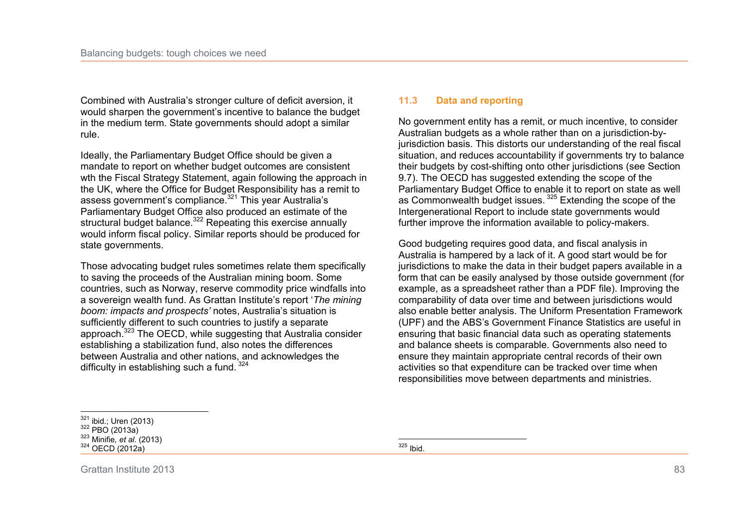Combined with Australia's stronger culture of deficit aversion, it would sharpen the government's incentive to balance the budget in the medium term. State governments should adopt a similar rule.

Ideally, the Parliamentary Budget Office should be given a mandate to report on whether budget outcomes are consistent wth the Fiscal Strategy Statement, again following the approach in the UK, where the Office for Budget Responsibility has a remit to assess government's compliance.[321] This year Australia's Parliamentary Budget Office also produced an estimate of the structural budget balance.[322] Repeating this exercise annually would inform fiscal policy. Similar reports should be produced for state governments.

Those advocating budget rules sometimes relate them specifically to saving the proceeds of the Australian mining boom. Some countries, such as Norway, reserve commodity price windfalls into a sovereign wealth fund. As Grattan Institute's report '*The mining boom: impacts and prospects'* notes, Australia's situation is sufficiently different to such countries to justify a separate approach.[323] The OECD, while suggesting that Australia consider establishing a stabilization fund, also notes the differences between Australia and other nations, and acknowledges the difficulty in establishing such a fund.[324]

[321] ibid.; Uren (2013)
[322] PBO (2013a)
[323] Minifie, *et al.* (2013)
[324] OECD (2012a)

## 11.3 Data and reporting

No government entity has a remit, or much incentive, to consider Australian budgets as a whole rather than on a jurisdiction-by-jurisdiction basis. This distorts our understanding of the real fiscal situation, and reduces accountability if governments try to balance their budgets by cost-shifting onto other jurisdictions (see Section 9.7). The OECD has suggested extending the scope of the Parliamentary Budget Office to enable it to report on state as well as Commonwealth budget issues.[325] Extending the scope of the Intergenerational Report to include state governments would further improve the information available to policy-makers.

Good budgeting requires good data, and fiscal analysis in Australia is hampered by a lack of it. A good start would be for jurisdictions to make the data in their budget papers available in a form that can be easily analysed by those outside government (for example, as a spreadsheet rather than a PDF file). Improving the comparability of data over time and between jurisdictions would also enable better analysis. The Uniform Presentation Framework (UPF) and the ABS's Government Finance Statistics are useful in ensuring that basic financial data such as operating statements and balance sheets is comparable. Governments also need to ensure they maintain appropriate central records of their own activities so that expenditure can be tracked over time when responsibilities move between departments and ministries.

[325] Ibid.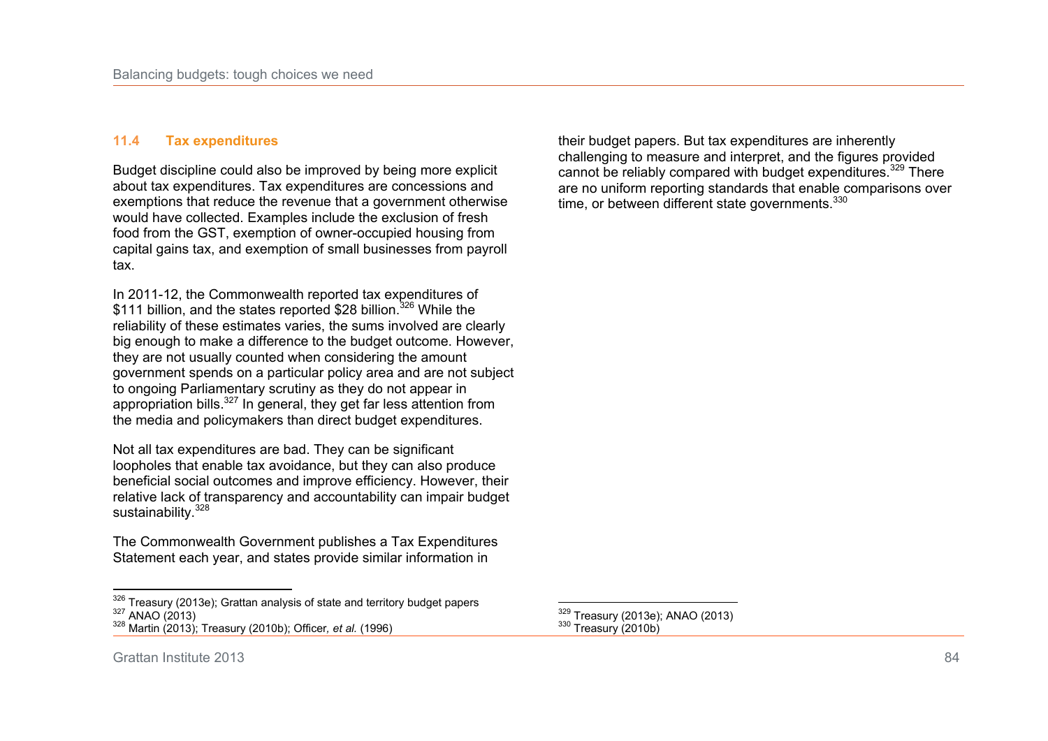### 11.4 Tax expenditures

Budget discipline could also be improved by being more explicit about tax expenditures. Tax expenditures are concessions and exemptions that reduce the revenue that a government otherwise would have collected. Examples include the exclusion of fresh food from the GST, exemption of owner-occupied housing from capital gains tax, and exemption of small businesses from payroll tax.

In 2011-12, the Commonwealth reported tax expenditures of $111 billion, and the states reported $28 billion.[326] While the reliability of these estimates varies, the sums involved are clearly big enough to make a difference to the budget outcome. However, they are not usually counted when considering the amount government spends on a particular policy area and are not subject to ongoing Parliamentary scrutiny as they do not appear in appropriation bills.[327] In general, they get far less attention from the media and policymakers than direct budget expenditures.

Not all tax expenditures are bad. They can be significant loopholes that enable tax avoidance, but they can also produce beneficial social outcomes and improve efficiency. However, their relative lack of transparency and accountability can impair budget sustainability.[328]

The Commonwealth Government publishes a Tax Expenditures Statement each year, and states provide similar information in their budget papers. But tax expenditures are inherently challenging to measure and interpret, and the figures provided cannot be reliably compared with budget expenditures.[329] There are no uniform reporting standards that enable comparisons over time, or between different state governments.[330]

---

[326] Treasury (2013e); Grattan analysis of state and territory budget papers
[327] ANAO (2013)
[328] Martin (2013); Treasury (2010b); Officer, *et al.* (1996)
[329] Treasury (2013e); ANAO (2013)
[330] Treasury (2010b)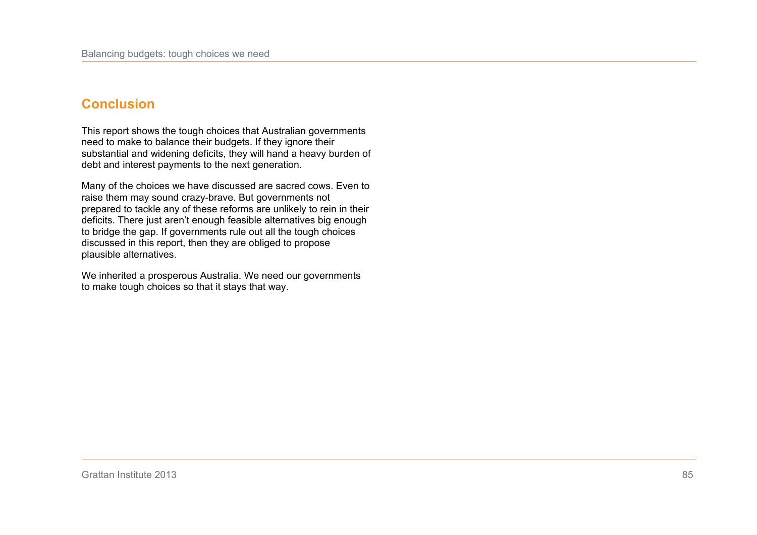## Conclusion

This report shows the tough choices that Australian governments need to make to balance their budgets. If they ignore their substantial and widening deficits, they will hand a heavy burden of debt and interest payments to the next generation.

Many of the choices we have discussed are sacred cows. Even to raise them may sound crazy-brave. But governments not prepared to tackle any of these reforms are unlikely to rein in their deficits. There just aren't enough feasible alternatives big enough to bridge the gap. If governments rule out all the tough choices discussed in this report, then they are obliged to propose plausible alternatives.

We inherited a prosperous Australia. We need our governments to make tough choices so that it stays that way.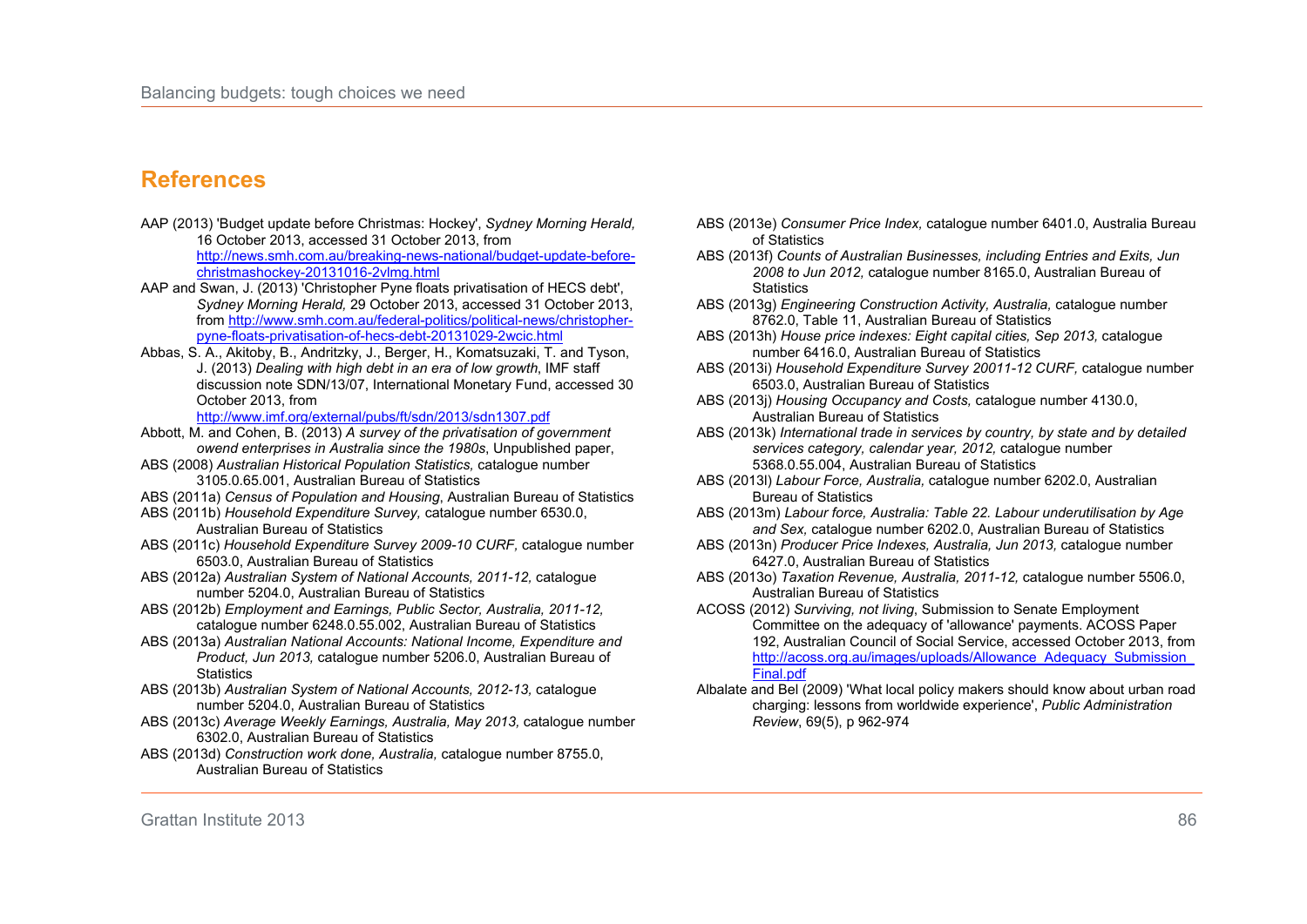## References

AAP (2013) 'Budget update before Christmas: Hockey', *Sydney Morning Herald,* 16 October 2013, accessed 31 October 2013, from http://news.smh.com.au/breaking-news-national/budget-update-before-christmashockey-20131016-2vlmg.html

AAP and Swan, J. (2013) 'Christopher Pyne floats privatisation of HECS debt', *Sydney Morning Herald,* 29 October 2013, accessed 31 October 2013, from http://www.smh.com.au/federal-politics/political-news/christopher-pyne-floats-privatisation-of-hecs-debt-20131029-2wcic.html

Abbas, S. A., Akitoby, B., Andritzky, J., Berger, H., Komatsuzaki, T. and Tyson, J. (2013) *Dealing with high debt in an era of low growth*, IMF staff discussion note SDN/13/07, International Monetary Fund, accessed 30 October 2013, from http://www.imf.org/external/pubs/ft/sdn/2013/sdn1307.pdf

Abbott, M. and Cohen, B. (2013) *A survey of the privatisation of government owend enterprises in Australia since the 1980s*, Unpublished paper,

ABS (2008) *Australian Historical Population Statistics,* catalogue number 3105.0.65.001, Australian Bureau of Statistics

ABS (2011a) *Census of Population and Housing*, Australian Bureau of Statistics

ABS (2011b) *Household Expenditure Survey,* catalogue number 6530.0, Australian Bureau of Statistics

ABS (2011c) *Household Expenditure Survey 2009-10 CURF,* catalogue number 6503.0, Australian Bureau of Statistics

ABS (2012a) *Australian System of National Accounts, 2011-12,* catalogue number 5204.0, Australian Bureau of Statistics

ABS (2012b) *Employment and Earnings, Public Sector, Australia, 2011-12,* catalogue number 6248.0.55.002, Australian Bureau of Statistics

ABS (2013a) *Australian National Accounts: National Income, Expenditure and Product, Jun 2013,* catalogue number 5206.0, Australian Bureau of Statistics

ABS (2013b) *Australian System of National Accounts, 2012-13,* catalogue number 5204.0, Australian Bureau of Statistics

ABS (2013c) *Average Weekly Earnings, Australia, May 2013,* catalogue number 6302.0, Australian Bureau of Statistics

ABS (2013d) *Construction work done, Australia,* catalogue number 8755.0, Australian Bureau of Statistics

ABS (2013e) *Consumer Price Index,* catalogue number 6401.0, Australia Bureau of Statistics

ABS (2013f) *Counts of Australian Businesses, including Entries and Exits, Jun 2008 to Jun 2012,* catalogue number 8165.0, Australian Bureau of Statistics

ABS (2013g) *Engineering Construction Activity, Australia,* catalogue number 8762.0, Table 11, Australian Bureau of Statistics

ABS (2013h) *House price indexes: Eight capital cities, Sep 2013,* catalogue number 6416.0, Australian Bureau of Statistics

ABS (2013i) *Household Expenditure Survey 20011-12 CURF,* catalogue number 6503.0, Australian Bureau of Statistics

ABS (2013j) *Housing Occupancy and Costs,* catalogue number 4130.0, Australian Bureau of Statistics

ABS (2013k) *International trade in services by country, by state and by detailed services category, calendar year, 2012,* catalogue number 5368.0.55.004, Australian Bureau of Statistics

ABS (2013l) *Labour Force, Australia,* catalogue number 6202.0, Australian Bureau of Statistics

ABS (2013m) *Labour force, Australia: Table 22. Labour underutilisation by Age and Sex,* catalogue number 6202.0, Australian Bureau of Statistics

ABS (2013n) *Producer Price Indexes, Australia, Jun 2013,* catalogue number 6427.0, Australian Bureau of Statistics

ABS (2013o) *Taxation Revenue, Australia, 2011-12,* catalogue number 5506.0, Australian Bureau of Statistics

ACOSS (2012) *Surviving, not living*, Submission to Senate Employment Committee on the adequacy of 'allowance' payments. ACOSS Paper 192, Australian Council of Social Service, accessed October 2013, from http://acoss.org.au/images/uploads/Allowance_Adequacy_Submission_Final.pdf

Albalate and Bel (2009) 'What local policy makers should know about urban road charging: lessons from worldwide experience', *Public Administration Review*, 69(5), p 962-974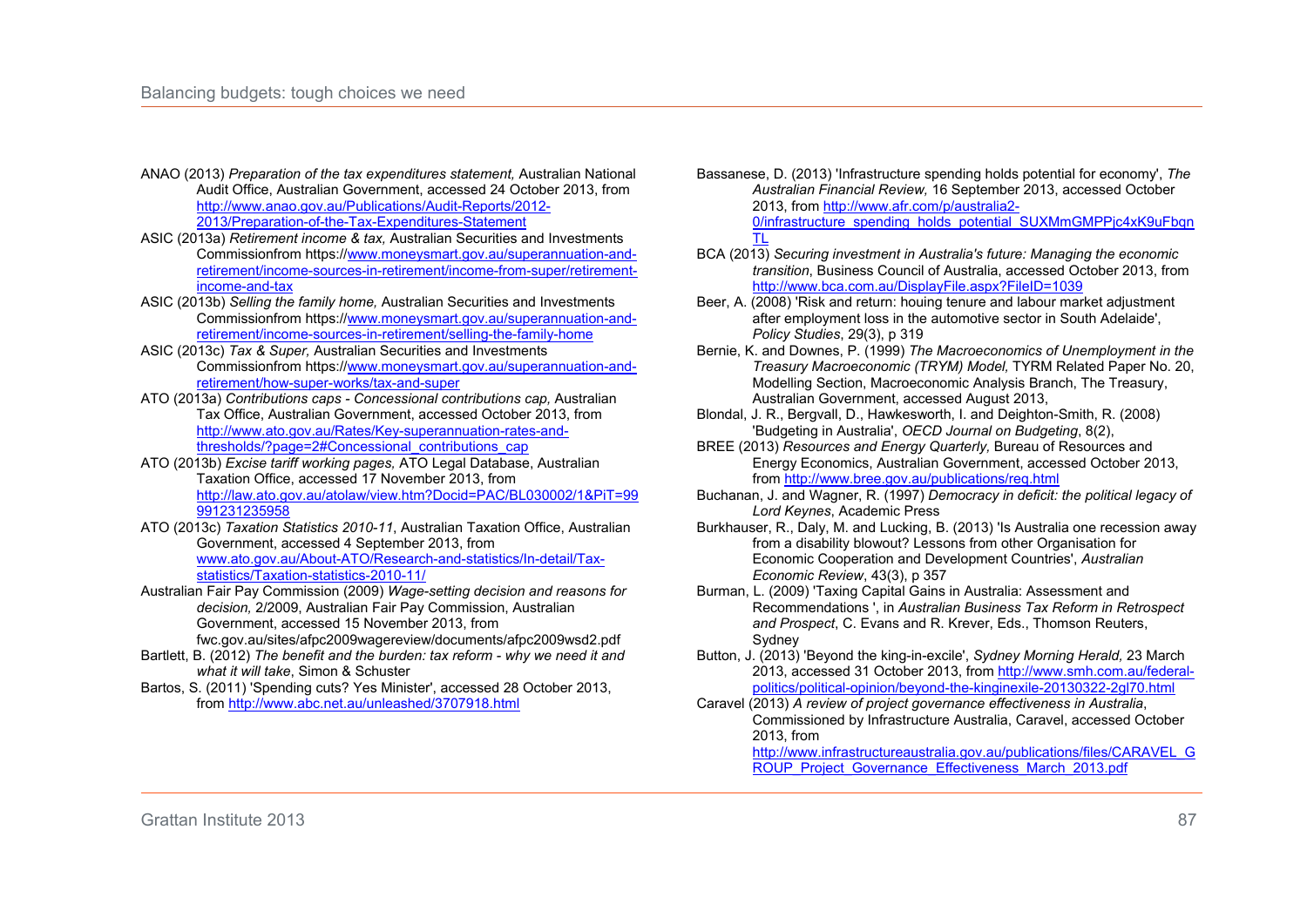ANAO (2013) *Preparation of the tax expenditures statement,* Australian National Audit Office, Australian Government, accessed 24 October 2013, from http://www.anao.gov.au/Publications/Audit-Reports/2012-2013/Preparation-of-the-Tax-Expenditures-Statement

ASIC (2013a) *Retirement income & tax,* Australian Securities and Investments Commissionfrom https://www.moneysmart.gov.au/superannuation-and-retirement/income-sources-in-retirement/income-from-super/retirement-income-and-tax

ASIC (2013b) *Selling the family home,* Australian Securities and Investments Commissionfrom https://www.moneysmart.gov.au/superannuation-and-retirement/income-sources-in-retirement/selling-the-family-home

ASIC (2013c) *Tax & Super,* Australian Securities and Investments Commissionfrom https://www.moneysmart.gov.au/superannuation-and-retirement/how-super-works/tax-and-super

ATO (2013a) *Contributions caps - Concessional contributions cap,* Australian Tax Office, Australian Government, accessed October 2013, from http://www.ato.gov.au/Rates/Key-superannuation-rates-and-thresholds/?page=2#Concessional_contributions_cap

ATO (2013b) *Excise tariff working pages,* ATO Legal Database, Australian Taxation Office, accessed 17 November 2013, from http://law.ato.gov.au/atolaw/view.htm?Docid=PAC/BL030002/1&PiT=99991231235958

ATO (2013c) *Taxation Statistics 2010-11*, Australian Taxation Office, Australian Government, accessed 4 September 2013, from www.ato.gov.au/About-ATO/Research-and-statistics/In-detail/Tax-statistics/Taxation-statistics-2010-11/

Australian Fair Pay Commission (2009) *Wage-setting decision and reasons for decision,* 2/2009, Australian Fair Pay Commission, Australian Government, accessed 15 November 2013, from fwc.gov.au/sites/afpc2009wagereview/documents/afpc2009wsd2.pdf

Bartlett, B. (2012) *The benefit and the burden: tax reform - why we need it and what it will take*, Simon & Schuster

Bartos, S. (2011) 'Spending cuts? Yes Minister', accessed 28 October 2013, from http://www.abc.net.au/unleashed/3707918.html

Bassanese, D. (2013) 'Infrastructure spending holds potential for economy', *The Australian Financial Review,* 16 September 2013, accessed October 2013, from http://www.afr.com/p/australia2-0/infrastructure_spending_holds_potential_SUXMmGMPPjc4xK9uFbqnTL

BCA (2013) *Securing investment in Australia's future: Managing the economic transition*, Business Council of Australia, accessed October 2013, from http://www.bca.com.au/DisplayFile.aspx?FileID=1039

Beer, A. (2008) 'Risk and return: houing tenure and labour market adjustment after employment loss in the automotive sector in South Adelaide', *Policy Studies*, 29(3), p 319

Bernie, K. and Downes, P. (1999) *The Macroeconomics of Unemployment in the Treasury Macroeconomic (TRYM) Model,* TYRM Related Paper No. 20, Modelling Section, Macroeconomic Analysis Branch, The Treasury, Australian Government, accessed August 2013,

Blondal, J. R., Bergvall, D., Hawkesworth, I. and Deighton-Smith, R. (2008) 'Budgeting in Australia', *OECD Journal on Budgeting*, 8(2),

BREE (2013) *Resources and Energy Quarterly,* Bureau of Resources and Energy Economics, Australian Government, accessed October 2013, from http://www.bree.gov.au/publications/req.html

Buchanan, J. and Wagner, R. (1997) *Democracy in deficit: the political legacy of Lord Keynes*, Academic Press

Burkhauser, R., Daly, M. and Lucking, B. (2013) 'Is Australia one recession away from a disability blowout? Lessons from other Organisation for Economic Cooperation and Development Countries', *Australian Economic Review*, 43(3), p 357

Burman, L. (2009) 'Taxing Capital Gains in Australia: Assessment and Recommendations ', in *Australian Business Tax Reform in Retrospect and Prospect*, C. Evans and R. Krever, Eds., Thomson Reuters, Sydney

Button, J. (2013) 'Beyond the king-in-excile', *Sydney Morning Herald,* 23 March 2013, accessed 31 October 2013, from http://www.smh.com.au/federal-politics/political-opinion/beyond-the-kinginexile-20130322-2gl70.html

Caravel (2013) *A review of project governance effectiveness in Australia*, Commissioned by Infrastructure Australia, Caravel, accessed October 2013, from http://www.infrastructureaustralia.gov.au/publications/files/CARAVEL_GROUP_Project_Governance_Effectiveness_March_2013.pdf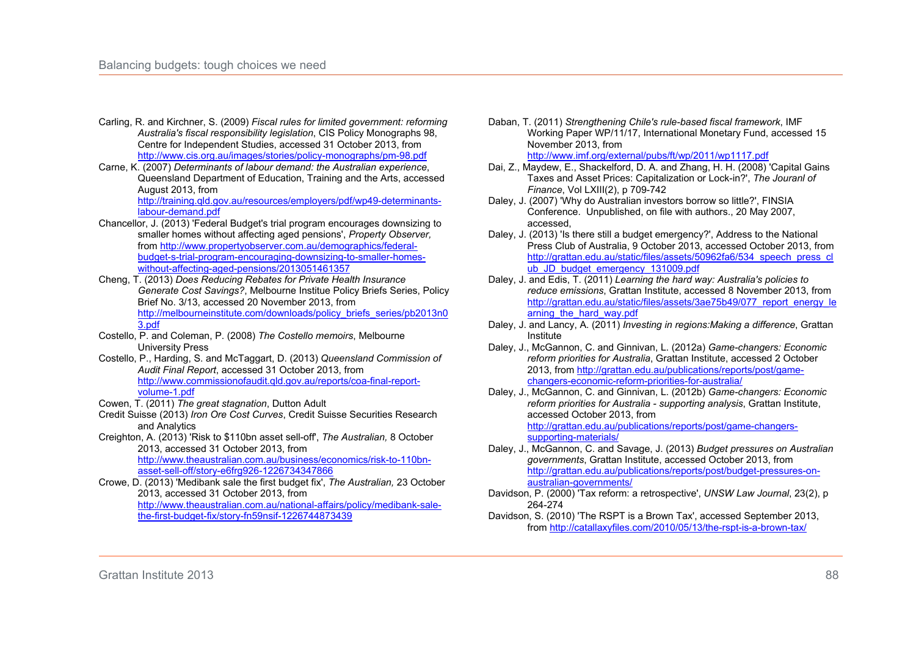Carling, R. and Kirchner, S. (2009) *Fiscal rules for limited government: reforming Australia's fiscal responsibility legislation*, CIS Policy Monographs 98, Centre for Independent Studies, accessed 31 October 2013, from http://www.cis.org.au/images/stories/policy-monographs/pm-98.pdf

Carne, K. (2007) *Determinants of labour demand: the Australian experience*, Queensland Department of Education, Training and the Arts, accessed August 2013, from http://training.qld.gov.au/resources/employers/pdf/wp49-determinants-labour-demand.pdf

Chancellor, J. (2013) 'Federal Budget's trial program encourages downsizing to smaller homes without affecting aged pensions', *Property Observer,* from http://www.propertyobserver.com.au/demographics/federal-budget-s-trial-program-encouraging-downsizing-to-smaller-homes-without-affecting-aged-pensions/2013051461357

Cheng, T. (2013) *Does Reducing Rebates for Private Health Insurance Generate Cost Savings?*, Melbourne Institue Policy Briefs Series, Policy Brief No. 3/13, accessed 20 November 2013, from http://melbourneinstitute.com/downloads/policy_briefs_series/pb2013n03.pdf

Costello, P. and Coleman, P. (2008) *The Costello memoirs*, Melbourne University Press

Costello, P., Harding, S. and McTaggart, D. (2013) *Queensland Commission of Audit Final Report*, accessed 31 October 2013, from http://www.commissionofaudit.qld.gov.au/reports/coa-final-report-volume-1.pdf

Cowen, T. (2011) *The great stagnation*, Dutton Adult

Credit Suisse (2013) *Iron Ore Cost Curves*, Credit Suisse Securities Research and Analytics

Creighton, A. (2013) 'Risk to $110bn asset sell-off', *The Australian,* 8 October 2013, accessed 31 October 2013, from http://www.theaustralian.com.au/business/economics/risk-to-110bn-asset-sell-off/story-e6frg926-1226734347866

Crowe, D. (2013) 'Medibank sale the first budget fix', *The Australian,* 23 October 2013, accessed 31 October 2013, from http://www.theaustralian.com.au/national-affairs/policy/medibank-sale-the-first-budget-fix/story-fn59nsif-1226744873439

Daban, T. (2011) *Strengthening Chile's rule-based fiscal framework*, IMF Working Paper WP/11/17, International Monetary Fund, accessed 15 November 2013, from http://www.imf.org/external/pubs/ft/wp/2011/wp1117.pdf

Dai, Z., Maydew, E., Shackelford, D. A. and Zhang, H. H. (2008) 'Capital Gains Taxes and Asset Prices: Capitalization or Lock-in?', *The Jouranl of Finance*, Vol LXIII(2), p 709-742

Daley, J. (2007) 'Why do Australian investors borrow so little?', FINSIA Conference. Unpublished, on file with authors., 20 May 2007, accessed,

Daley, J. (2013) 'Is there still a budget emergency?', Address to the National Press Club of Australia, 9 October 2013, accessed October 2013, from http://grattan.edu.au/static/files/assets/50962fa6/534_speech_press_club_JD_budget_emergency_131009.pdf

Daley, J. and Edis, T. (2011) *Learning the hard way: Australia's policies to reduce emissions*, Grattan Institute, accessed 8 November 2013, from http://grattan.edu.au/static/files/assets/3ae75b49/077_report_energy_learning_the_hard_way.pdf

Daley, J. and Lancy, A. (2011) *Investing in regions:Making a difference*, Grattan Institute

Daley, J., McGannon, C. and Ginnivan, L. (2012a) *Game-changers: Economic reform priorities for Australia*, Grattan Institute, accessed 2 October 2013, from http://grattan.edu.au/publications/reports/post/game-changers-economic-reform-priorities-for-australia/

Daley, J., McGannon, C. and Ginnivan, L. (2012b) *Game-changers: Economic reform priorities for Australia - supporting analysis*, Grattan Institute, accessed October 2013, from http://grattan.edu.au/publications/reports/post/game-changers-supporting-materials/

Daley, J., McGannon, C. and Savage, J. (2013) *Budget pressures on Australian governments*, Grattan Institute, accessed October 2013, from http://grattan.edu.au/publications/reports/post/budget-pressures-on-australian-governments/

Davidson, P. (2000) 'Tax reform: a retrospective', *UNSW Law Journal*, 23(2), p 264-274

Davidson, S. (2010) 'The RSPT is a Brown Tax', accessed September 2013, from http://catallaxyfiles.com/2010/05/13/the-rspt-is-a-brown-tax/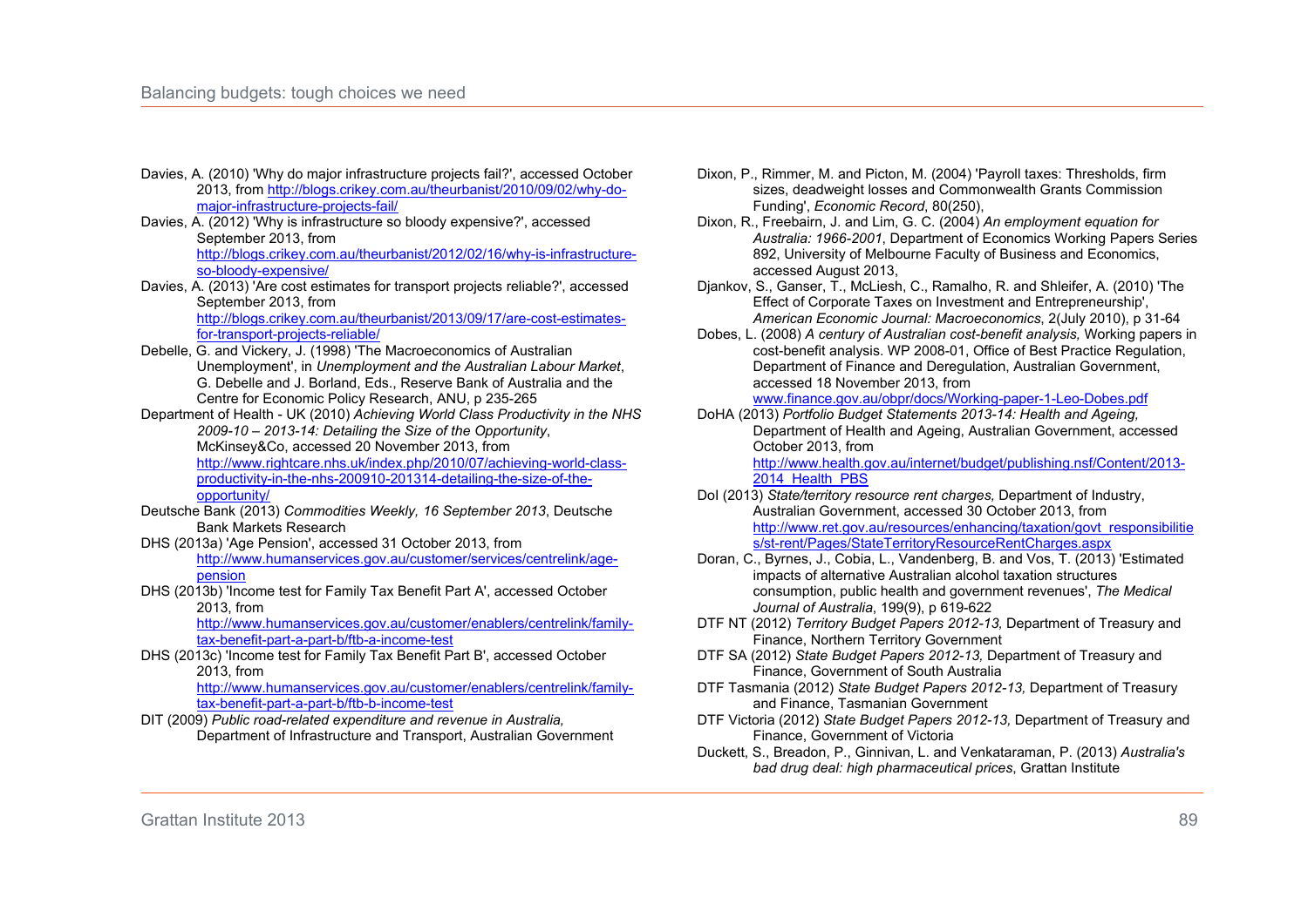Davies, A. (2010) 'Why do major infrastructure projects fail?', accessed October 2013, from http://blogs.crikey.com.au/theurbanist/2010/09/02/why-do-major-infrastructure-projects-fail/

Davies, A. (2012) 'Why is infrastructure so bloody expensive?', accessed September 2013, from http://blogs.crikey.com.au/theurbanist/2012/02/16/why-is-infrastructure-so-bloody-expensive/

Davies, A. (2013) 'Are cost estimates for transport projects reliable?', accessed September 2013, from http://blogs.crikey.com.au/theurbanist/2013/09/17/are-cost-estimates-for-transport-projects-reliable/

Debelle, G. and Vickery, J. (1998) 'The Macroeconomics of Australian Unemployment', in *Unemployment and the Australian Labour Market*, G. Debelle and J. Borland, Eds., Reserve Bank of Australia and the Centre for Economic Policy Research, ANU, p 235-265

Department of Health - UK (2010) *Achieving World Class Productivity in the NHS 2009-10 – 2013-14: Detailing the Size of the Opportunity*, McKinsey&Co, accessed 20 November 2013, from http://www.rightcare.nhs.uk/index.php/2010/07/achieving-world-class-productivity-in-the-nhs-200910-201314-detailing-the-size-of-the-opportunity/

Deutsche Bank (2013) *Commodities Weekly, 16 September 2013*, Deutsche Bank Markets Research

DHS (2013a) 'Age Pension', accessed 31 October 2013, from http://www.humanservices.gov.au/customer/services/centrelink/age-pension

DHS (2013b) 'Income test for Family Tax Benefit Part A', accessed October 2013, from http://www.humanservices.gov.au/customer/enablers/centrelink/family-tax-benefit-part-a-part-b/ftb-a-income-test

DHS (2013c) 'Income test for Family Tax Benefit Part B', accessed October 2013, from http://www.humanservices.gov.au/customer/enablers/centrelink/family-tax-benefit-part-a-part-b/ftb-b-income-test

DIT (2009) *Public road-related expenditure and revenue in Australia,* Department of Infrastructure and Transport, Australian Government

Dixon, P., Rimmer, M. and Picton, M. (2004) 'Payroll taxes: Thresholds, firm sizes, deadweight losses and Commonwealth Grants Commission Funding', *Economic Record*, 80(250),

Dixon, R., Freebairn, J. and Lim, G. C. (2004) *An employment equation for Australia: 1966-2001*, Department of Economics Working Papers Series 892, University of Melbourne Faculty of Business and Economics, accessed August 2013,

Djankov, S., Ganser, T., McLiesh, C., Ramalho, R. and Shleifer, A. (2010) 'The Effect of Corporate Taxes on Investment and Entrepreneurship', *American Economic Journal: Macroeconomics*, 2(July 2010), p 31-64

Dobes, L. (2008) *A century of Australian cost-benefit analysis,* Working papers in cost-benefit analysis. WP 2008-01, Office of Best Practice Regulation, Department of Finance and Deregulation, Australian Government, accessed 18 November 2013, from www.finance.gov.au/obpr/docs/Working-paper-1-Leo-Dobes.pdf

DoHA (2013) *Portfolio Budget Statements 2013-14: Health and Ageing,* Department of Health and Ageing, Australian Government, accessed October 2013, from http://www.health.gov.au/internet/budget/publishing.nsf/Content/2013-2014_Health_PBS

DoI (2013) *State/territory resource rent charges,* Department of Industry, Australian Government, accessed 30 October 2013, from http://www.ret.gov.au/resources/enhancing/taxation/govt_responsibilities/st-rent/Pages/StateTerritoryResourceRentCharges.aspx

Doran, C., Byrnes, J., Cobia, L., Vandenberg, B. and Vos, T. (2013) 'Estimated impacts of alternative Australian alcohol taxation structures consumption, public health and government revenues', *The Medical Journal of Australia*, 199(9), p 619-622

DTF NT (2012) *Territory Budget Papers 2012-13,* Department of Treasury and Finance, Northern Territory Government

DTF SA (2012) *State Budget Papers 2012-13,* Department of Treasury and Finance, Government of South Australia

DTF Tasmania (2012) *State Budget Papers 2012-13,* Department of Treasury and Finance, Tasmanian Government

DTF Victoria (2012) *State Budget Papers 2012-13,* Department of Treasury and Finance, Government of Victoria

Duckett, S., Breadon, P., Ginnivan, L. and Venkataraman, P. (2013) *Australia's bad drug deal: high pharmaceutical prices*, Grattan Institute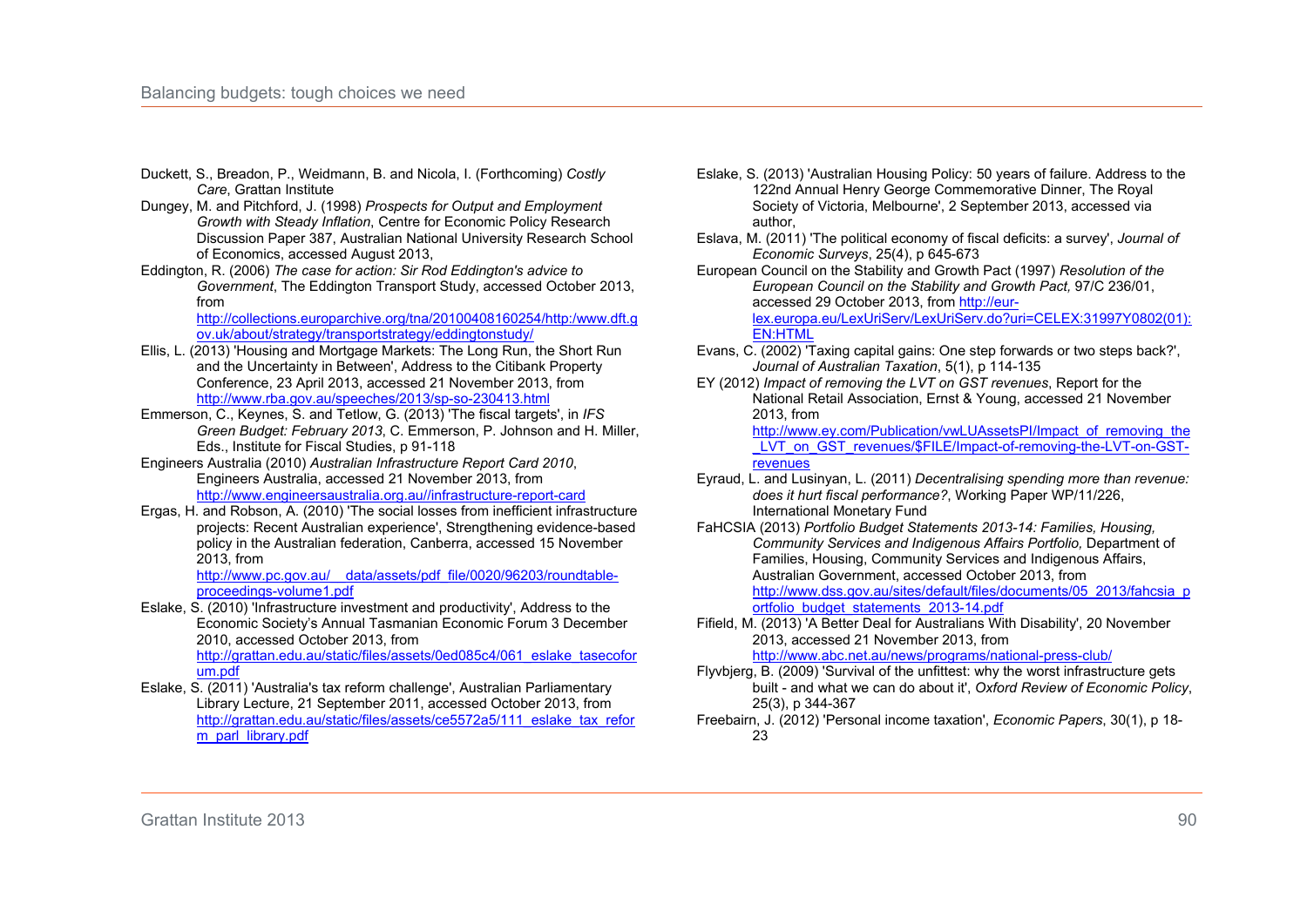Duckett, S., Breadon, P., Weidmann, B. and Nicola, I. (Forthcoming) *Costly Care*, Grattan Institute

Dungey, M. and Pitchford, J. (1998) *Prospects for Output and Employment Growth with Steady Inflation*, Centre for Economic Policy Research Discussion Paper 387, Australian National University Research School of Economics, accessed August 2013,

Eddington, R. (2006) *The case for action: Sir Rod Eddington's advice to Government*, The Eddington Transport Study, accessed October 2013, from http://collections.europarchive.org/tna/20100408160254/http:/www.dft.gov.uk/about/strategy/transportstrategy/eddingtonstudy/

Ellis, L. (2013) 'Housing and Mortgage Markets: The Long Run, the Short Run and the Uncertainty in Between', Address to the Citibank Property Conference, 23 April 2013, accessed 21 November 2013, from http://www.rba.gov.au/speeches/2013/sp-so-230413.html

Emmerson, C., Keynes, S. and Tetlow, G. (2013) 'The fiscal targets', in *IFS Green Budget: February 2013*, C. Emmerson, P. Johnson and H. Miller, Eds., Institute for Fiscal Studies, p 91-118

Engineers Australia (2010) *Australian Infrastructure Report Card 2010*, Engineers Australia, accessed 21 November 2013, from http://www.engineersaustralia.org.au//infrastructure-report-card

Ergas, H. and Robson, A. (2010) 'The social losses from inefficient infrastructure projects: Recent Australian experience', Strengthening evidence-based policy in the Australian federation, Canberra, accessed 15 November 2013, from http://www.pc.gov.au/__data/assets/pdf_file/0020/96203/roundtable-proceedings-volume1.pdf

Eslake, S. (2010) 'Infrastructure investment and productivity', Address to the Economic Society's Annual Tasmanian Economic Forum 3 December 2010, accessed October 2013, from http://grattan.edu.au/static/files/assets/0ed085c4/061_eslake_tasecoforum.pdf

Eslake, S. (2011) 'Australia's tax reform challenge', Australian Parliamentary Library Lecture, 21 September 2011, accessed October 2013, from http://grattan.edu.au/static/files/assets/ce5572a5/111_eslake_tax_reform_parl_library.pdf

Eslake, S. (2013) 'Australian Housing Policy: 50 years of failure. Address to the 122nd Annual Henry George Commemorative Dinner, The Royal Society of Victoria, Melbourne', 2 September 2013, accessed via author,

Eslava, M. (2011) 'The political economy of fiscal deficits: a survey', *Journal of Economic Surveys*, 25(4), p 645-673

European Council on the Stability and Growth Pact (1997) *Resolution of the European Council on the Stability and Growth Pact,* 97/C 236/01, accessed 29 October 2013, from http://eur-lex.europa.eu/LexUriServ/LexUriServ.do?uri=CELEX:31997Y0802(01):EN:HTML

Evans, C. (2002) 'Taxing capital gains: One step forwards or two steps back?', *Journal of Australian Taxation*, 5(1), p 114-135

EY (2012) *Impact of removing the LVT on GST revenues*, Report for the National Retail Association, Ernst & Young, accessed 21 November 2013, from http://www.ey.com/Publication/vwLUAssetsPI/Impact_of_removing_the_LVT_on_GST_revenues/$FILE/Impact-of-removing-the-LVT-on-GST-revenues

Eyraud, L. and Lusinyan, L. (2011) *Decentralising spending more than revenue: does it hurt fiscal performance?*, Working Paper WP/11/226, International Monetary Fund

FaHCSIA (2013) *Portfolio Budget Statements 2013-14: Families, Housing, Community Services and Indigenous Affairs Portfolio,* Department of Families, Housing, Community Services and Indigenous Affairs, Australian Government, accessed October 2013, from http://www.dss.gov.au/sites/default/files/documents/05_2013/fahcsia_portfolio_budget_statements_2013-14.pdf

Fifield, M. (2013) 'A Better Deal for Australians With Disability', 20 November 2013, accessed 21 November 2013, from http://www.abc.net.au/news/programs/national-press-club/

Flyvbjerg, B. (2009) 'Survival of the unfittest: why the worst infrastructure gets built - and what we can do about it', *Oxford Review of Economic Policy*, 25(3), p 344-367

Freebairn, J. (2012) 'Personal income taxation', *Economic Papers*, 30(1), p 18-23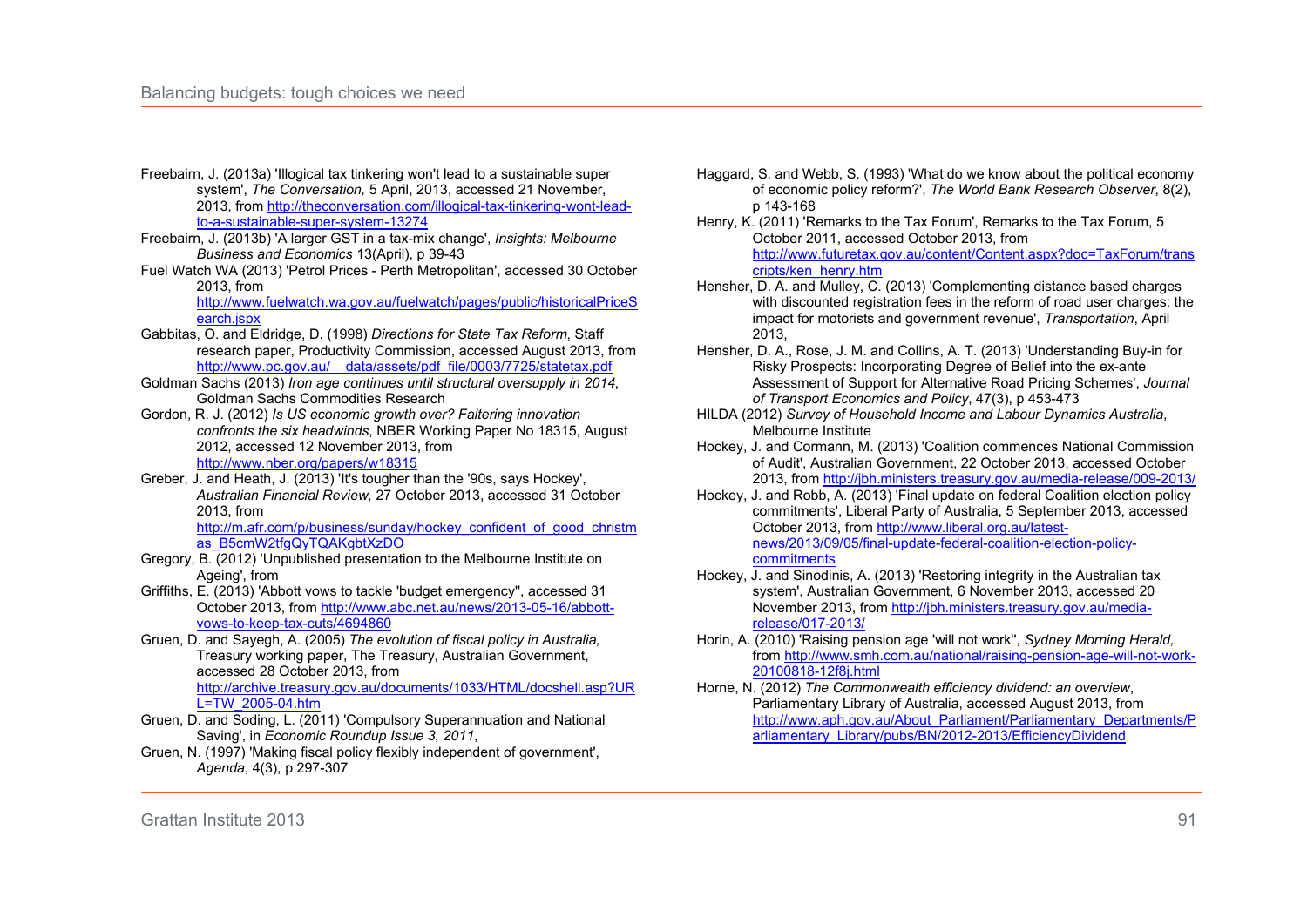Freebairn, J. (2013a) 'Illogical tax tinkering won't lead to a sustainable super system', *The Conversation,* 5 April, 2013, accessed 21 November, 2013, from http://theconversation.com/illogical-tax-tinkering-wont-lead-to-a-sustainable-super-system-13274

Freebairn, J. (2013b) 'A larger GST in a tax-mix change', *Insights: Melbourne Business and Economics* 13(April), p 39-43

Fuel Watch WA (2013) 'Petrol Prices - Perth Metropolitan', accessed 30 October 2013, from http://www.fuelwatch.wa.gov.au/fuelwatch/pages/public/historicalPriceSearch.jspx

Gabbitas, O. and Eldridge, D. (1998) *Directions for State Tax Reform*, Staff research paper, Productivity Commission, accessed August 2013, from http://www.pc.gov.au/__data/assets/pdf_file/0003/7725/statetax.pdf

Goldman Sachs (2013) *Iron age continues until structural oversupply in 2014*, Goldman Sachs Commodities Research

Gordon, R. J. (2012) *Is US economic growth over? Faltering innovation confronts the six headwinds*, NBER Working Paper No 18315, August 2012, accessed 12 November 2013, from http://www.nber.org/papers/w18315

Greber, J. and Heath, J. (2013) 'It's tougher than the '90s, says Hockey', *Australian Financial Review,* 27 October 2013, accessed 31 October 2013, from http://m.afr.com/p/business/sunday/hockey_confident_of_good_christmas_B5cmW2tfgQyTQAKgbtXzDO

Gregory, B. (2012) 'Unpublished presentation to the Melbourne Institute on Ageing', from

Griffiths, E. (2013) 'Abbott vows to tackle 'budget emergency'', accessed 31 October 2013, from http://www.abc.net.au/news/2013-05-16/abbott-vows-to-keep-tax-cuts/4694860

Gruen, D. and Sayegh, A. (2005) *The evolution of fiscal policy in Australia,* Treasury working paper, The Treasury, Australian Government, accessed 28 October 2013, from http://archive.treasury.gov.au/documents/1033/HTML/docshell.asp?URL=TW_2005-04.htm

Gruen, D. and Soding, L. (2011) 'Compulsory Superannuation and National Saving', in *Economic Roundup Issue 3, 2011*,

Gruen, N. (1997) 'Making fiscal policy flexibly independent of government', *Agenda*, 4(3), p 297-307

Haggard, S. and Webb, S. (1993) 'What do we know about the political economy of economic policy reform?', *The World Bank Research Observer*, 8(2), p 143-168

Henry, K. (2011) 'Remarks to the Tax Forum', Remarks to the Tax Forum, 5 October 2011, accessed October 2013, from http://www.futuretax.gov.au/content/Content.aspx?doc=TaxForum/transcripts/ken_henry.htm

Hensher, D. A. and Mulley, C. (2013) 'Complementing distance based charges with discounted registration fees in the reform of road user charges: the impact for motorists and government revenue', *Transportation*, April 2013,

Hensher, D. A., Rose, J. M. and Collins, A. T. (2013) 'Understanding Buy-in for Risky Prospects: Incorporating Degree of Belief into the ex-ante Assessment of Support for Alternative Road Pricing Schemes', *Journal of Transport Economics and Policy*, 47(3), p 453-473

HILDA (2012) *Survey of Household Income and Labour Dynamics Australia*, Melbourne Institute

Hockey, J. and Cormann, M. (2013) 'Coalition commences National Commission of Audit', Australian Government, 22 October 2013, accessed October 2013, from http://jbh.ministers.treasury.gov.au/media-release/009-2013/

Hockey, J. and Robb, A. (2013) 'Final update on federal Coalition election policy commitments', Liberal Party of Australia, 5 September 2013, accessed October 2013, from http://www.liberal.org.au/latest-news/2013/09/05/final-update-federal-coalition-election-policy-commitments

Hockey, J. and Sinodinis, A. (2013) 'Restoring integrity in the Australian tax system', Australian Government, 6 November 2013, accessed 20 November 2013, from http://jbh.ministers.treasury.gov.au/media-release/017-2013/

Horin, A. (2010) 'Raising pension age 'will not work'', *Sydney Morning Herald,* from http://www.smh.com.au/national/raising-pension-age-will-not-work-20100818-12f8j.html

Horne, N. (2012) *The Commonwealth efficiency dividend: an overview*, Parliamentary Library of Australia, accessed August 2013, from http://www.aph.gov.au/About_Parliament/Parliamentary_Departments/Parliamentary_Library/pubs/BN/2012-2013/EfficiencyDividend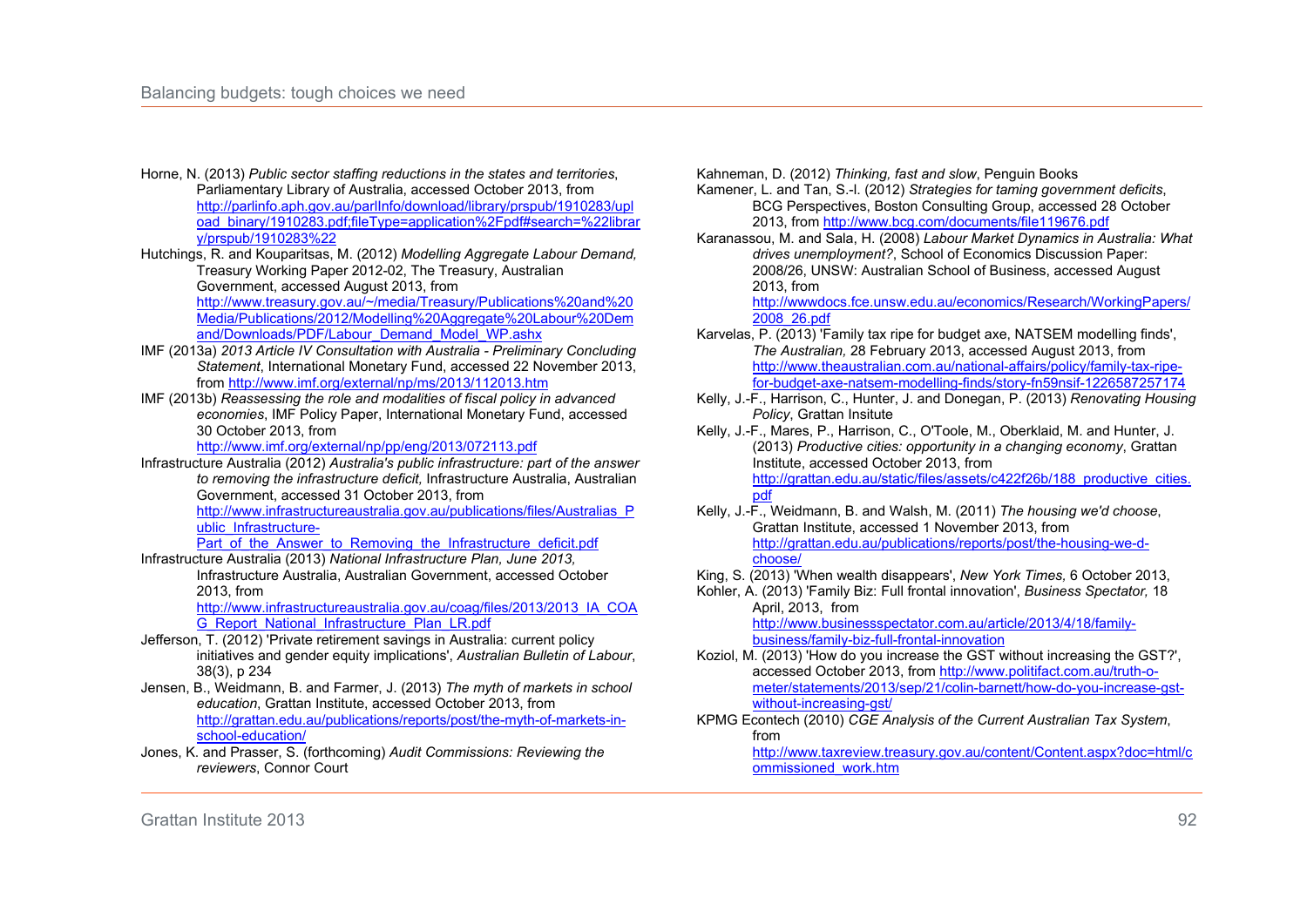Horne, N. (2013) *Public sector staffing reductions in the states and territories*, Parliamentary Library of Australia, accessed October 2013, from http://parlinfo.aph.gov.au/parlInfo/download/library/prspub/1910283/upload_binary/1910283.pdf;fileType=application%2Fpdf#search=%22library/prspub/1910283%22

Hutchings, R. and Kouparitsas, M. (2012) *Modelling Aggregate Labour Demand,* Treasury Working Paper 2012-02, The Treasury, Australian Government, accessed August 2013, from http://www.treasury.gov.au/~/media/Treasury/Publications%20and%20Media/Publications/2012/Modelling%20Aggregate%20Labour%20Demand/Downloads/PDF/Labour_Demand_Model_WP.ashx

IMF (2013a) *2013 Article IV Consultation with Australia - Preliminary Concluding Statement*, International Monetary Fund, accessed 22 November 2013, from http://www.imf.org/external/np/ms/2013/112013.htm

IMF (2013b) *Reassessing the role and modalities of fiscal policy in advanced economies*, IMF Policy Paper, International Monetary Fund, accessed 30 October 2013, from http://www.imf.org/external/np/pp/eng/2013/072113.pdf

Infrastructure Australia (2012) *Australia's public infrastructure: part of the answer to removing the infrastructure deficit,* Infrastructure Australia, Australian Government, accessed 31 October 2013, from http://www.infrastructureaustralia.gov.au/publications/files/Australias_Public_Infrastructure-Part_of_the_Answer_to_Removing_the_Infrastructure_deficit.pdf

Infrastructure Australia (2013) *National Infrastructure Plan, June 2013,* Infrastructure Australia, Australian Government, accessed October 2013, from http://www.infrastructureaustralia.gov.au/coag/files/2013/2013_IA_COAG_Report_National_Infrastructure_Plan_LR.pdf

Jefferson, T. (2012) 'Private retirement savings in Australia: current policy initiatives and gender equity implications', *Australian Bulletin of Labour*, 38(3), p 234

Jensen, B., Weidmann, B. and Farmer, J. (2013) *The myth of markets in school education*, Grattan Institute, accessed October 2013, from http://grattan.edu.au/publications/reports/post/the-myth-of-markets-in-school-education/

Jones, K. and Prasser, S. (forthcoming) *Audit Commissions: Reviewing the reviewers*, Connor Court

Kahneman, D. (2012) *Thinking, fast and slow*, Penguin Books

Kamener, L. and Tan, S.-l. (2012) *Strategies for taming government deficits*, BCG Perspectives, Boston Consulting Group, accessed 28 October 2013, from http://www.bcg.com/documents/file119676.pdf

Karanassou, M. and Sala, H. (2008) *Labour Market Dynamics in Australia: What drives unemployment?*, School of Economics Discussion Paper: 2008/26, UNSW: Australian School of Business, accessed August 2013, from http://wwwdocs.fce.unsw.edu.au/economics/Research/WorkingPapers/2008_26.pdf

Karvelas, P. (2013) 'Family tax ripe for budget axe, NATSEM modelling finds', *The Australian,* 28 February 2013, accessed August 2013, from http://www.theaustralian.com.au/national-affairs/policy/family-tax-ripe-for-budget-axe-natsem-modelling-finds/story-fn59nsif-1226587257174

Kelly, J.-F., Harrison, C., Hunter, J. and Donegan, P. (2013) *Renovating Housing Policy*, Grattan Insitute

Kelly, J.-F., Mares, P., Harrison, C., O'Toole, M., Oberklaid, M. and Hunter, J. (2013) *Productive cities: opportunity in a changing economy*, Grattan Institute, accessed October 2013, from http://grattan.edu.au/static/files/assets/c422f26b/188_productive_cities.pdf

Kelly, J.-F., Weidmann, B. and Walsh, M. (2011) *The housing we'd choose*, Grattan Institute, accessed 1 November 2013, from http://grattan.edu.au/publications/reports/post/the-housing-we-d-choose/

King, S. (2013) 'When wealth disappears', *New York Times,* 6 October 2013,

Kohler, A. (2013) 'Family Biz: Full frontal innovation', *Business Spectator,* 18 April, 2013, from http://www.businessspectator.com.au/article/2013/4/18/family-business/family-biz-full-frontal-innovation

Koziol, M. (2013) 'How do you increase the GST without increasing the GST?', accessed October 2013, from http://www.politifact.com.au/truth-o-meter/statements/2013/sep/21/colin-barnett/how-do-you-increase-gst-without-increasing-gst/

KPMG Econtech (2010) *CGE Analysis of the Current Australian Tax System*, from http://www.taxreview.treasury.gov.au/content/Content.aspx?doc=html/commissioned_work.htm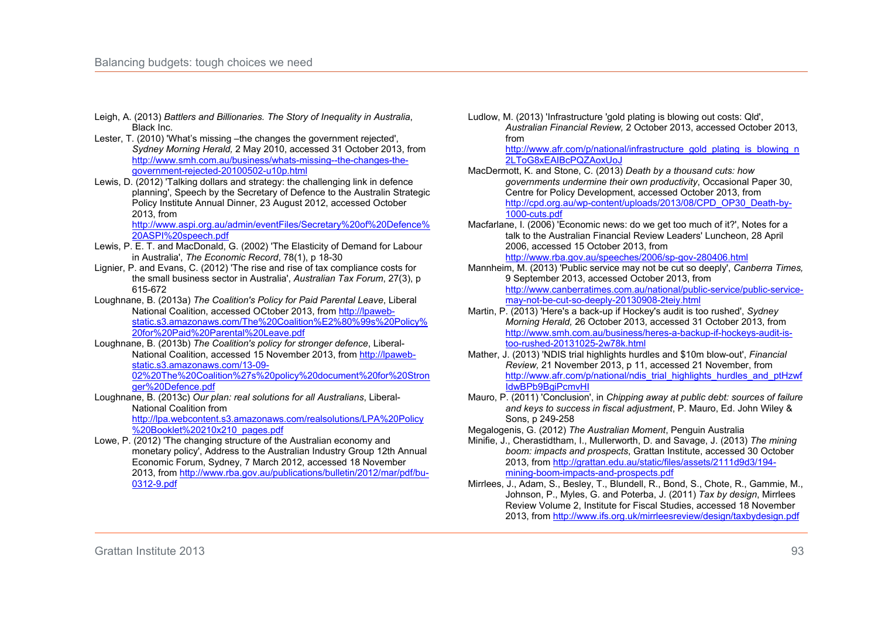Leigh, A. (2013) *Battlers and Billionaries. The Story of Inequality in Australia*, Black Inc.

Lester, T. (2010) 'What's missing –the changes the government rejected', *Sydney Morning Herald,* 2 May 2010, accessed 31 October 2013, from http://www.smh.com.au/business/whats-missing--the-changes-the-government-rejected-20100502-u10p.html

Lewis, D. (2012) 'Talking dollars and strategy: the challenging link in defence planning', Speech by the Secretary of Defence to the Australin Strategic Policy Institute Annual Dinner, 23 August 2012, accessed October 2013, from http://www.aspi.org.au/admin/eventFiles/Secretary%20of%20Defence%20ASPI%20speech.pdf

Lewis, P. E. T. and MacDonald, G. (2002) 'The Elasticity of Demand for Labour in Australia', *The Economic Record*, 78(1), p 18-30

Lignier, P. and Evans, C. (2012) 'The rise and rise of tax compliance costs for the small business sector in Australia', *Australian Tax Forum*, 27(3), p 615-672

Loughnane, B. (2013a) *The Coalition's Policy for Paid Parental Leave*, Liberal National Coalition, accessed OCtober 2013, from http://lpaweb-static.s3.amazonaws.com/The%20Coalition%E2%80%99s%20Policy%20for%20Paid%20Parental%20Leave.pdf

Loughnane, B. (2013b) *The Coalition's policy for stronger defence*, Liberal-National Coalition, accessed 15 November 2013, from http://lpaweb-static.s3.amazonaws.com/13-09-02%20The%20Coalition%27s%20policy%20document%20for%20Stronger%20Defence.pdf

Loughnane, B. (2013c) *Our plan: real solutions for all Australians*, Liberal-National Coalition from http://lpa.webcontent.s3.amazonaws.com/realsolutions/LPA%20Policy%20Booklet%20210x210_pages.pdf

Lowe, P. (2012) 'The changing structure of the Australian economy and monetary policy', Address to the Australian Industry Group 12th Annual Economic Forum, Sydney, 7 March 2012, accessed 18 November 2013, from http://www.rba.gov.au/publications/bulletin/2012/mar/pdf/bu-0312-9.pdf

Ludlow, M. (2013) 'Infrastructure 'gold plating is blowing out costs: Qld', *Australian Financial Review,* 2 October 2013, accessed October 2013, from http://www.afr.com/p/national/infrastructure_gold_plating_is_blowing_n2LToG8xEAIBcPQZAoxUoJ

MacDermott, K. and Stone, C. (2013) *Death by a thousand cuts: how governments undermine their own productivity*, Occasional Paper 30, Centre for Policy Development, accessed October 2013, from http://cpd.org.au/wp-content/uploads/2013/08/CPD_OP30_Death-by-1000-cuts.pdf

Macfarlane, I. (2006) 'Economic news: do we get too much of it?', Notes for a talk to the Australian Financial Review Leaders' Luncheon, 28 April 2006, accessed 15 October 2013, from http://www.rba.gov.au/speeches/2006/sp-gov-280406.html

Mannheim, M. (2013) 'Public service may not be cut so deeply', *Canberra Times,* 9 September 2013, accessed October 2013, from http://www.canberratimes.com.au/national/public-service/public-service-may-not-be-cut-so-deeply-20130908-2teiy.html

Martin, P. (2013) 'Here's a back-up if Hockey's audit is too rushed', *Sydney Morning Herald,* 26 October 2013, accessed 31 October 2013, from http://www.smh.com.au/business/heres-a-backup-if-hockeys-audit-is-too-rushed-20131025-2w78k.html

Mather, J. (2013) 'NDIS trial highlights hurdles and $10m blow-out', *Financial Review,* 21 November 2013, p 11, accessed 21 November, from http://www.afr.com/p/national/ndis_trial_highlights_hurdles_and_ptHzwfIdwBPb9BgiPcmvHI

Mauro, P. (2011) 'Conclusion', in *Chipping away at public debt: sources of failure and keys to success in fiscal adjustment*, P. Mauro, Ed. John Wiley & Sons, p 249-258

Megalogenis, G. (2012) *The Australian Moment*, Penguin Australia

Minifie, J., Cherastidtham, I., Mullerworth, D. and Savage, J. (2013) *The mining boom: impacts and prospects*, Grattan Institute, accessed 30 October 2013, from http://grattan.edu.au/static/files/assets/2111d9d3/194-mining-boom-impacts-and-prospects.pdf

Mirrlees, J., Adam, S., Besley, T., Blundell, R., Bond, S., Chote, R., Gammie, M., Johnson, P., Myles, G. and Poterba, J. (2011) *Tax by design*, Mirrlees Review Volume 2, Institute for Fiscal Studies, accessed 18 November 2013, from http://www.ifs.org.uk/mirrleesreview/design/taxbydesign.pdf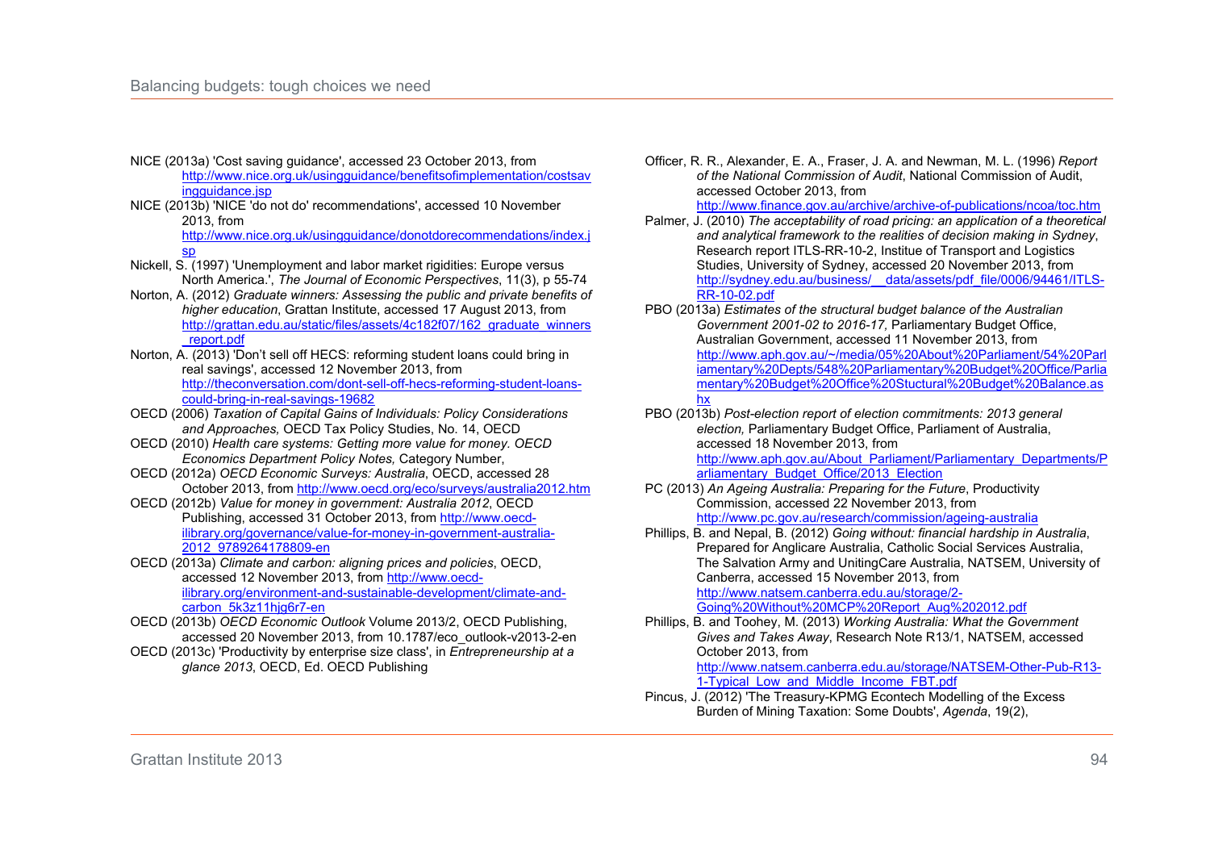NICE (2013a) 'Cost saving guidance', accessed 23 October 2013, from http://www.nice.org.uk/usingguidance/benefitsofimplementation/costsavingguidance.jsp

NICE (2013b) 'NICE 'do not do' recommendations', accessed 10 November 2013, from http://www.nice.org.uk/usingguidance/donotdorecommendations/index.jsp

Nickell, S. (1997) 'Unemployment and labor market rigidities: Europe versus North America.', *The Journal of Economic Perspectives*, 11(3), p 55-74

Norton, A. (2012) *Graduate winners: Assessing the public and private benefits of higher education*, Grattan Institute, accessed 17 August 2013, from http://grattan.edu.au/static/files/assets/4c182f07/162_graduate_winners_report.pdf

Norton, A. (2013) 'Don't sell off HECS: reforming student loans could bring in real savings', accessed 12 November 2013, from http://theconversation.com/dont-sell-off-hecs-reforming-student-loans-could-bring-in-real-savings-19682

OECD (2006) *Taxation of Capital Gains of Individuals: Policy Considerations and Approaches,* OECD Tax Policy Studies, No. 14, OECD

OECD (2010) *Health care systems: Getting more value for money. OECD Economics Department Policy Notes,* Category Number,

OECD (2012a) *OECD Economic Surveys: Australia*, OECD, accessed 28 October 2013, from http://www.oecd.org/eco/surveys/australia2012.htm

OECD (2012b) *Value for money in government: Australia 2012*, OECD Publishing, accessed 31 October 2013, from http://www.oecd-ilibrary.org/governance/value-for-money-in-government-australia-2012_9789264178809-en

OECD (2013a) *Climate and carbon: aligning prices and policies*, OECD, accessed 12 November 2013, from http://www.oecd-ilibrary.org/environment-and-sustainable-development/climate-and-carbon_5k3z11hjg6r7-en

OECD (2013b) *OECD Economic Outlook* Volume 2013/2, OECD Publishing, accessed 20 November 2013, from 10.1787/eco_outlook-v2013-2-en

OECD (2013c) 'Productivity by enterprise size class', in *Entrepreneurship at a glance 2013*, OECD, Ed. OECD Publishing

Officer, R. R., Alexander, E. A., Fraser, J. A. and Newman, M. L. (1996) *Report of the National Commission of Audit*, National Commission of Audit, accessed October 2013, from http://www.finance.gov.au/archive/archive-of-publications/ncoa/toc.htm

Palmer, J. (2010) *The acceptability of road pricing: an application of a theoretical and analytical framework to the realities of decision making in Sydney*, Research report ITLS-RR-10-2, Institue of Transport and Logistics Studies, University of Sydney, accessed 20 November 2013, from http://sydney.edu.au/business/__data/assets/pdf_file/0006/94461/ITLS-RR-10-02.pdf

PBO (2013a) *Estimates of the structural budget balance of the Australian Government 2001-02 to 2016-17,* Parliamentary Budget Office, Australian Government, accessed 11 November 2013, from http://www.aph.gov.au/~/media/05%20About%20Parliament/54%20Parliamentary%20Depts/548%20Parliamentary%20Budget%20Office/Parliamentary%20Budget%20Office%20Stuctural%20Budget%20Balance.ashx

PBO (2013b) *Post-election report of election commitments: 2013 general election,* Parliamentary Budget Office, Parliament of Australia, accessed 18 November 2013, from http://www.aph.gov.au/About_Parliament/Parliamentary_Departments/Parliamentary_Budget_Office/2013_Election

PC (2013) *An Ageing Australia: Preparing for the Future*, Productivity Commission, accessed 22 November 2013, from http://www.pc.gov.au/research/commission/ageing-australia

Phillips, B. and Nepal, B. (2012) *Going without: financial hardship in Australia*, Prepared for Anglicare Australia, Catholic Social Services Australia, The Salvation Army and UnitingCare Australia, NATSEM, University of Canberra, accessed 15 November 2013, from http://www.natsem.canberra.edu.au/storage/2-Going%20Without%20MCP%20Report_Aug%202012.pdf

Phillips, B. and Toohey, M. (2013) *Working Australia: What the Government Gives and Takes Away*, Research Note R13/1, NATSEM, accessed October 2013, from http://www.natsem.canberra.edu.au/storage/NATSEM-Other-Pub-R13-1-Typical_Low_and_Middle_Income_FBT.pdf

Pincus, J. (2012) 'The Treasury-KPMG Econtech Modelling of the Excess Burden of Mining Taxation: Some Doubts', *Agenda*, 19(2),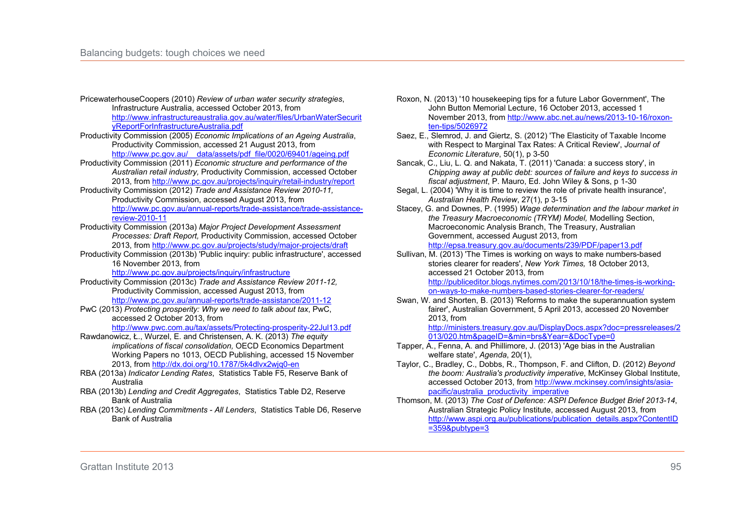PricewaterhouseCoopers (2010) *Review of urban water security strategies*, Infrastructure Australia, accessed October 2013, from http://www.infrastructureaustralia.gov.au/water/files/UrbanWaterSecurityReportForInfrastructureAustralia.pdf

Productivity Commission (2005) *Economic Implications of an Ageing Australia*, Productivity Commission, accessed 21 August 2013, from http://www.pc.gov.au/__data/assets/pdf_file/0020/69401/ageing.pdf

Productivity Commission (2011) *Economic structure and performance of the Australian retail industry,* Productivity Commission, accessed October 2013, from http://www.pc.gov.au/projects/inquiry/retail-industry/report

Productivity Commission (2012) *Trade and Assistance Review 2010-11,* Productivity Commission, accessed August 2013, from http://www.pc.gov.au/annual-reports/trade-assistance/trade-assistance-review-2010-11

Productivity Commission (2013a) *Major Project Development Assessment Processes: Draft Report,* Productivity Commission, accessed October 2013, from http://www.pc.gov.au/projects/study/major-projects/draft

Productivity Commission (2013b) 'Public inquiry: public infrastructure', accessed 16 November 2013, from http://www.pc.gov.au/projects/inquiry/infrastructure

Productivity Commission (2013c) *Trade and Assistance Review 2011-12,* Productivity Commission, accessed August 2013, from http://www.pc.gov.au/annual-reports/trade-assistance/2011-12

PwC (2013) *Protecting prosperity: Why we need to talk about tax*, PwC, accessed 2 October 2013, from http://www.pwc.com.au/tax/assets/Protecting-prosperity-22Jul13.pdf

Rawdanowicz, Ł., Wurzel, E. and Christensen, A. K. (2013) *The equity implications of fiscal consolidation,* OECD Economics Department Working Papers no 1013, OECD Publishing, accessed 15 November 2013, from http://dx.doi.org/10.1787/5k4dlvx2wjq0-en

RBA (2013a) *Indicator Lending Rates*, Statistics Table F5, Reserve Bank of Australia

RBA (2013b) *Lending and Credit Aggregates*, Statistics Table D2, Reserve Bank of Australia

RBA (2013c) *Lending Commitments - All Lenders*, Statistics Table D6, Reserve Bank of Australia

Roxon, N. (2013) '10 housekeeping tips for a future Labor Government', The John Button Memorial Lecture, 16 October 2013, accessed 1 November 2013, from http://www.abc.net.au/news/2013-10-16/roxon-ten-tips/5026972

Saez, E., Slemrod, J. and Giertz, S. (2012) 'The Elasticity of Taxable Income with Respect to Marginal Tax Rates: A Critical Review', *Journal of Economic Literature*, 50(1), p 3-50

Sancak, C., Liu, L. Q. and Nakata, T. (2011) 'Canada: a success story', in *Chipping away at public debt: sources of failure and keys to success in fiscal adjustment*, P. Mauro, Ed. John Wiley & Sons, p 1-30

Segal, L. (2004) 'Why it is time to review the role of private health insurance', *Australian Health Review*, 27(1), p 3-15

Stacey, G. and Downes, P. (1995) *Wage determination and the labour market in the Treasury Macroeconomic (TRYM) Model,* Modelling Section, Macroeconomic Analysis Branch, The Treasury, Australian Government, accessed August 2013, from http://epsa.treasury.gov.au/documents/239/PDF/paper13.pdf

Sullivan, M. (2013) 'The Times is working on ways to make numbers-based stories clearer for readers', *New York Times,* 18 October 2013, accessed 21 October 2013, from http://publiceditor.blogs.nytimes.com/2013/10/18/the-times-is-working-on-ways-to-make-numbers-based-stories-clearer-for-readers/

Swan, W. and Shorten, B. (2013) 'Reforms to make the superannuation system fairer', Australian Government, 5 April 2013, accessed 20 November 2013, from http://ministers.treasury.gov.au/DisplayDocs.aspx?doc=pressreleases/2013/020.htm&pageID=&min=brs&Year=&DocType=0

Tapper, A., Fenna, A. and Phillimore, J. (2013) 'Age bias in the Australian welfare state', *Agenda*, 20(1),

Taylor, C., Bradley, C., Dobbs, R., Thompson, F. and Clifton, D. (2012) *Beyond the boom: Australia's productivity imperative*, McKinsey Global Institute, accessed October 2013, from http://www.mckinsey.com/insights/asia-pacific/australia_productivity_imperative

Thomson, M. (2013) *The Cost of Defence: ASPI Defence Budget Brief 2013-14*, Australian Strategic Policy Institute, accessed August 2013, from http://www.aspi.org.au/publications/publication_details.aspx?ContentID=359&pubtype=3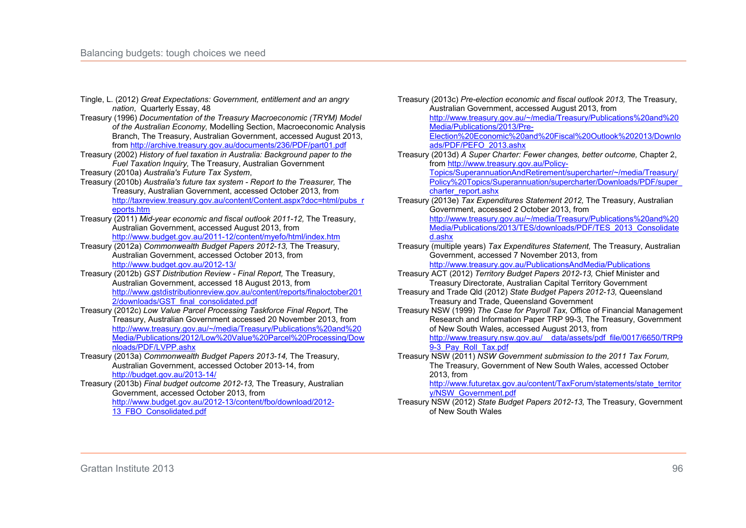Tingle, L. (2012) *Great Expectations: Government, entitlement and an angry nation*, Quarterly Essay, 48

Treasury (1996) *Documentation of the Treasury Macroeconomic (TRYM) Model of the Australian Economy,* Modelling Section, Macroeconomic Analysis Branch, The Treasury, Australian Government, accessed August 2013, from http://archive.treasury.gov.au/documents/236/PDF/part01.pdf

Treasury (2002) *History of fuel taxation in Australia: Background paper to the Fuel Taxation Inquiry,* The Treasury, Australian Government

Treasury (2010a) *Australia's Future Tax System*,

Treasury (2010b) *Australia's future tax system - Report to the Treasurer,* The Treasury, Australian Government, accessed October 2013, from http://taxreview.treasury.gov.au/content/Content.aspx?doc=html/pubs_reports.htm

Treasury (2011) *Mid-year economic and fiscal outlook 2011-12,* The Treasury, Australian Government, accessed August 2013, from http://www.budget.gov.au/2011-12/content/myefo/html/index.htm

Treasury (2012a) *Commonwealth Budget Papers 2012-13,* The Treasury, Australian Government, accessed October 2013, from http://www.budget.gov.au/2012-13/

Treasury (2012b) *GST Distribution Review - Final Report,* The Treasury, Australian Government, accessed 18 August 2013, from http://www.gstdistributionreview.gov.au/content/reports/finaloctober2012/downloads/GST_final_consolidated.pdf

Treasury (2012c) *Low Value Parcel Processing Taskforce Final Report,* The Treasury, Australian Government accessed 20 November 2013, from http://www.treasury.gov.au/~/media/Treasury/Publications%20and%20Media/Publications/2012/Low%20Value%20Parcel%20Processing/Downloads/PDF/LVPP.ashx

Treasury (2013a) *Commonwealth Budget Papers 2013-14,* The Treasury, Australian Government, accessed October 2013-14, from http://budget.gov.au/2013-14/

Treasury (2013b) *Final budget outcome 2012-13,* The Treasury, Australian Government, accessed October 2013, from http://www.budget.gov.au/2012-13/content/fbo/download/2012-13_FBO_Consolidated.pdf

Treasury (2013c) *Pre-election economic and fiscal outlook 2013,* The Treasury, Australian Government, accessed August 2013, from http://www.treasury.gov.au/~/media/Treasury/Publications%20and%20Media/Publications/2013/Pre-Election%20Economic%20and%20Fiscal%20Outlook%202013/Downloads/PDF/PEFO_2013.ashx

Treasury (2013d) *A Super Charter: Fewer changes, better outcome,* Chapter 2, from http://www.treasury.gov.au/Policy-Topics/SuperannuationAndRetirement/supercharter/~/media/Treasury/Policy%20Topics/Superannuation/supercharter/Downloads/PDF/super_charter_report.ashx

Treasury (2013e) *Tax Expenditures Statement 2012,* The Treasury, Australian Government, accessed 2 October 2013, from http://www.treasury.gov.au/~/media/Treasury/Publications%20and%20Media/Publications/2013/TES/downloads/PDF/TES_2013_Consolidated.ashx

Treasury (multiple years) *Tax Expenditures Statement,* The Treasury, Australian Government, accessed 7 November 2013, from http://www.treasury.gov.au/PublicationsAndMedia/Publications

Treasury ACT (2012) *Territory Budget Papers 2012-13,* Chief Minister and Treasury Directorate, Australian Capital Territory Government

Treasury and Trade Qld (2012) *State Budget Papers 2012-13,* Queensland Treasury and Trade, Queensland Government

Treasury NSW (1999) *The Case for Payroll Tax,* Office of Financial Management Research and Information Paper TRP 99-3, The Treasury, Government of New South Wales, accessed August 2013, from http://www.treasury.nsw.gov.au/__data/assets/pdf_file/0017/6650/TRP99-3_Pay_Roll_Tax.pdf

Treasury NSW (2011) *NSW Government submission to the 2011 Tax Forum,* The Treasury, Government of New South Wales, accessed October 2013, from http://www.futuretax.gov.au/content/TaxForum/statements/state_territory/NSW_Government.pdf

Treasury NSW (2012) *State Budget Papers 2012-13,* The Treasury, Government of New South Wales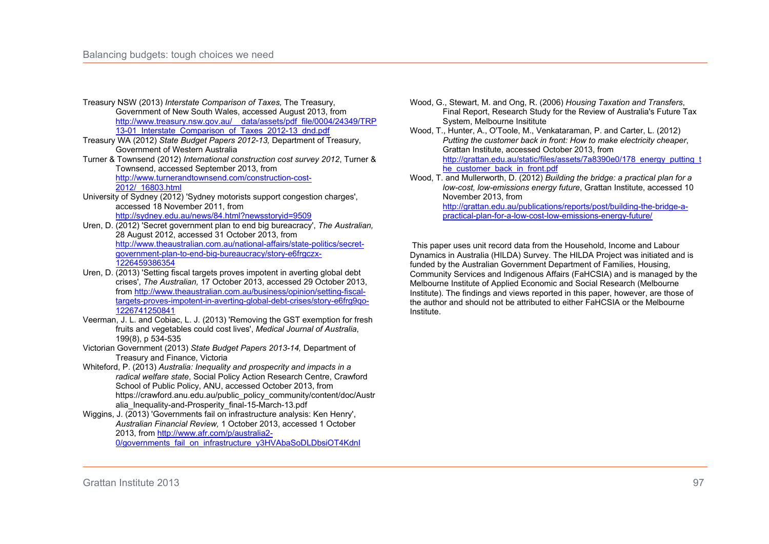Treasury NSW (2013) *Interstate Comparison of Taxes,* The Treasury, Government of New South Wales, accessed August 2013, from http://www.treasury.nsw.gov.au/__data/assets/pdf_file/0004/24349/TRP13-01_Interstate_Comparison_of_Taxes_2012-13_dnd.pdf

Treasury WA (2012) *State Budget Papers 2012-13,* Department of Treasury, Government of Western Australia

Turner & Townsend (2012) *International construction cost survey 2012*, Turner & Townsend, accessed September 2013, from http://www.turnerandtownsend.com/construction-cost-2012/_16803.html

University of Sydney (2012) 'Sydney motorists support congestion charges', accessed 18 November 2011, from http://sydney.edu.au/news/84.html?newsstoryid=9509

Uren, D. (2012) 'Secret government plan to end big bureacracy', *The Australian,* 28 August 2012, accessed 31 October 2013, from http://www.theaustralian.com.au/national-affairs/state-politics/secret-government-plan-to-end-big-bureaucracy/story-e6frgczx-1226459386354

Uren, D. (2013) 'Setting fiscal targets proves impotent in averting global debt crises', *The Australian,* 17 October 2013, accessed 29 October 2013, from http://www.theaustralian.com.au/business/opinion/setting-fiscal-targets-proves-impotent-in-averting-global-debt-crises/story-e6frg9qo-1226741250841

Veerman, J. L. and Cobiac, L. J. (2013) 'Removing the GST exemption for fresh fruits and vegetables could cost lives', *Medical Journal of Australia*, 199(8), p 534-535

Victorian Government (2013) *State Budget Papers 2013-14,* Department of Treasury and Finance, Victoria

Whiteford, P. (2013) *Australia: Inequality and prospecrity and impacts in a radical welfare state*, Social Policy Action Research Centre, Crawford School of Public Policy, ANU, accessed October 2013, from https://crawford.anu.edu.au/public_policy_community/content/doc/Australia_Inequality-and-Prosperity_final-15-March-13.pdf

Wiggins, J. (2013) 'Governments fail on infrastructure analysis: Ken Henry', *Australian Financial Review,* 1 October 2013, accessed 1 October 2013, from http://www.afr.com/p/australia2-0/governments_fail_on_infrastructure_y3HVAbaSoDLDbsiOT4KdnI

Wood, G., Stewart, M. and Ong, R. (2006) *Housing Taxation and Transfers*, Final Report, Research Study for the Review of Australia's Future Tax System, Melbourne Insititute

Wood, T., Hunter, A., O'Toole, M., Venkataraman, P. and Carter, L. (2012) *Putting the customer back in front: How to make electricity cheaper*, Grattan Institute, accessed October 2013, from http://grattan.edu.au/static/files/assets/7a8390e0/178_energy_putting_the_customer_back_in_front.pdf

Wood, T. and Mullerworth, D. (2012) *Building the bridge: a practical plan for a low-cost, low-emissions energy future*, Grattan Institute, accessed 10 November 2013, from http://grattan.edu.au/publications/reports/post/building-the-bridge-a-practical-plan-for-a-low-cost-low-emissions-energy-future/

This paper uses unit record data from the Household, Income and Labour Dynamics in Australia (HILDA) Survey. The HILDA Project was initiated and is funded by the Australian Government Department of Families, Housing, Community Services and Indigenous Affairs (FaHCSIA) and is managed by the Melbourne Institute of Applied Economic and Social Research (Melbourne Institute). The findings and views reported in this paper, however, are those of the author and should not be attributed to either FaHCSIA or the Melbourne Institute.